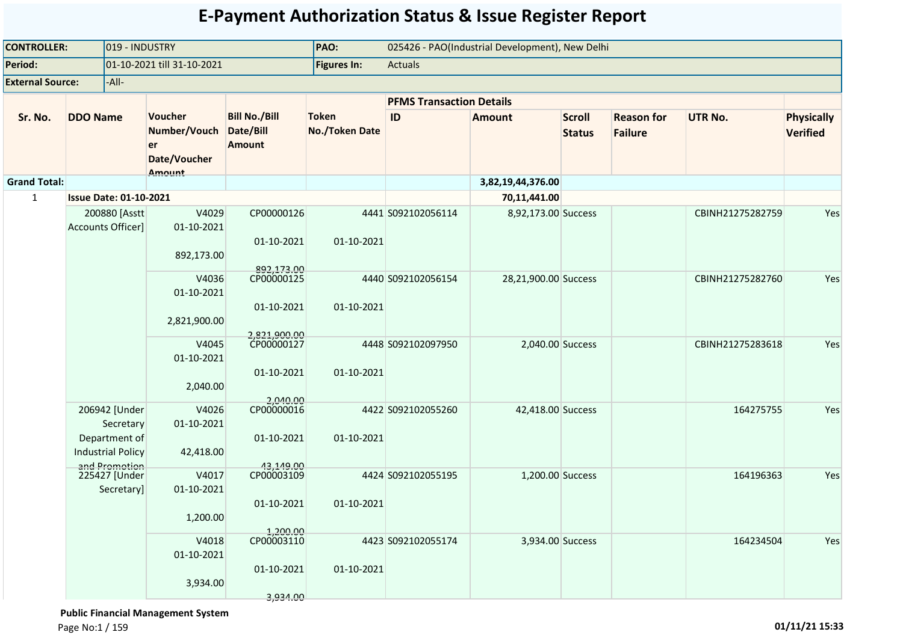# E-Payment Authorization Status & Issue Register Report

| | | | |
|---|---|---|---|
| **CONTROLLER:** | 019 - INDUSTRY | **PAO:** | 025426 - PAO(Industrial Development), New Delhi |
| **Period:** | 01-10-2021 till 31-10-2021 | **Figures In:** | Actuals |
| **External Source:** | -All- | | |

| Sr. No. | DDO Name | Voucher Number/Voucher Date/Voucher Amount | Bill No./Bill Date/Bill Amount | Token No./Token Date | PFMS Transaction Details | | | | | Physically Verified |
|---|---|---|---|---|---|---|---|---|---|---|
| | | | | | ID | Amount | Scroll Status | Reason for Failure | UTR No. | |
| **Grand Total:** | | | | | | **3,82,19,44,376.00** | | | | |
| 1 | **Issue Date: 01-10-2021** | | | | | **70,11,441.00** | | | | |
| | 200880 [Asstt Accounts Officer] | V4029 01-10-2021 892,173.00 | CP00000126 01-10-2021 892,173.00 | 4441 01-10-2021 | S092102056114 | 8,92,173.00 | Success | | CBINH21275282759 | Yes |
| | | V4036 01-10-2021 2,821,900.00 | CP00000125 01-10-2021 2,821,900.00 | 4440 01-10-2021 | S092102056154 | 28,21,900.00 | Success | | CBINH21275282760 | Yes |
| | | V4045 01-10-2021 2,040.00 | CP00000127 01-10-2021 2,040.00 | 4448 01-10-2021 | S092102097950 | 2,040.00 | Success | | CBINH21275283618 | Yes |
| | 206942 [Under Secretary Department of Industrial Policy and Promotion | V4026 01-10-2021 42,418.00 | CP00000016 01-10-2021 43,149.00 | 4422 01-10-2021 | S092102055260 | 42,418.00 | Success | | 164275755 | Yes |
| | 225427 [Under Secretary] | V4017 01-10-2021 1,200.00 | CP00003109 01-10-2021 1,200.00 | 4424 01-10-2021 | S092102055195 | 1,200.00 | Success | | 164196363 | Yes |
| | | V4018 01-10-2021 3,934.00 | CP00003110 01-10-2021 3,934.00 | 4423 01-10-2021 | S092102055174 | 3,934.00 | Success | | 164234504 | Yes |

**Public Financial Management System**

01/11/21 15:33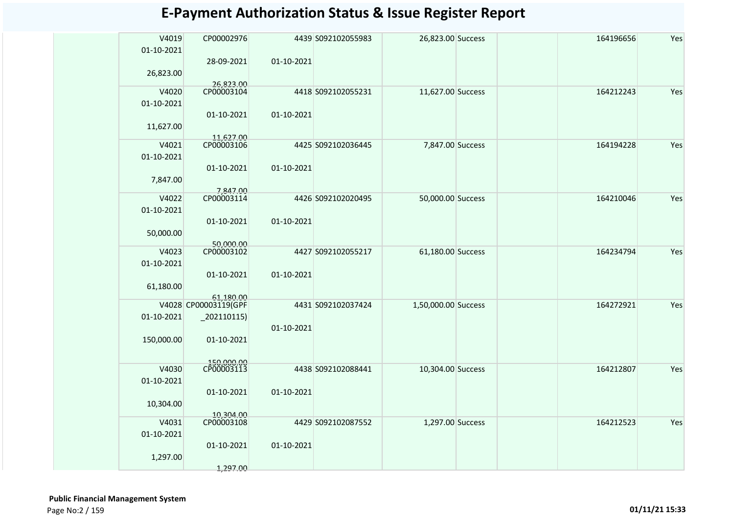# E-Payment Authorization Status & Issue Register Report

| | | | | | | | | |
|---|---|---|---|---|---|---|---|---|
| V4019 01-10-2021 26,823.00 | CP00002976 28-09-2021 26,823.00 | 4439 01-10-2021 | S092102055983 | 26,823.00 | Success | | 164196656 | Yes |
| V4020 01-10-2021 11,627.00 | CP00003104 01-10-2021 11,627.00 | 4418 01-10-2021 | S092102055231 | 11,627.00 | Success | | 164212243 | Yes |
| V4021 01-10-2021 7,847.00 | CP00003106 01-10-2021 7,847.00 | 4425 01-10-2021 | S092102036445 | 7,847.00 | Success | | 164194228 | Yes |
| V4022 01-10-2021 50,000.00 | CP00003114 01-10-2021 50,000.00 | 4426 01-10-2021 | S092102020495 | 50,000.00 | Success | | 164210046 | Yes |
| V4023 01-10-2021 61,180.00 | CP00003102 01-10-2021 61,180.00 | 4427 01-10-2021 | S092102055217 | 61,180.00 | Success | | 164234794 | Yes |
| V4028 01-10-2021 150,000.00 | CP00003119(GPF _202110115) 01-10-2021 150,000.00 | 4431 01-10-2021 | S092102037424 | 1,50,000.00 | Success | | 164272921 | Yes |
| V4030 01-10-2021 10,304.00 | CP00003113 01-10-2021 10,304.00 | 4438 01-10-2021 | S092102088441 | 10,304.00 | Success | | 164212807 | Yes |
| V4031 01-10-2021 1,297.00 | CP00003108 01-10-2021 1,297.00 | 4429 01-10-2021 | S092102087552 | 1,297.00 | Success | | 164212523 | Yes |

**Public Financial Management System**

01/11/21 15:33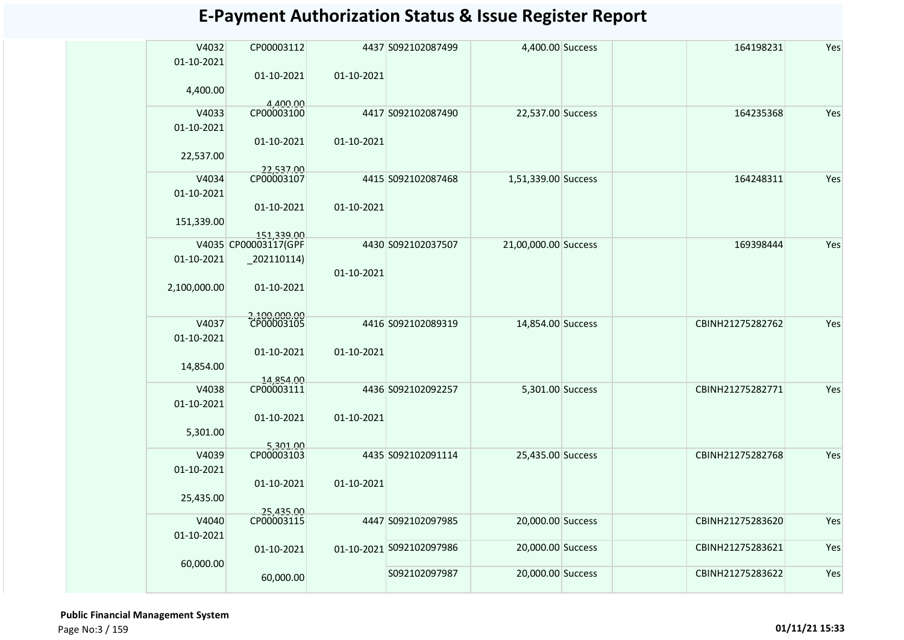# E-Payment Authorization Status & Issue Register Report

| | | | | | | | | | |
|---|---|---|---|---|---|---|---|---|---|
| | V4032 01-10-2021 4,400.00 | CP00003112 01-10-2021 4,400.00 | 4437 01-10-2021 | S092102087499 | 4,400.00 | Success | | 164198231 | Yes |
| | V4033 01-10-2021 22,537.00 | CP00003100 01-10-2021 22,537.00 | 4417 01-10-2021 | S092102087490 | 22,537.00 | Success | | 164235368 | Yes |
| | V4034 01-10-2021 151,339.00 | CP00003107 01-10-2021 151,339.00 | 4415 01-10-2021 | S092102087468 | 1,51,339.00 | Success | | 164248311 | Yes |
| | V4035 01-10-2021 2,100,000.00 | CP00003117(GPF_202110114) 01-10-2021 2,100,000.00 | 4430 01-10-2021 | S092102037507 | 21,00,000.00 | Success | | 169398444 | Yes |
| | V4037 01-10-2021 14,854.00 | CP00003105 01-10-2021 14,854.00 | 4416 01-10-2021 | S092102089319 | 14,854.00 | Success | | CBINH21275282762 | Yes |
| | V4038 01-10-2021 5,301.00 | CP00003111 01-10-2021 5,301.00 | 4436 01-10-2021 | S092102092257 | 5,301.00 | Success | | CBINH21275282771 | Yes |
| | V4039 01-10-2021 25,435.00 | CP00003103 01-10-2021 25,435.00 | 4435 01-10-2021 | S092102091114 | 25,435.00 | Success | | CBINH21275282768 | Yes |
| | V4040 01-10-2021 60,000.00 | CP00003115 01-10-2021 60,000.00 | 4447 01-10-2021 | S092102097985 | 20,000.00 | Success | | CBINH21275283620 | Yes |
| | | | | S092102097986 | 20,000.00 | Success | | CBINH21275283621 | Yes |
| | | | | S092102097987 | 20,000.00 | Success | | CBINH21275283622 | Yes |

**Public Financial Management System**

01/11/21 15:33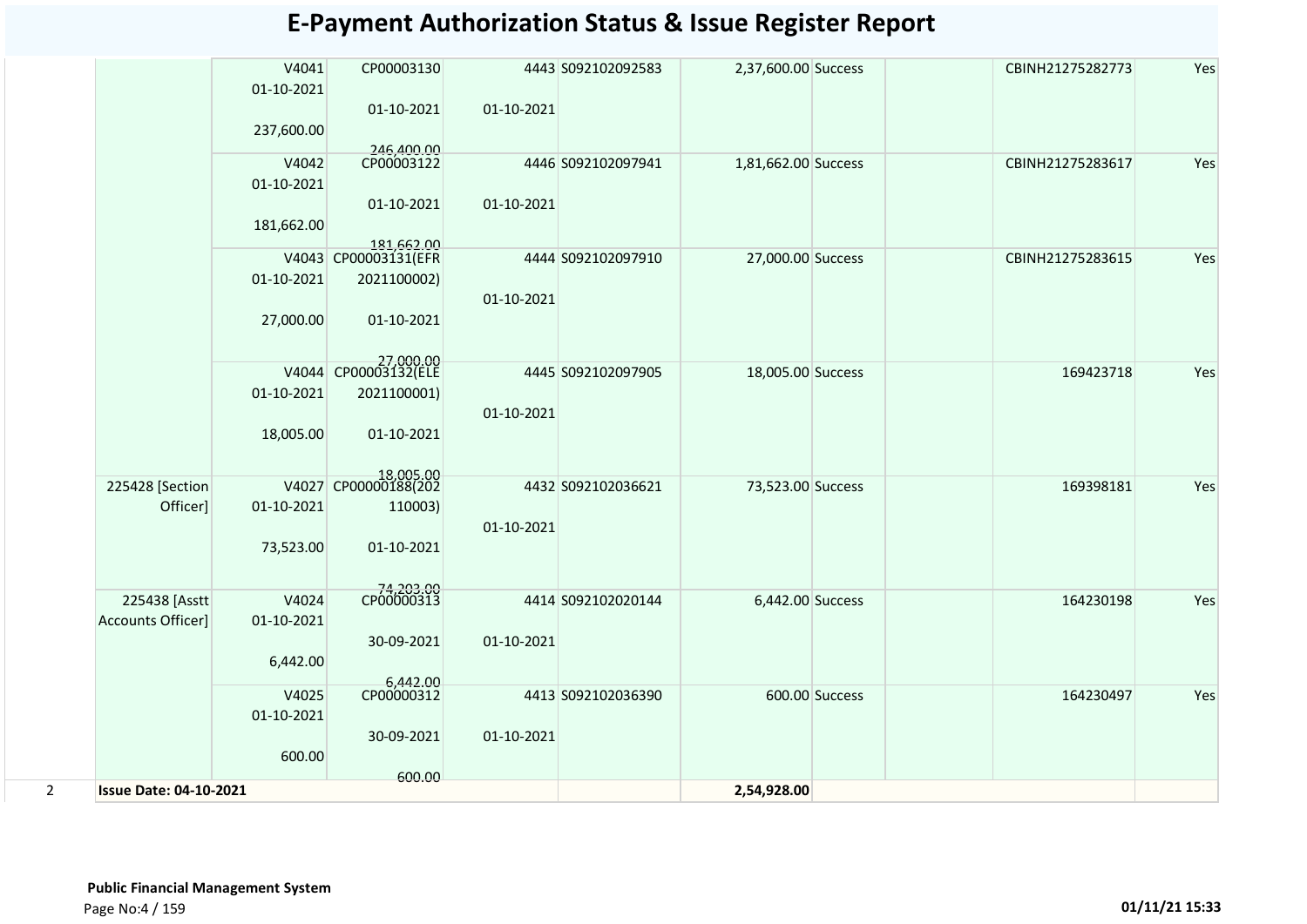# E-Payment Authorization Status & Issue Register Report

| | | | | | | | | | | | |
|---|---|---|---|---|---|---|---|---|---|---|---|
| | | V4041 01-10-2021 237,600.00 | CP00003130 01-10-2021 246,400.00 | 4443 01-10-2021 | S092102092583 | 2,37,600.00 | Success | | | CBINH21275282773 | Yes |
| | | V4042 01-10-2021 181,662.00 | CP00003122 01-10-2021 181,662.00 | 4446 01-10-2021 | S092102097941 | 1,81,662.00 | Success | | | CBINH21275283617 | Yes |
| | | V4043 01-10-2021 27,000.00 | CP00003131(EFR 2021100002) 01-10-2021 27,000.00 | 4444 01-10-2021 | S092102097910 | 27,000.00 | Success | | | CBINH21275283615 | Yes |
| | | V4044 01-10-2021 18,005.00 | CP00003132(ELE 2021100001) 01-10-2021 18,005.00 | 4445 01-10-2021 | S092102097905 | 18,005.00 | Success | | | 169423718 | Yes |
| | 225428 [Section Officer] | V4027 01-10-2021 73,523.00 | CP00000188(202 110003) 01-10-2021 74,203.00 | 4432 01-10-2021 | S092102036621 | 73,523.00 | Success | | | 169398181 | Yes |
| | 225438 [Asstt Accounts Officer] | V4024 01-10-2021 6,442.00 | CP00000313 30-09-2021 6,442.00 | 4414 01-10-2021 | S092102020144 | 6,442.00 | Success | | | 164230198 | Yes |
| | | V4025 01-10-2021 600.00 | CP00000312 30-09-2021 600.00 | 4413 01-10-2021 | S092102036390 | 600.00 | Success | | | 164230497 | Yes |
| 2 | **Issue Date: 04-10-2021** | | | | | **2,54,928.00** | | | | | |

**Public Financial Management System**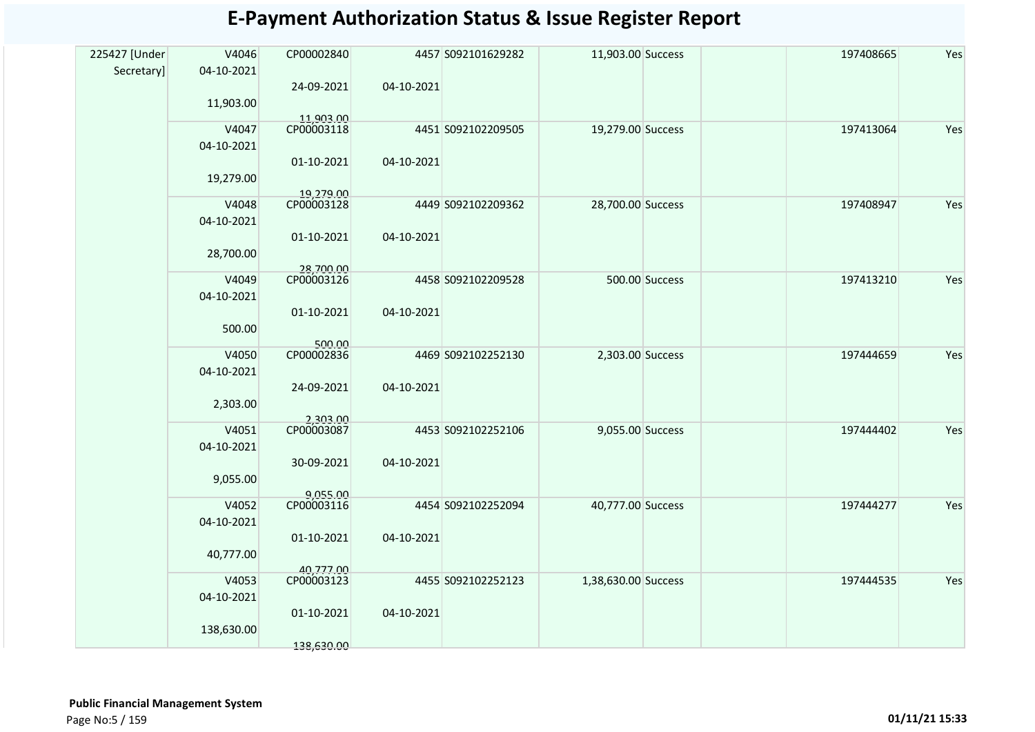# E-Payment Authorization Status & Issue Register Report

| | | | | | | | | | |
|---|---|---|---|---|---|---|---|---|---|
| 225427 [Under Secretary] | V4046 04-10-2021 11,903.00 | CP00002840 24-09-2021 11,903.00 | 4457 04-10-2021 | S092101629282 | 11,903.00 | Success | | 197408665 | Yes |
| | V4047 04-10-2021 19,279.00 | CP00003118 01-10-2021 19,279.00 | 4451 04-10-2021 | S092102209505 | 19,279.00 | Success | | 197413064 | Yes |
| | V4048 04-10-2021 28,700.00 | CP00003128 01-10-2021 28,700.00 | 4449 04-10-2021 | S092102209362 | 28,700.00 | Success | | 197408947 | Yes |
| | V4049 04-10-2021 500.00 | CP00003126 01-10-2021 500.00 | 4458 04-10-2021 | S092102209528 | 500.00 | Success | | 197413210 | Yes |
| | V4050 04-10-2021 2,303.00 | CP00002836 24-09-2021 2,303.00 | 4469 04-10-2021 | S092102252130 | 2,303.00 | Success | | 197444659 | Yes |
| | V4051 04-10-2021 9,055.00 | CP00003087 30-09-2021 9,055.00 | 4453 04-10-2021 | S092102252106 | 9,055.00 | Success | | 197444402 | Yes |
| | V4052 04-10-2021 40,777.00 | CP00003116 01-10-2021 40,777.00 | 4454 04-10-2021 | S092102252094 | 40,777.00 | Success | | 197444277 | Yes |
| | V4053 04-10-2021 138,630.00 | CP00003123 01-10-2021 138,630.00 | 4455 04-10-2021 | S092102252123 | 1,38,630.00 | Success | | 197444535 | Yes |

**Public Financial Management System**

01/11/21 15:33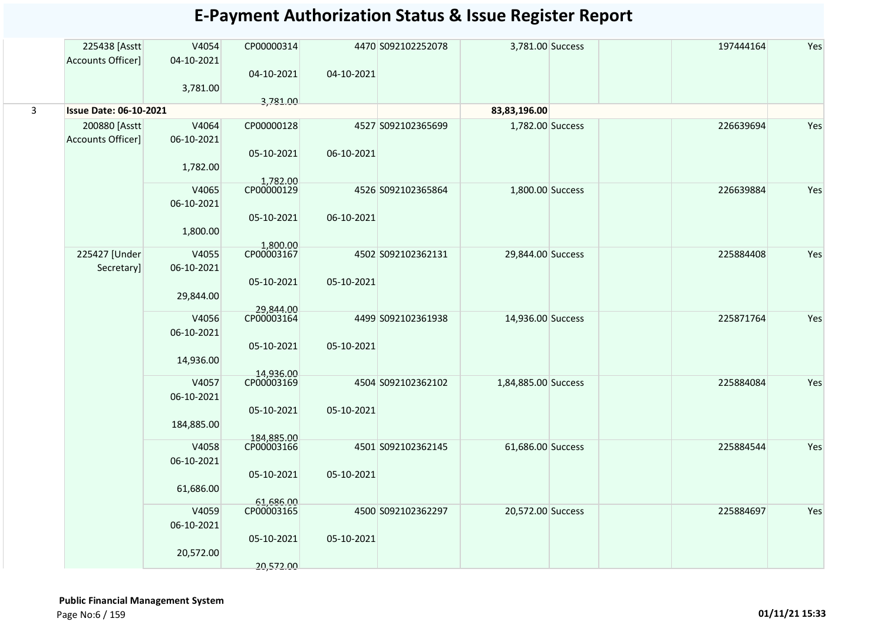# E-Payment Authorization Status & Issue Register Report

| | | | | | | | | | | |
|---|---|---|---|---|---|---|---|---|---|---|
| | 225438 [Asstt Accounts Officer] | V4054 04-10-2021 3,781.00 | CP00000314 04-10-2021 3,781.00 | 4470 04-10-2021 | S092102252078 | 3,781.00 | Success | | 197444164 | Yes |
| 3 | **Issue Date: 06-10-2021** | | | | | **83,83,196.00** | | | | |
| | 200880 [Asstt Accounts Officer] | V4064 06-10-2021 1,782.00 | CP00000128 05-10-2021 1,782.00 | 4527 06-10-2021 | S092102365699 | 1,782.00 | Success | | 226639694 | Yes |
| | | V4065 06-10-2021 1,800.00 | CP00000129 05-10-2021 1,800.00 | 4526 06-10-2021 | S092102365864 | 1,800.00 | Success | | 226639884 | Yes |
| | 225427 [Under Secretary] | V4055 06-10-2021 29,844.00 | CP00003167 05-10-2021 29,844.00 | 4502 05-10-2021 | S092102362131 | 29,844.00 | Success | | 225884408 | Yes |
| | | V4056 06-10-2021 14,936.00 | CP00003164 05-10-2021 14,936.00 | 4499 05-10-2021 | S092102361938 | 14,936.00 | Success | | 225871764 | Yes |
| | | V4057 06-10-2021 184,885.00 | CP00003169 05-10-2021 184,885.00 | 4504 05-10-2021 | S092102362102 | 1,84,885.00 | Success | | 225884084 | Yes |
| | | V4058 06-10-2021 61,686.00 | CP00003166 05-10-2021 61,686.00 | 4501 05-10-2021 | S092102362145 | 61,686.00 | Success | | 225884544 | Yes |
| | | V4059 06-10-2021 20,572.00 | CP00003165 05-10-2021 20,572.00 | 4500 05-10-2021 | S092102362297 | 20,572.00 | Success | | 225884697 | Yes |

**Public Financial Management System**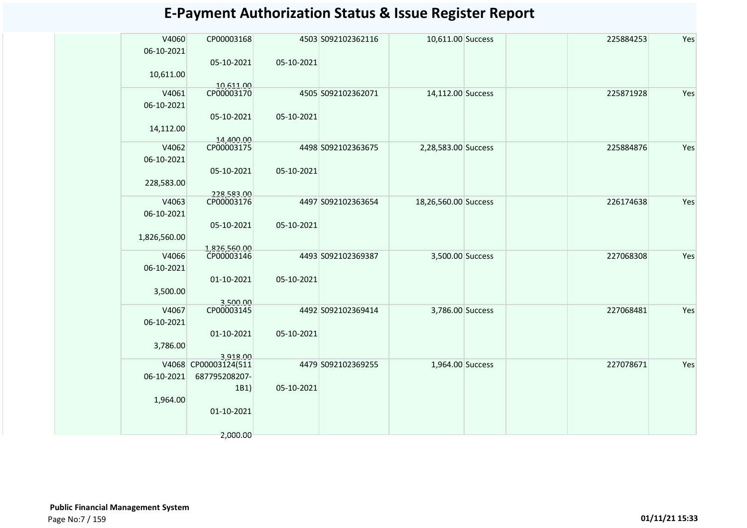# E-Payment Authorization Status & Issue Register Report

| | | | | | | | | | |
|---|---|---|---|---|---|---|---|---|---|
| | V4060 06-10-2021 10,611.00 | CP00003168 05-10-2021 10,611.00 | 4503 05-10-2021 | S092102362116 | 10,611.00 | Success | | 225884253 | Yes |
| | V4061 06-10-2021 14,112.00 | CP00003170 05-10-2021 14,400.00 | 4505 05-10-2021 | S092102362071 | 14,112.00 | Success | | 225871928 | Yes |
| | V4062 06-10-2021 228,583.00 | CP00003175 05-10-2021 228,583.00 | 4498 05-10-2021 | S092102363675 | 2,28,583.00 | Success | | 225884876 | Yes |
| | V4063 06-10-2021 1,826,560.00 | CP00003176 05-10-2021 1,826,560.00 | 4497 05-10-2021 | S092102363654 | 18,26,560.00 | Success | | 226174638 | Yes |
| | V4066 06-10-2021 3,500.00 | CP00003146 01-10-2021 3,500.00 | 4493 05-10-2021 | S092102369387 | 3,500.00 | Success | | 227068308 | Yes |
| | V4067 06-10-2021 3,786.00 | CP00003145 01-10-2021 3,918.00 | 4492 05-10-2021 | S092102369414 | 3,786.00 | Success | | 227068481 | Yes |
| | V4068 06-10-2021 1,964.00 | CP00003124(511 687795208207-1B1) 01-10-2021 2,000.00 | 4479 05-10-2021 | S092102369255 | 1,964.00 | Success | | 227078671 | Yes |

**Public Financial Management System**

01/11/21 15:33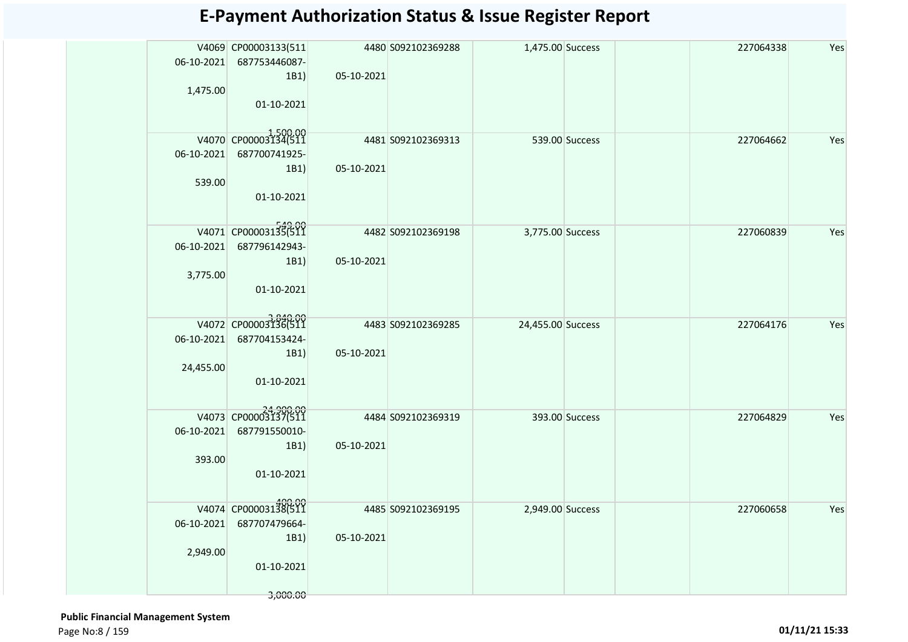# E-Payment Authorization Status & Issue Register Report

| | | | | | | | | | | |
|---|---|---|---|---|---|---|---|---|---|---|
| | V4069 06-10-2021 1,475.00 | CP00003133(511 687753446087-1B1) 01-10-2021 1,500.00 | 4480 05-10-2021 | S092102369288 | 1,475.00 | Success | | | 227064338 | Yes |
| | V4070 06-10-2021 539.00 | CP00003134(511 687700741925-1B1) 01-10-2021 549.00 | 4481 05-10-2021 | S092102369313 | 539.00 | Success | | | 227064662 | Yes |
| | V4071 06-10-2021 3,775.00 | CP00003135(511 687796142943-1B1) 01-10-2021 3,840.00 | 4482 05-10-2021 | S092102369198 | 3,775.00 | Success | | | 227060839 | Yes |
| | V4072 06-10-2021 24,455.00 | CP00003136(511 687704153424-1B1) 01-10-2021 24,300.00 | 4483 05-10-2021 | S092102369285 | 24,455.00 | Success | | | 227064176 | Yes |
| | V4073 06-10-2021 393.00 | CP00003137(511 687791550010-1B1) 01-10-2021 400.00 | 4484 05-10-2021 | S092102369319 | 393.00 | Success | | | 227064829 | Yes |
| | V4074 06-10-2021 2,949.00 | CP00003138(511 687707479664-1B1) 01-10-2021 3,000.00 | 4485 05-10-2021 | S092102369195 | 2,949.00 | Success | | | 227060658 | Yes |

**Public Financial Management System**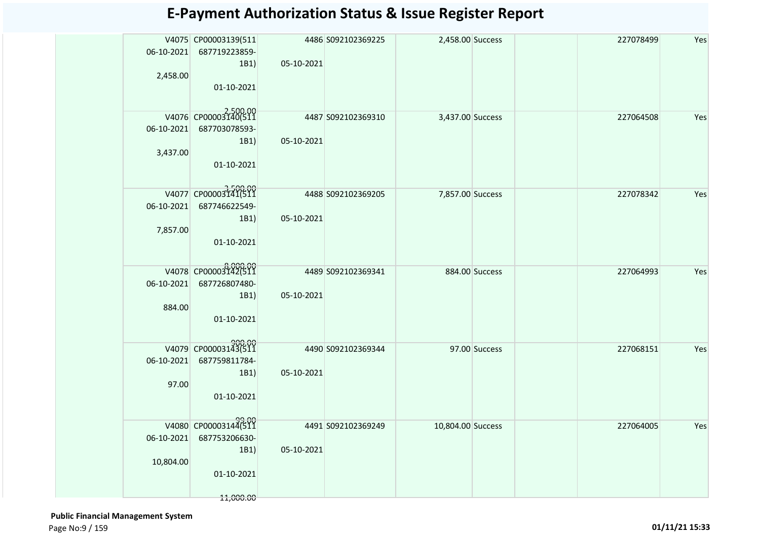# E-Payment Authorization Status & Issue Register Report

| | | | | | | | | | |
|---|---|---|---|---|---|---|---|---|---|
| | V4075 06-10-2021 2,458.00 | CP00003139(511 687719223859-1B1) 01-10-2021 2,500.00 | 4486 05-10-2021 | S092102369225 | 2,458.00 | Success | | 227078499 | Yes |
| | V4076 06-10-2021 3,437.00 | CP00003140(511 687703078593-1B1) 01-10-2021 3,500.00 | 4487 05-10-2021 | S092102369310 | 3,437.00 | Success | | 227064508 | Yes |
| | V4077 06-10-2021 7,857.00 | CP00003141(511 687746622549-1B1) 01-10-2021 8,000.00 | 4488 05-10-2021 | S092102369205 | 7,857.00 | Success | | 227078342 | Yes |
| | V4078 06-10-2021 884.00 | CP00003142(511 687726807480-1B1) 01-10-2021 900.00 | 4489 05-10-2021 | S092102369341 | 884.00 | Success | | 227064993 | Yes |
| | V4079 06-10-2021 97.00 | CP00003143(511 687759811784-1B1) 01-10-2021 99.00 | 4490 05-10-2021 | S092102369344 | 97.00 | Success | | 227068151 | Yes |
| | V4080 06-10-2021 10,804.00 | CP00003144(511 687753206630-1B1) 01-10-2021 11,000.00 | 4491 05-10-2021 | S092102369249 | 10,804.00 | Success | | 227064005 | Yes |

**Public Financial Management System**

**01/11/21 15:33**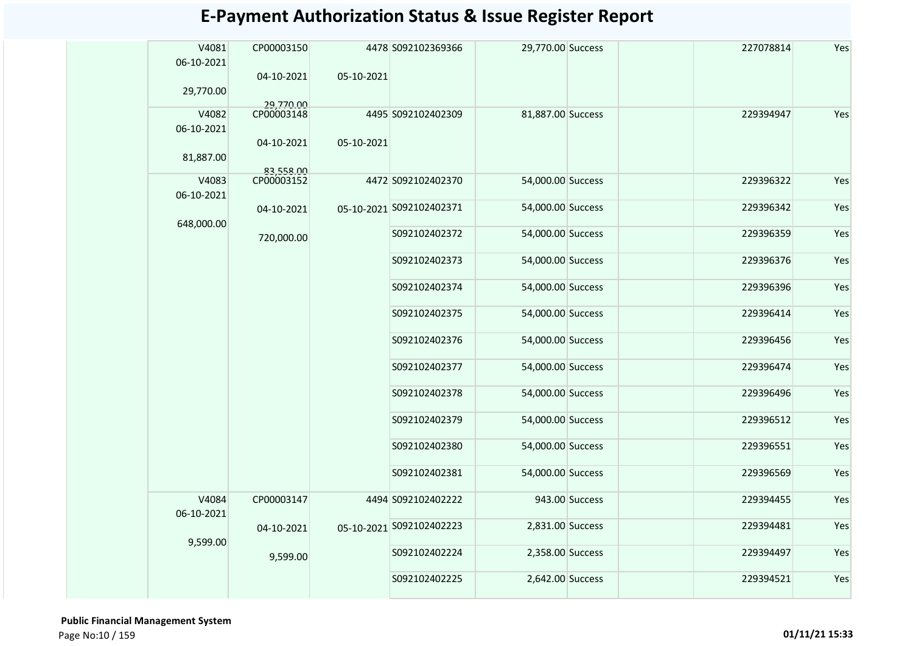# E-Payment Authorization Status & Issue Register Report

| | Voucher | Payment | | Transaction | Amount | Status | | Reference | |
|---|---|---|---|---|---|---|---|---|---|
| | V4081 06-10-2021 29,770.00 | CP00003150 04-10-2021 29,770.00 | 4478 05-10-2021 | S092102369366 | 29,770.00 | Success | | 227078814 | Yes |
| | V4082 06-10-2021 81,887.00 | CP00003148 04-10-2021 83,558.00 | 4495 05-10-2021 | S092102402309 | 81,887.00 | Success | | 229394947 | Yes |
| | V4083 06-10-2021 648,000.00 | CP00003152 04-10-2021 720,000.00 | 4472 05-10-2021 | S092102402370 | 54,000.00 | Success | | 229396322 | Yes |
| | | | | S092102402371 | 54,000.00 | Success | | 229396342 | Yes |
| | | | | S092102402372 | 54,000.00 | Success | | 229396359 | Yes |
| | | | | S092102402373 | 54,000.00 | Success | | 229396376 | Yes |
| | | | | S092102402374 | 54,000.00 | Success | | 229396396 | Yes |
| | | | | S092102402375 | 54,000.00 | Success | | 229396414 | Yes |
| | | | | S092102402376 | 54,000.00 | Success | | 229396456 | Yes |
| | | | | S092102402377 | 54,000.00 | Success | | 229396474 | Yes |
| | | | | S092102402378 | 54,000.00 | Success | | 229396496 | Yes |
| | | | | S092102402379 | 54,000.00 | Success | | 229396512 | Yes |
| | | | | S092102402380 | 54,000.00 | Success | | 229396551 | Yes |
| | | | | S092102402381 | 54,000.00 | Success | | 229396569 | Yes |
| | V4084 06-10-2021 9,599.00 | CP00003147 04-10-2021 9,599.00 | 4494 05-10-2021 | S092102402222 | 943.00 | Success | | 229394455 | Yes |
| | | | | S092102402223 | 2,831.00 | Success | | 229394481 | Yes |
| | | | | S092102402224 | 2,358.00 | Success | | 229394497 | Yes |
| | | | | S092102402225 | 2,642.00 | Success | | 229394521 | Yes |

**Public Financial Management System**

01/11/21 15:33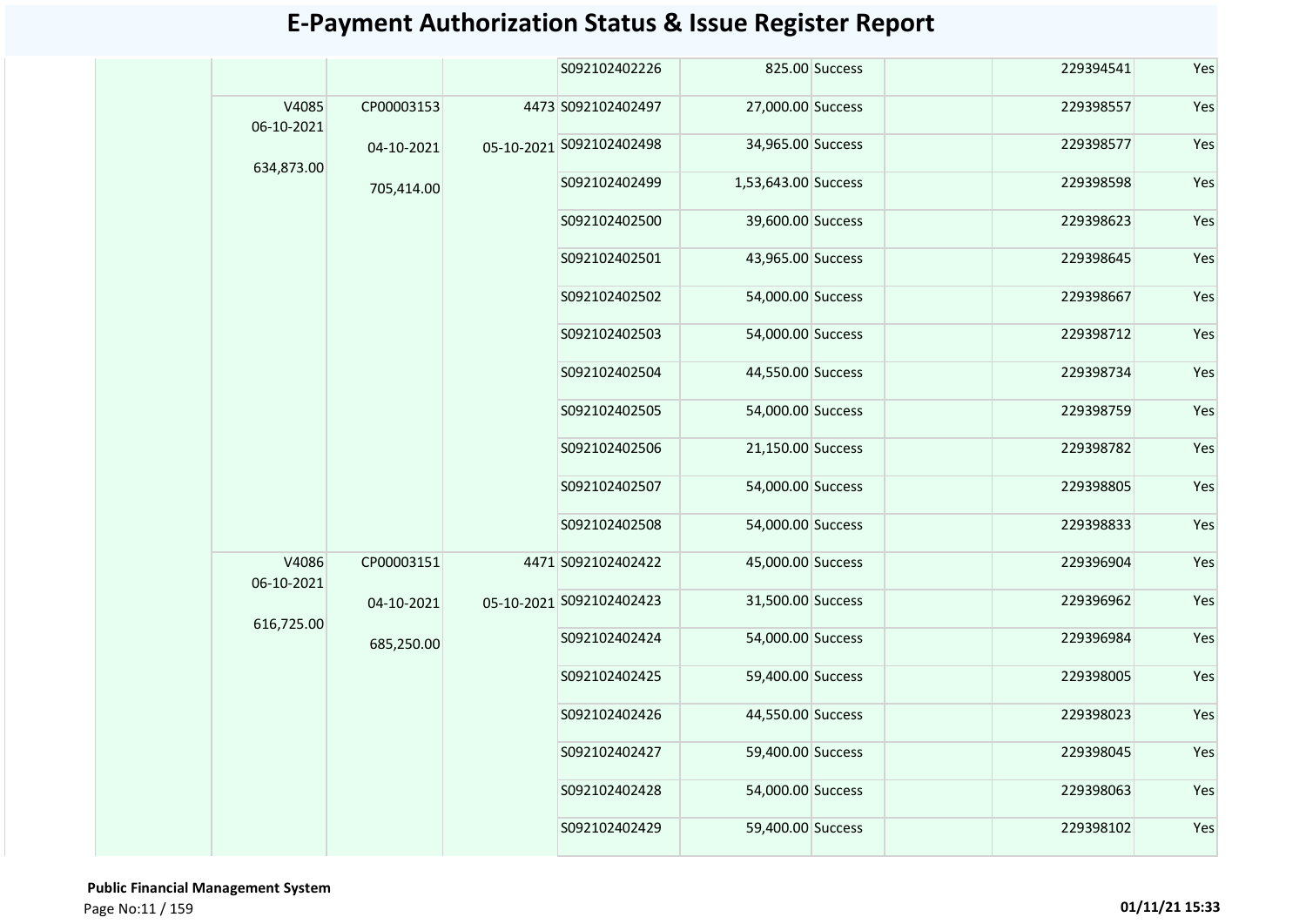# E-Payment Authorization Status & Issue Register Report

| | | | | | | | | | | |
|---|---|---|---|---|---|---|---|---|---|---|
| | | | | S092102402226 | 825.00 | Success | | | 229394541 | Yes |
| | V4085 06-10-2021 634,873.00 | CP00003153 04-10-2021 705,414.00 | 4473 05-10-2021 | S092102402497 | 27,000.00 | Success | | | 229398557 | Yes |
| | | | | S092102402498 | 34,965.00 | Success | | | 229398577 | Yes |
| | | | | S092102402499 | 1,53,643.00 | Success | | | 229398598 | Yes |
| | | | | S092102402500 | 39,600.00 | Success | | | 229398623 | Yes |
| | | | | S092102402501 | 43,965.00 | Success | | | 229398645 | Yes |
| | | | | S092102402502 | 54,000.00 | Success | | | 229398667 | Yes |
| | | | | S092102402503 | 54,000.00 | Success | | | 229398712 | Yes |
| | | | | S092102402504 | 44,550.00 | Success | | | 229398734 | Yes |
| | | | | S092102402505 | 54,000.00 | Success | | | 229398759 | Yes |
| | | | | S092102402506 | 21,150.00 | Success | | | 229398782 | Yes |
| | | | | S092102402507 | 54,000.00 | Success | | | 229398805 | Yes |
| | | | | S092102402508 | 54,000.00 | Success | | | 229398833 | Yes |
| | V4086 06-10-2021 616,725.00 | CP00003151 04-10-2021 685,250.00 | 4471 05-10-2021 | S092102402422 | 45,000.00 | Success | | | 229396904 | Yes |
| | | | | S092102402423 | 31,500.00 | Success | | | 229396962 | Yes |
| | | | | S092102402424 | 54,000.00 | Success | | | 229396984 | Yes |
| | | | | S092102402425 | 59,400.00 | Success | | | 229398005 | Yes |
| | | | | S092102402426 | 44,550.00 | Success | | | 229398023 | Yes |
| | | | | S092102402427 | 59,400.00 | Success | | | 229398045 | Yes |
| | | | | S092102402428 | 54,000.00 | Success | | | 229398063 | Yes |
| | | | | S092102402429 | 59,400.00 | Success | | | 229398102 | Yes |

**Public Financial Management System**

01/11/21 15:33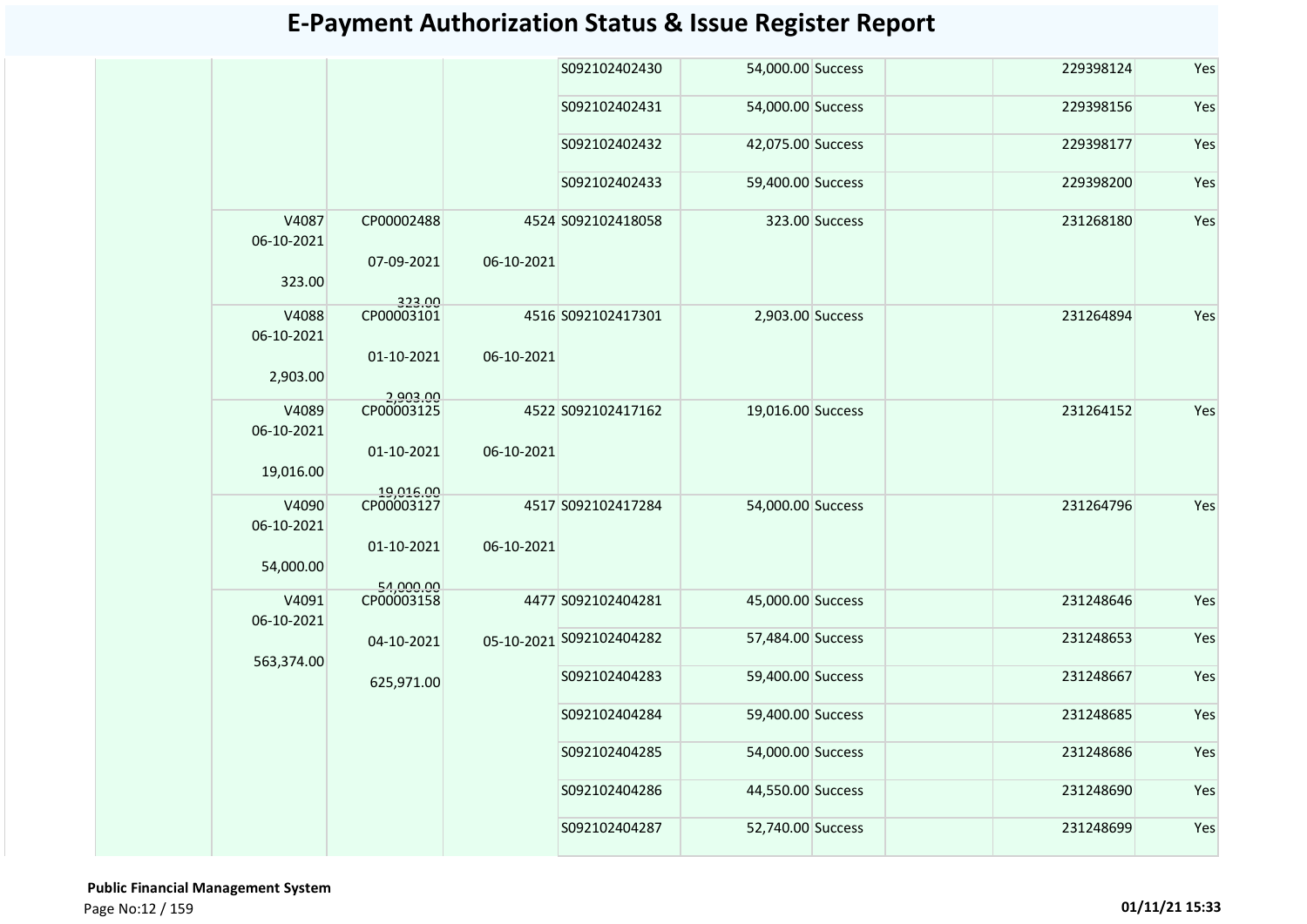# E-Payment Authorization Status & Issue Register Report

| | | | | | | | | | |
|---|---|---|---|---|---|---|---|---|---|
| | | | | S092102402430 | 54,000.00 | Success | | 229398124 | Yes |
| | | | | S092102402431 | 54,000.00 | Success | | 229398156 | Yes |
| | | | | S092102402432 | 42,075.00 | Success | | 229398177 | Yes |
| | | | | S092102402433 | 59,400.00 | Success | | 229398200 | Yes |
| | V4087 06-10-2021 323.00 | CP00002488 07-09-2021 323.00 | 4524 06-10-2021 | S092102418058 | 323.00 | Success | | 231268180 | Yes |
| | V4088 06-10-2021 2,903.00 | CP00003101 01-10-2021 2,903.00 | 4516 06-10-2021 | S092102417301 | 2,903.00 | Success | | 231264894 | Yes |
| | V4089 06-10-2021 19,016.00 | CP00003125 01-10-2021 19,016.00 | 4522 06-10-2021 | S092102417162 | 19,016.00 | Success | | 231264152 | Yes |
| | V4090 06-10-2021 54,000.00 | CP00003127 01-10-2021 54,000.00 | 4517 06-10-2021 | S092102417284 | 54,000.00 | Success | | 231264796 | Yes |
| | V4091 06-10-2021 563,374.00 | CP00003158 04-10-2021 625,971.00 | 4477 05-10-2021 | S092102404281 | 45,000.00 | Success | | 231248646 | Yes |
| | | | | S092102404282 | 57,484.00 | Success | | 231248653 | Yes |
| | | | | S092102404283 | 59,400.00 | Success | | 231248667 | Yes |
| | | | | S092102404284 | 59,400.00 | Success | | 231248685 | Yes |
| | | | | S092102404285 | 54,000.00 | Success | | 231248686 | Yes |
| | | | | S092102404286 | 44,550.00 | Success | | 231248690 | Yes |
| | | | | S092102404287 | 52,740.00 | Success | | 231248699 | Yes |

**Public Financial Management System**

01/11/21 15:33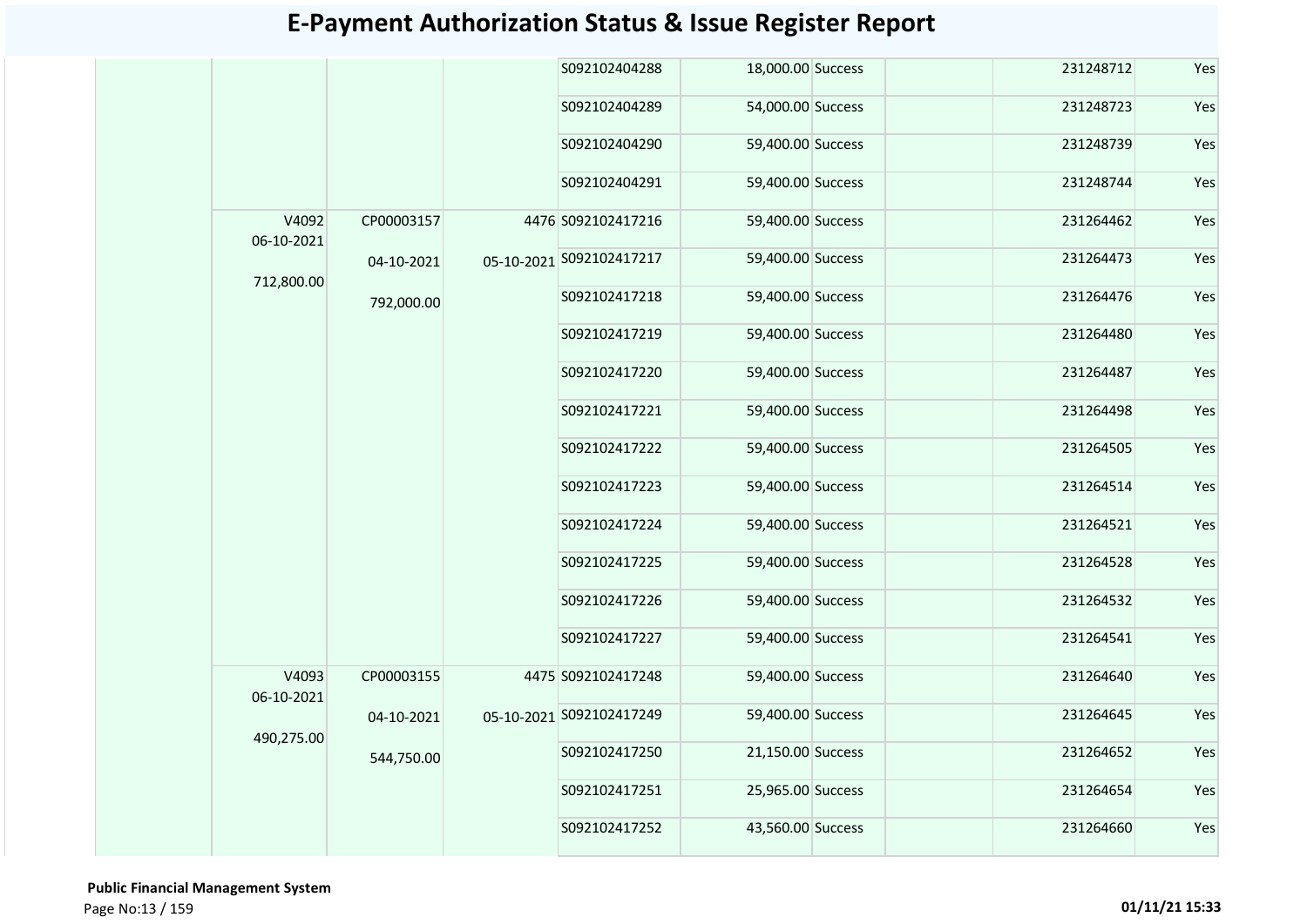# E-Payment Authorization Status & Issue Register Report

| | | | | | | | | | |
|---|---|---|---|---|---|---|---|---|---|
| | | | | S092102404288 | 18,000.00 | Success | | 231248712 | Yes |
| | | | | S092102404289 | 54,000.00 | Success | | 231248723 | Yes |
| | | | | S092102404290 | 59,400.00 | Success | | 231248739 | Yes |
| | | | | S092102404291 | 59,400.00 | Success | | 231248744 | Yes |
| | V4092 06-10-2021 712,800.00 | CP00003157 04-10-2021 792,000.00 | 4476 05-10-2021 | S092102417216 | 59,400.00 | Success | | 231264462 | Yes |
| | | | | S092102417217 | 59,400.00 | Success | | 231264473 | Yes |
| | | | | S092102417218 | 59,400.00 | Success | | 231264476 | Yes |
| | | | | S092102417219 | 59,400.00 | Success | | 231264480 | Yes |
| | | | | S092102417220 | 59,400.00 | Success | | 231264487 | Yes |
| | | | | S092102417221 | 59,400.00 | Success | | 231264498 | Yes |
| | | | | S092102417222 | 59,400.00 | Success | | 231264505 | Yes |
| | | | | S092102417223 | 59,400.00 | Success | | 231264514 | Yes |
| | | | | S092102417224 | 59,400.00 | Success | | 231264521 | Yes |
| | | | | S092102417225 | 59,400.00 | Success | | 231264528 | Yes |
| | | | | S092102417226 | 59,400.00 | Success | | 231264532 | Yes |
| | | | | S092102417227 | 59,400.00 | Success | | 231264541 | Yes |
| | V4093 06-10-2021 490,275.00 | CP00003155 04-10-2021 544,750.00 | 4475 05-10-2021 | S092102417248 | 59,400.00 | Success | | 231264640 | Yes |
| | | | | S092102417249 | 59,400.00 | Success | | 231264645 | Yes |
| | | | | S092102417250 | 21,150.00 | Success | | 231264652 | Yes |
| | | | | S092102417251 | 25,965.00 | Success | | 231264654 | Yes |
| | | | | S092102417252 | 43,560.00 | Success | | 231264660 | Yes |

**Public Financial Management System**

01/11/21 15:33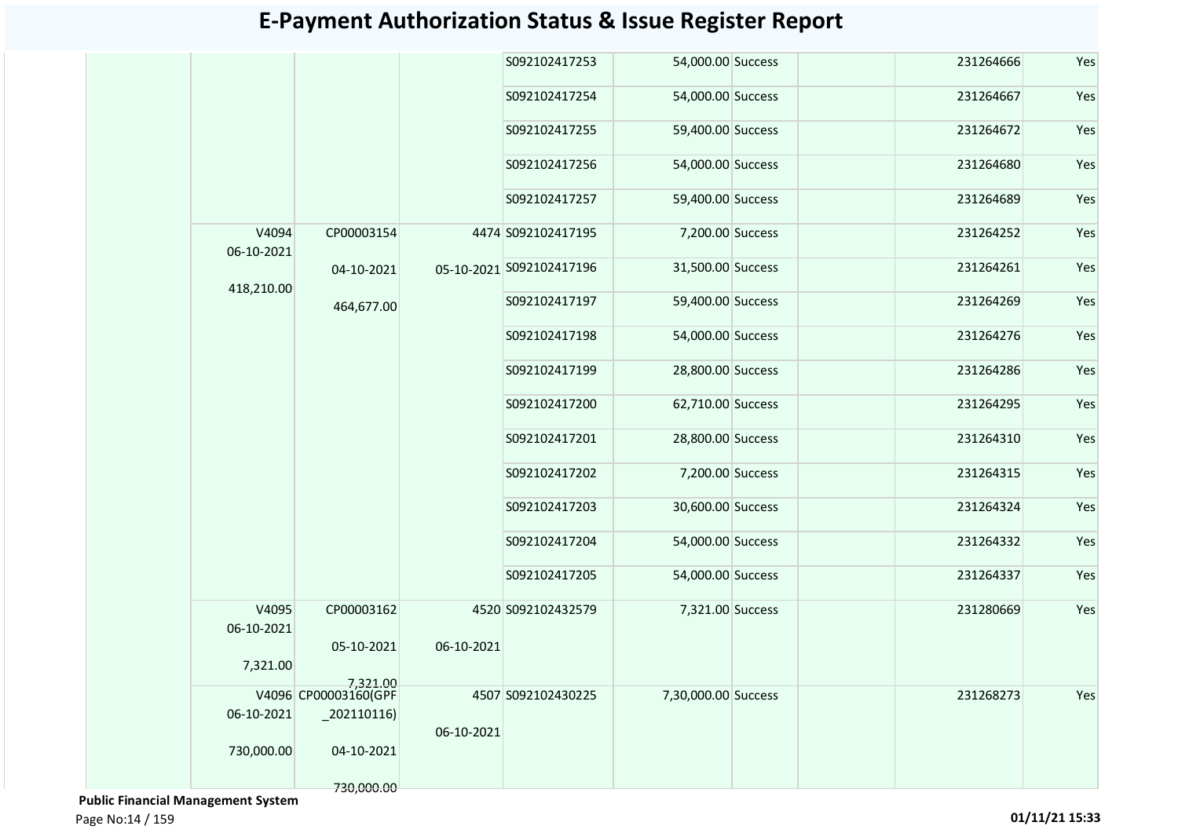# E-Payment Authorization Status & Issue Register Report

| | | | | | | | | | |
|---|---|---|---|---|---|---|---|---|---|
| | | | | S092102417253 | 54,000.00 | Success | | 231264666 | Yes |
| | | | | S092102417254 | 54,000.00 | Success | | 231264667 | Yes |
| | | | | S092102417255 | 59,400.00 | Success | | 231264672 | Yes |
| | | | | S092102417256 | 54,000.00 | Success | | 231264680 | Yes |
| | | | | S092102417257 | 59,400.00 | Success | | 231264689 | Yes |
| | V4094 06-10-2021 418,210.00 | CP00003154 04-10-2021 464,677.00 | 4474 05-10-2021 | S092102417195 | 7,200.00 | Success | | 231264252 | Yes |
| | | | | S092102417196 | 31,500.00 | Success | | 231264261 | Yes |
| | | | | S092102417197 | 59,400.00 | Success | | 231264269 | Yes |
| | | | | S092102417198 | 54,000.00 | Success | | 231264276 | Yes |
| | | | | S092102417199 | 28,800.00 | Success | | 231264286 | Yes |
| | | | | S092102417200 | 62,710.00 | Success | | 231264295 | Yes |
| | | | | S092102417201 | 28,800.00 | Success | | 231264310 | Yes |
| | | | | S092102417202 | 7,200.00 | Success | | 231264315 | Yes |
| | | | | S092102417203 | 30,600.00 | Success | | 231264324 | Yes |
| | | | | S092102417204 | 54,000.00 | Success | | 231264332 | Yes |
| | | | | S092102417205 | 54,000.00 | Success | | 231264337 | Yes |
| | V4095 06-10-2021 7,321.00 | CP00003162 05-10-2021 7,321.00 | 4520 06-10-2021 | S092102432579 | 7,321.00 | Success | | 231280669 | Yes |
| | V4096 06-10-2021 730,000.00 | CP00003160(GPF _202110116) 04-10-2021 730,000.00 | 4507 06-10-2021 | S092102430225 | 7,30,000.00 | Success | | 231268273 | Yes |

**Public Financial Management System**

01/11/21 15:33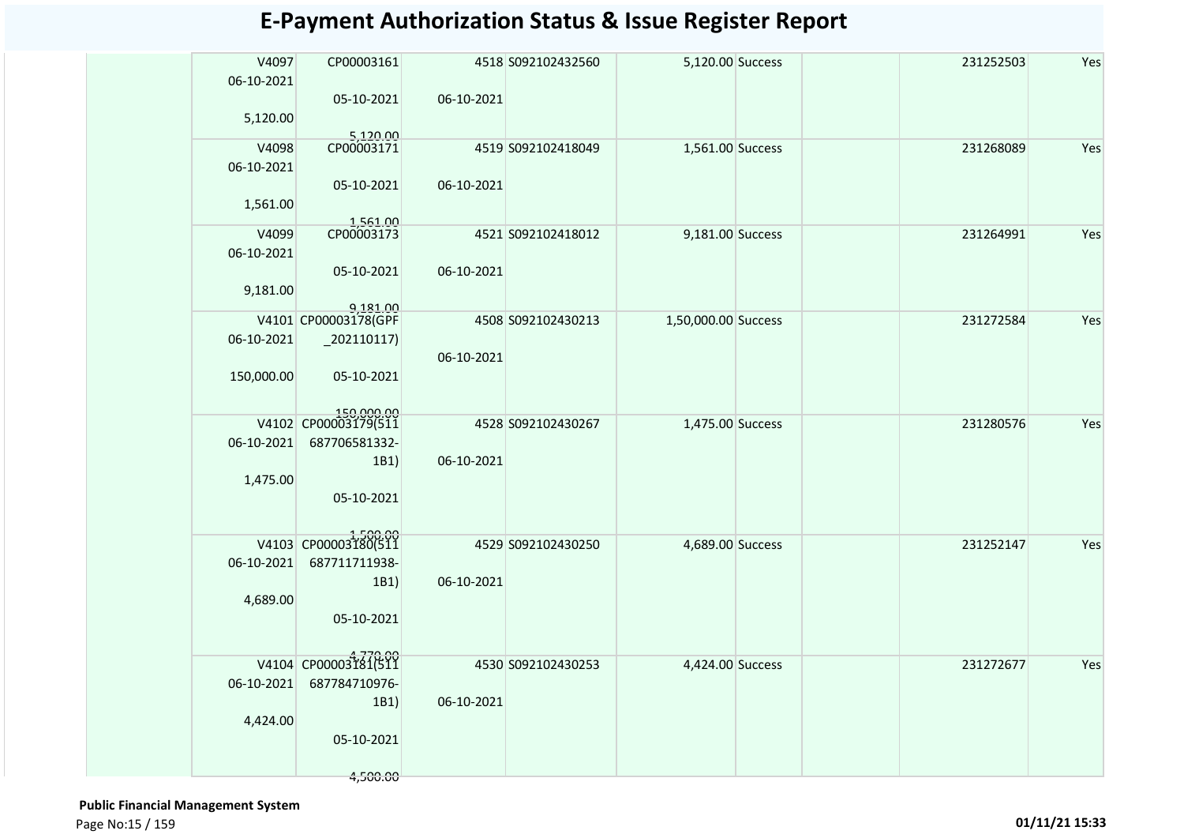# E-Payment Authorization Status & Issue Register Report

| | | | | | | | | | |
|---|---|---|---|---|---|---|---|---|---|
| | V4097 06-10-2021 5,120.00 | CP00003161 05-10-2021 5,120.00 | 4518 06-10-2021 | S092102432560 | 5,120.00 | Success | | 231252503 | Yes |
| | V4098 06-10-2021 1,561.00 | CP00003171 05-10-2021 1,561.00 | 4519 06-10-2021 | S092102418049 | 1,561.00 | Success | | 231268089 | Yes |
| | V4099 06-10-2021 9,181.00 | CP00003173 05-10-2021 9,181.00 | 4521 06-10-2021 | S092102418012 | 9,181.00 | Success | | 231264991 | Yes |
| | V4101 06-10-2021 150,000.00 | CP00003178(GPF _202110117) 05-10-2021 150,000.00 | 4508 06-10-2021 | S092102430213 | 1,50,000.00 | Success | | 231272584 | Yes |
| | V4102 06-10-2021 1,475.00 | CP00003179(511 687706581332-1B1) 05-10-2021 1,500.00 | 4528 06-10-2021 | S092102430267 | 1,475.00 | Success | | 231280576 | Yes |
| | V4103 06-10-2021 4,689.00 | CP00003180(511 687711711938-1B1) 05-10-2021 4,779.00 | 4529 06-10-2021 | S092102430250 | 4,689.00 | Success | | 231252147 | Yes |
| | V4104 06-10-2021 4,424.00 | CP00003181(511 687784710976-1B1) 05-10-2021 4,500.00 | 4530 06-10-2021 | S092102430253 | 4,424.00 | Success | | 231272677 | Yes |

**Public Financial Management System**

01/11/21 15:33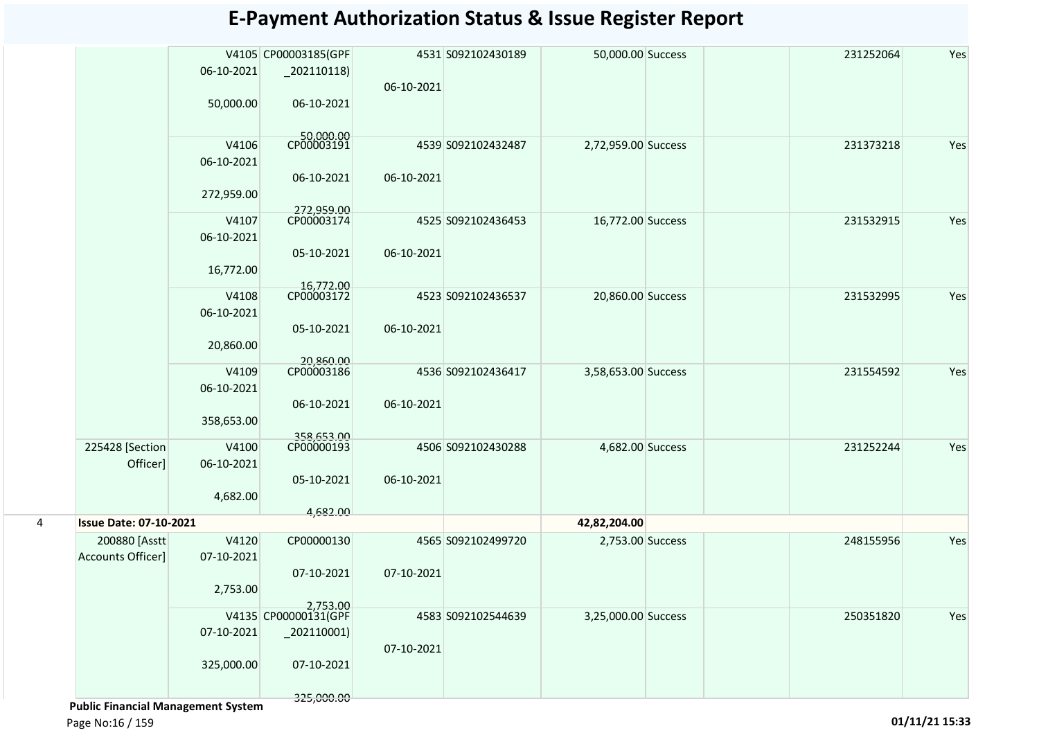# E-Payment Authorization Status & Issue Register Report

| | | | | | | | | | | | |
|---|---|---|---|---|---|---|---|---|---|---|---|
| | | V4105 06-10-2021 50,000.00 | CP00003185(GPF _202110118) 06-10-2021 50,000.00 | 4531 06-10-2021 | S092102430189 | 50,000.00 | Success | | | 231252064 | Yes |
| | | V4106 06-10-2021 272,959.00 | CP00003191 06-10-2021 272,959.00 | 4539 06-10-2021 | S092102432487 | 2,72,959.00 | Success | | | 231373218 | Yes |
| | | V4107 06-10-2021 16,772.00 | CP00003174 05-10-2021 16,772.00 | 4525 06-10-2021 | S092102436453 | 16,772.00 | Success | | | 231532915 | Yes |
| | | V4108 06-10-2021 20,860.00 | CP00003172 05-10-2021 20,860.00 | 4523 06-10-2021 | S092102436537 | 20,860.00 | Success | | | 231532995 | Yes |
| | | V4109 06-10-2021 358,653.00 | CP00003186 06-10-2021 358,653.00 | 4536 06-10-2021 | S092102436417 | 3,58,653.00 | Success | | | 231554592 | Yes |
| | 225428 [Section Officer] | V4100 06-10-2021 4,682.00 | CP00000193 05-10-2021 4,682.00 | 4506 06-10-2021 | S092102430288 | 4,682.00 | Success | | | 231252244 | Yes |
| 4 | **Issue Date: 07-10-2021** | | | | | **42,82,204.00** | | | | | |
| | 200880 [Asstt Accounts Officer] | V4120 07-10-2021 2,753.00 | CP00000130 07-10-2021 2,753.00 | 4565 07-10-2021 | S092102499720 | 2,753.00 | Success | | | 248155956 | Yes |
| | | V4135 07-10-2021 325,000.00 | CP00000131(GPF _202110001) 07-10-2021 325,000.00 | 4583 07-10-2021 | S092102544639 | 3,25,000.00 | Success | | | 250351820 | Yes |

**Public Financial Management System**

01/11/21 15:33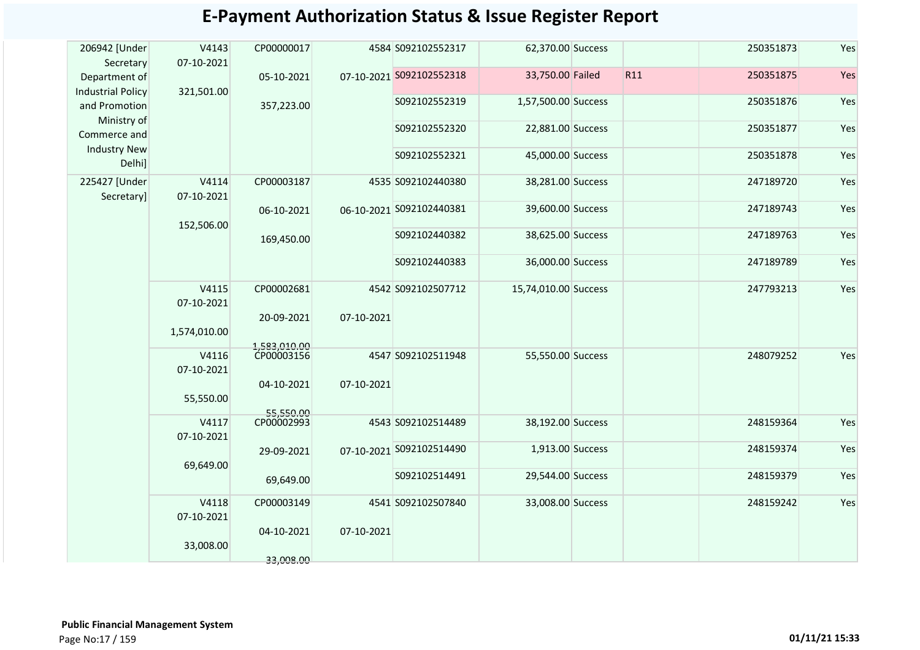# E-Payment Authorization Status & Issue Register Report

| | | | | | | | | | |
|---|---|---|---|---|---|---|---|---|---|
| 206942 [Under Secretary Department of Industrial Policy and Promotion Ministry of Commerce and Industry New Delhi] | V4143 07-10-2021 321,501.00 | CP00000017 05-10-2021 357,223.00 | 4584 07-10-2021 | S092102552317 | 62,370.00 | Success | | 250351873 | Yes |
| | | | | S092102552318 | 33,750.00 | Failed | R11 | 250351875 | Yes |
| | | | | S092102552319 | 1,57,500.00 | Success | | 250351876 | Yes |
| | | | | S092102552320 | 22,881.00 | Success | | 250351877 | Yes |
| | | | | S092102552321 | 45,000.00 | Success | | 250351878 | Yes |
| 225427 [Under Secretary] | V4114 07-10-2021 152,506.00 | CP00003187 06-10-2021 169,450.00 | 4535 06-10-2021 | S092102440380 | 38,281.00 | Success | | 247189720 | Yes |
| | | | | S092102440381 | 39,600.00 | Success | | 247189743 | Yes |
| | | | | S092102440382 | 38,625.00 | Success | | 247189763 | Yes |
| | | | | S092102440383 | 36,000.00 | Success | | 247189789 | Yes |
| | V4115 07-10-2021 1,574,010.00 | CP00002681 20-09-2021 1,583,010.00 | 4542 07-10-2021 | S092102507712 | 15,74,010.00 | Success | | 247793213 | Yes |
| | V4116 07-10-2021 55,550.00 | CP00003156 04-10-2021 55,550.00 | 4547 07-10-2021 | S092102511948 | 55,550.00 | Success | | 248079252 | Yes |
| | V4117 07-10-2021 69,649.00 | CP00002993 29-09-2021 69,649.00 | 4543 07-10-2021 | S092102514489 | 38,192.00 | Success | | 248159364 | Yes |
| | | | | S092102514490 | 1,913.00 | Success | | 248159374 | Yes |
| | | | | S092102514491 | 29,544.00 | Success | | 248159379 | Yes |
| | V4118 07-10-2021 33,008.00 | CP00003149 04-10-2021 33,008.00 | 4541 07-10-2021 | S092102507840 | 33,008.00 | Success | | 248159242 | Yes |

**Public Financial Management System**

01/11/21 15:33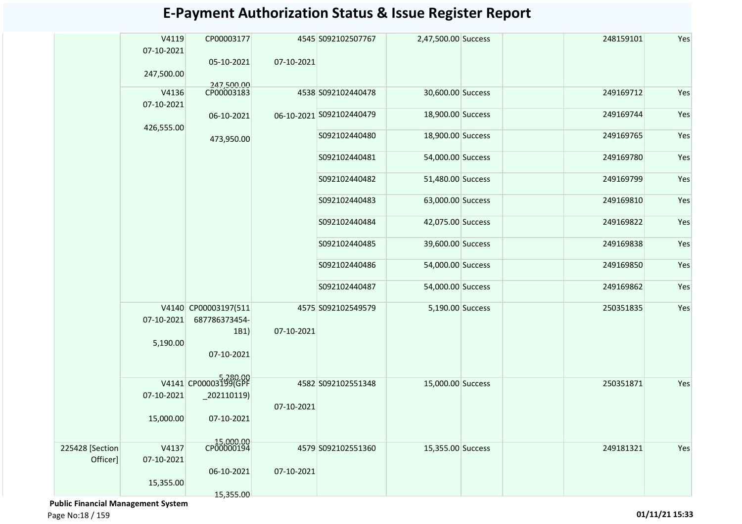# E-Payment Authorization Status & Issue Register Report

| | | | | | | | | | |
|---|---|---|---|---|---|---|---|---|---|
| | V4119<br>07-10-2021<br>247,500.00 | CP00003177<br>05-10-2021<br>247,500.00 | 4545<br>07-10-2021 | S092102507767 | 2,47,500.00 | Success | | 248159101 | Yes |
| | V4136<br>07-10-2021<br>426,555.00 | CP00003183<br>06-10-2021<br>473,950.00 | 4538<br>06-10-2021 | S092102440478 | 30,600.00 | Success | | 249169712 | Yes |
| | | | | S092102440479 | 18,900.00 | Success | | 249169744 | Yes |
| | | | | S092102440480 | 18,900.00 | Success | | 249169765 | Yes |
| | | | | S092102440481 | 54,000.00 | Success | | 249169780 | Yes |
| | | | | S092102440482 | 51,480.00 | Success | | 249169799 | Yes |
| | | | | S092102440483 | 63,000.00 | Success | | 249169810 | Yes |
| | | | | S092102440484 | 42,075.00 | Success | | 249169822 | Yes |
| | | | | S092102440485 | 39,600.00 | Success | | 249169838 | Yes |
| | | | | S092102440486 | 54,000.00 | Success | | 249169850 | Yes |
| | | | | S092102440487 | 54,000.00 | Success | | 249169862 | Yes |
| | V4140<br>07-10-2021<br>5,190.00 | CP00003197(511687786373454-1B1)<br>07-10-2021<br>5,280.00 | 4575<br>07-10-2021 | S092102549579 | 5,190.00 | Success | | 250351835 | Yes |
| | V4141<br>07-10-2021<br>15,000.00 | CP00003199(GPF_202110119)<br>07-10-2021<br>15,000.00 | 4582<br>07-10-2021 | S092102551348 | 15,000.00 | Success | | 250351871 | Yes |
| 225428 [Section Officer] | V4137<br>07-10-2021<br>15,355.00 | CP00000194<br>06-10-2021<br>15,355.00 | 4579<br>07-10-2021 | S092102551360 | 15,355.00 | Success | | 249181321 | Yes |

**Public Financial Management System**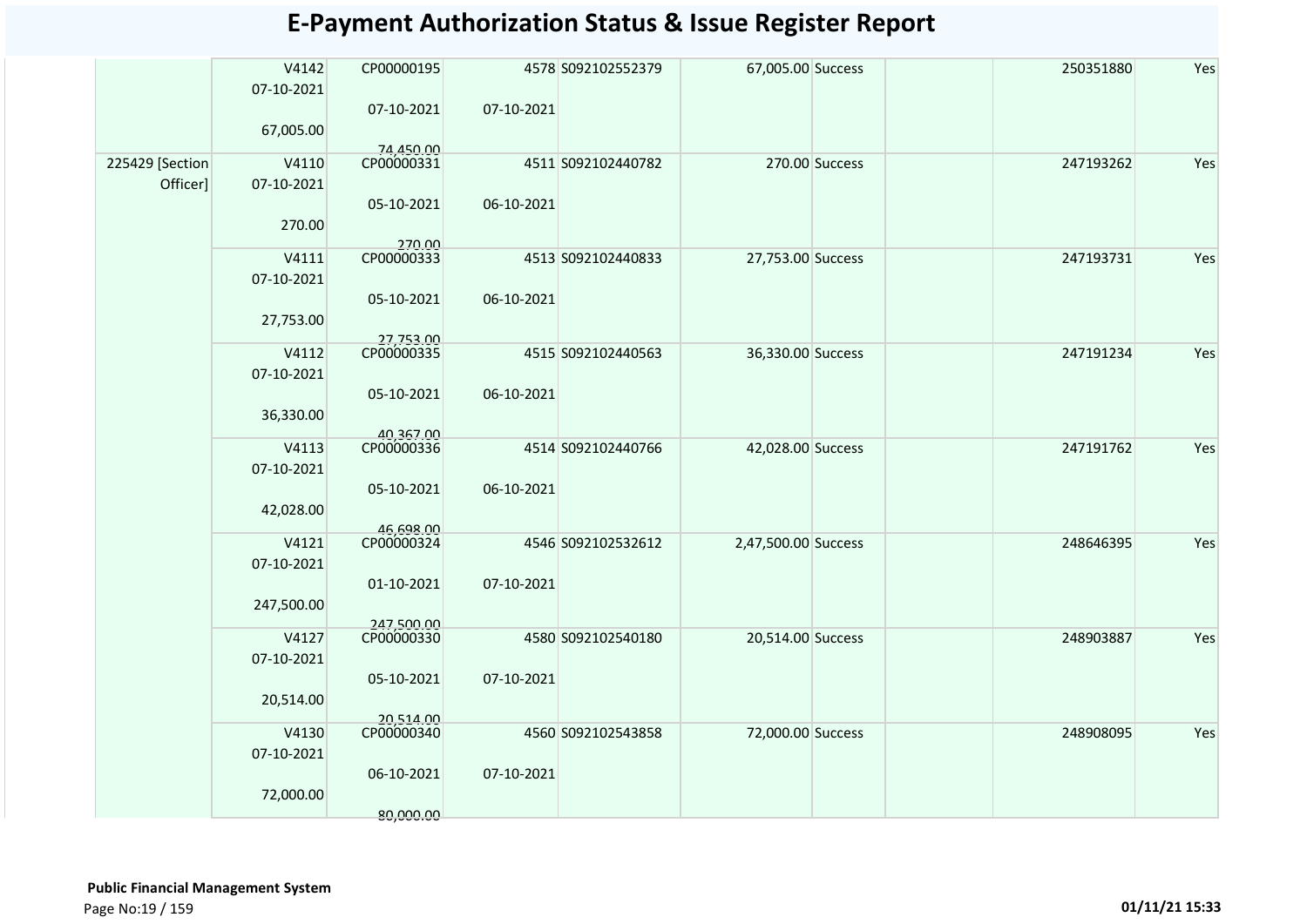# E-Payment Authorization Status & Issue Register Report

| | | | | | | | | | |
|---|---|---|---|---|---|---|---|---|---|
| | V4142<br>07-10-2021<br>67,005.00 | CP00000195<br>07-10-2021<br>74,450.00 | 4578<br>07-10-2021 | S092102552379 | 67,005.00 | Success | | 250351880 | Yes |
| 225429 [Section Officer] | V4110<br>07-10-2021<br>270.00 | CP00000331<br>05-10-2021<br>270.00 | 4511<br>06-10-2021 | S092102440782 | 270.00 | Success | | 247193262 | Yes |
| | V4111<br>07-10-2021<br>27,753.00 | CP00000333<br>05-10-2021<br>27,753.00 | 4513<br>06-10-2021 | S092102440833 | 27,753.00 | Success | | 247193731 | Yes |
| | V4112<br>07-10-2021<br>36,330.00 | CP00000335<br>05-10-2021<br>40,367.00 | 4515<br>06-10-2021 | S092102440563 | 36,330.00 | Success | | 247191234 | Yes |
| | V4113<br>07-10-2021<br>42,028.00 | CP00000336<br>05-10-2021<br>46,698.00 | 4514<br>06-10-2021 | S092102440766 | 42,028.00 | Success | | 247191762 | Yes |
| | V4121<br>07-10-2021<br>247,500.00 | CP00000324<br>01-10-2021<br>247,500.00 | 4546<br>07-10-2021 | S092102532612 | 2,47,500.00 | Success | | 248646395 | Yes |
| | V4127<br>07-10-2021<br>20,514.00 | CP00000330<br>05-10-2021<br>20,514.00 | 4580<br>07-10-2021 | S092102540180 | 20,514.00 | Success | | 248903887 | Yes |
| | V4130<br>07-10-2021<br>72,000.00 | CP00000340<br>06-10-2021<br>80,000.00 | 4560<br>07-10-2021 | S092102543858 | 72,000.00 | Success | | 248908095 | Yes |

**Public Financial Management System**

01/11/21 15:33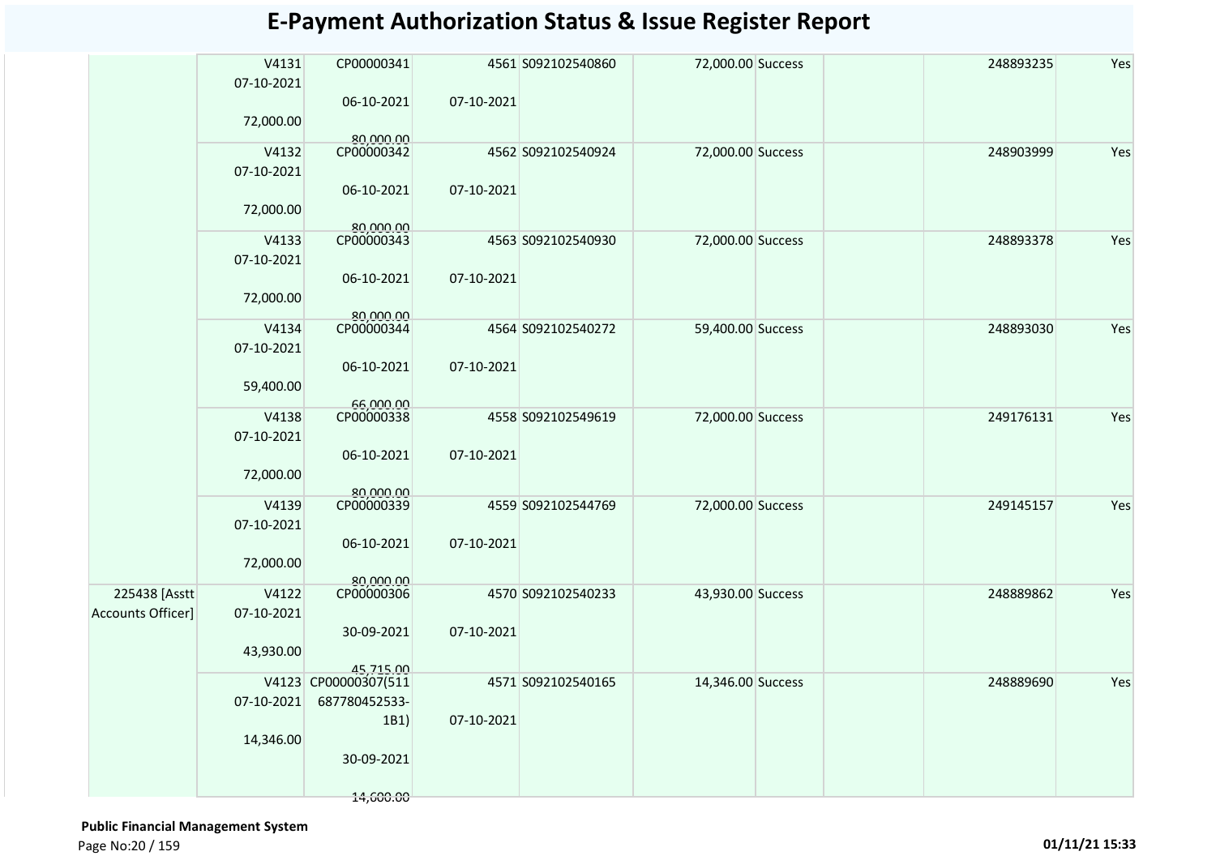# E-Payment Authorization Status & Issue Register Report

| | | | | | | | | | | |
|---|---|---|---|---|---|---|---|---|---|---|
| | V4131 07-10-2021 72,000.00 | CP00000341 06-10-2021 80,000.00 | 4561 07-10-2021 | S092102540860 | 72,000.00 | Success | | | 248893235 | Yes |
| | V4132 07-10-2021 72,000.00 | CP00000342 06-10-2021 80,000.00 | 4562 07-10-2021 | S092102540924 | 72,000.00 | Success | | | 248903999 | Yes |
| | V4133 07-10-2021 72,000.00 | CP00000343 06-10-2021 80,000.00 | 4563 07-10-2021 | S092102540930 | 72,000.00 | Success | | | 248893378 | Yes |
| | V4134 07-10-2021 59,400.00 | CP00000344 06-10-2021 66,000.00 | 4564 07-10-2021 | S092102540272 | 59,400.00 | Success | | | 248893030 | Yes |
| | V4138 07-10-2021 72,000.00 | CP00000338 06-10-2021 80,000.00 | 4558 07-10-2021 | S092102549619 | 72,000.00 | Success | | | 249176131 | Yes |
| | V4139 07-10-2021 72,000.00 | CP00000339 06-10-2021 80,000.00 | 4559 07-10-2021 | S092102544769 | 72,000.00 | Success | | | 249145157 | Yes |
| 225438 [Asstt Accounts Officer] | V4122 07-10-2021 43,930.00 | CP00000306 30-09-2021 45,715.00 | 4570 07-10-2021 | S092102540233 | 43,930.00 | Success | | | 248889862 | Yes |
| | V4123 07-10-2021 14,346.00 | CP00000307(511 687780452533-1B1) 30-09-2021 14,600.00 | 4571 07-10-2021 | S092102540165 | 14,346.00 | Success | | | 248889690 | Yes |

**Public Financial Management System**

**01/11/21 15:33**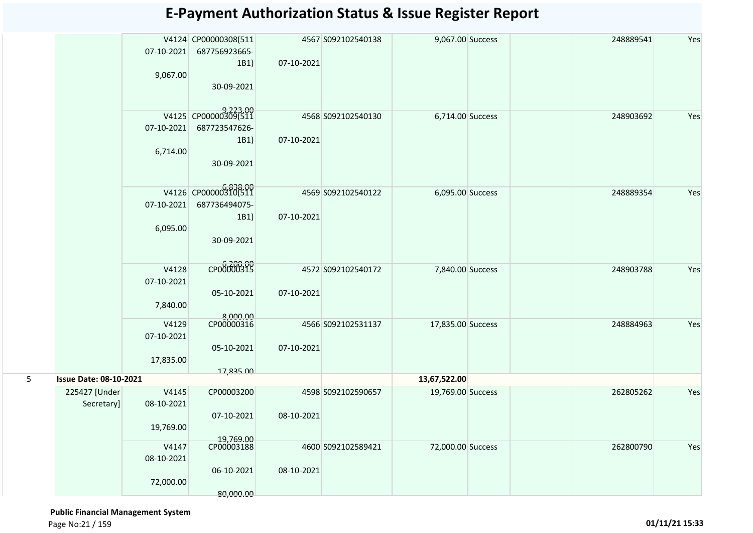# E-Payment Authorization Status & Issue Register Report

| | | | | | | | | | | | |
|---|---|---|---|---|---|---|---|---|---|---|---|
| | | V4124 07-10-2021 9,067.00 | CP00000308(511 687756923665-1B1) 30-09-2021 9,223.00 | 4567 07-10-2021 | S092102540138 | 9,067.00 | Success | | | 248889541 | Yes |
| | | V4125 07-10-2021 6,714.00 | CP00000309(511 687723547626-1B1) 30-09-2021 6,838.00 | 4568 07-10-2021 | S092102540130 | 6,714.00 | Success | | | 248903692 | Yes |
| | | V4126 07-10-2021 6,095.00 | CP00000310(511 687736494075-1B1) 30-09-2021 6,200.00 | 4569 07-10-2021 | S092102540122 | 6,095.00 | Success | | | 248889354 | Yes |
| | | V4128 07-10-2021 7,840.00 | CP00000315 05-10-2021 8,000.00 | 4572 07-10-2021 | S092102540172 | 7,840.00 | Success | | | 248903788 | Yes |
| | | V4129 07-10-2021 17,835.00 | CP00000316 05-10-2021 17,835.00 | 4566 07-10-2021 | S092102531137 | 17,835.00 | Success | | | 248884963 | Yes |
| 5 | **Issue Date: 08-10-2021** | | | | | **13,67,522.00** | | | | | |
| | 225427 [Under Secretary] | V4145 08-10-2021 19,769.00 | CP00003200 07-10-2021 19,769.00 | 4598 08-10-2021 | S092102590657 | 19,769.00 | Success | | | 262805262 | Yes |
| | | V4147 08-10-2021 72,000.00 | CP00003188 06-10-2021 80,000.00 | 4600 08-10-2021 | S092102589421 | 72,000.00 | Success | | | 262800790 | Yes |

**Public Financial Management System**

01/11/21 15:33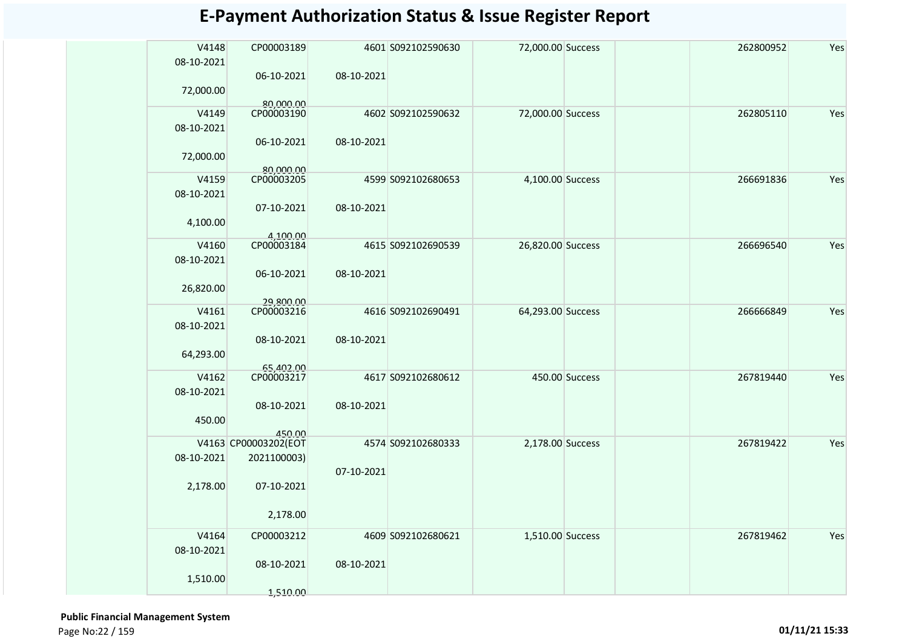# E-Payment Authorization Status & Issue Register Report

| | | | | | | | | | |
|---|---|---|---|---|---|---|---|---|---|
| | V4148<br>08-10-2021<br>72,000.00 | CP00003189<br>06-10-2021<br>80,000.00 | 4601<br>08-10-2021 | S092102590630 | 72,000.00 | Success | | 262800952 | Yes |
| | V4149<br>08-10-2021<br>72,000.00 | CP00003190<br>06-10-2021<br>80,000.00 | 4602<br>08-10-2021 | S092102590632 | 72,000.00 | Success | | 262805110 | Yes |
| | V4159<br>08-10-2021<br>4,100.00 | CP00003205<br>07-10-2021<br>4,100.00 | 4599<br>08-10-2021 | S092102680653 | 4,100.00 | Success | | 266691836 | Yes |
| | V4160<br>08-10-2021<br>26,820.00 | CP00003184<br>06-10-2021<br>29,800.00 | 4615<br>08-10-2021 | S092102690539 | 26,820.00 | Success | | 266696540 | Yes |
| | V4161<br>08-10-2021<br>64,293.00 | CP00003216<br>08-10-2021<br>65,402.00 | 4616<br>08-10-2021 | S092102690491 | 64,293.00 | Success | | 266666849 | Yes |
| | V4162<br>08-10-2021<br>450.00 | CP00003217<br>08-10-2021<br>450.00 | 4617<br>08-10-2021 | S092102680612 | 450.00 | Success | | 267819440 | Yes |
| | V4163<br>08-10-2021<br>2,178.00 | CP00003202(EOT 2021100003)<br>07-10-2021<br>2,178.00 | 4574<br>07-10-2021 | S092102680333 | 2,178.00 | Success | | 267819422 | Yes |
| | V4164<br>08-10-2021<br>1,510.00 | CP00003212<br>08-10-2021<br>1,510.00 | 4609<br>08-10-2021 | S092102680621 | 1,510.00 | Success | | 267819462 | Yes |

**Public Financial Management System**

01/11/21 15:33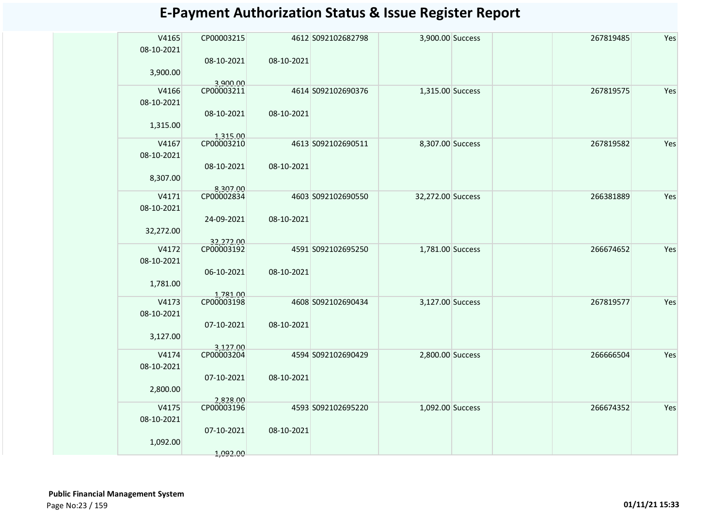# E-Payment Authorization Status & Issue Register Report

| | | | | | | | | | |
|---|---|---|---|---|---|---|---|---|---|
| | V4165 08-10-2021 3,900.00 | CP00003215 08-10-2021 3,900.00 | 4612 08-10-2021 | S092102682798 | 3,900.00 | Success | | 267819485 | Yes |
| | V4166 08-10-2021 1,315.00 | CP00003211 08-10-2021 1,315.00 | 4614 08-10-2021 | S092102690376 | 1,315.00 | Success | | 267819575 | Yes |
| | V4167 08-10-2021 8,307.00 | CP00003210 08-10-2021 8,307.00 | 4613 08-10-2021 | S092102690511 | 8,307.00 | Success | | 267819582 | Yes |
| | V4171 08-10-2021 32,272.00 | CP00002834 24-09-2021 32,272.00 | 4603 08-10-2021 | S092102690550 | 32,272.00 | Success | | 266381889 | Yes |
| | V4172 08-10-2021 1,781.00 | CP00003192 06-10-2021 1,781.00 | 4591 08-10-2021 | S092102695250 | 1,781.00 | Success | | 266674652 | Yes |
| | V4173 08-10-2021 3,127.00 | CP00003198 07-10-2021 3,127.00 | 4608 08-10-2021 | S092102690434 | 3,127.00 | Success | | 267819577 | Yes |
| | V4174 08-10-2021 2,800.00 | CP00003204 07-10-2021 2,828.00 | 4594 08-10-2021 | S092102690429 | 2,800.00 | Success | | 266666504 | Yes |
| | V4175 08-10-2021 1,092.00 | CP00003196 07-10-2021 1,092.00 | 4593 08-10-2021 | S092102695220 | 1,092.00 | Success | | 266674352 | Yes |

**Public Financial Management System**

01/11/21 15:33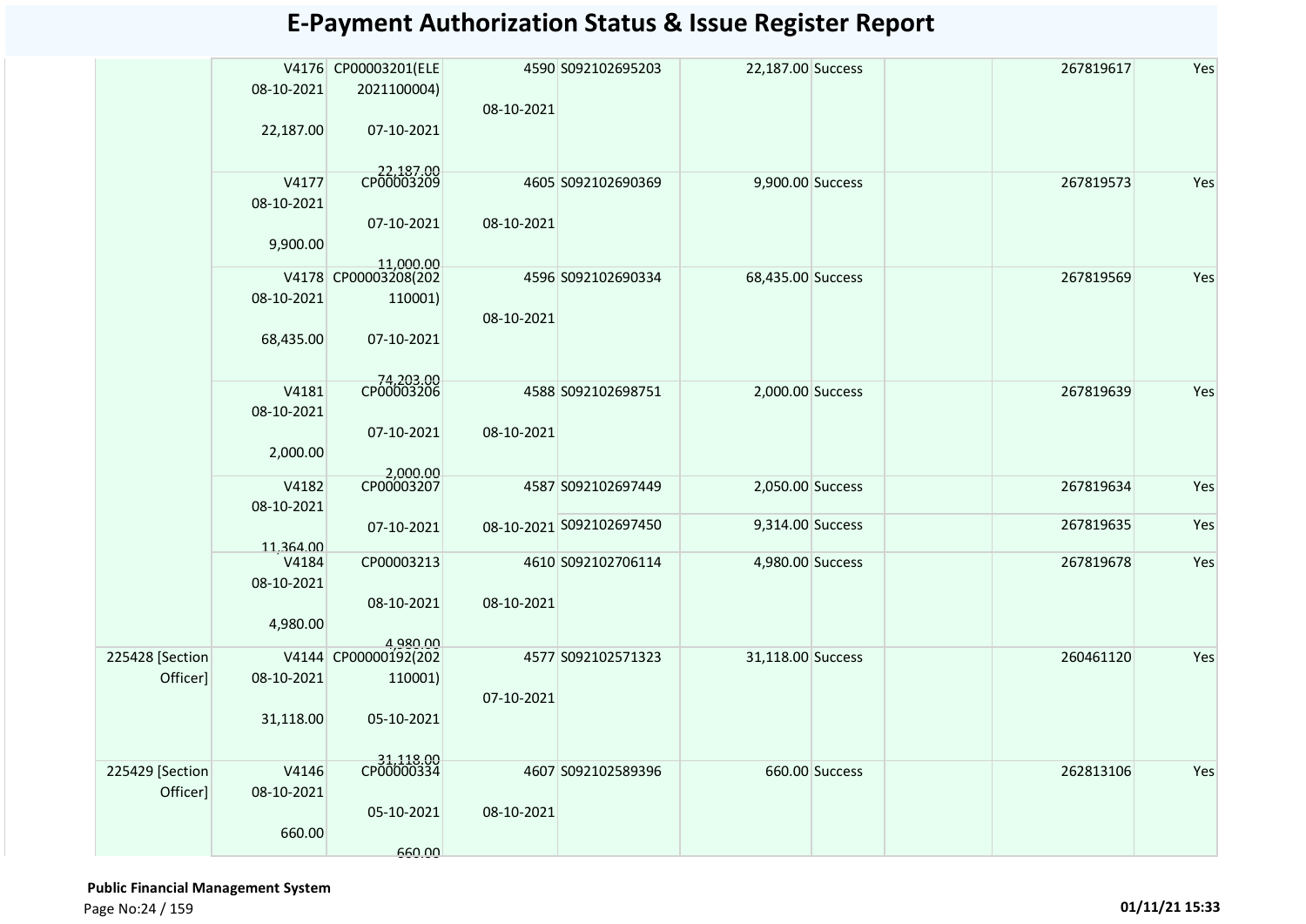# E-Payment Authorization Status & Issue Register Report

| | | | | | | | | | | |
|---|---|---|---|---|---|---|---|---|---|---|
| | V4176 08-10-2021 22,187.00 | CP00003201(ELE 2021100004) 07-10-2021 22,187.00 | 4590 08-10-2021 | S092102695203 | 22,187.00 | Success | | | 267819617 | Yes |
| | V4177 08-10-2021 9,900.00 | CP00003209 07-10-2021 11,000.00 | 4605 08-10-2021 | S092102690369 | 9,900.00 | Success | | | 267819573 | Yes |
| | V4178 08-10-2021 68,435.00 | CP00003208(202 110001) 07-10-2021 74,203.00 | 4596 08-10-2021 | S092102690334 | 68,435.00 | Success | | | 267819569 | Yes |
| | V4181 08-10-2021 2,000.00 | CP00003206 07-10-2021 2,000.00 | 4588 08-10-2021 | S092102698751 | 2,000.00 | Success | | | 267819639 | Yes |
| | V4182 08-10-2021 11,364.00 | CP00003207 07-10-2021 | 4587 08-10-2021 | S092102697449 | 2,050.00 | Success | | | 267819634 | Yes |
| | | | | S092102697450 | 9,314.00 | Success | | | 267819635 | Yes |
| | V4184 08-10-2021 4,980.00 | CP00003213 08-10-2021 4,980.00 | 4610 08-10-2021 | S092102706114 | 4,980.00 | Success | | | 267819678 | Yes |
| 225428 [Section Officer] | V4144 08-10-2021 31,118.00 | CP00000192(202 110001) 05-10-2021 31,118.00 | 4577 07-10-2021 | S092102571323 | 31,118.00 | Success | | | 260461120 | Yes |
| 225429 [Section Officer] | V4146 08-10-2021 660.00 | CP00000334 05-10-2021 660.00 | 4607 08-10-2021 | S092102589396 | 660.00 | Success | | | 262813106 | Yes |

**Public Financial Management System**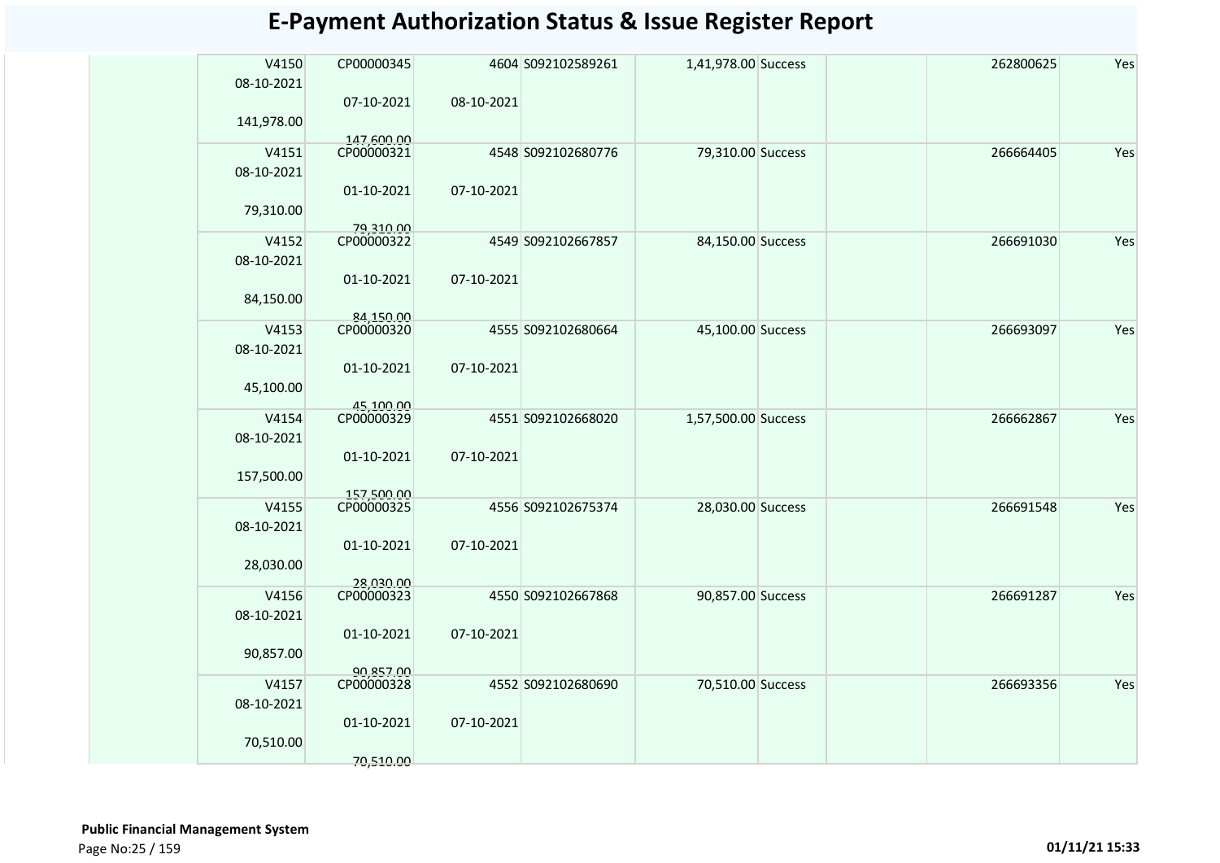# E-Payment Authorization Status & Issue Register Report

| | | | | | | | | | |
|---|---|---|---|---|---|---|---|---|---|
| | V4150 08-10-2021 141,978.00 | CP00000345 07-10-2021 147,600.00 | 4604 08-10-2021 | S092102589261 | 1,41,978.00 | Success | | 262800625 | Yes |
| | V4151 08-10-2021 79,310.00 | CP00000321 01-10-2021 79,310.00 | 4548 07-10-2021 | S092102680776 | 79,310.00 | Success | | 266664405 | Yes |
| | V4152 08-10-2021 84,150.00 | CP00000322 01-10-2021 84,150.00 | 4549 07-10-2021 | S092102667857 | 84,150.00 | Success | | 266691030 | Yes |
| | V4153 08-10-2021 45,100.00 | CP00000320 01-10-2021 45,100.00 | 4555 07-10-2021 | S092102680664 | 45,100.00 | Success | | 266693097 | Yes |
| | V4154 08-10-2021 157,500.00 | CP00000329 01-10-2021 157,500.00 | 4551 07-10-2021 | S092102668020 | 1,57,500.00 | Success | | 266662867 | Yes |
| | V4155 08-10-2021 28,030.00 | CP00000325 01-10-2021 28,030.00 | 4556 07-10-2021 | S092102675374 | 28,030.00 | Success | | 266691548 | Yes |
| | V4156 08-10-2021 90,857.00 | CP00000323 01-10-2021 90,857.00 | 4550 07-10-2021 | S092102667868 | 90,857.00 | Success | | 266691287 | Yes |
| | V4157 08-10-2021 70,510.00 | CP00000328 01-10-2021 70,510.00 | 4552 07-10-2021 | S092102680690 | 70,510.00 | Success | | 266693356 | Yes |

**Public Financial Management System**

01/11/21 15:33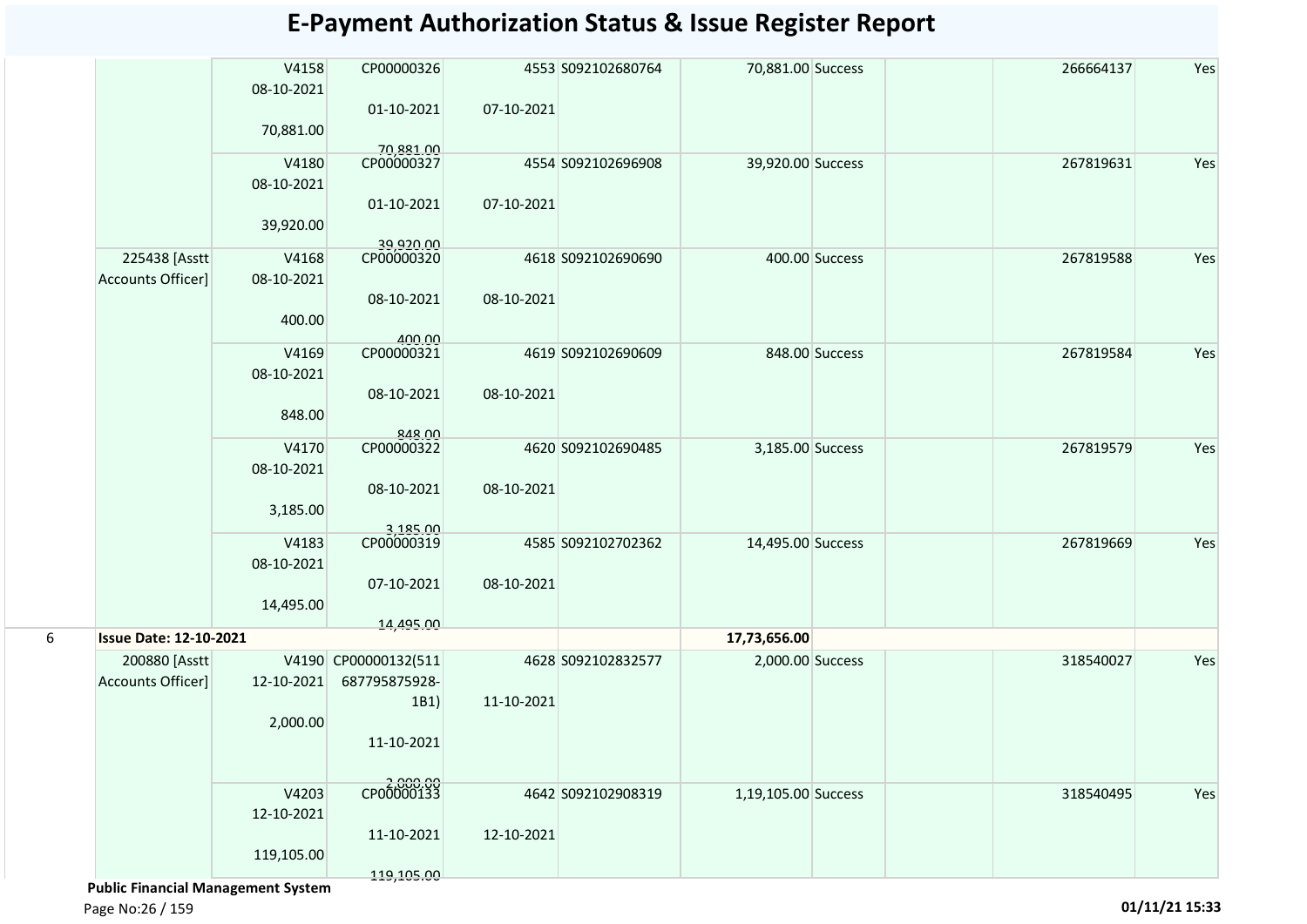# E-Payment Authorization Status & Issue Register Report

| | | | | | | | | | | |
|---|---|---|---|---|---|---|---|---|---|---|
| | | V4158<br>08-10-2021<br>70,881.00 | CP00000326<br>01-10-2021<br>70,881.00 | 4553<br>07-10-2021 | S092102680764 | 70,881.00 | Success | | 266664137 | Yes |
| | | V4180<br>08-10-2021<br>39,920.00 | CP00000327<br>01-10-2021<br>39,920.00 | 4554<br>07-10-2021 | S092102696908 | 39,920.00 | Success | | 267819631 | Yes |
| | 225438 [Asstt Accounts Officer] | V4168<br>08-10-2021<br>400.00 | CP00000320<br>08-10-2021<br>400.00 | 4618<br>08-10-2021 | S092102690690 | 400.00 | Success | | 267819588 | Yes |
| | | V4169<br>08-10-2021<br>848.00 | CP00000321<br>08-10-2021<br>848.00 | 4619<br>08-10-2021 | S092102690609 | 848.00 | Success | | 267819584 | Yes |
| | | V4170<br>08-10-2021<br>3,185.00 | CP00000322<br>08-10-2021<br>3,185.00 | 4620<br>08-10-2021 | S092102690485 | 3,185.00 | Success | | 267819579 | Yes |
| | | V4183<br>08-10-2021<br>14,495.00 | CP00000319<br>07-10-2021<br>14,495.00 | 4585<br>08-10-2021 | S092102702362 | 14,495.00 | Success | | 267819669 | Yes |
| 6 | **Issue Date: 12-10-2021** | | | | | **17,73,656.00** | | | | |
| | 200880 [Asstt Accounts Officer] | V4190<br>12-10-2021<br>2,000.00 | CP00000132(511 687795875928-1B1)<br>11-10-2021<br>2,000.00 | 4628<br>11-10-2021 | S092102832577 | 2,000.00 | Success | | 318540027 | Yes |
| | | V4203<br>12-10-2021<br>119,105.00 | CP00000133<br>11-10-2021<br>119,105.00 | 4642<br>12-10-2021 | S092102908319 | 1,19,105.00 | Success | | 318540495 | Yes |

**Public Financial Management System**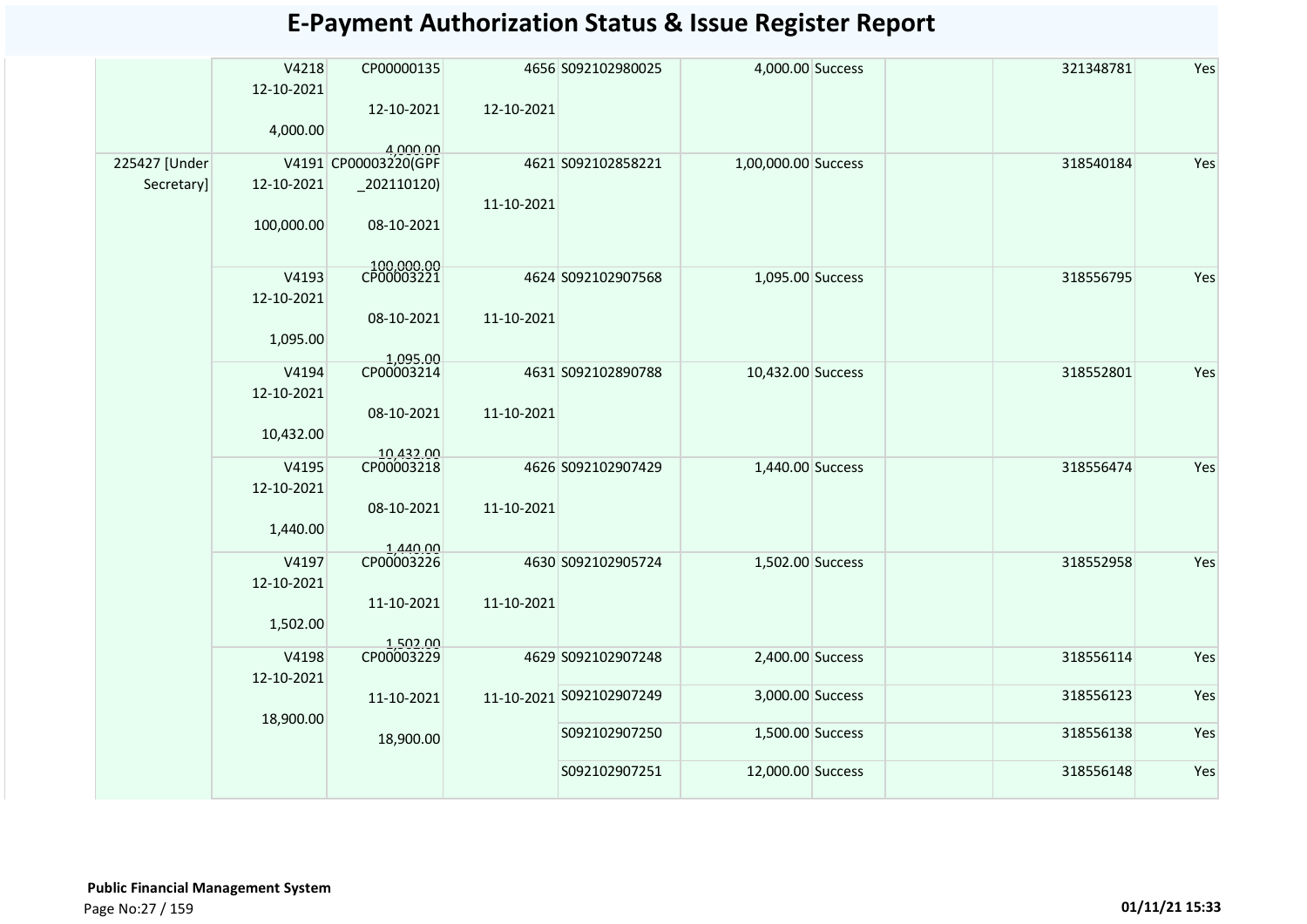# E-Payment Authorization Status & Issue Register Report

| | | | | | | | | | | |
|---|---|---|---|---|---|---|---|---|---|---|
| | V4218 12-10-2021 4,000.00 | CP00000135 12-10-2021 4,000.00 | 4656 12-10-2021 | S092102980025 | 4,000.00 | Success | | | 321348781 | Yes |
| 225427 [Under Secretary] | V4191 12-10-2021 100,000.00 | CP00003220(GPF _202110120) 08-10-2021 100,000.00 | 4621 11-10-2021 | S092102858221 | 1,00,000.00 | Success | | | 318540184 | Yes |
| | V4193 12-10-2021 1,095.00 | CP00003221 08-10-2021 1,095.00 | 4624 11-10-2021 | S092102907568 | 1,095.00 | Success | | | 318556795 | Yes |
| | V4194 12-10-2021 10,432.00 | CP00003214 08-10-2021 10,432.00 | 4631 11-10-2021 | S092102890788 | 10,432.00 | Success | | | 318552801 | Yes |
| | V4195 12-10-2021 1,440.00 | CP00003218 08-10-2021 1,440.00 | 4626 11-10-2021 | S092102907429 | 1,440.00 | Success | | | 318556474 | Yes |
| | V4197 12-10-2021 1,502.00 | CP00003226 11-10-2021 1,502.00 | 4630 11-10-2021 | S092102905724 | 1,502.00 | Success | | | 318552958 | Yes |
| | V4198 12-10-2021 18,900.00 | CP00003229 11-10-2021 18,900.00 | 4629 11-10-2021 | S092102907248 | 2,400.00 | Success | | | 318556114 | Yes |
| | | | | S092102907249 | 3,000.00 | Success | | | 318556123 | Yes |
| | | | | S092102907250 | 1,500.00 | Success | | | 318556138 | Yes |
| | | | | S092102907251 | 12,000.00 | Success | | | 318556148 | Yes |

**Public Financial Management System**

01/11/21 15:33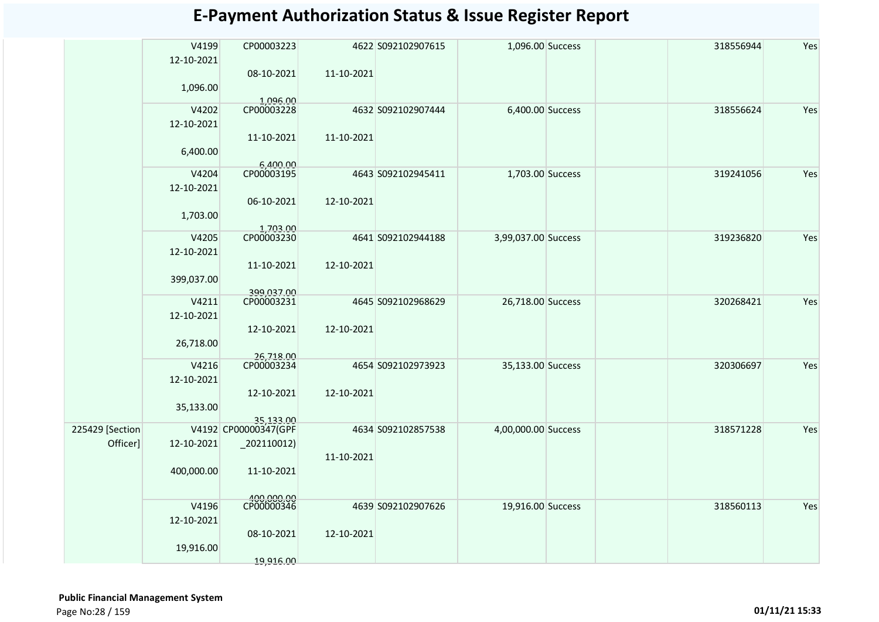# E-Payment Authorization Status & Issue Register Report

| | | | | | | | | | |
|---|---|---|---|---|---|---|---|---|---|
| | V4199 12-10-2021 1,096.00 | CP00003223 08-10-2021 1,096.00 | 4622 11-10-2021 | S092102907615 | 1,096.00 | Success | | 318556944 | Yes |
| | V4202 12-10-2021 6,400.00 | CP00003228 11-10-2021 6,400.00 | 4632 11-10-2021 | S092102907444 | 6,400.00 | Success | | 318556624 | Yes |
| | V4204 12-10-2021 1,703.00 | CP00003195 06-10-2021 1,703.00 | 4643 12-10-2021 | S092102945411 | 1,703.00 | Success | | 319241056 | Yes |
| | V4205 12-10-2021 399,037.00 | CP00003230 11-10-2021 399,037.00 | 4641 12-10-2021 | S092102944188 | 3,99,037.00 | Success | | 319236820 | Yes |
| | V4211 12-10-2021 26,718.00 | CP00003231 12-10-2021 26,718.00 | 4645 12-10-2021 | S092102968629 | 26,718.00 | Success | | 320268421 | Yes |
| | V4216 12-10-2021 35,133.00 | CP00003234 12-10-2021 35,133.00 | 4654 12-10-2021 | S092102973923 | 35,133.00 | Success | | 320306697 | Yes |
| 225429 [Section Officer] | V4192 12-10-2021 400,000.00 | CP00000347(GPF_202110012) 11-10-2021 400,000.00 | 4634 11-10-2021 | S092102857538 | 4,00,000.00 | Success | | 318571228 | Yes |
| | V4196 12-10-2021 19,916.00 | CP00000346 08-10-2021 19,916.00 | 4639 12-10-2021 | S092102907626 | 19,916.00 | Success | | 318560113 | Yes |

**Public Financial Management System**

01/11/21 15:33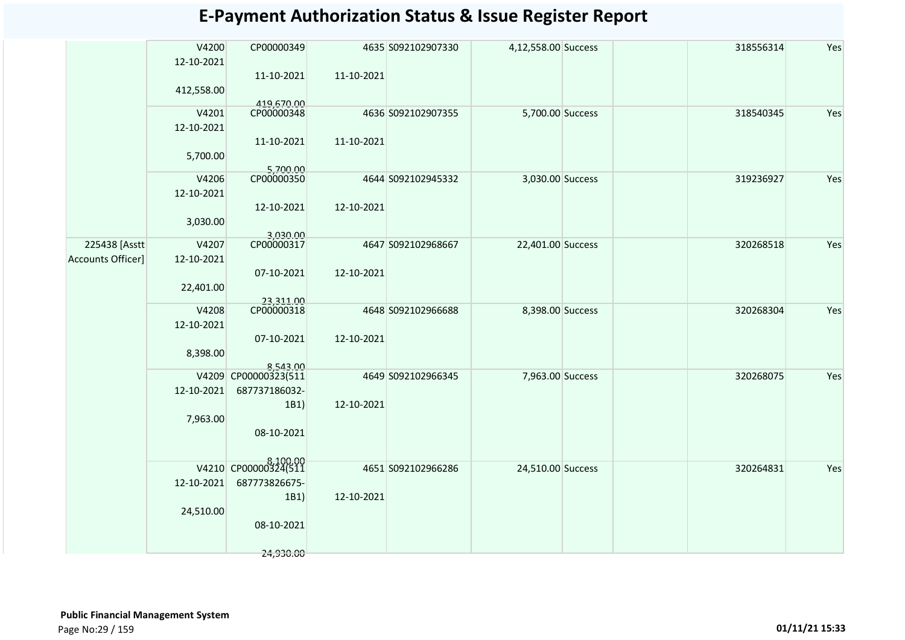# E-Payment Authorization Status & Issue Register Report

| | | | | | | | | | |
|---|---|---|---|---|---|---|---|---|---|
| | V4200 12-10-2021 412,558.00 | CP00000349 11-10-2021 419,670.00 | 4635 11-10-2021 | S092102907330 | 4,12,558.00 | Success | | 318556314 | Yes |
| | V4201 12-10-2021 5,700.00 | CP00000348 11-10-2021 5,700.00 | 4636 11-10-2021 | S092102907355 | 5,700.00 | Success | | 318540345 | Yes |
| | V4206 12-10-2021 3,030.00 | CP00000350 12-10-2021 3,030.00 | 4644 12-10-2021 | S092102945332 | 3,030.00 | Success | | 319236927 | Yes |
| 225438 [Asstt Accounts Officer] | V4207 12-10-2021 22,401.00 | CP00000317 07-10-2021 23,311.00 | 4647 12-10-2021 | S092102968667 | 22,401.00 | Success | | 320268518 | Yes |
| | V4208 12-10-2021 8,398.00 | CP00000318 07-10-2021 8,543.00 | 4648 12-10-2021 | S092102966688 | 8,398.00 | Success | | 320268304 | Yes |
| | V4209 12-10-2021 7,963.00 | CP00000323(511687737186032-1B1) 08-10-2021 8,100.00 | 4649 12-10-2021 | S092102966345 | 7,963.00 | Success | | 320268075 | Yes |
| | V4210 12-10-2021 24,510.00 | CP00000324(511687773826675-1B1) 08-10-2021 24,930.00 | 4651 12-10-2021 | S092102966286 | 24,510.00 | Success | | 320264831 | Yes |

**Public Financial Management System**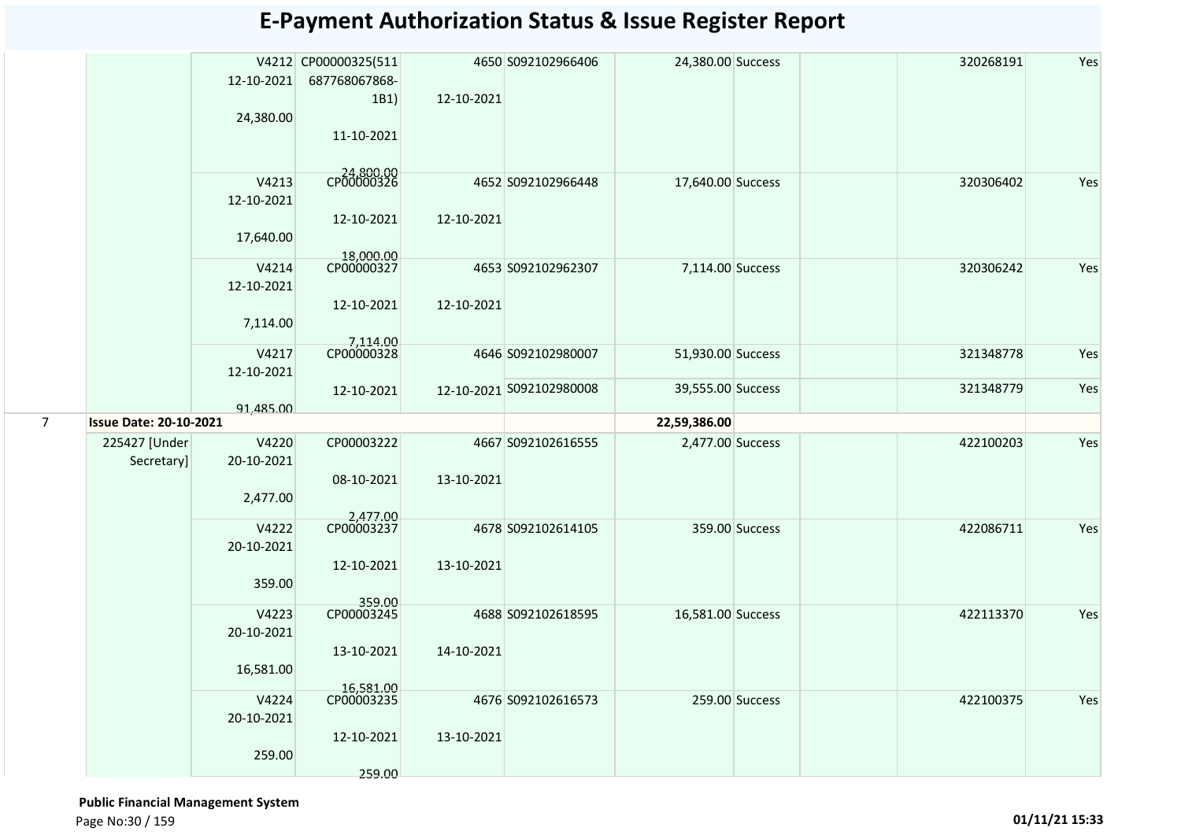# E-Payment Authorization Status & Issue Register Report

| | | | | | | | | | | | |
|---|---|---|---|---|---|---|---|---|---|---|---|
| | | V4212 12-10-2021 24,380.00 | CP00000325(511 687768067868-1B1) 11-10-2021 24,800.00 | 4650 12-10-2021 | S092102966406 | 24,380.00 | Success | | | 320268191 | Yes |
| | | V4213 12-10-2021 17,640.00 | CP00000326 12-10-2021 18,000.00 | 4652 12-10-2021 | S092102966448 | 17,640.00 | Success | | | 320306402 | Yes |
| | | V4214 12-10-2021 7,114.00 | CP00000327 12-10-2021 7,114.00 | 4653 12-10-2021 | S092102962307 | 7,114.00 | Success | | | 320306242 | Yes |
| | | V4217 12-10-2021 91,485.00 | CP00000328 12-10-2021 | 4646 12-10-2021 | S092102980007 | 51,930.00 | Success | | | 321348778 | Yes |
| | | | | | S092102980008 | 39,555.00 | Success | | | 321348779 | Yes |
| 7 | **Issue Date: 20-10-2021** | | | | | **22,59,386.00** | | | | | |
| | 225427 [Under Secretary] | V4220 20-10-2021 2,477.00 | CP00003222 08-10-2021 2,477.00 | 4667 13-10-2021 | S092102616555 | 2,477.00 | Success | | | 422100203 | Yes |
| | | V4222 20-10-2021 359.00 | CP00003237 12-10-2021 359.00 | 4678 13-10-2021 | S092102614105 | 359.00 | Success | | | 422086711 | Yes |
| | | V4223 20-10-2021 16,581.00 | CP00003245 13-10-2021 16,581.00 | 4688 14-10-2021 | S092102618595 | 16,581.00 | Success | | | 422113370 | Yes |
| | | V4224 20-10-2021 259.00 | CP00003235 12-10-2021 259.00 | 4676 13-10-2021 | S092102616573 | 259.00 | Success | | | 422100375 | Yes |

**Public Financial Management System**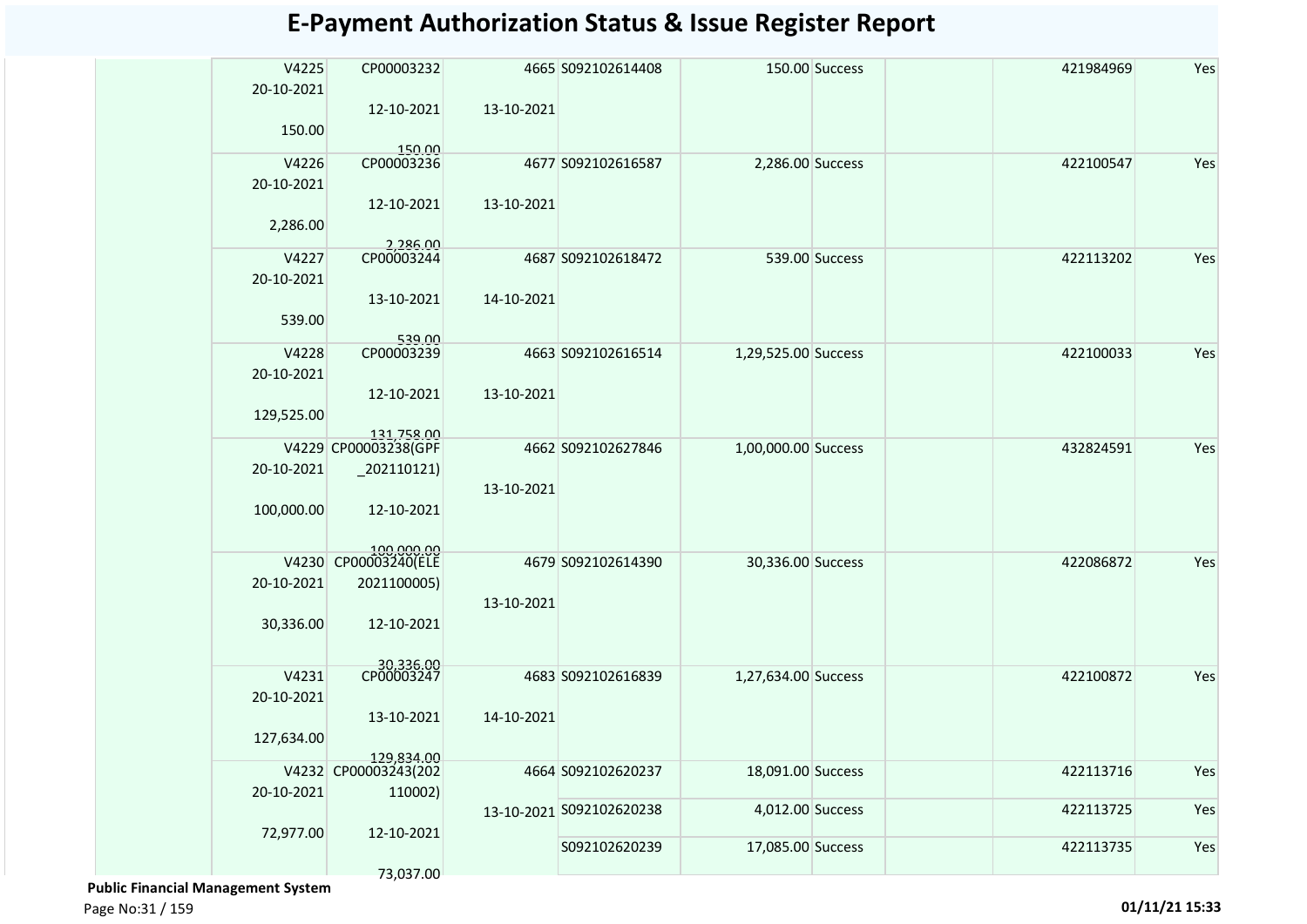# E-Payment Authorization Status & Issue Register Report

| | Voucher No / Date / Amount | Bill No / Date / Amount | Token No / Date | Sanction No | Amount | Status | | UTR No | |
|---|---|---|---|---|---|---|---|---|---|
| | V4225 20-10-2021 150.00 | CP00003232 12-10-2021 150.00 | 4665 13-10-2021 | S092102614408 | 150.00 | Success | | 421984969 | Yes |
| | V4226 20-10-2021 2,286.00 | CP00003236 12-10-2021 2,286.00 | 4677 13-10-2021 | S092102616587 | 2,286.00 | Success | | 422100547 | Yes |
| | V4227 20-10-2021 539.00 | CP00003244 13-10-2021 539.00 | 4687 14-10-2021 | S092102618472 | 539.00 | Success | | 422113202 | Yes |
| | V4228 20-10-2021 129,525.00 | CP00003239 12-10-2021 131,758.00 | 4663 13-10-2021 | S092102616514 | 1,29,525.00 | Success | | 422100033 | Yes |
| | V4229 20-10-2021 100,000.00 | CP00003238(GPF_202110121) 12-10-2021 100,000.00 | 4662 13-10-2021 | S092102627846 | 1,00,000.00 | Success | | 432824591 | Yes |
| | V4230 20-10-2021 30,336.00 | CP00003240(ELE2021100005) 12-10-2021 30,336.00 | 4679 13-10-2021 | S092102614390 | 30,336.00 | Success | | 422086872 | Yes |
| | V4231 20-10-2021 127,634.00 | CP00003247 13-10-2021 129,834.00 | 4683 14-10-2021 | S092102616839 | 1,27,634.00 | Success | | 422100872 | Yes |
| | V4232 20-10-2021 72,977.00 | CP00003243(202110002) 12-10-2021 73,037.00 | 4664 13-10-2021 | S092102620237 | 18,091.00 | Success | | 422113716 | Yes |
| | | | | S092102620238 | 4,012.00 | Success | | 422113725 | Yes |
| | | | | S092102620239 | 17,085.00 | Success | | 422113735 | Yes |

**Public Financial Management System**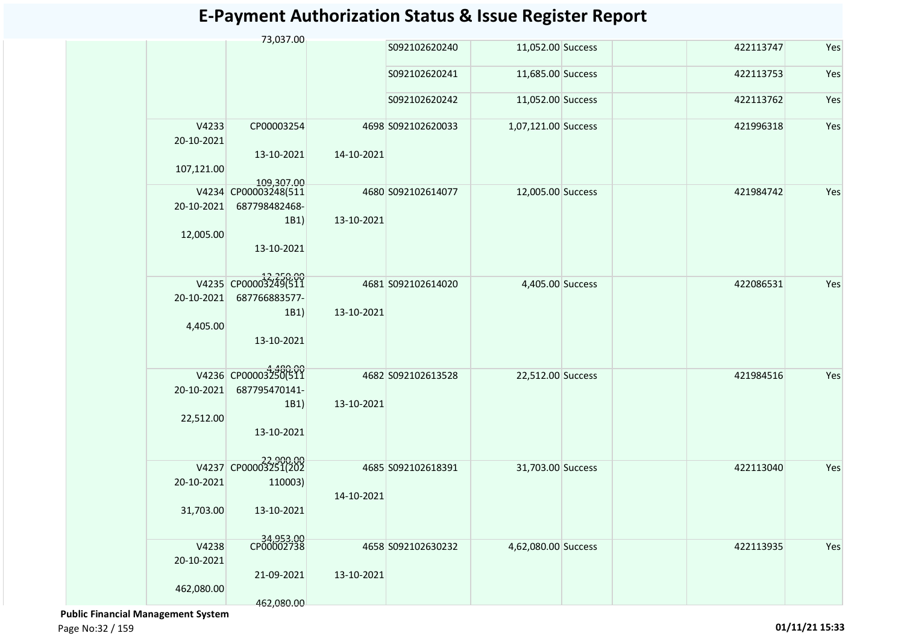# E-Payment Authorization Status & Issue Register Report

| | | | | | | | | | |
|---|---|---|---|---|---|---|---|---|---|
| | | 73,037.00 | | S092102620240 | 11,052.00 | Success | | 422113747 | Yes |
| | | | | S092102620241 | 11,685.00 | Success | | 422113753 | Yes |
| | | | | S092102620242 | 11,052.00 | Success | | 422113762 | Yes |
| | V4233 20-10-2021 107,121.00 | CP00003254 13-10-2021 109,307.00 | 4698 14-10-2021 | S092102620033 | 1,07,121.00 | Success | | 421996318 | Yes |
| | V4234 20-10-2021 12,005.00 | CP00003248(511687798482468-1B1) 13-10-2021 12,250.00 | 4680 13-10-2021 | S092102614077 | 12,005.00 | Success | | 421984742 | Yes |
| | V4235 20-10-2021 4,405.00 | CP00003249(511687766883577-1B1) 13-10-2021 4,480.00 | 4681 13-10-2021 | S092102614020 | 4,405.00 | Success | | 422086531 | Yes |
| | V4236 20-10-2021 22,512.00 | CP00003250(511687795470141-1B1) 13-10-2021 22,900.00 | 4682 13-10-2021 | S092102613528 | 22,512.00 | Success | | 421984516 | Yes |
| | V4237 20-10-2021 31,703.00 | CP00003251(202110003) 13-10-2021 34,953.00 | 4685 14-10-2021 | S092102618391 | 31,703.00 | Success | | 422113040 | Yes |
| | V4238 20-10-2021 462,080.00 | CP00002738 21-09-2021 462,080.00 | 4658 13-10-2021 | S092102630232 | 4,62,080.00 | Success | | 422113935 | Yes |

**Public Financial Management System**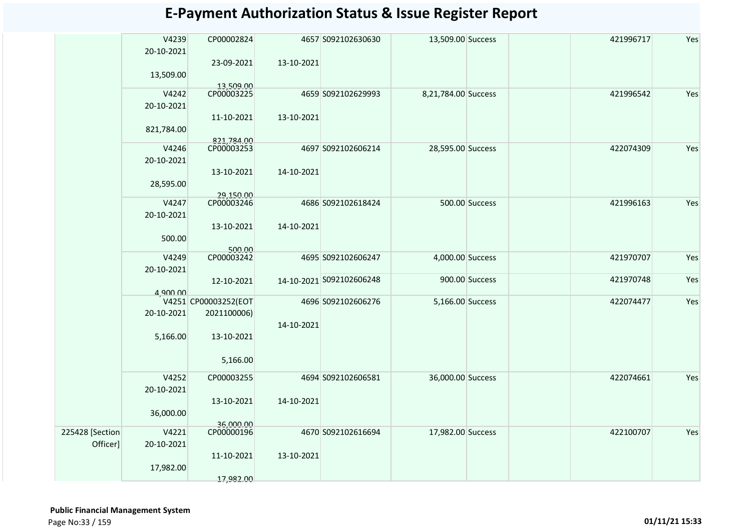# E-Payment Authorization Status & Issue Register Report

| | | | | | | | | | |
|---|---|---|---|---|---|---|---|---|---|
| | V4239 20-10-2021 13,509.00 | CP00002824 23-09-2021 13,509.00 | 4657 13-10-2021 | S092102630630 | 13,509.00 | Success | | 421996717 | Yes |
| | V4242 20-10-2021 821,784.00 | CP00003225 11-10-2021 821,784.00 | 4659 13-10-2021 | S092102629993 | 8,21,784.00 | Success | | 421996542 | Yes |
| | V4246 20-10-2021 28,595.00 | CP00003253 13-10-2021 29,150.00 | 4697 14-10-2021 | S092102606214 | 28,595.00 | Success | | 422074309 | Yes |
| | V4247 20-10-2021 500.00 | CP00003246 13-10-2021 500.00 | 4686 14-10-2021 | S092102618424 | 500.00 | Success | | 421996163 | Yes |
| | V4249 20-10-2021 4,900.00 | CP00003242 12-10-2021 | 4695 14-10-2021 | S092102606247 | 4,000.00 | Success | | 421970707 | Yes |
| | | | | S092102606248 | 900.00 | Success | | 421970748 | Yes |
| | V4251 20-10-2021 5,166.00 | CP00003252(EOT 2021100006) 13-10-2021 5,166.00 | 4696 14-10-2021 | S092102606276 | 5,166.00 | Success | | 422074477 | Yes |
| | V4252 20-10-2021 36,000.00 | CP00003255 13-10-2021 36,000.00 | 4694 14-10-2021 | S092102606581 | 36,000.00 | Success | | 422074661 | Yes |
| 225428 [Section Officer] | V4221 20-10-2021 17,982.00 | CP00000196 11-10-2021 17,982.00 | 4670 13-10-2021 | S092102616694 | 17,982.00 | Success | | 422100707 | Yes |

**Public Financial Management System**

01/11/21 15:33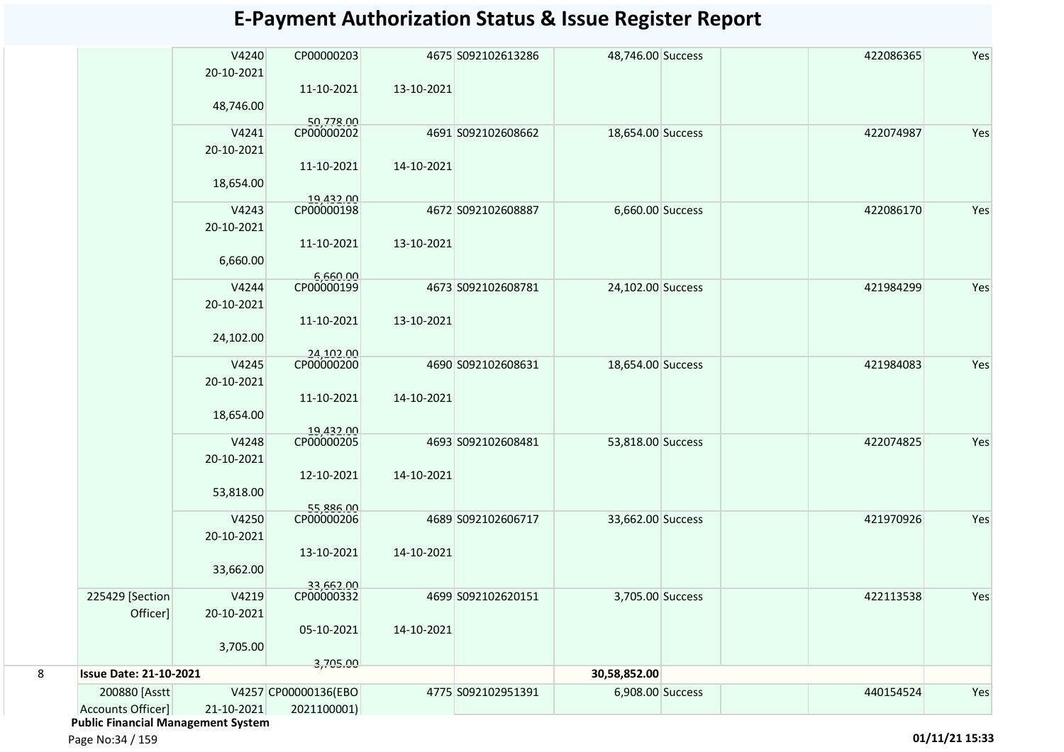# E-Payment Authorization Status & Issue Register Report

| | | | | | | | | | | |
|---|---|---|---|---|---|---|---|---|---|---|
| | | V4240 20-10-2021 48,746.00 | CP00000203 11-10-2021 50,778.00 | 4675 13-10-2021 | S092102613286 | 48,746.00 | Success | | 422086365 | Yes |
| | | V4241 20-10-2021 18,654.00 | CP00000202 11-10-2021 19,432.00 | 4691 14-10-2021 | S092102608662 | 18,654.00 | Success | | 422074987 | Yes |
| | | V4243 20-10-2021 6,660.00 | CP00000198 11-10-2021 6,660.00 | 4672 13-10-2021 | S092102608887 | 6,660.00 | Success | | 422086170 | Yes |
| | | V4244 20-10-2021 24,102.00 | CP00000199 11-10-2021 24,102.00 | 4673 13-10-2021 | S092102608781 | 24,102.00 | Success | | 421984299 | Yes |
| | | V4245 20-10-2021 18,654.00 | CP00000200 11-10-2021 19,432.00 | 4690 14-10-2021 | S092102608631 | 18,654.00 | Success | | 421984083 | Yes |
| | | V4248 20-10-2021 53,818.00 | CP00000205 12-10-2021 55,886.00 | 4693 14-10-2021 | S092102608481 | 53,818.00 | Success | | 422074825 | Yes |
| | | V4250 20-10-2021 33,662.00 | CP00000206 13-10-2021 33,662.00 | 4689 14-10-2021 | S092102606717 | 33,662.00 | Success | | 421970926 | Yes |
| | 225429 [Section Officer] | V4219 20-10-2021 3,705.00 | CP00000332 05-10-2021 3,705.00 | 4699 14-10-2021 | S092102620151 | 3,705.00 | Success | | 422113538 | Yes |
| 8 | **Issue Date: 21-10-2021** | | | | | **30,58,852.00** | | | | |
| | 200880 [Asstt Accounts Officer] | V4257 21-10-2021 | CP00000136(EBO 2021100001) | 4775 | S092102951391 | 6,908.00 | Success | | 440154524 | Yes |

**Public Financial Management System**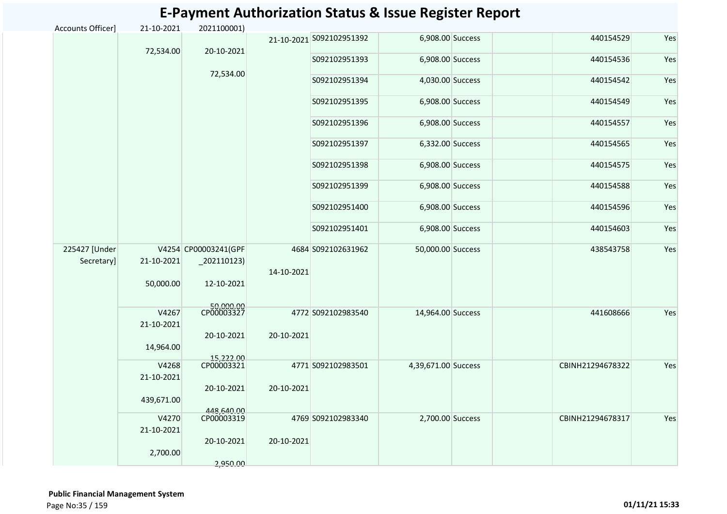# E-Payment Authorization Status & Issue Register Report

| | | | | | | | | | | |
|---|---|---|---|---|---|---|---|---|---|---|
| Accounts Officer] | 21-10-2021<br>72,534.00 | 2021100001)<br>20-10-2021<br>72,534.00 | 21-10-2021 | S092102951392 | 6,908.00 | Success | | | 440154529 | Yes |
| | | | | S092102951393 | 6,908.00 | Success | | | 440154536 | Yes |
| | | | | S092102951394 | 4,030.00 | Success | | | 440154542 | Yes |
| | | | | S092102951395 | 6,908.00 | Success | | | 440154549 | Yes |
| | | | | S092102951396 | 6,908.00 | Success | | | 440154557 | Yes |
| | | | | S092102951397 | 6,332.00 | Success | | | 440154565 | Yes |
| | | | | S092102951398 | 6,908.00 | Success | | | 440154575 | Yes |
| | | | | S092102951399 | 6,908.00 | Success | | | 440154588 | Yes |
| | | | | S092102951400 | 6,908.00 | Success | | | 440154596 | Yes |
| | | | | S092102951401 | 6,908.00 | Success | | | 440154603 | Yes |
| 225427 [Under Secretary] | V4254<br>21-10-2021<br>50,000.00 | CP00003241(GPF_202110123)<br>12-10-2021<br>50,000.00 | 4684<br>14-10-2021 | S092102631962 | 50,000.00 | Success | | | 438543758 | Yes |
| | V4267<br>21-10-2021<br>14,964.00 | CP00003327<br>20-10-2021<br>15,222.00 | 4772<br>20-10-2021 | S092102983540 | 14,964.00 | Success | | | 441608666 | Yes |
| | V4268<br>21-10-2021<br>439,671.00 | CP00003321<br>20-10-2021<br>448,640.00 | 4771<br>20-10-2021 | S092102983501 | 4,39,671.00 | Success | | | CBINH21294678322 | Yes |
| | V4270<br>21-10-2021<br>2,700.00 | CP00003319<br>20-10-2021<br>2,950.00 | 4769<br>20-10-2021 | S092102983340 | 2,700.00 | Success | | | CBINH21294678317 | Yes |

**Public Financial Management System**

01/11/21 15:33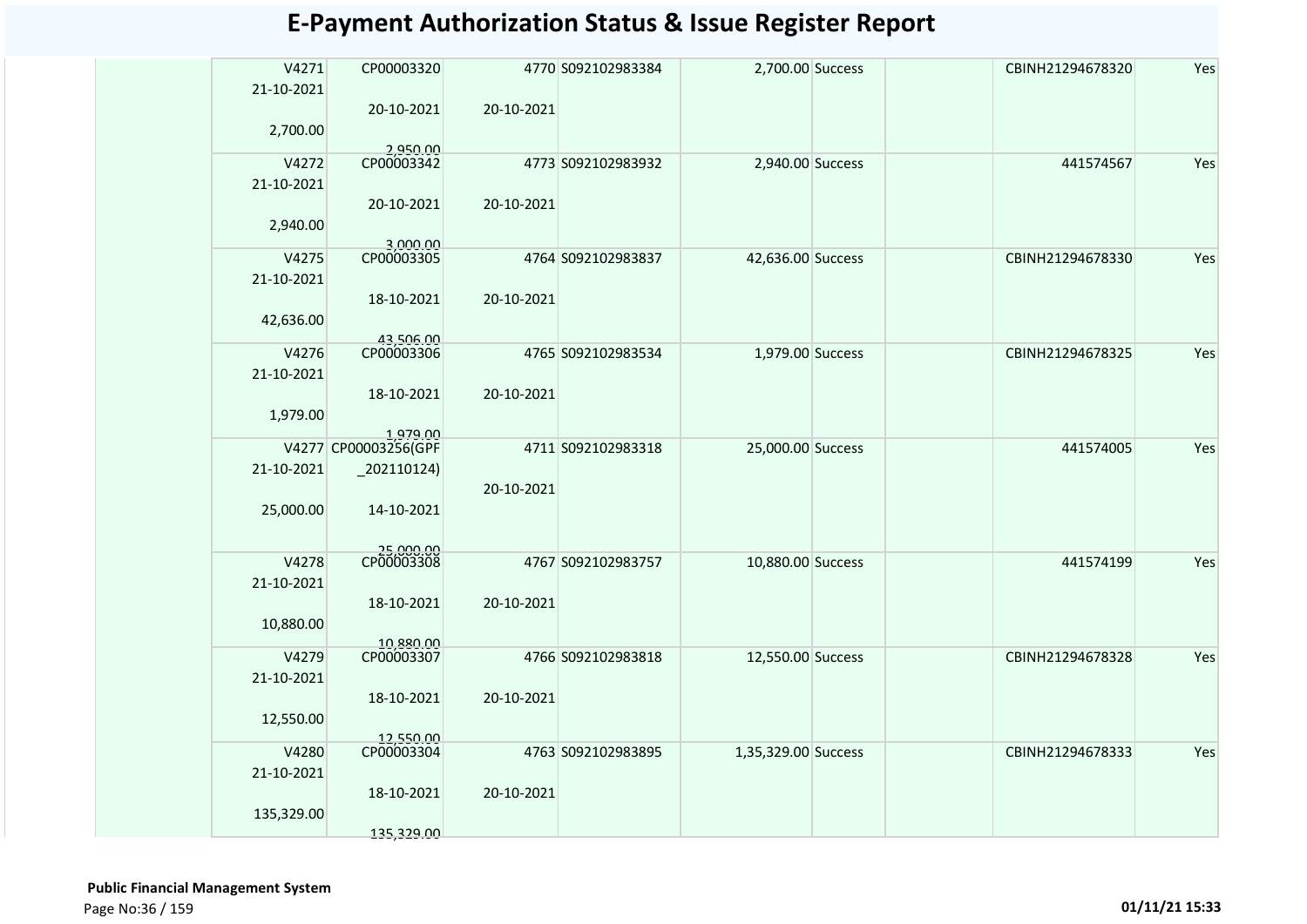# E-Payment Authorization Status & Issue Register Report

| | | | | | | | | |
|---|---|---|---|---|---|---|---|---|
| | V4271<br>21-10-2021<br>2,700.00 | CP00003320<br>20-10-2021<br>2,950.00 | 4770<br>20-10-2021 | S092102983384 | 2,700.00 | Success | | CBINH21294678320 | Yes |
| | V4272<br>21-10-2021<br>2,940.00 | CP00003342<br>20-10-2021<br>3,000.00 | 4773<br>20-10-2021 | S092102983932 | 2,940.00 | Success | | 441574567 | Yes |
| | V4275<br>21-10-2021<br>42,636.00 | CP00003305<br>18-10-2021<br>43,506.00 | 4764<br>20-10-2021 | S092102983837 | 42,636.00 | Success | | CBINH21294678330 | Yes |
| | V4276<br>21-10-2021<br>1,979.00 | CP00003306<br>18-10-2021<br>1,979.00 | 4765<br>20-10-2021 | S092102983534 | 1,979.00 | Success | | CBINH21294678325 | Yes |
| | V4277<br>21-10-2021<br>25,000.00 | CP00003256(GPF_202110124)<br>14-10-2021<br>25,000.00 | 4711<br>20-10-2021 | S092102983318 | 25,000.00 | Success | | 441574005 | Yes |
| | V4278<br>21-10-2021<br>10,880.00 | CP00003308<br>18-10-2021<br>10,880.00 | 4767<br>20-10-2021 | S092102983757 | 10,880.00 | Success | | 441574199 | Yes |
| | V4279<br>21-10-2021<br>12,550.00 | CP00003307<br>18-10-2021<br>12,550.00 | 4766<br>20-10-2021 | S092102983818 | 12,550.00 | Success | | CBINH21294678328 | Yes |
| | V4280<br>21-10-2021<br>135,329.00 | CP00003304<br>18-10-2021<br>135,329.00 | 4763<br>20-10-2021 | S092102983895 | 1,35,329.00 | Success | | CBINH21294678333 | Yes |

**Public Financial Management System**

**01/11/21 15:33**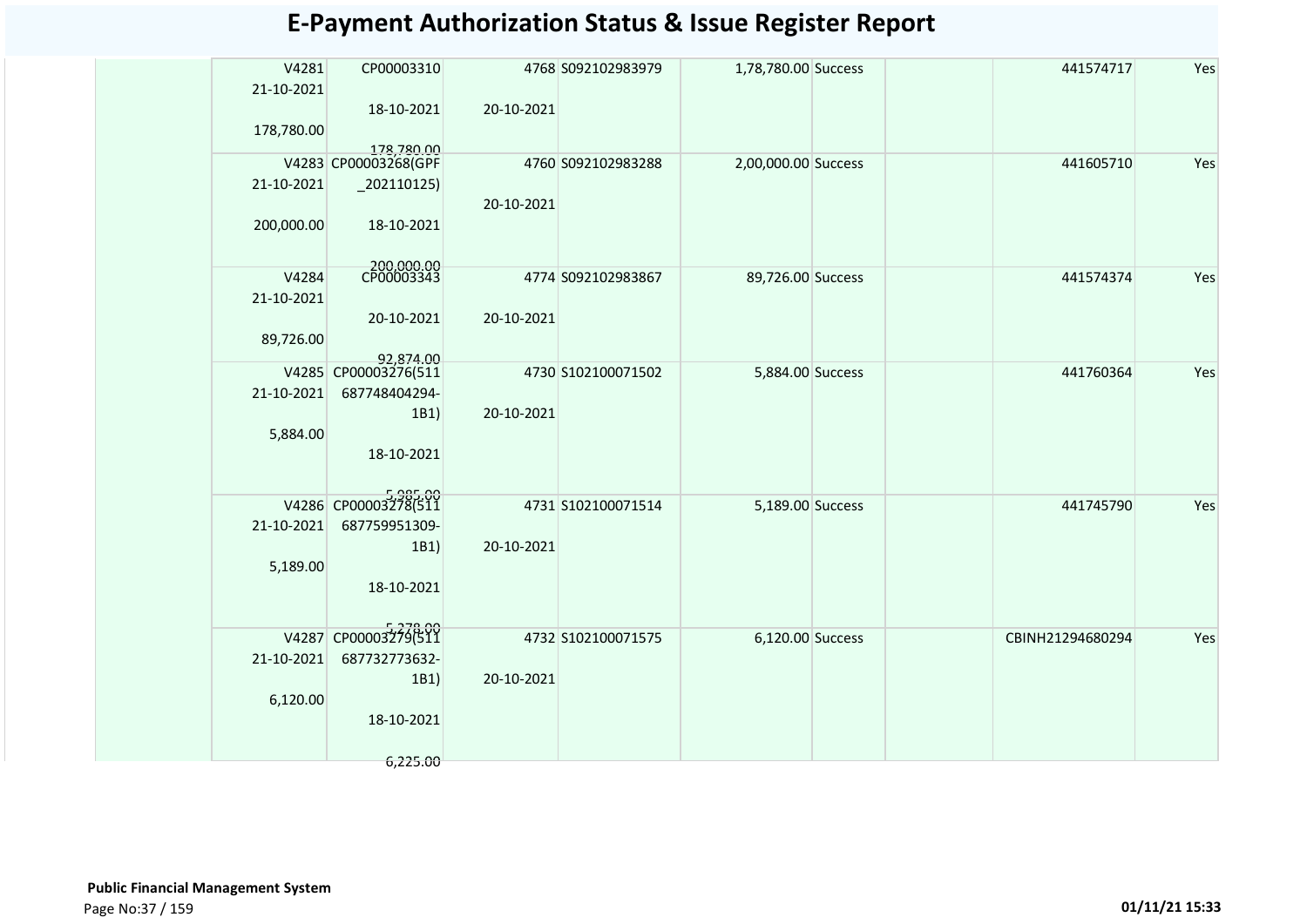# E-Payment Authorization Status & Issue Register Report

| | | | | | | | | | |
|---|---|---|---|---|---|---|---|---|---|
| | V4281 21-10-2021 178,780.00 | CP00003310 18-10-2021 178,780.00 | 4768 20-10-2021 | S092102983979 | 1,78,780.00 | Success | | 441574717 | Yes |
| | V4283 21-10-2021 200,000.00 | CP00003268(GPF _202110125) 18-10-2021 200,000.00 | 4760 20-10-2021 | S092102983288 | 2,00,000.00 | Success | | 441605710 | Yes |
| | V4284 21-10-2021 89,726.00 | CP00003343 20-10-2021 92,874.00 | 4774 20-10-2021 | S092102983867 | 89,726.00 | Success | | 441574374 | Yes |
| | V4285 21-10-2021 5,884.00 | CP00003276(511 687748404294-1B1) 18-10-2021 5,985.00 | 4730 20-10-2021 | S102100071502 | 5,884.00 | Success | | 441760364 | Yes |
| | V4286 21-10-2021 5,189.00 | CP00003278(511 687759951309-1B1) 18-10-2021 5,278.00 | 4731 20-10-2021 | S102100071514 | 5,189.00 | Success | | 441745790 | Yes |
| | V4287 21-10-2021 6,120.00 | CP00003279(511 687732773632-1B1) 18-10-2021 6,225.00 | 4732 20-10-2021 | S102100071575 | 6,120.00 | Success | | CBINH21294680294 | Yes |

**Public Financial Management System**

01/11/21 15:33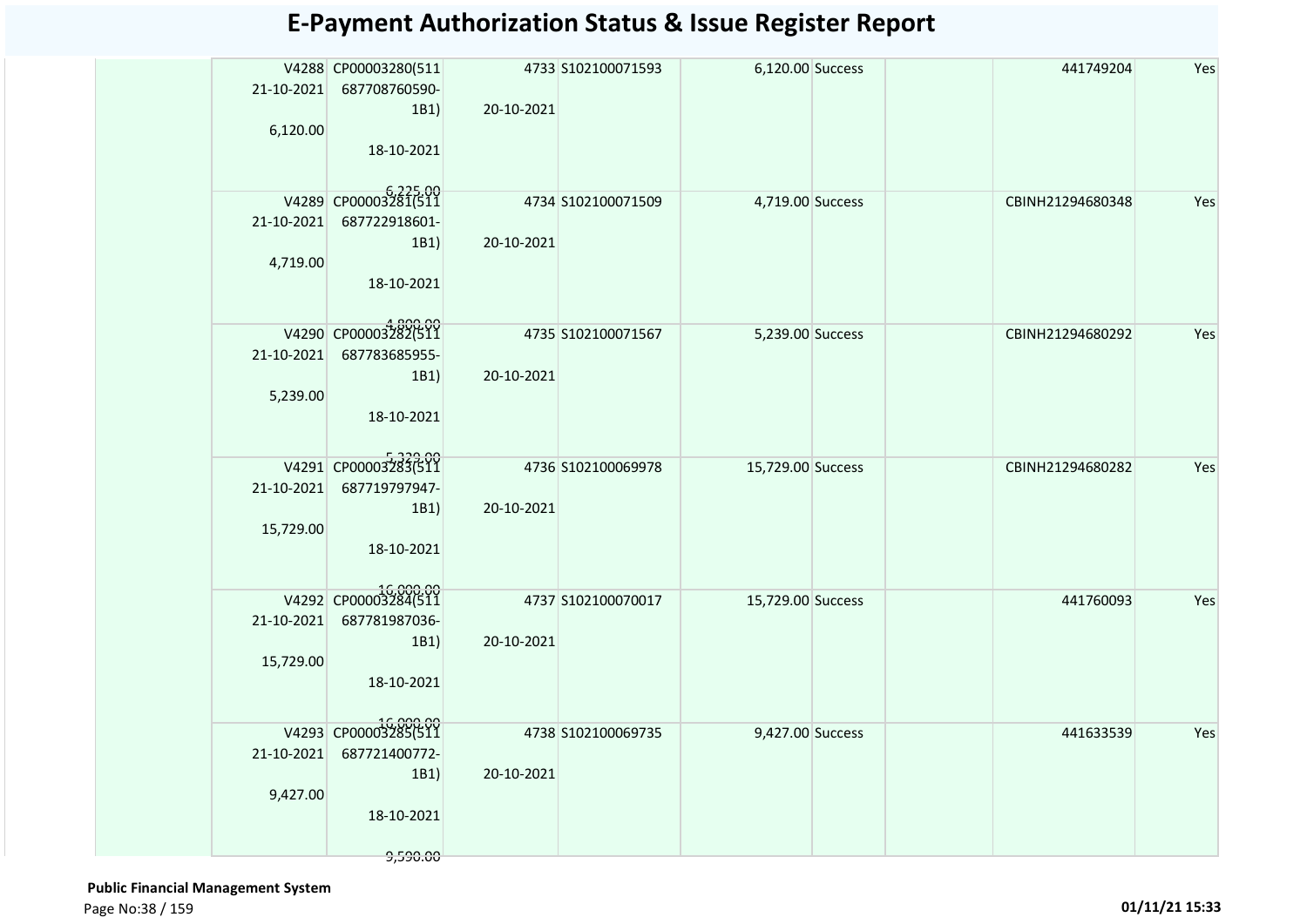# E-Payment Authorization Status & Issue Register Report

| | | | | | | | | | |
|---|---|---|---|---|---|---|---|---|---|
| | V4288 21-10-2021 6,120.00 | CP00003280(511 687708760590-1B1) 18-10-2021 6,225.00 | 4733 20-10-2021 | S102100071593 | 6,120.00 | Success | | 441749204 | Yes |
| | V4289 21-10-2021 4,719.00 | CP00003281(511 687722918601-1B1) 18-10-2021 4,800.00 | 4734 20-10-2021 | S102100071509 | 4,719.00 | Success | | CBINH21294680348 | Yes |
| | V4290 21-10-2021 5,239.00 | CP00003282(511 687783685955-1B1) 18-10-2021 5,329.00 | 4735 20-10-2021 | S102100071567 | 5,239.00 | Success | | CBINH21294680292 | Yes |
| | V4291 21-10-2021 15,729.00 | CP00003283(511 687719797947-1B1) 18-10-2021 16,000.00 | 4736 20-10-2021 | S102100069978 | 15,729.00 | Success | | CBINH21294680282 | Yes |
| | V4292 21-10-2021 15,729.00 | CP00003284(511 687781987036-1B1) 18-10-2021 16,000.00 | 4737 20-10-2021 | S102100070017 | 15,729.00 | Success | | 441760093 | Yes |
| | V4293 21-10-2021 9,427.00 | CP00003285(511 687721400772-1B1) 18-10-2021 9,590.00 | 4738 20-10-2021 | S102100069735 | 9,427.00 | Success | | 441633539 | Yes |

**Public Financial Management System**

01/11/21 15:33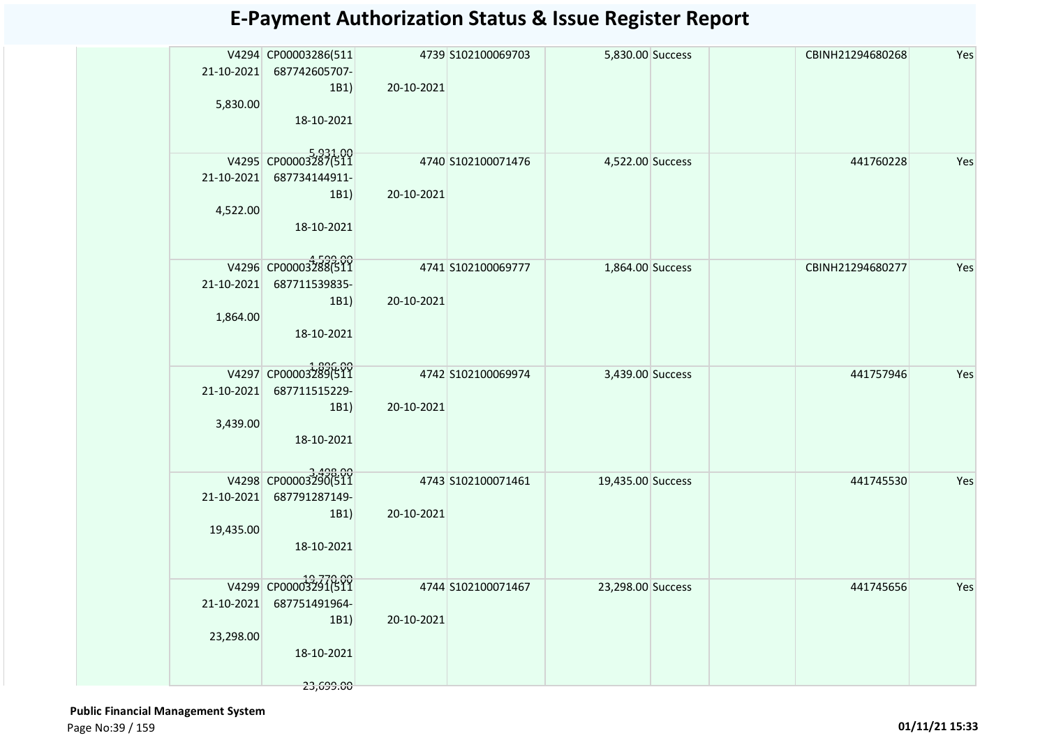# E-Payment Authorization Status & Issue Register Report

| | | | | | | | | | |
|---|---|---|---|---|---|---|---|---|---|
| | V4294 21-10-2021 5,830.00 | CP00003286(511 687742605707-1B1) 18-10-2021 5,931.00 | 4739 20-10-2021 | S102100069703 | 5,830.00 | Success | | CBINH21294680268 | Yes |
| | V4295 21-10-2021 4,522.00 | CP00003287(511 687734144911-1B1) 18-10-2021 4,599.00 | 4740 20-10-2021 | S102100071476 | 4,522.00 | Success | | 441760228 | Yes |
| | V4296 21-10-2021 1,864.00 | CP00003288(511 687711539835-1B1) 18-10-2021 1,896.00 | 4741 20-10-2021 | S102100069777 | 1,864.00 | Success | | CBINH21294680277 | Yes |
| | V4297 21-10-2021 3,439.00 | CP00003289(511 687711515229-1B1) 18-10-2021 3,498.00 | 4742 20-10-2021 | S102100069974 | 3,439.00 | Success | | 441757946 | Yes |
| | V4298 21-10-2021 19,435.00 | CP00003290(511 687791287149-1B1) 18-10-2021 19,770.00 | 4743 20-10-2021 | S102100071461 | 19,435.00 | Success | | 441745530 | Yes |
| | V4299 21-10-2021 23,298.00 | CP00003291(511 687751491964-1B1) 18-10-2021 23,699.00 | 4744 20-10-2021 | S102100071467 | 23,298.00 | Success | | 441745656 | Yes |

**Public Financial Management System**

01/11/21 15:33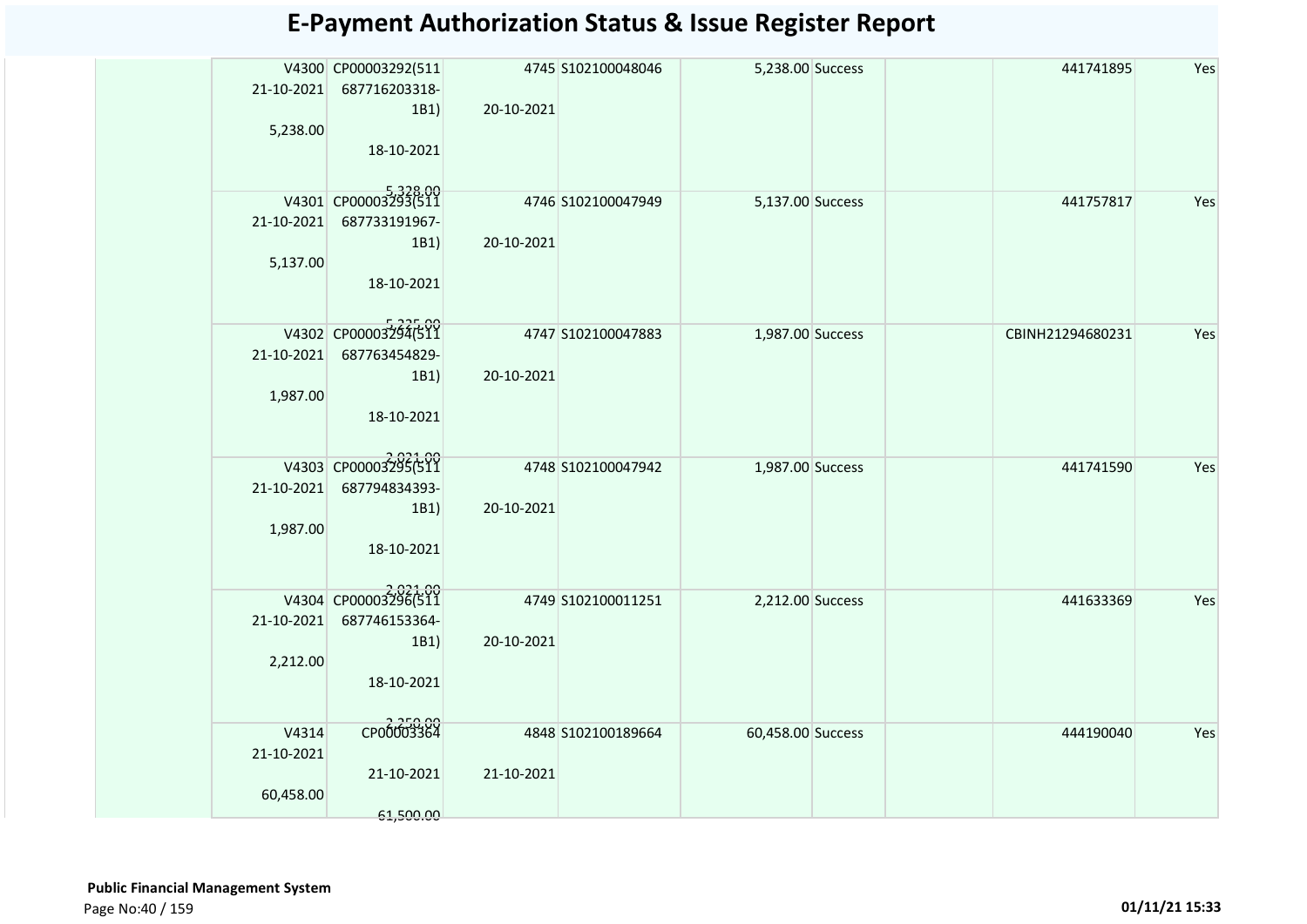# E-Payment Authorization Status & Issue Register Report

| | | | | | | | | | |
|---|---|---|---|---|---|---|---|---|---|
| | V4300 21-10-2021 5,238.00 | CP00003292(511 687716203318-1B1) 18-10-2021 5,328.00 | 4745 20-10-2021 | S102100048046 | 5,238.00 | Success | | 441741895 | Yes |
| | V4301 21-10-2021 5,137.00 | CP00003293(511 687733191967-1B1) 18-10-2021 5,225.00 | 4746 20-10-2021 | S102100047949 | 5,137.00 | Success | | 441757817 | Yes |
| | V4302 21-10-2021 1,987.00 | CP00003294(511 687763454829-1B1) 18-10-2021 2,021.00 | 4747 20-10-2021 | S102100047883 | 1,987.00 | Success | | CBINH21294680231 | Yes |
| | V4303 21-10-2021 1,987.00 | CP00003295(511 687794834393-1B1) 18-10-2021 2,021.00 | 4748 20-10-2021 | S102100047942 | 1,987.00 | Success | | 441741590 | Yes |
| | V4304 21-10-2021 2,212.00 | CP00003296(511 687746153364-1B1) 18-10-2021 2,250.00 | 4749 20-10-2021 | S102100011251 | 2,212.00 | Success | | 441633369 | Yes |
| | V4314 21-10-2021 60,458.00 | CP00003364 21-10-2021 61,500.00 | 4848 21-10-2021 | S102100189664 | 60,458.00 | Success | | 444190040 | Yes |

**Public Financial Management System**

01/11/21 15:33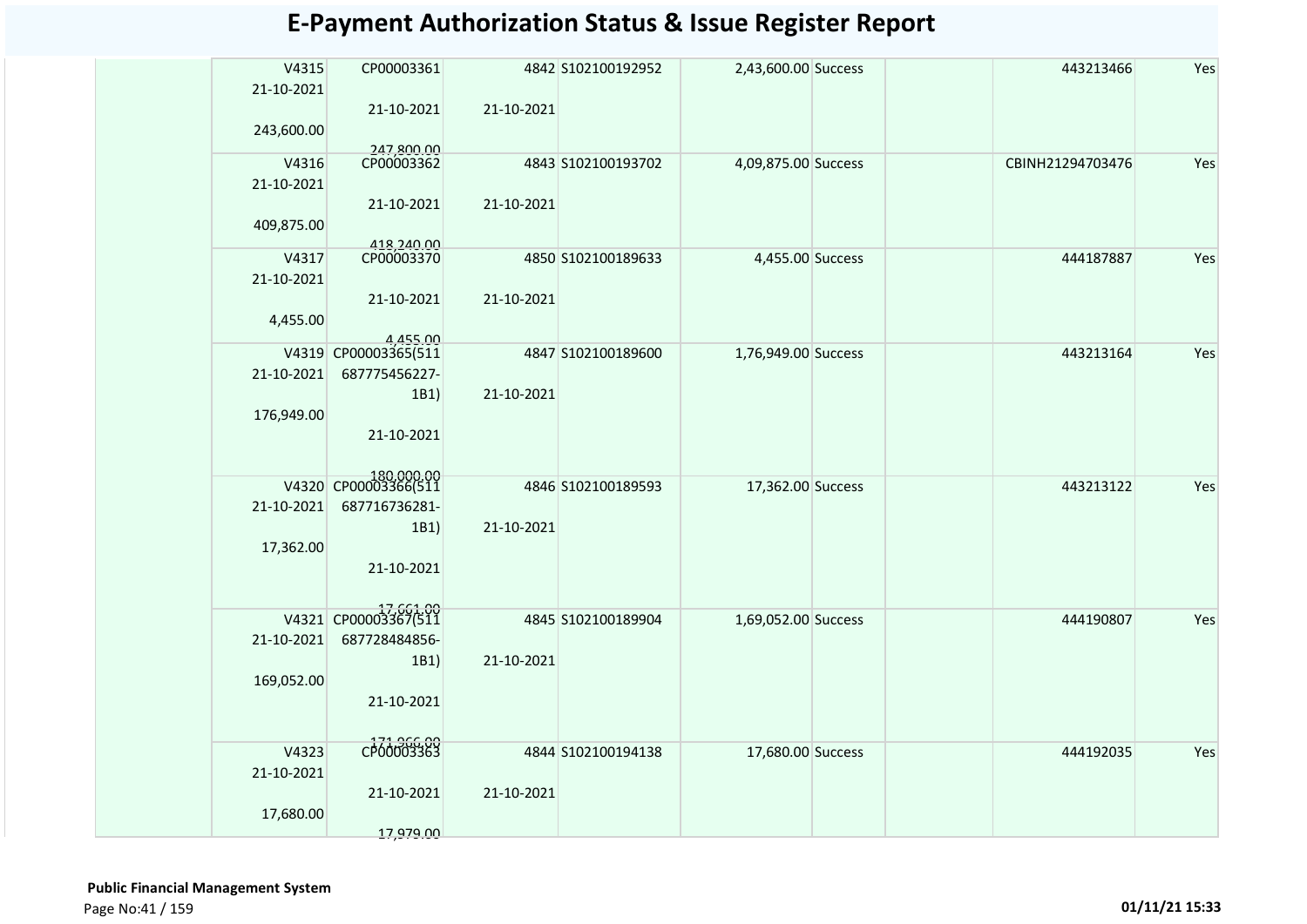# E-Payment Authorization Status & Issue Register Report

| | | | | | | | | | | |
|---|---|---|---|---|---|---|---|---|---|---|
| | V4315 21-10-2021 243,600.00 | CP00003361 21-10-2021 247,800.00 | 4842 21-10-2021 | S102100192952 | 2,43,600.00 | Success | | | 443213466 | Yes |
| | V4316 21-10-2021 409,875.00 | CP00003362 21-10-2021 418,240.00 | 4843 21-10-2021 | S102100193702 | 4,09,875.00 | Success | | | CBINH21294703476 | Yes |
| | V4317 21-10-2021 4,455.00 | CP00003370 21-10-2021 4,455.00 | 4850 21-10-2021 | S102100189633 | 4,455.00 | Success | | | 444187887 | Yes |
| | V4319 21-10-2021 176,949.00 | CP00003365(511 687775456227-1B1) 21-10-2021 180,000.00 | 4847 21-10-2021 | S102100189600 | 1,76,949.00 | Success | | | 443213164 | Yes |
| | V4320 21-10-2021 17,362.00 | CP00003366(511 687716736281-1B1) 21-10-2021 17,661.00 | 4846 21-10-2021 | S102100189593 | 17,362.00 | Success | | | 443213122 | Yes |
| | V4321 21-10-2021 169,052.00 | CP00003367(511 687728484856-1B1) 21-10-2021 171,966.00 | 4845 21-10-2021 | S102100189904 | 1,69,052.00 | Success | | | 444190807 | Yes |
| | V4323 21-10-2021 17,680.00 | CP00003363 21-10-2021 17,979.00 | 4844 21-10-2021 | S102100194138 | 17,680.00 | Success | | | 444192035 | Yes |

**Public Financial Management System**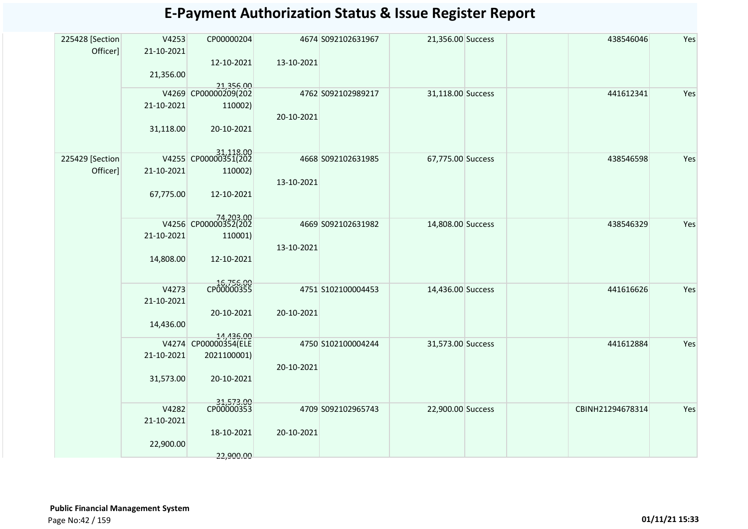# E-Payment Authorization Status & Issue Register Report

| | | | | | | | | | |
|---|---|---|---|---|---|---|---|---|---|
| 225428 [Section Officer] | V4253 21-10-2021 21,356.00 | CP00000204 12-10-2021 21,356.00 | 4674 13-10-2021 | S092102631967 | 21,356.00 | Success | | 438546046 | Yes |
| | V4269 21-10-2021 31,118.00 | CP00000209(202110002) 20-10-2021 31,118.00 | 4762 20-10-2021 | S092102989217 | 31,118.00 | Success | | 441612341 | Yes |
| 225429 [Section Officer] | V4255 21-10-2021 67,775.00 | CP00000351(202110002) 12-10-2021 74,203.00 | 4668 13-10-2021 | S092102631985 | 67,775.00 | Success | | 438546598 | Yes |
| | V4256 21-10-2021 14,808.00 | CP00000352(202110001) 12-10-2021 16,756.00 | 4669 13-10-2021 | S092102631982 | 14,808.00 | Success | | 438546329 | Yes |
| | V4273 21-10-2021 14,436.00 | CP00000355 20-10-2021 14,436.00 | 4751 20-10-2021 | S102100004453 | 14,436.00 | Success | | 441616626 | Yes |
| | V4274 21-10-2021 31,573.00 | CP00000354(ELE2021100001) 20-10-2021 31,573.00 | 4750 20-10-2021 | S102100004244 | 31,573.00 | Success | | 441612884 | Yes |
| | V4282 21-10-2021 22,900.00 | CP00000353 18-10-2021 22,900.00 | 4709 20-10-2021 | S092102965743 | 22,900.00 | Success | | CBINH21294678314 | Yes |

**Public Financial Management System**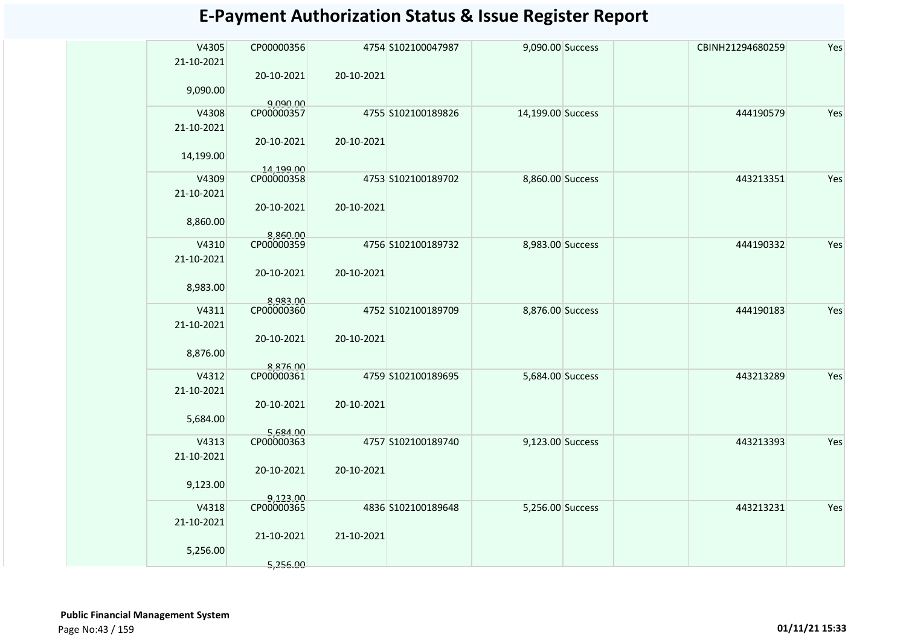# E-Payment Authorization Status & Issue Register Report

| | | | | | | | | | |
|---|---|---|---|---|---|---|---|---|---|
| | V4305 21-10-2021 9,090.00 | CP00000356 20-10-2021 9,090.00 | 4754 20-10-2021 | S102100047987 | 9,090.00 | Success | | CBINH21294680259 | Yes |
| | V4308 21-10-2021 14,199.00 | CP00000357 20-10-2021 14,199.00 | 4755 20-10-2021 | S102100189826 | 14,199.00 | Success | | 444190579 | Yes |
| | V4309 21-10-2021 8,860.00 | CP00000358 20-10-2021 8,860.00 | 4753 20-10-2021 | S102100189702 | 8,860.00 | Success | | 443213351 | Yes |
| | V4310 21-10-2021 8,983.00 | CP00000359 20-10-2021 8,983.00 | 4756 20-10-2021 | S102100189732 | 8,983.00 | Success | | 444190332 | Yes |
| | V4311 21-10-2021 8,876.00 | CP00000360 20-10-2021 8,876.00 | 4752 20-10-2021 | S102100189709 | 8,876.00 | Success | | 444190183 | Yes |
| | V4312 21-10-2021 5,684.00 | CP00000361 20-10-2021 5,684.00 | 4759 20-10-2021 | S102100189695 | 5,684.00 | Success | | 443213289 | Yes |
| | V4313 21-10-2021 9,123.00 | CP00000363 20-10-2021 9,123.00 | 4757 20-10-2021 | S102100189740 | 9,123.00 | Success | | 443213393 | Yes |
| | V4318 21-10-2021 5,256.00 | CP00000365 21-10-2021 5,256.00 | 4836 21-10-2021 | S102100189648 | 5,256.00 | Success | | 443213231 | Yes |

**Public Financial Management System**

01/11/21 15:33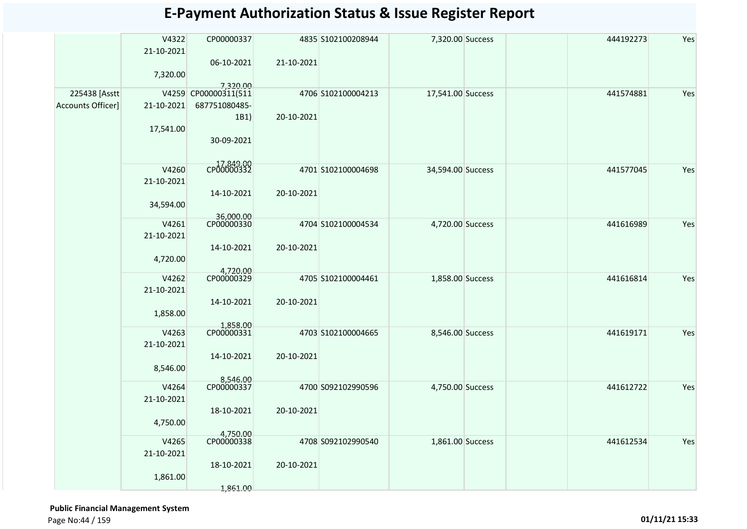# E-Payment Authorization Status & Issue Register Report

| | | | | | | | | | |
|---|---|---|---|---|---|---|---|---|---|
| | V4322 21-10-2021 7,320.00 | CP00000337 06-10-2021 7,320.00 | 4835 21-10-2021 | S102100208944 | 7,320.00 | Success | | 444192273 | Yes |
| 225438 [Asstt Accounts Officer] | V4259 21-10-2021 17,541.00 | CP00000311(511687751080485-1B1) 30-09-2021 17,849.00 | 4706 20-10-2021 | S102100004213 | 17,541.00 | Success | | 441574881 | Yes |
| | V4260 21-10-2021 34,594.00 | CP00000332 14-10-2021 36,000.00 | 4701 20-10-2021 | S102100004698 | 34,594.00 | Success | | 441577045 | Yes |
| | V4261 21-10-2021 4,720.00 | CP00000330 14-10-2021 4,720.00 | 4704 20-10-2021 | S102100004534 | 4,720.00 | Success | | 441616989 | Yes |
| | V4262 21-10-2021 1,858.00 | CP00000329 14-10-2021 1,858.00 | 4705 20-10-2021 | S102100004461 | 1,858.00 | Success | | 441616814 | Yes |
| | V4263 21-10-2021 8,546.00 | CP00000331 14-10-2021 8,546.00 | 4703 20-10-2021 | S102100004665 | 8,546.00 | Success | | 441619171 | Yes |
| | V4264 21-10-2021 4,750.00 | CP00000337 18-10-2021 4,750.00 | 4700 20-10-2021 | S092102990596 | 4,750.00 | Success | | 441612722 | Yes |
| | V4265 21-10-2021 1,861.00 | CP00000338 18-10-2021 1,861.00 | 4708 20-10-2021 | S092102990540 | 1,861.00 | Success | | 441612534 | Yes |

**Public Financial Management System**

01/11/21 15:33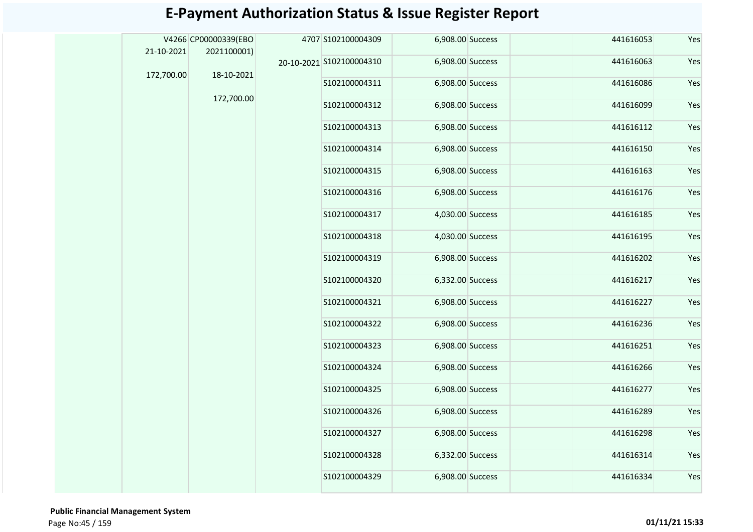# E-Payment Authorization Status & Issue Register Report

| | | | | | | | | | |
|---|---|---|---|---|---|---|---|---|---|
| | V4266 21-10-2021 172,700.00 | CP00000339(EBO 2021100001) 18-10-2021 172,700.00 | 4707 20-10-2021 | S102100004309 | 6,908.00 | Success | | 441616053 | Yes |
| | | | | S102100004310 | 6,908.00 | Success | | 441616063 | Yes |
| | | | | S102100004311 | 6,908.00 | Success | | 441616086 | Yes |
| | | | | S102100004312 | 6,908.00 | Success | | 441616099 | Yes |
| | | | | S102100004313 | 6,908.00 | Success | | 441616112 | Yes |
| | | | | S102100004314 | 6,908.00 | Success | | 441616150 | Yes |
| | | | | S102100004315 | 6,908.00 | Success | | 441616163 | Yes |
| | | | | S102100004316 | 6,908.00 | Success | | 441616176 | Yes |
| | | | | S102100004317 | 4,030.00 | Success | | 441616185 | Yes |
| | | | | S102100004318 | 4,030.00 | Success | | 441616195 | Yes |
| | | | | S102100004319 | 6,908.00 | Success | | 441616202 | Yes |
| | | | | S102100004320 | 6,332.00 | Success | | 441616217 | Yes |
| | | | | S102100004321 | 6,908.00 | Success | | 441616227 | Yes |
| | | | | S102100004322 | 6,908.00 | Success | | 441616236 | Yes |
| | | | | S102100004323 | 6,908.00 | Success | | 441616251 | Yes |
| | | | | S102100004324 | 6,908.00 | Success | | 441616266 | Yes |
| | | | | S102100004325 | 6,908.00 | Success | | 441616277 | Yes |
| | | | | S102100004326 | 6,908.00 | Success | | 441616289 | Yes |
| | | | | S102100004327 | 6,908.00 | Success | | 441616298 | Yes |
| | | | | S102100004328 | 6,332.00 | Success | | 441616314 | Yes |
| | | | | S102100004329 | 6,908.00 | Success | | 441616334 | Yes |

**Public Financial Management System**

01/11/21 15:33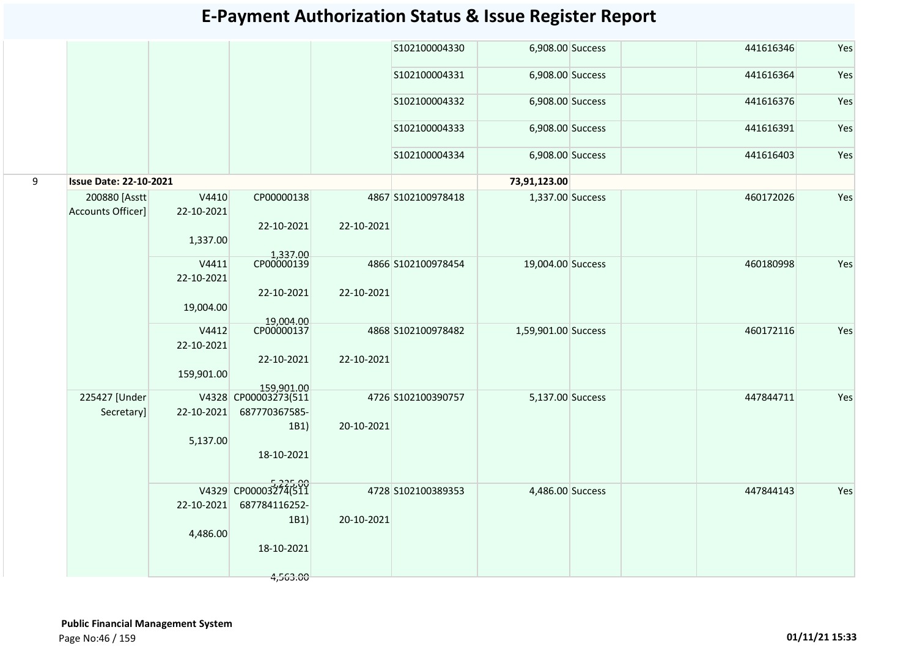# E-Payment Authorization Status & Issue Register Report

| | | | | | | | | | | |
|---|---|---|---|---|---|---|---|---|---|---|
| | | | | | S102100004330 | 6,908.00 | Success | | 441616346 | Yes |
| | | | | | S102100004331 | 6,908.00 | Success | | 441616364 | Yes |
| | | | | | S102100004332 | 6,908.00 | Success | | 441616376 | Yes |
| | | | | | S102100004333 | 6,908.00 | Success | | 441616391 | Yes |
| | | | | | S102100004334 | 6,908.00 | Success | | 441616403 | Yes |
| 9 | **Issue Date: 22-10-2021** | | | | | **73,91,123.00** | | | | |
| | 200880 [Asstt Accounts Officer] | V4410 22-10-2021 1,337.00 | CP00000138 22-10-2021 1,337.00 | 4867 22-10-2021 | S102100978418 | 1,337.00 | Success | | 460172026 | Yes |
| | | V4411 22-10-2021 19,004.00 | CP00000139 22-10-2021 19,004.00 | 4866 22-10-2021 | S102100978454 | 19,004.00 | Success | | 460180998 | Yes |
| | | V4412 22-10-2021 159,901.00 | CP00000137 22-10-2021 159,901.00 | 4868 22-10-2021 | S102100978482 | 1,59,901.00 | Success | | 460172116 | Yes |
| | 225427 [Under Secretary] | V4328 22-10-2021 5,137.00 | CP00003273(511687770367585-1B1) 18-10-2021 5,225.00 | 4726 20-10-2021 | S102100390757 | 5,137.00 | Success | | 447844711 | Yes |
| | | V4329 22-10-2021 4,486.00 | CP00003274(511687784116252-1B1) 18-10-2021 4,563.00 | 4728 20-10-2021 | S102100389353 | 4,486.00 | Success | | 447844143 | Yes |

**Public Financial Management System**

01/11/21 15:33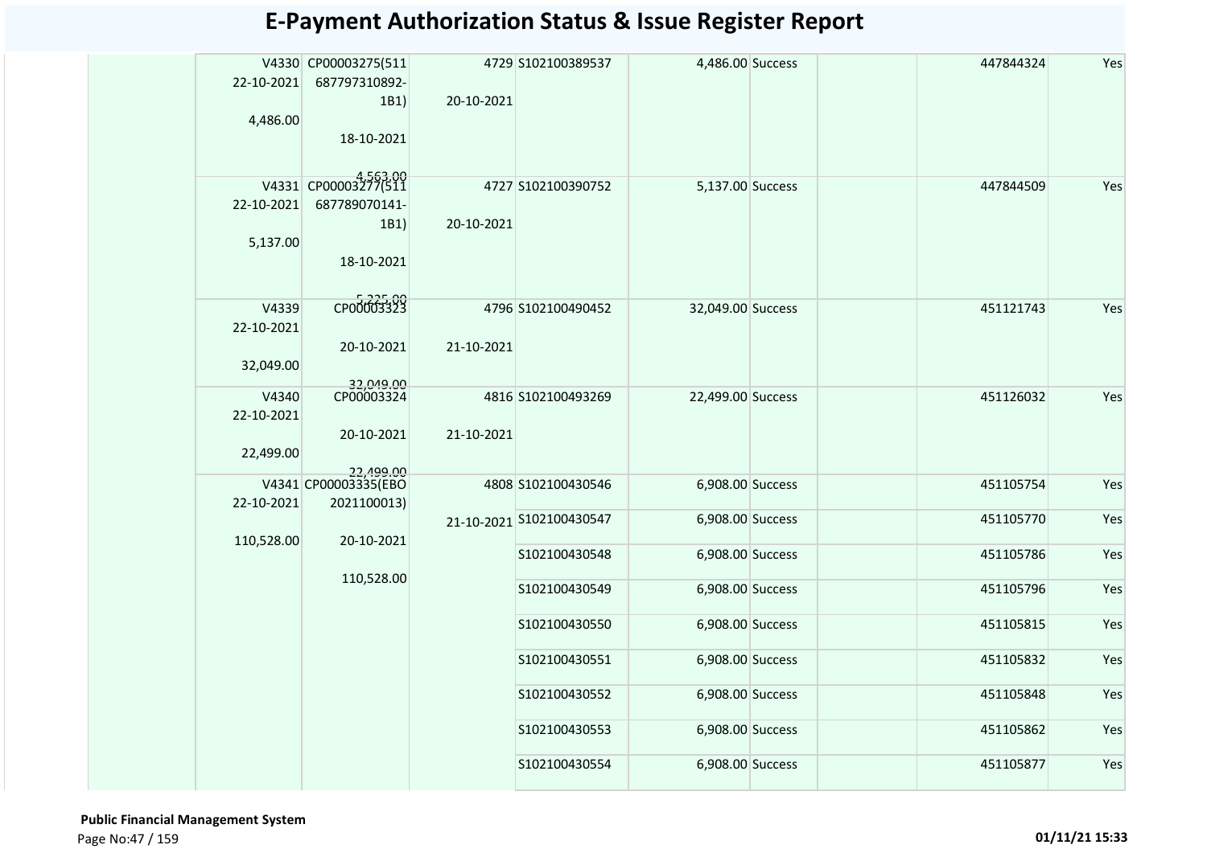# E-Payment Authorization Status & Issue Register Report

| | | | | | | | | | |
|---|---|---|---|---|---|---|---|---|---|
| | V4330 22-10-2021 4,486.00 | CP00003275(511 687797310892-1B1) 18-10-2021 4,563.00 | 4729 20-10-2021 | S102100389537 | 4,486.00 | Success | | 447844324 | Yes |
| | V4331 22-10-2021 5,137.00 | CP00003277(511 687789070141-1B1) 18-10-2021 5,225.00 | 4727 20-10-2021 | S102100390752 | 5,137.00 | Success | | 447844509 | Yes |
| | V4339 22-10-2021 32,049.00 | CP00003323 20-10-2021 32,049.00 | 4796 21-10-2021 | S102100490452 | 32,049.00 | Success | | 451121743 | Yes |
| | V4340 22-10-2021 22,499.00 | CP00003324 20-10-2021 22,499.00 | 4816 21-10-2021 | S102100493269 | 22,499.00 | Success | | 451126032 | Yes |
| | V4341 22-10-2021 110,528.00 | CP00003335(EBO 2021100013) 20-10-2021 110,528.00 | 4808 21-10-2021 | S102100430546 | 6,908.00 | Success | | 451105754 | Yes |
| | | | | S102100430547 | 6,908.00 | Success | | 451105770 | Yes |
| | | | | S102100430548 | 6,908.00 | Success | | 451105786 | Yes |
| | | | | S102100430549 | 6,908.00 | Success | | 451105796 | Yes |
| | | | | S102100430550 | 6,908.00 | Success | | 451105815 | Yes |
| | | | | S102100430551 | 6,908.00 | Success | | 451105832 | Yes |
| | | | | S102100430552 | 6,908.00 | Success | | 451105848 | Yes |
| | | | | S102100430553 | 6,908.00 | Success | | 451105862 | Yes |
| | | | | S102100430554 | 6,908.00 | Success | | 451105877 | Yes |

**Public Financial Management System**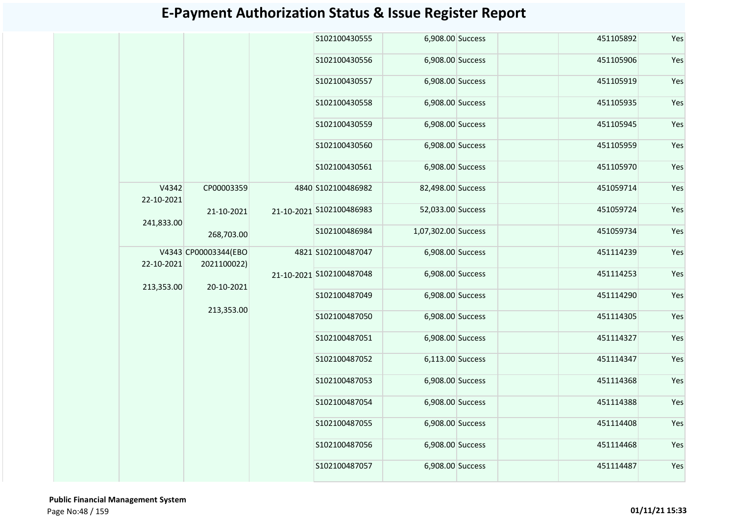# E-Payment Authorization Status & Issue Register Report

| | | | | | | | | | |
|---|---|---|---|---|---|---|---|---|---|
| | | | | S102100430555 | 6,908.00 | Success | | 451105892 | Yes |
| | | | | S102100430556 | 6,908.00 | Success | | 451105906 | Yes |
| | | | | S102100430557 | 6,908.00 | Success | | 451105919 | Yes |
| | | | | S102100430558 | 6,908.00 | Success | | 451105935 | Yes |
| | | | | S102100430559 | 6,908.00 | Success | | 451105945 | Yes |
| | | | | S102100430560 | 6,908.00 | Success | | 451105959 | Yes |
| | | | | S102100430561 | 6,908.00 | Success | | 451105970 | Yes |
| | V4342 22-10-2021 241,833.00 | CP00003359 21-10-2021 268,703.00 | 4840 21-10-2021 | S102100486982 | 82,498.00 | Success | | 451059714 | Yes |
| | | | | S102100486983 | 52,033.00 | Success | | 451059724 | Yes |
| | | | | S102100486984 | 1,07,302.00 | Success | | 451059734 | Yes |
| | V4343 22-10-2021 213,353.00 | CP00003344(EBO 2021100022) 20-10-2021 213,353.00 | 4821 21-10-2021 | S102100487047 | 6,908.00 | Success | | 451114239 | Yes |
| | | | | S102100487048 | 6,908.00 | Success | | 451114253 | Yes |
| | | | | S102100487049 | 6,908.00 | Success | | 451114290 | Yes |
| | | | | S102100487050 | 6,908.00 | Success | | 451114305 | Yes |
| | | | | S102100487051 | 6,908.00 | Success | | 451114327 | Yes |
| | | | | S102100487052 | 6,113.00 | Success | | 451114347 | Yes |
| | | | | S102100487053 | 6,908.00 | Success | | 451114368 | Yes |
| | | | | S102100487054 | 6,908.00 | Success | | 451114388 | Yes |
| | | | | S102100487055 | 6,908.00 | Success | | 451114408 | Yes |
| | | | | S102100487056 | 6,908.00 | Success | | 451114468 | Yes |
| | | | | S102100487057 | 6,908.00 | Success | | 451114487 | Yes |

**Public Financial Management System**

01/11/21 15:33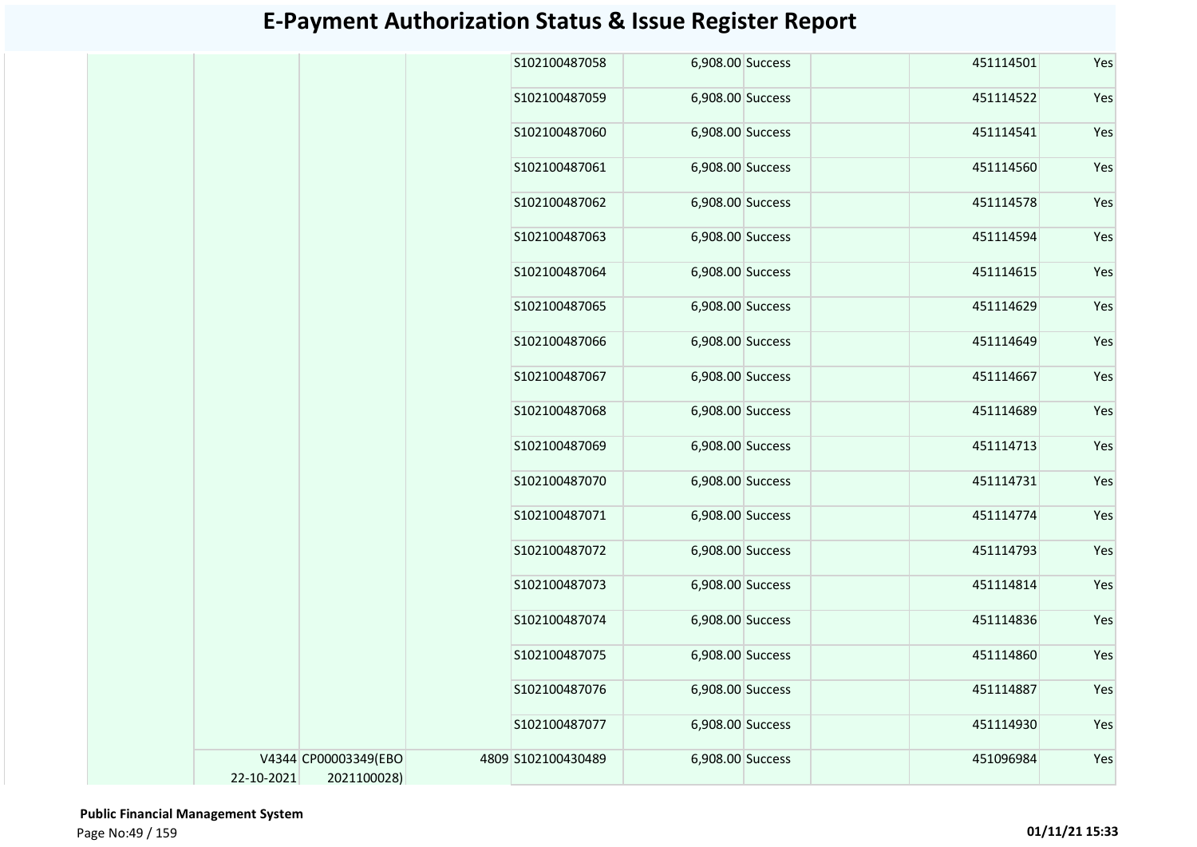# E-Payment Authorization Status & Issue Register Report

| | | | | | | | | | |
|---|---|---|---|---|---|---|---|---|---|
| | | | | S102100487058 | 6,908.00 | Success | | 451114501 | Yes |
| | | | | S102100487059 | 6,908.00 | Success | | 451114522 | Yes |
| | | | | S102100487060 | 6,908.00 | Success | | 451114541 | Yes |
| | | | | S102100487061 | 6,908.00 | Success | | 451114560 | Yes |
| | | | | S102100487062 | 6,908.00 | Success | | 451114578 | Yes |
| | | | | S102100487063 | 6,908.00 | Success | | 451114594 | Yes |
| | | | | S102100487064 | 6,908.00 | Success | | 451114615 | Yes |
| | | | | S102100487065 | 6,908.00 | Success | | 451114629 | Yes |
| | | | | S102100487066 | 6,908.00 | Success | | 451114649 | Yes |
| | | | | S102100487067 | 6,908.00 | Success | | 451114667 | Yes |
| | | | | S102100487068 | 6,908.00 | Success | | 451114689 | Yes |
| | | | | S102100487069 | 6,908.00 | Success | | 451114713 | Yes |
| | | | | S102100487070 | 6,908.00 | Success | | 451114731 | Yes |
| | | | | S102100487071 | 6,908.00 | Success | | 451114774 | Yes |
| | | | | S102100487072 | 6,908.00 | Success | | 451114793 | Yes |
| | | | | S102100487073 | 6,908.00 | Success | | 451114814 | Yes |
| | | | | S102100487074 | 6,908.00 | Success | | 451114836 | Yes |
| | | | | S102100487075 | 6,908.00 | Success | | 451114860 | Yes |
| | | | | S102100487076 | 6,908.00 | Success | | 451114887 | Yes |
| | | | | S102100487077 | 6,908.00 | Success | | 451114930 | Yes |
| | V4344 22-10-2021 | CP00003349(EBO 2021100028) | 4809 | S102100430489 | 6,908.00 | Success | | 451096984 | Yes |

**Public Financial Management System**

01/11/21 15:33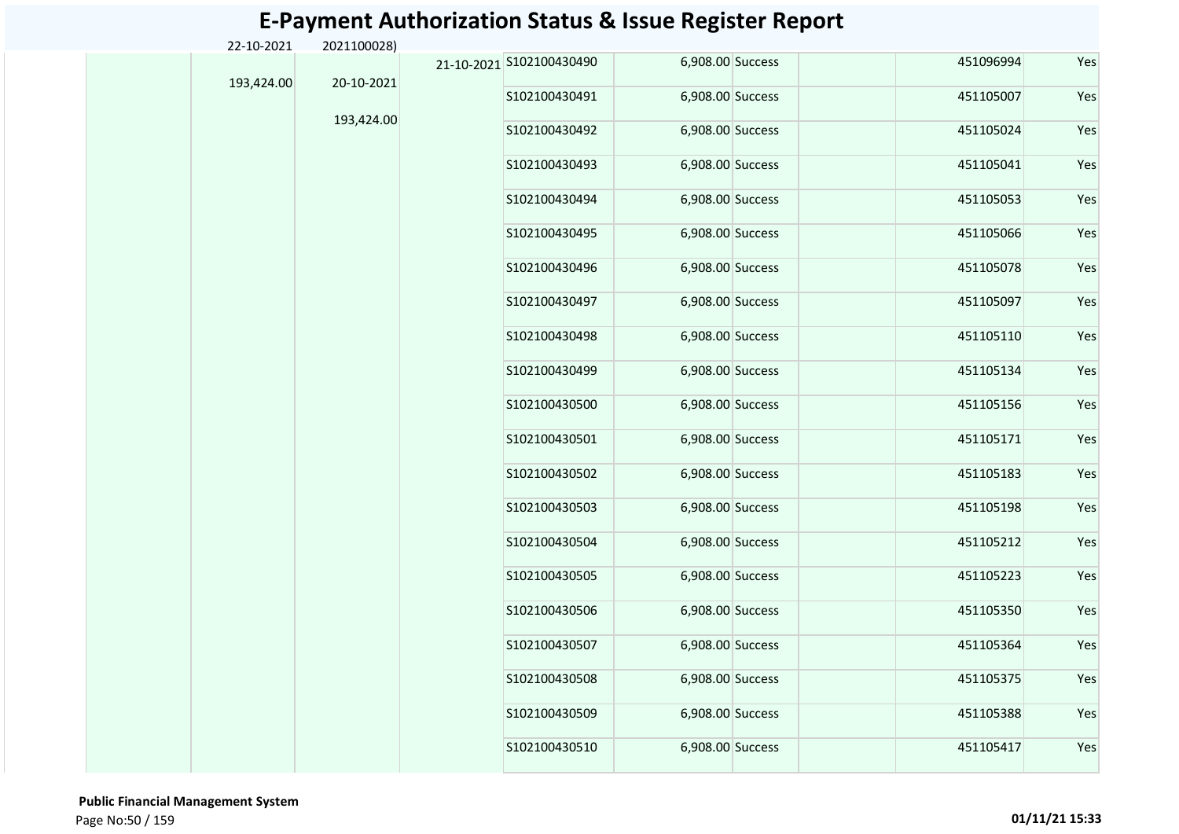# E-Payment Authorization Status & Issue Register Report

| | | | | | | | | | | |
|---|---|---|---|---|---|---|---|---|---|---|
| | | 22-10-2021 | 2021100028) | | | | | | | |
| | | 193,424.00 | 20-10-2021 | 21-10-2021 | S102100430490 | 6,908.00 | Success | | 451096994 | Yes |
| | | | 193,424.00 | | S102100430491 | 6,908.00 | Success | | 451105007 | Yes |
| | | | | | S102100430492 | 6,908.00 | Success | | 451105024 | Yes |
| | | | | | S102100430493 | 6,908.00 | Success | | 451105041 | Yes |
| | | | | | S102100430494 | 6,908.00 | Success | | 451105053 | Yes |
| | | | | | S102100430495 | 6,908.00 | Success | | 451105066 | Yes |
| | | | | | S102100430496 | 6,908.00 | Success | | 451105078 | Yes |
| | | | | | S102100430497 | 6,908.00 | Success | | 451105097 | Yes |
| | | | | | S102100430498 | 6,908.00 | Success | | 451105110 | Yes |
| | | | | | S102100430499 | 6,908.00 | Success | | 451105134 | Yes |
| | | | | | S102100430500 | 6,908.00 | Success | | 451105156 | Yes |
| | | | | | S102100430501 | 6,908.00 | Success | | 451105171 | Yes |
| | | | | | S102100430502 | 6,908.00 | Success | | 451105183 | Yes |
| | | | | | S102100430503 | 6,908.00 | Success | | 451105198 | Yes |
| | | | | | S102100430504 | 6,908.00 | Success | | 451105212 | Yes |
| | | | | | S102100430505 | 6,908.00 | Success | | 451105223 | Yes |
| | | | | | S102100430506 | 6,908.00 | Success | | 451105350 | Yes |
| | | | | | S102100430507 | 6,908.00 | Success | | 451105364 | Yes |
| | | | | | S102100430508 | 6,908.00 | Success | | 451105375 | Yes |
| | | | | | S102100430509 | 6,908.00 | Success | | 451105388 | Yes |
| | | | | | S102100430510 | 6,908.00 | Success | | 451105417 | Yes |

**Public Financial Management System**

01/11/21 15:33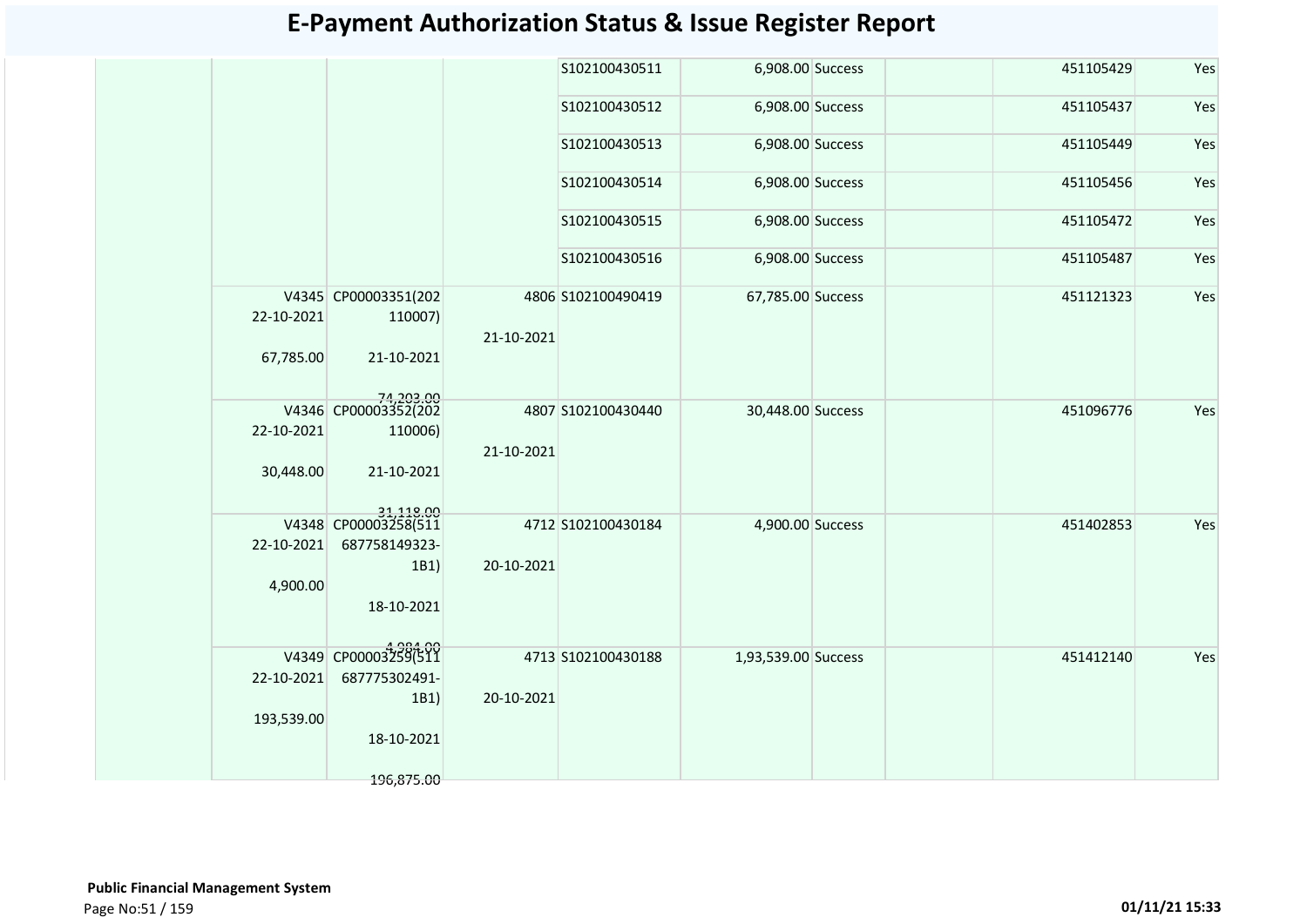# E-Payment Authorization Status & Issue Register Report

| | | | | | | | | | |
|---|---|---|---|---|---|---|---|---|---|
| | | | | S102100430511 | 6,908.00 | Success | | 451105429 | Yes |
| | | | | S102100430512 | 6,908.00 | Success | | 451105437 | Yes |
| | | | | S102100430513 | 6,908.00 | Success | | 451105449 | Yes |
| | | | | S102100430514 | 6,908.00 | Success | | 451105456 | Yes |
| | | | | S102100430515 | 6,908.00 | Success | | 451105472 | Yes |
| | | | | S102100430516 | 6,908.00 | Success | | 451105487 | Yes |
| | V4345 22-10-2021 67,785.00 | CP00003351(202110007) 21-10-2021 74,203.00 | 4806 21-10-2021 | S102100490419 | 67,785.00 | Success | | 451121323 | Yes |
| | V4346 22-10-2021 30,448.00 | CP00003352(202110006) 21-10-2021 31,118.00 | 4807 21-10-2021 | S102100430440 | 30,448.00 | Success | | 451096776 | Yes |
| | V4348 22-10-2021 4,900.00 | CP00003258(511687758149323-1B1) 18-10-2021 4,984.00 | 4712 20-10-2021 | S102100430184 | 4,900.00 | Success | | 451402853 | Yes |
| | V4349 22-10-2021 193,539.00 | CP00003259(511687775302491-1B1) 18-10-2021 196,875.00 | 4713 20-10-2021 | S102100430188 | 1,93,539.00 | Success | | 451412140 | Yes |

**Public Financial Management System**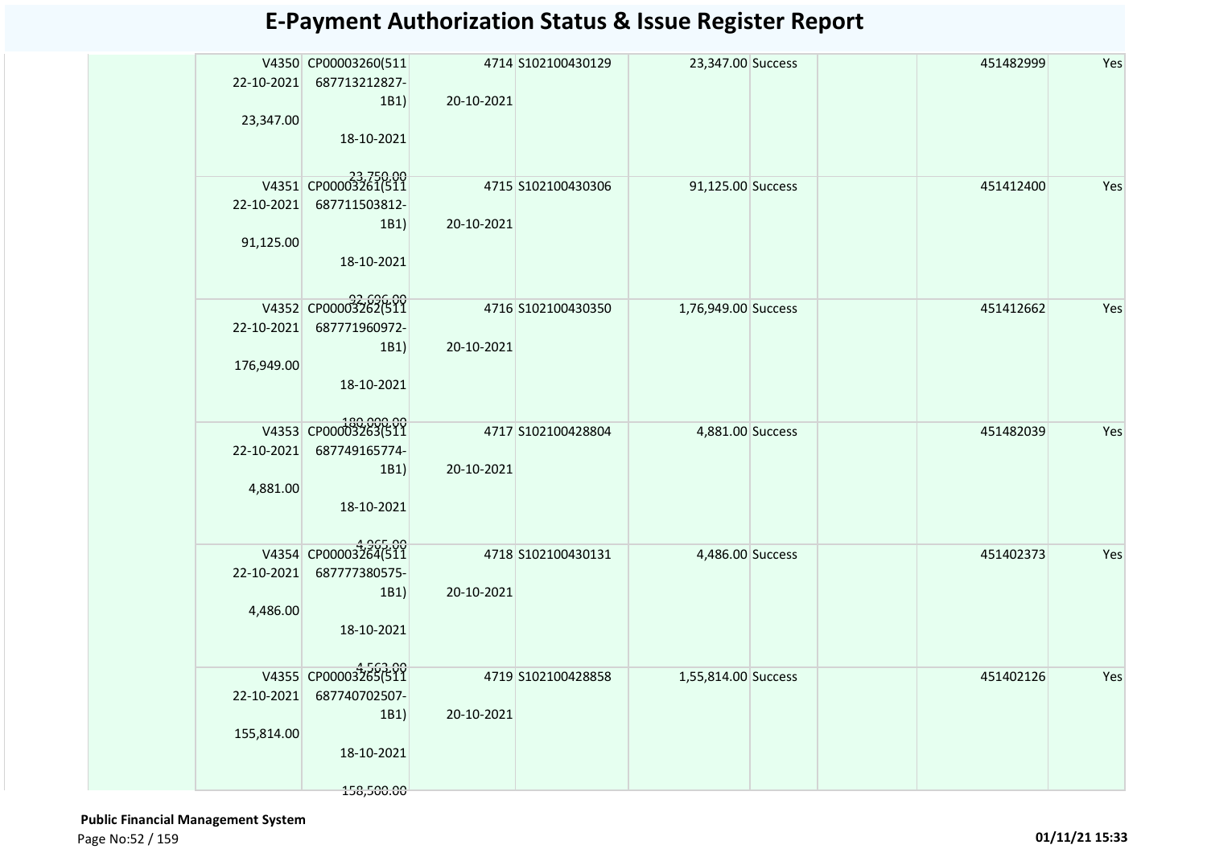# E-Payment Authorization Status & Issue Register Report

| | | | | | | | | | | |
|---|---|---|---|---|---|---|---|---|---|---|
| | V4350 22-10-2021 23,347.00 | CP00003260(511 687713212827-1B1) 18-10-2021 23,750.00 | 4714 20-10-2021 | S102100430129 | 23,347.00 | Success | | | 451482999 | Yes |
| | V4351 22-10-2021 91,125.00 | CP00003261(511 687711503812-1B1) 18-10-2021 92,696.00 | 4715 20-10-2021 | S102100430306 | 91,125.00 | Success | | | 451412400 | Yes |
| | V4352 22-10-2021 176,949.00 | CP00003262(511 687771960972-1B1) 18-10-2021 180,000.00 | 4716 20-10-2021 | S102100430350 | 1,76,949.00 | Success | | | 451412662 | Yes |
| | V4353 22-10-2021 4,881.00 | CP00003263(511 687749165774-1B1) 18-10-2021 4,965.00 | 4717 20-10-2021 | S102100428804 | 4,881.00 | Success | | | 451482039 | Yes |
| | V4354 22-10-2021 4,486.00 | CP00003264(511 687777380575-1B1) 18-10-2021 4,563.00 | 4718 20-10-2021 | S102100430131 | 4,486.00 | Success | | | 451402373 | Yes |
| | V4355 22-10-2021 155,814.00 | CP00003265(511 687740702507-1B1) 18-10-2021 158,500.00 | 4719 20-10-2021 | S102100428858 | 1,55,814.00 | Success | | | 451402126 | Yes |

**Public Financial Management System**

**01/11/21 15:33**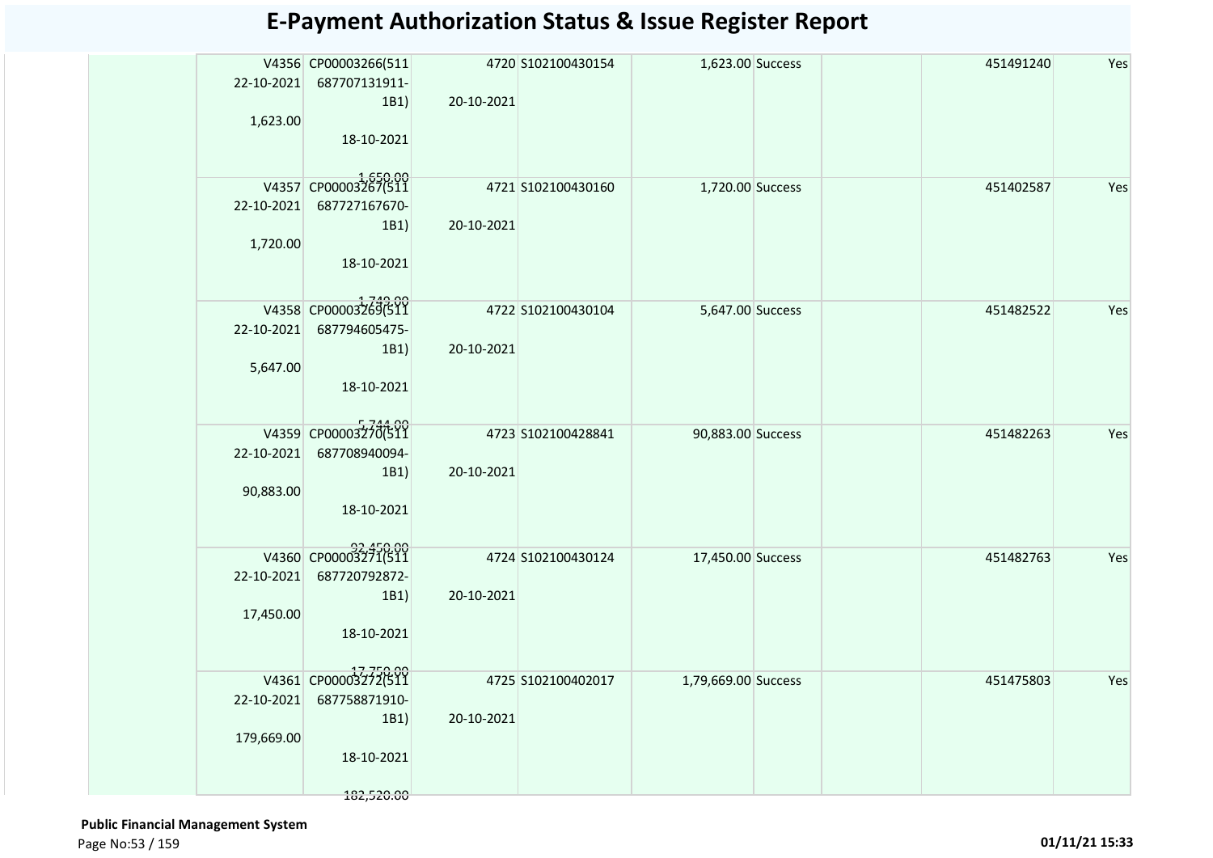# E-Payment Authorization Status & Issue Register Report

| | | | | | | | | | |
|---|---|---|---|---|---|---|---|---|---|
| | V4356 22-10-2021 1,623.00 | CP00003266(511 687707131911-1B1) 18-10-2021 1,650.00 | 4720 20-10-2021 | S102100430154 | 1,623.00 | Success | | 451491240 | Yes |
| | V4357 22-10-2021 1,720.00 | CP00003267(511 687727167670-1B1) 18-10-2021 1,749.00 | 4721 20-10-2021 | S102100430160 | 1,720.00 | Success | | 451402587 | Yes |
| | V4358 22-10-2021 5,647.00 | CP00003269(511 687794605475-1B1) 18-10-2021 5,744.00 | 4722 20-10-2021 | S102100430104 | 5,647.00 | Success | | 451482522 | Yes |
| | V4359 22-10-2021 90,883.00 | CP00003270(511 687708940094-1B1) 18-10-2021 92,450.00 | 4723 20-10-2021 | S102100428841 | 90,883.00 | Success | | 451482263 | Yes |
| | V4360 22-10-2021 17,450.00 | CP00003271(511 687720792872-1B1) 18-10-2021 17,750.00 | 4724 20-10-2021 | S102100430124 | 17,450.00 | Success | | 451482763 | Yes |
| | V4361 22-10-2021 179,669.00 | CP00003272(511 687758871910-1B1) 18-10-2021 182,520.00 | 4725 20-10-2021 | S102100402017 | 1,79,669.00 | Success | | 451475803 | Yes |

**Public Financial Management System**

01/11/21 15:33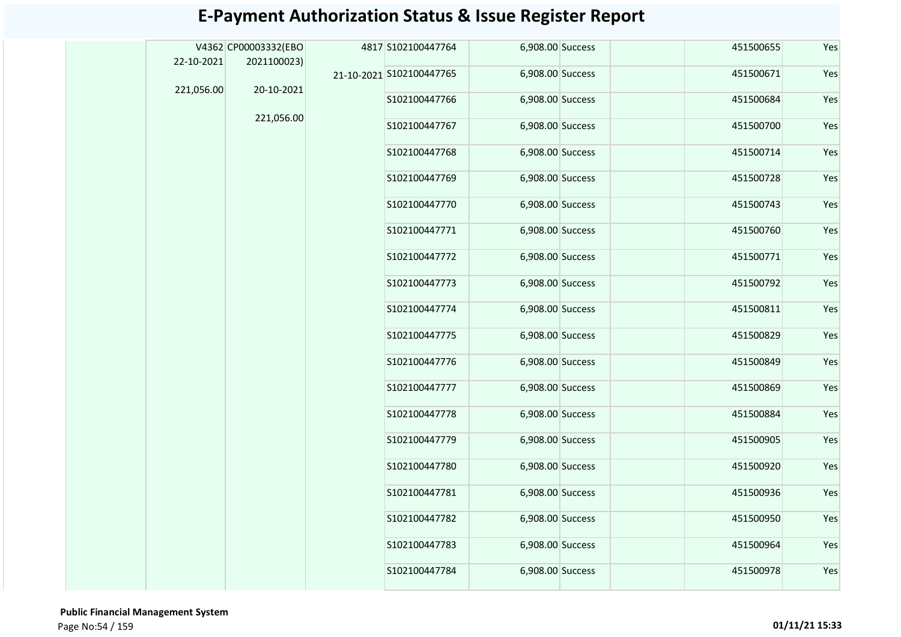# E-Payment Authorization Status & Issue Register Report

| | | | | | | | | | |
|---|---|---|---|---|---|---|---|---|---|
| | V4362 22-10-2021 221,056.00 | CP00003332(EBO 2021100023) 20-10-2021 221,056.00 | 4817 21-10-2021 | S102100447764 | 6,908.00 | Success | | 451500655 | Yes |
| | | | | S102100447765 | 6,908.00 | Success | | 451500671 | Yes |
| | | | | S102100447766 | 6,908.00 | Success | | 451500684 | Yes |
| | | | | S102100447767 | 6,908.00 | Success | | 451500700 | Yes |
| | | | | S102100447768 | 6,908.00 | Success | | 451500714 | Yes |
| | | | | S102100447769 | 6,908.00 | Success | | 451500728 | Yes |
| | | | | S102100447770 | 6,908.00 | Success | | 451500743 | Yes |
| | | | | S102100447771 | 6,908.00 | Success | | 451500760 | Yes |
| | | | | S102100447772 | 6,908.00 | Success | | 451500771 | Yes |
| | | | | S102100447773 | 6,908.00 | Success | | 451500792 | Yes |
| | | | | S102100447774 | 6,908.00 | Success | | 451500811 | Yes |
| | | | | S102100447775 | 6,908.00 | Success | | 451500829 | Yes |
| | | | | S102100447776 | 6,908.00 | Success | | 451500849 | Yes |
| | | | | S102100447777 | 6,908.00 | Success | | 451500869 | Yes |
| | | | | S102100447778 | 6,908.00 | Success | | 451500884 | Yes |
| | | | | S102100447779 | 6,908.00 | Success | | 451500905 | Yes |
| | | | | S102100447780 | 6,908.00 | Success | | 451500920 | Yes |
| | | | | S102100447781 | 6,908.00 | Success | | 451500936 | Yes |
| | | | | S102100447782 | 6,908.00 | Success | | 451500950 | Yes |
| | | | | S102100447783 | 6,908.00 | Success | | 451500964 | Yes |
| | | | | S102100447784 | 6,908.00 | Success | | 451500978 | Yes |

**Public Financial Management System**

01/11/21 15:33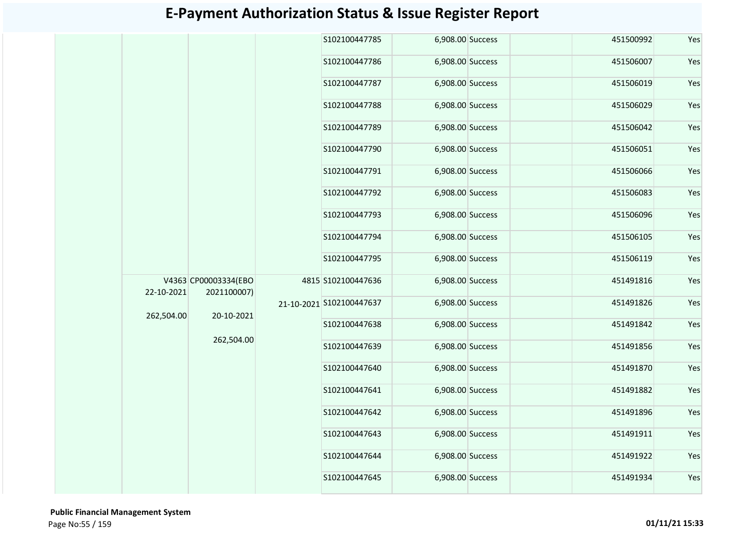# E-Payment Authorization Status & Issue Register Report

| | | | | | | | | | |
|---|---|---|---|---|---|---|---|---|---|
| | | | | S102100447785 | 6,908.00 | Success | | 451500992 | Yes |
| | | | | S102100447786 | 6,908.00 | Success | | 451506007 | Yes |
| | | | | S102100447787 | 6,908.00 | Success | | 451506019 | Yes |
| | | | | S102100447788 | 6,908.00 | Success | | 451506029 | Yes |
| | | | | S102100447789 | 6,908.00 | Success | | 451506042 | Yes |
| | | | | S102100447790 | 6,908.00 | Success | | 451506051 | Yes |
| | | | | S102100447791 | 6,908.00 | Success | | 451506066 | Yes |
| | | | | S102100447792 | 6,908.00 | Success | | 451506083 | Yes |
| | | | | S102100447793 | 6,908.00 | Success | | 451506096 | Yes |
| | | | | S102100447794 | 6,908.00 | Success | | 451506105 | Yes |
| | | | | S102100447795 | 6,908.00 | Success | | 451506119 | Yes |
| | V4363 22-10-2021 262,504.00 | CP00003334(EBO 2021100007) 20-10-2021 262,504.00 | 4815 21-10-2021 | S102100447636 | 6,908.00 | Success | | 451491816 | Yes |
| | | | | S102100447637 | 6,908.00 | Success | | 451491826 | Yes |
| | | | | S102100447638 | 6,908.00 | Success | | 451491842 | Yes |
| | | | | S102100447639 | 6,908.00 | Success | | 451491856 | Yes |
| | | | | S102100447640 | 6,908.00 | Success | | 451491870 | Yes |
| | | | | S102100447641 | 6,908.00 | Success | | 451491882 | Yes |
| | | | | S102100447642 | 6,908.00 | Success | | 451491896 | Yes |
| | | | | S102100447643 | 6,908.00 | Success | | 451491911 | Yes |
| | | | | S102100447644 | 6,908.00 | Success | | 451491922 | Yes |
| | | | | S102100447645 | 6,908.00 | Success | | 451491934 | Yes |

**Public Financial Management System**

01/11/21 15:33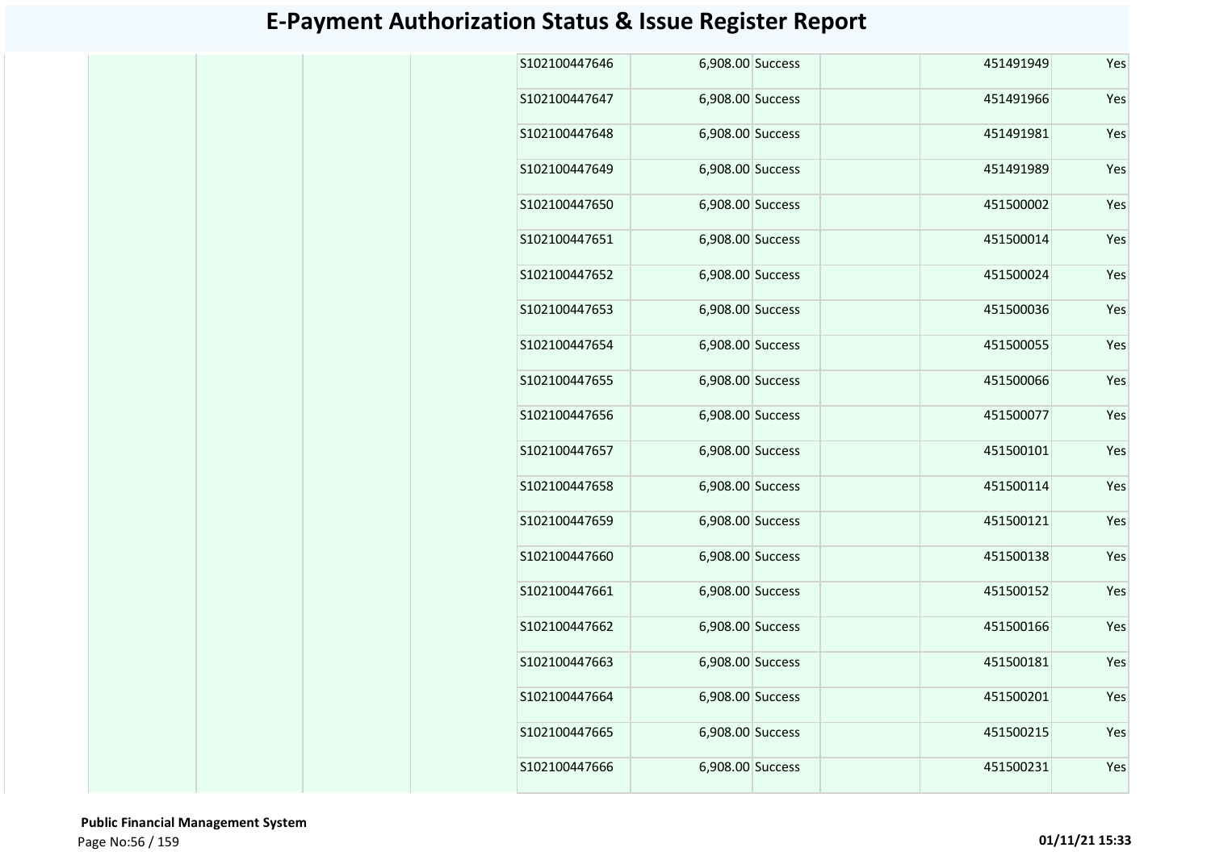# E-Payment Authorization Status & Issue Register Report

| | | | | | | | | | |
|---|---|---|---|---|---|---|---|---|---|
| | | | | S102100447646 | 6,908.00 | Success | | 451491949 | Yes |
| | | | | S102100447647 | 6,908.00 | Success | | 451491966 | Yes |
| | | | | S102100447648 | 6,908.00 | Success | | 451491981 | Yes |
| | | | | S102100447649 | 6,908.00 | Success | | 451491989 | Yes |
| | | | | S102100447650 | 6,908.00 | Success | | 451500002 | Yes |
| | | | | S102100447651 | 6,908.00 | Success | | 451500014 | Yes |
| | | | | S102100447652 | 6,908.00 | Success | | 451500024 | Yes |
| | | | | S102100447653 | 6,908.00 | Success | | 451500036 | Yes |
| | | | | S102100447654 | 6,908.00 | Success | | 451500055 | Yes |
| | | | | S102100447655 | 6,908.00 | Success | | 451500066 | Yes |
| | | | | S102100447656 | 6,908.00 | Success | | 451500077 | Yes |
| | | | | S102100447657 | 6,908.00 | Success | | 451500101 | Yes |
| | | | | S102100447658 | 6,908.00 | Success | | 451500114 | Yes |
| | | | | S102100447659 | 6,908.00 | Success | | 451500121 | Yes |
| | | | | S102100447660 | 6,908.00 | Success | | 451500138 | Yes |
| | | | | S102100447661 | 6,908.00 | Success | | 451500152 | Yes |
| | | | | S102100447662 | 6,908.00 | Success | | 451500166 | Yes |
| | | | | S102100447663 | 6,908.00 | Success | | 451500181 | Yes |
| | | | | S102100447664 | 6,908.00 | Success | | 451500201 | Yes |
| | | | | S102100447665 | 6,908.00 | Success | | 451500215 | Yes |
| | | | | S102100447666 | 6,908.00 | Success | | 451500231 | Yes |

**Public Financial Management System**

**01/11/21 15:33**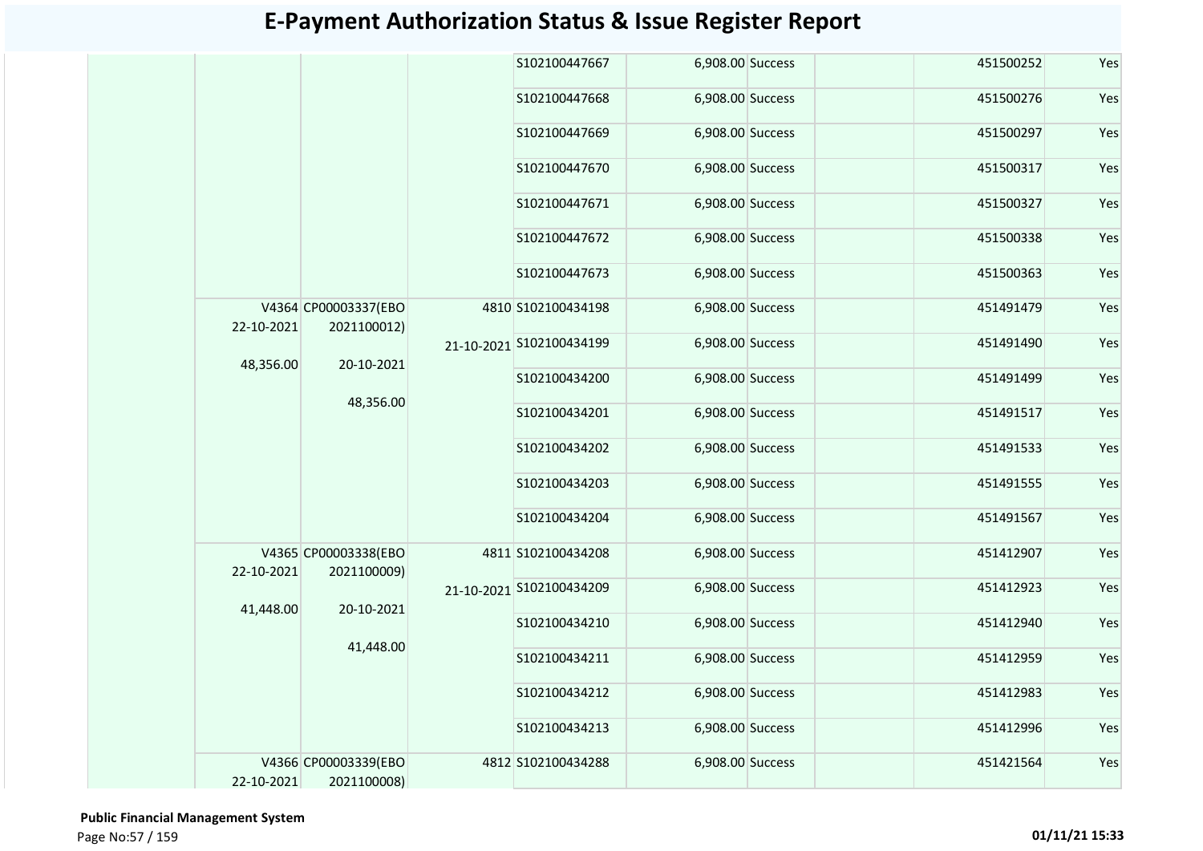# E-Payment Authorization Status & Issue Register Report

| | | | | | | | | | |
|---|---|---|---|---|---|---|---|---|---|
| | | | | S102100447667 | 6,908.00 | Success | | 451500252 | Yes |
| | | | | S102100447668 | 6,908.00 | Success | | 451500276 | Yes |
| | | | | S102100447669 | 6,908.00 | Success | | 451500297 | Yes |
| | | | | S102100447670 | 6,908.00 | Success | | 451500317 | Yes |
| | | | | S102100447671 | 6,908.00 | Success | | 451500327 | Yes |
| | | | | S102100447672 | 6,908.00 | Success | | 451500338 | Yes |
| | | | | S102100447673 | 6,908.00 | Success | | 451500363 | Yes |
| | V4364 22-10-2021 48,356.00 | CP00003337(EBO 2021100012) 20-10-2021 48,356.00 | 4810 21-10-2021 | S102100434198 | 6,908.00 | Success | | 451491479 | Yes |
| | | | | S102100434199 | 6,908.00 | Success | | 451491490 | Yes |
| | | | | S102100434200 | 6,908.00 | Success | | 451491499 | Yes |
| | | | | S102100434201 | 6,908.00 | Success | | 451491517 | Yes |
| | | | | S102100434202 | 6,908.00 | Success | | 451491533 | Yes |
| | | | | S102100434203 | 6,908.00 | Success | | 451491555 | Yes |
| | | | | S102100434204 | 6,908.00 | Success | | 451491567 | Yes |
| | V4365 22-10-2021 41,448.00 | CP00003338(EBO 2021100009) 20-10-2021 41,448.00 | 4811 21-10-2021 | S102100434208 | 6,908.00 | Success | | 451412907 | Yes |
| | | | | S102100434209 | 6,908.00 | Success | | 451412923 | Yes |
| | | | | S102100434210 | 6,908.00 | Success | | 451412940 | Yes |
| | | | | S102100434211 | 6,908.00 | Success | | 451412959 | Yes |
| | | | | S102100434212 | 6,908.00 | Success | | 451412983 | Yes |
| | | | | S102100434213 | 6,908.00 | Success | | 451412996 | Yes |
| | V4366 22-10-2021 | CP00003339(EBO 2021100008) | 4812 | S102100434288 | 6,908.00 | Success | | 451421564 | Yes |

**Public Financial Management System**

01/11/21 15:33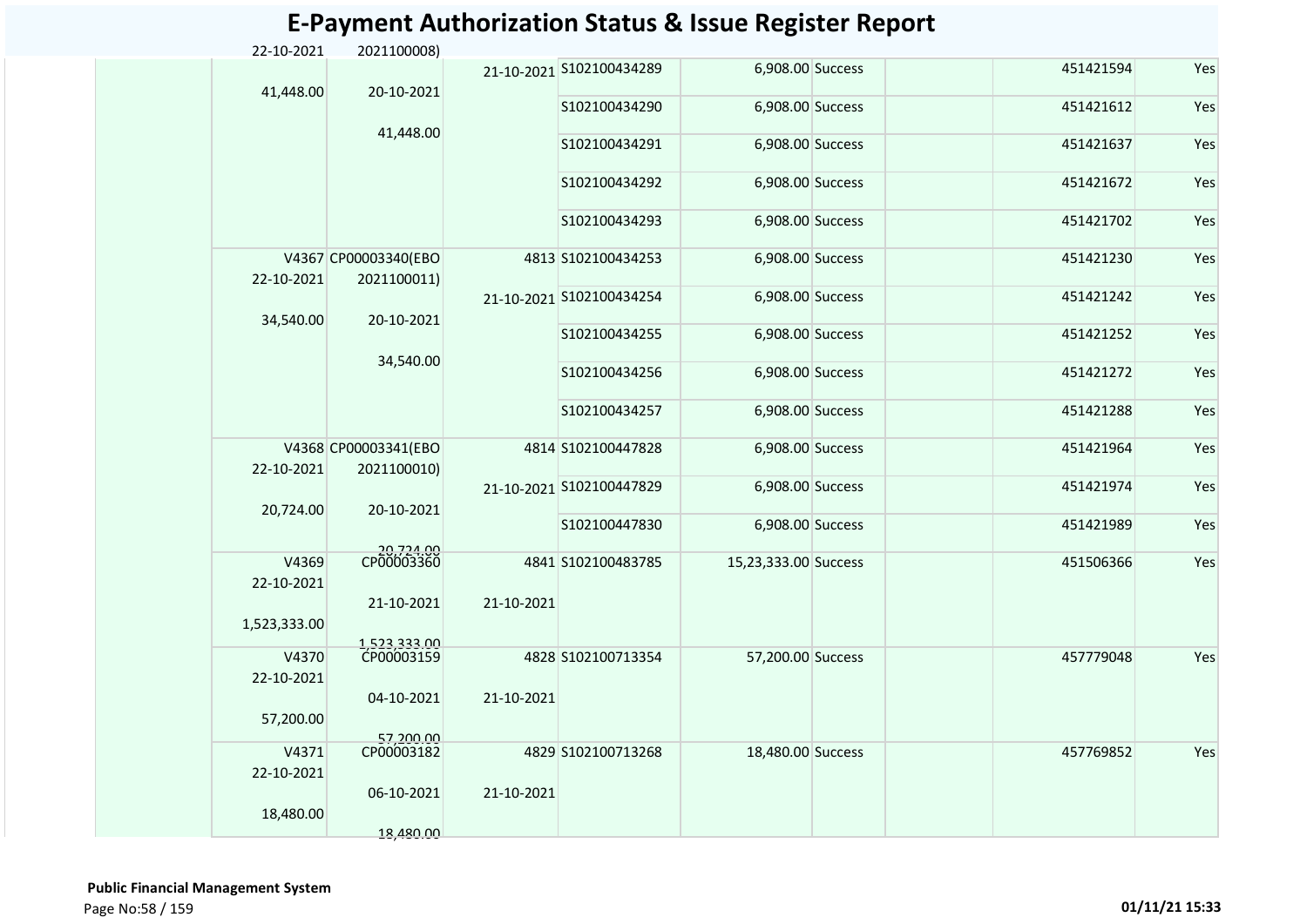# E-Payment Authorization Status & Issue Register Report

| | | | | | | | | | |
|---|---|---|---|---|---|---|---|---|---|
| | 22-10-2021 | 2021100008) | | | | | | | |
| | 41,448.00 | 20-10-2021 | 21-10-2021 | S102100434289 | 6,908.00 | Success | | 451421594 | Yes |
| | | 41,448.00 | | S102100434290 | 6,908.00 | Success | | 451421612 | Yes |
| | | | | S102100434291 | 6,908.00 | Success | | 451421637 | Yes |
| | | | | S102100434292 | 6,908.00 | Success | | 451421672 | Yes |
| | | | | S102100434293 | 6,908.00 | Success | | 451421702 | Yes |
| | V4367 22-10-2021 34,540.00 | CP00003340(EBO 2021100011) 20-10-2021 34,540.00 | 4813 | S102100434253 | 6,908.00 | Success | | 451421230 | Yes |
| | | | 21-10-2021 | S102100434254 | 6,908.00 | Success | | 451421242 | Yes |
| | | | | S102100434255 | 6,908.00 | Success | | 451421252 | Yes |
| | | | | S102100434256 | 6,908.00 | Success | | 451421272 | Yes |
| | | | | S102100434257 | 6,908.00 | Success | | 451421288 | Yes |
| | V4368 22-10-2021 20,724.00 | CP00003341(EBO 2021100010) 20-10-2021 20,724.00 | 4814 | S102100447828 | 6,908.00 | Success | | 451421964 | Yes |
| | | | 21-10-2021 | S102100447829 | 6,908.00 | Success | | 451421974 | Yes |
| | | | | S102100447830 | 6,908.00 | Success | | 451421989 | Yes |
| | V4369 22-10-2021 1,523,333.00 | CP00003360 21-10-2021 1,523,333.00 | 4841 21-10-2021 | S102100483785 | 15,23,333.00 | Success | | 451506366 | Yes |
| | V4370 22-10-2021 57,200.00 | CP00003159 04-10-2021 57,200.00 | 4828 21-10-2021 | S102100713354 | 57,200.00 | Success | | 457779048 | Yes |
| | V4371 22-10-2021 18,480.00 | CP00003182 06-10-2021 18,480.00 | 4829 21-10-2021 | S102100713268 | 18,480.00 | Success | | 457769852 | Yes |

**Public Financial Management System**

01/11/21 15:33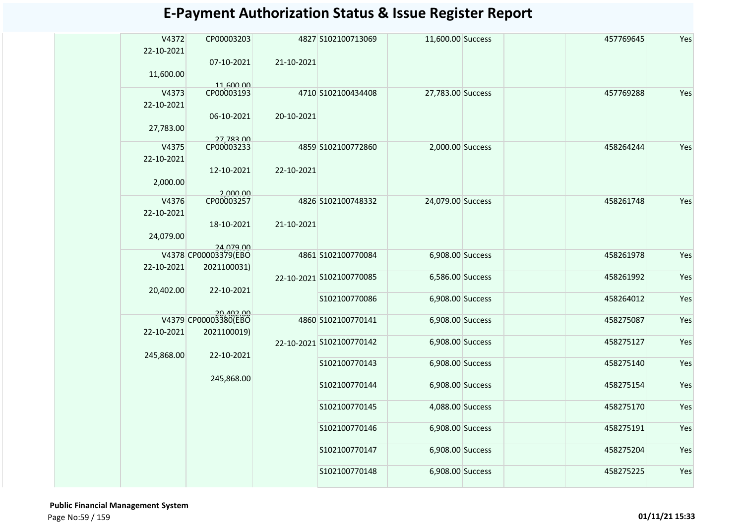# E-Payment Authorization Status & Issue Register Report

| | Voucher No / Date / Amount | Bill No / Date / Amount | Token No / Date | Transaction Ref | Amount | Status | | Ref No | |
|---|---|---|---|---|---|---|---|---|---|
| | V4372 22-10-2021 11,600.00 | CP00003203 07-10-2021 11,600.00 | 4827 21-10-2021 | S102100713069 | 11,600.00 | Success | | 457769645 | Yes |
| | V4373 22-10-2021 27,783.00 | CP00003193 06-10-2021 27,783.00 | 4710 20-10-2021 | S102100434408 | 27,783.00 | Success | | 457769288 | Yes |
| | V4375 22-10-2021 2,000.00 | CP00003233 12-10-2021 2,000.00 | 4859 22-10-2021 | S102100772860 | 2,000.00 | Success | | 458264244 | Yes |
| | V4376 22-10-2021 24,079.00 | CP00003257 18-10-2021 24,079.00 | 4826 21-10-2021 | S102100748332 | 24,079.00 | Success | | 458261748 | Yes |
| | V4378 22-10-2021 20,402.00 | CP00003379(EBO 2021100031) 22-10-2021 20,402.00 | 4861 22-10-2021 | S102100770084 | 6,908.00 | Success | | 458261978 | Yes |
| | | | | S102100770085 | 6,586.00 | Success | | 458261992 | Yes |
| | | | | S102100770086 | 6,908.00 | Success | | 458264012 | Yes |
| | V4379 22-10-2021 245,868.00 | CP00003380(EBO 2021100019) 22-10-2021 245,868.00 | 4860 22-10-2021 | S102100770141 | 6,908.00 | Success | | 458275087 | Yes |
| | | | | S102100770142 | 6,908.00 | Success | | 458275127 | Yes |
| | | | | S102100770143 | 6,908.00 | Success | | 458275140 | Yes |
| | | | | S102100770144 | 6,908.00 | Success | | 458275154 | Yes |
| | | | | S102100770145 | 4,088.00 | Success | | 458275170 | Yes |
| | | | | S102100770146 | 6,908.00 | Success | | 458275191 | Yes |
| | | | | S102100770147 | 6,908.00 | Success | | 458275204 | Yes |
| | | | | S102100770148 | 6,908.00 | Success | | 458275225 | Yes |

**Public Financial Management System**

01/11/21 15:33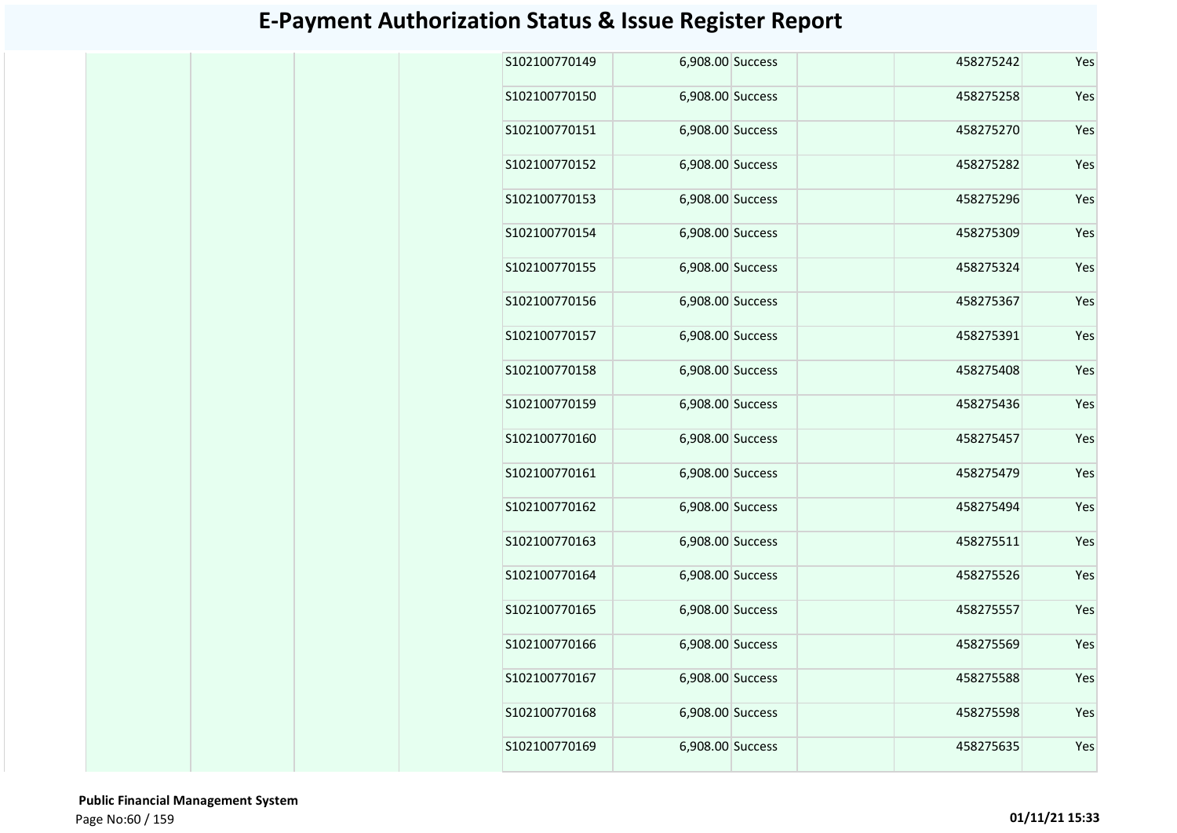# E-Payment Authorization Status & Issue Register Report

| | | | | | | | | | |
|---|---|---|---|---|---|---|---|---|---|
| | | | | S102100770149 | 6,908.00 | Success | | 458275242 | Yes |
| | | | | S102100770150 | 6,908.00 | Success | | 458275258 | Yes |
| | | | | S102100770151 | 6,908.00 | Success | | 458275270 | Yes |
| | | | | S102100770152 | 6,908.00 | Success | | 458275282 | Yes |
| | | | | S102100770153 | 6,908.00 | Success | | 458275296 | Yes |
| | | | | S102100770154 | 6,908.00 | Success | | 458275309 | Yes |
| | | | | S102100770155 | 6,908.00 | Success | | 458275324 | Yes |
| | | | | S102100770156 | 6,908.00 | Success | | 458275367 | Yes |
| | | | | S102100770157 | 6,908.00 | Success | | 458275391 | Yes |
| | | | | S102100770158 | 6,908.00 | Success | | 458275408 | Yes |
| | | | | S102100770159 | 6,908.00 | Success | | 458275436 | Yes |
| | | | | S102100770160 | 6,908.00 | Success | | 458275457 | Yes |
| | | | | S102100770161 | 6,908.00 | Success | | 458275479 | Yes |
| | | | | S102100770162 | 6,908.00 | Success | | 458275494 | Yes |
| | | | | S102100770163 | 6,908.00 | Success | | 458275511 | Yes |
| | | | | S102100770164 | 6,908.00 | Success | | 458275526 | Yes |
| | | | | S102100770165 | 6,908.00 | Success | | 458275557 | Yes |
| | | | | S102100770166 | 6,908.00 | Success | | 458275569 | Yes |
| | | | | S102100770167 | 6,908.00 | Success | | 458275588 | Yes |
| | | | | S102100770168 | 6,908.00 | Success | | 458275598 | Yes |
| | | | | S102100770169 | 6,908.00 | Success | | 458275635 | Yes |

**Public Financial Management System**

**01/11/21 15:33**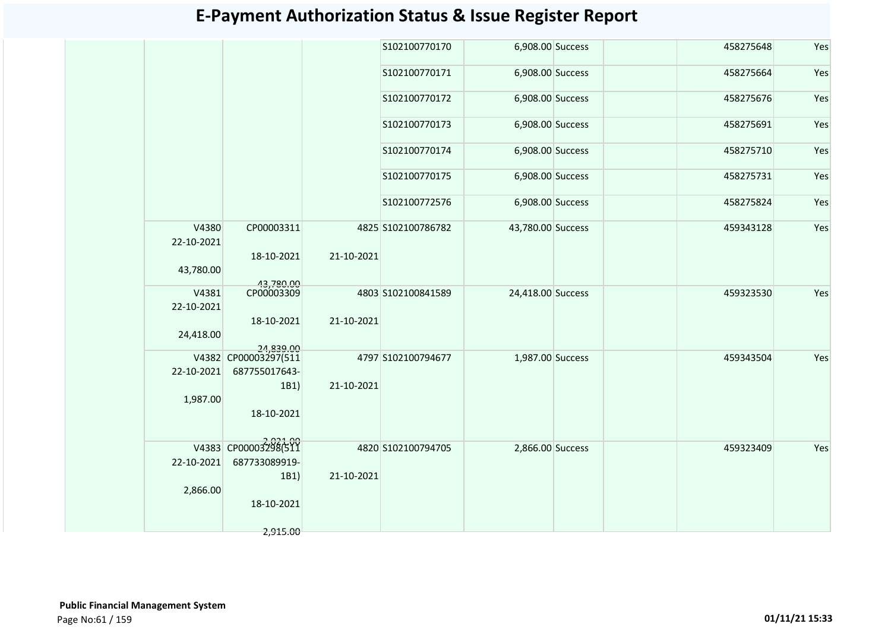# E-Payment Authorization Status & Issue Register Report

| | | | | | | | | | |
|---|---|---|---|---|---|---|---|---|---|
| | | | | S102100770170 | 6,908.00 | Success | | 458275648 | Yes |
| | | | | S102100770171 | 6,908.00 | Success | | 458275664 | Yes |
| | | | | S102100770172 | 6,908.00 | Success | | 458275676 | Yes |
| | | | | S102100770173 | 6,908.00 | Success | | 458275691 | Yes |
| | | | | S102100770174 | 6,908.00 | Success | | 458275710 | Yes |
| | | | | S102100770175 | 6,908.00 | Success | | 458275731 | Yes |
| | | | | S102100772576 | 6,908.00 | Success | | 458275824 | Yes |
| | V4380 22-10-2021 43,780.00 | CP00003311 18-10-2021 43,780.00 | 4825 21-10-2021 | S102100786782 | 43,780.00 | Success | | 459343128 | Yes |
| | V4381 22-10-2021 24,418.00 | CP00003309 18-10-2021 24,839.00 | 4803 21-10-2021 | S102100841589 | 24,418.00 | Success | | 459323530 | Yes |
| | V4382 22-10-2021 1,987.00 | CP00003297(511 687755017643-1B1) 18-10-2021 2,021.00 | 4797 21-10-2021 | S102100794677 | 1,987.00 | Success | | 459343504 | Yes |
| | V4383 22-10-2021 2,866.00 | CP00003298(511 687733089919-1B1) 18-10-2021 2,915.00 | 4820 21-10-2021 | S102100794705 | 2,866.00 | Success | | 459323409 | Yes |

**Public Financial Management System**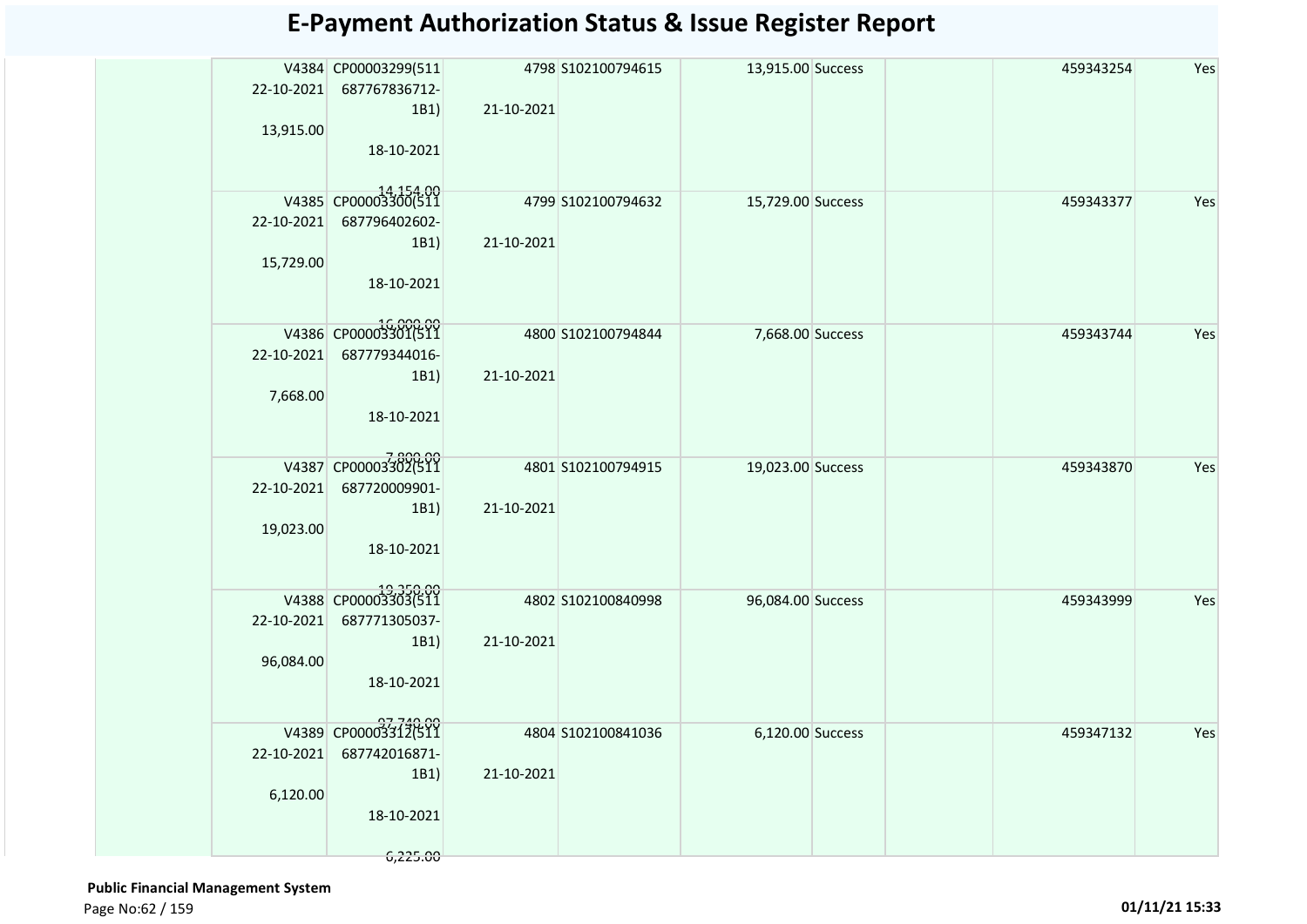# E-Payment Authorization Status & Issue Register Report

| | | | | | | | | | | |
|---|---|---|---|---|---|---|---|---|---|---|
| | V4384 22-10-2021 13,915.00 | CP00003299(511 687767836712-1B1) 18-10-2021 14,154.00 | 4798 21-10-2021 | S102100794615 | 13,915.00 | Success | | | 459343254 | Yes |
| | V4385 22-10-2021 15,729.00 | CP00003300(511 687796402602-1B1) 18-10-2021 16,000.00 | 4799 21-10-2021 | S102100794632 | 15,729.00 | Success | | | 459343377 | Yes |
| | V4386 22-10-2021 7,668.00 | CP00003301(511 687779344016-1B1) 18-10-2021 7,800.00 | 4800 21-10-2021 | S102100794844 | 7,668.00 | Success | | | 459343744 | Yes |
| | V4387 22-10-2021 19,023.00 | CP00003302(511 687720009901-1B1) 18-10-2021 19,350.00 | 4801 21-10-2021 | S102100794915 | 19,023.00 | Success | | | 459343870 | Yes |
| | V4388 22-10-2021 96,084.00 | CP00003303(511 687771305037-1B1) 18-10-2021 97,740.00 | 4802 21-10-2021 | S102100840998 | 96,084.00 | Success | | | 459343999 | Yes |
| | V4389 22-10-2021 6,120.00 | CP00003312(511 687742016871-1B1) 18-10-2021 6,225.00 | 4804 21-10-2021 | S102100841036 | 6,120.00 | Success | | | 459347132 | Yes |

**Public Financial Management System**

01/11/21 15:33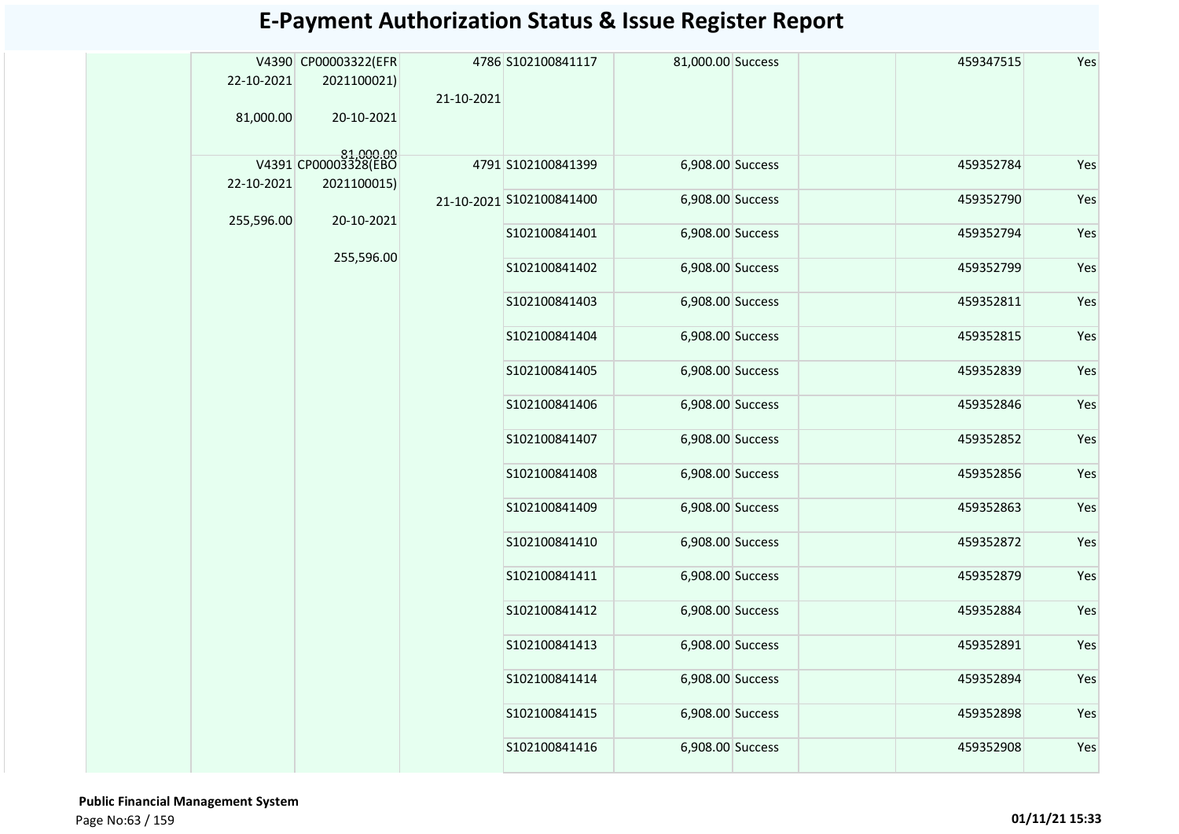# E-Payment Authorization Status & Issue Register Report

| | | | | | | | | | |
|---|---|---|---|---|---|---|---|---|---|
| | V4390 22-10-2021 81,000.00 | CP00003322(EFR 2021100021) 20-10-2021 81,000.00 | 4786 21-10-2021 | S102100841117 | 81,000.00 | Success | | 459347515 | Yes |
| | V4391 22-10-2021 255,596.00 | CP00003328(EBO 2021100015) 20-10-2021 255,596.00 | 4791 21-10-2021 | S102100841399 | 6,908.00 | Success | | 459352784 | Yes |
| | | | | S102100841400 | 6,908.00 | Success | | 459352790 | Yes |
| | | | | S102100841401 | 6,908.00 | Success | | 459352794 | Yes |
| | | | | S102100841402 | 6,908.00 | Success | | 459352799 | Yes |
| | | | | S102100841403 | 6,908.00 | Success | | 459352811 | Yes |
| | | | | S102100841404 | 6,908.00 | Success | | 459352815 | Yes |
| | | | | S102100841405 | 6,908.00 | Success | | 459352839 | Yes |
| | | | | S102100841406 | 6,908.00 | Success | | 459352846 | Yes |
| | | | | S102100841407 | 6,908.00 | Success | | 459352852 | Yes |
| | | | | S102100841408 | 6,908.00 | Success | | 459352856 | Yes |
| | | | | S102100841409 | 6,908.00 | Success | | 459352863 | Yes |
| | | | | S102100841410 | 6,908.00 | Success | | 459352872 | Yes |
| | | | | S102100841411 | 6,908.00 | Success | | 459352879 | Yes |
| | | | | S102100841412 | 6,908.00 | Success | | 459352884 | Yes |
| | | | | S102100841413 | 6,908.00 | Success | | 459352891 | Yes |
| | | | | S102100841414 | 6,908.00 | Success | | 459352894 | Yes |
| | | | | S102100841415 | 6,908.00 | Success | | 459352898 | Yes |
| | | | | S102100841416 | 6,908.00 | Success | | 459352908 | Yes |

**Public Financial Management System**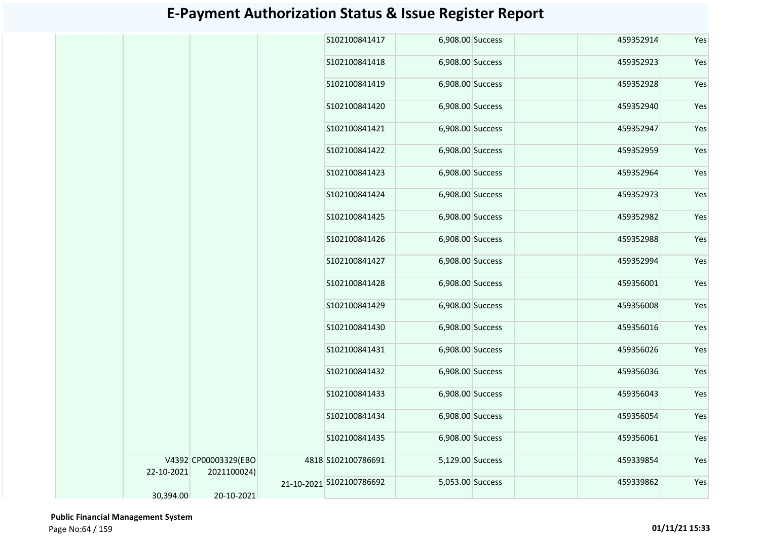# E-Payment Authorization Status & Issue Register Report

| | | | | | | | | | |
|---|---|---|---|---|---|---|---|---|---|
| | | | | S102100841417 | 6,908.00 | Success | | 459352914 | Yes |
| | | | | S102100841418 | 6,908.00 | Success | | 459352923 | Yes |
| | | | | S102100841419 | 6,908.00 | Success | | 459352928 | Yes |
| | | | | S102100841420 | 6,908.00 | Success | | 459352940 | Yes |
| | | | | S102100841421 | 6,908.00 | Success | | 459352947 | Yes |
| | | | | S102100841422 | 6,908.00 | Success | | 459352959 | Yes |
| | | | | S102100841423 | 6,908.00 | Success | | 459352964 | Yes |
| | | | | S102100841424 | 6,908.00 | Success | | 459352973 | Yes |
| | | | | S102100841425 | 6,908.00 | Success | | 459352982 | Yes |
| | | | | S102100841426 | 6,908.00 | Success | | 459352988 | Yes |
| | | | | S102100841427 | 6,908.00 | Success | | 459352994 | Yes |
| | | | | S102100841428 | 6,908.00 | Success | | 459356001 | Yes |
| | | | | S102100841429 | 6,908.00 | Success | | 459356008 | Yes |
| | | | | S102100841430 | 6,908.00 | Success | | 459356016 | Yes |
| | | | | S102100841431 | 6,908.00 | Success | | 459356026 | Yes |
| | | | | S102100841432 | 6,908.00 | Success | | 459356036 | Yes |
| | | | | S102100841433 | 6,908.00 | Success | | 459356043 | Yes |
| | | | | S102100841434 | 6,908.00 | Success | | 459356054 | Yes |
| | | | | S102100841435 | 6,908.00 | Success | | 459356061 | Yes |
| | V4392 22-10-2021 30,394.00 | CP00003329(EBO 2021100024) 20-10-2021 | 4818 21-10-2021 | S102100786691 | 5,129.00 | Success | | 459339854 | Yes |
| | | | | S102100786692 | 5,053.00 | Success | | 459339862 | Yes |

**Public Financial Management System**

01/11/21 15:33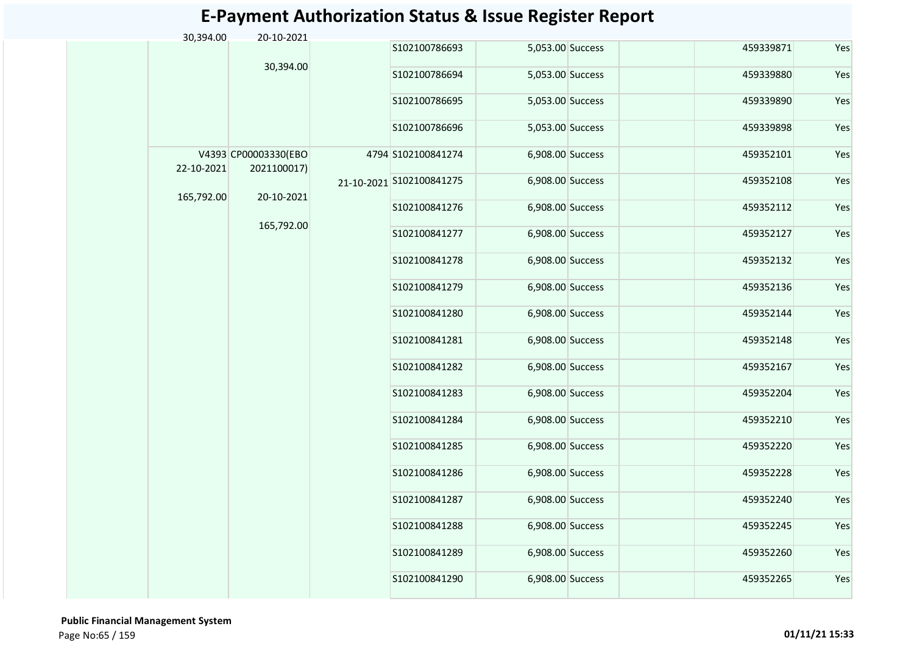# E-Payment Authorization Status & Issue Register Report

| | | | | | | | | | |
|---|---|---|---|---|---|---|---|---|---|
| | 30,394.00 | 20-10-2021<br><br>30,394.00 | | S102100786693 | 5,053.00 | Success | | 459339871 | Yes |
| | | | | S102100786694 | 5,053.00 | Success | | 459339880 | Yes |
| | | | | S102100786695 | 5,053.00 | Success | | 459339890 | Yes |
| | | | | S102100786696 | 5,053.00 | Success | | 459339898 | Yes |
| | V4393<br>22-10-2021<br><br>165,792.00 | CP00003330(EBO 2021100017)<br><br>20-10-2021<br><br>165,792.00 | 4794<br><br>21-10-2021 | S102100841274 | 6,908.00 | Success | | 459352101 | Yes |
| | | | | S102100841275 | 6,908.00 | Success | | 459352108 | Yes |
| | | | | S102100841276 | 6,908.00 | Success | | 459352112 | Yes |
| | | | | S102100841277 | 6,908.00 | Success | | 459352127 | Yes |
| | | | | S102100841278 | 6,908.00 | Success | | 459352132 | Yes |
| | | | | S102100841279 | 6,908.00 | Success | | 459352136 | Yes |
| | | | | S102100841280 | 6,908.00 | Success | | 459352144 | Yes |
| | | | | S102100841281 | 6,908.00 | Success | | 459352148 | Yes |
| | | | | S102100841282 | 6,908.00 | Success | | 459352167 | Yes |
| | | | | S102100841283 | 6,908.00 | Success | | 459352204 | Yes |
| | | | | S102100841284 | 6,908.00 | Success | | 459352210 | Yes |
| | | | | S102100841285 | 6,908.00 | Success | | 459352220 | Yes |
| | | | | S102100841286 | 6,908.00 | Success | | 459352228 | Yes |
| | | | | S102100841287 | 6,908.00 | Success | | 459352240 | Yes |
| | | | | S102100841288 | 6,908.00 | Success | | 459352245 | Yes |
| | | | | S102100841289 | 6,908.00 | Success | | 459352260 | Yes |
| | | | | S102100841290 | 6,908.00 | Success | | 459352265 | Yes |

**Public Financial Management System**

01/11/21 15:33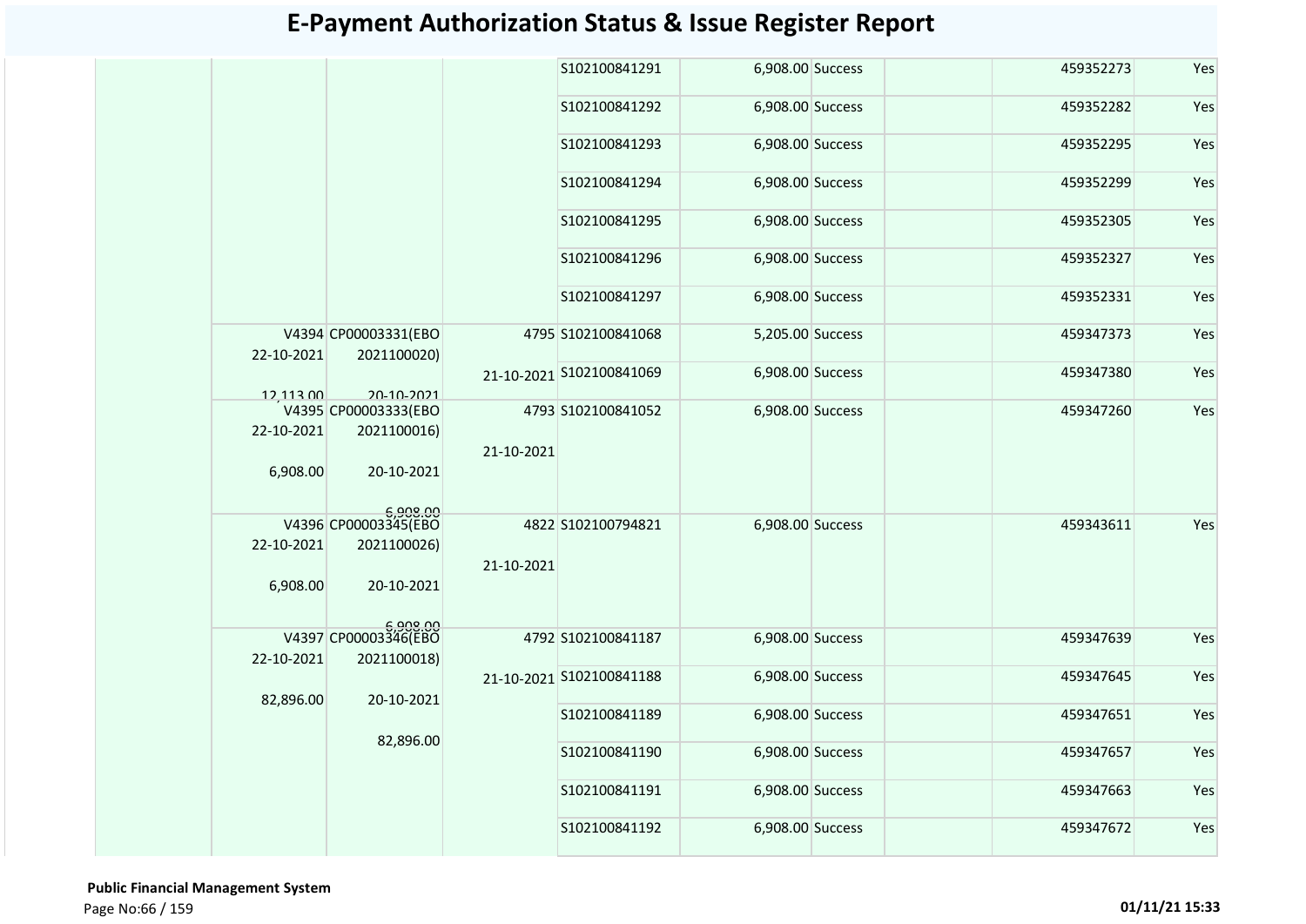# E-Payment Authorization Status & Issue Register Report

| | | | | | | | | | |
|---|---|---|---|---|---|---|---|---|---|
| | | | | S102100841291 | 6,908.00 | Success | | 459352273 | Yes |
| | | | | S102100841292 | 6,908.00 | Success | | 459352282 | Yes |
| | | | | S102100841293 | 6,908.00 | Success | | 459352295 | Yes |
| | | | | S102100841294 | 6,908.00 | Success | | 459352299 | Yes |
| | | | | S102100841295 | 6,908.00 | Success | | 459352305 | Yes |
| | | | | S102100841296 | 6,908.00 | Success | | 459352327 | Yes |
| | | | | S102100841297 | 6,908.00 | Success | | 459352331 | Yes |
| | V4394 22-10-2021 12,113.00 | CP00003331(EBO 2021100020) 20-10-2021 | 4795 21-10-2021 | S102100841068 | 5,205.00 | Success | | 459347373 | Yes |
| | | | | S102100841069 | 6,908.00 | Success | | 459347380 | Yes |
| | V4395 22-10-2021 6,908.00 | CP00003333(EBO 2021100016) 20-10-2021 6,908.00 | 4793 21-10-2021 | S102100841052 | 6,908.00 | Success | | 459347260 | Yes |
| | V4396 22-10-2021 6,908.00 | CP00003345(EBO 2021100026) 20-10-2021 6,908.00 | 4822 21-10-2021 | S102100794821 | 6,908.00 | Success | | 459343611 | Yes |
| | V4397 22-10-2021 82,896.00 | CP00003346(EBO 2021100018) 20-10-2021 82,896.00 | 4792 21-10-2021 | S102100841187 | 6,908.00 | Success | | 459347639 | Yes |
| | | | | S102100841188 | 6,908.00 | Success | | 459347645 | Yes |
| | | | | S102100841189 | 6,908.00 | Success | | 459347651 | Yes |
| | | | | S102100841190 | 6,908.00 | Success | | 459347657 | Yes |
| | | | | S102100841191 | 6,908.00 | Success | | 459347663 | Yes |
| | | | | S102100841192 | 6,908.00 | Success | | 459347672 | Yes |

**Public Financial Management System**

01/11/21 15:33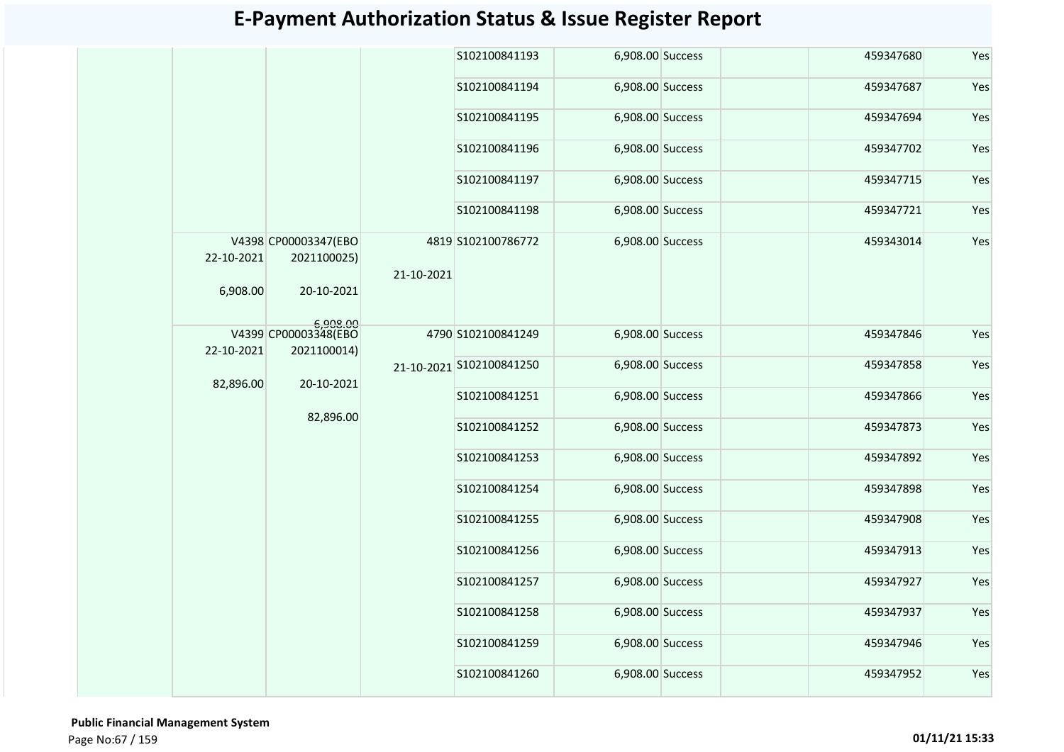# E-Payment Authorization Status & Issue Register Report

| | | | | | | | | | |
|---|---|---|---|---|---|---|---|---|---|
| | | | | S102100841193 | 6,908.00 | Success | | 459347680 | Yes |
| | | | | S102100841194 | 6,908.00 | Success | | 459347687 | Yes |
| | | | | S102100841195 | 6,908.00 | Success | | 459347694 | Yes |
| | | | | S102100841196 | 6,908.00 | Success | | 459347702 | Yes |
| | | | | S102100841197 | 6,908.00 | Success | | 459347715 | Yes |
| | | | | S102100841198 | 6,908.00 | Success | | 459347721 | Yes |
| | V4398 22-10-2021 6,908.00 | CP00003347(EBO 2021100025) 20-10-2021 6,908.00 | 4819 21-10-2021 | S102100786772 | 6,908.00 | Success | | 459343014 | Yes |
| | V4399 22-10-2021 82,896.00 | CP00003348(EBO 2021100014) 20-10-2021 82,896.00 | 4790 21-10-2021 | S102100841249 | 6,908.00 | Success | | 459347846 | Yes |
| | | | | S102100841250 | 6,908.00 | Success | | 459347858 | Yes |
| | | | | S102100841251 | 6,908.00 | Success | | 459347866 | Yes |
| | | | | S102100841252 | 6,908.00 | Success | | 459347873 | Yes |
| | | | | S102100841253 | 6,908.00 | Success | | 459347892 | Yes |
| | | | | S102100841254 | 6,908.00 | Success | | 459347898 | Yes |
| | | | | S102100841255 | 6,908.00 | Success | | 459347908 | Yes |
| | | | | S102100841256 | 6,908.00 | Success | | 459347913 | Yes |
| | | | | S102100841257 | 6,908.00 | Success | | 459347927 | Yes |
| | | | | S102100841258 | 6,908.00 | Success | | 459347937 | Yes |
| | | | | S102100841259 | 6,908.00 | Success | | 459347946 | Yes |
| | | | | S102100841260 | 6,908.00 | Success | | 459347952 | Yes |

**Public Financial Management System**

01/11/21 15:33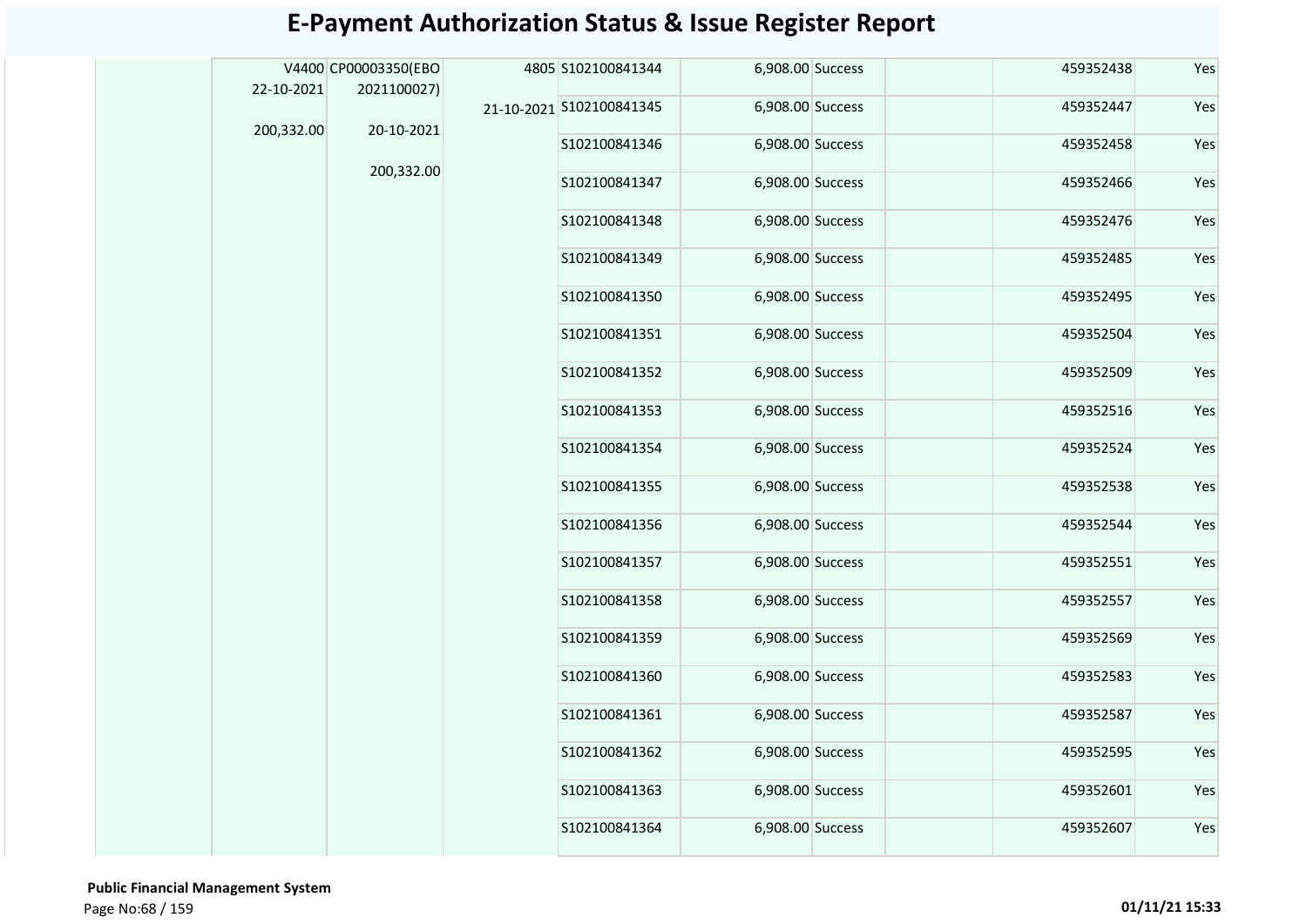# E-Payment Authorization Status & Issue Register Report

| | | | | | | | | | |
|---|---|---|---|---|---|---|---|---|---|
| | V4400 22-10-2021 200,332.00 | CP00003350(EBO 2021100027) 20-10-2021 200,332.00 | 4805 21-10-2021 | S102100841344 | 6,908.00 | Success | | 459352438 | Yes |
| | | | | S102100841345 | 6,908.00 | Success | | 459352447 | Yes |
| | | | | S102100841346 | 6,908.00 | Success | | 459352458 | Yes |
| | | | | S102100841347 | 6,908.00 | Success | | 459352466 | Yes |
| | | | | S102100841348 | 6,908.00 | Success | | 459352476 | Yes |
| | | | | S102100841349 | 6,908.00 | Success | | 459352485 | Yes |
| | | | | S102100841350 | 6,908.00 | Success | | 459352495 | Yes |
| | | | | S102100841351 | 6,908.00 | Success | | 459352504 | Yes |
| | | | | S102100841352 | 6,908.00 | Success | | 459352509 | Yes |
| | | | | S102100841353 | 6,908.00 | Success | | 459352516 | Yes |
| | | | | S102100841354 | 6,908.00 | Success | | 459352524 | Yes |
| | | | | S102100841355 | 6,908.00 | Success | | 459352538 | Yes |
| | | | | S102100841356 | 6,908.00 | Success | | 459352544 | Yes |
| | | | | S102100841357 | 6,908.00 | Success | | 459352551 | Yes |
| | | | | S102100841358 | 6,908.00 | Success | | 459352557 | Yes |
| | | | | S102100841359 | 6,908.00 | Success | | 459352569 | Yes |
| | | | | S102100841360 | 6,908.00 | Success | | 459352583 | Yes |
| | | | | S102100841361 | 6,908.00 | Success | | 459352587 | Yes |
| | | | | S102100841362 | 6,908.00 | Success | | 459352595 | Yes |
| | | | | S102100841363 | 6,908.00 | Success | | 459352601 | Yes |
| | | | | S102100841364 | 6,908.00 | Success | | 459352607 | Yes |

**Public Financial Management System**

01/11/21 15:33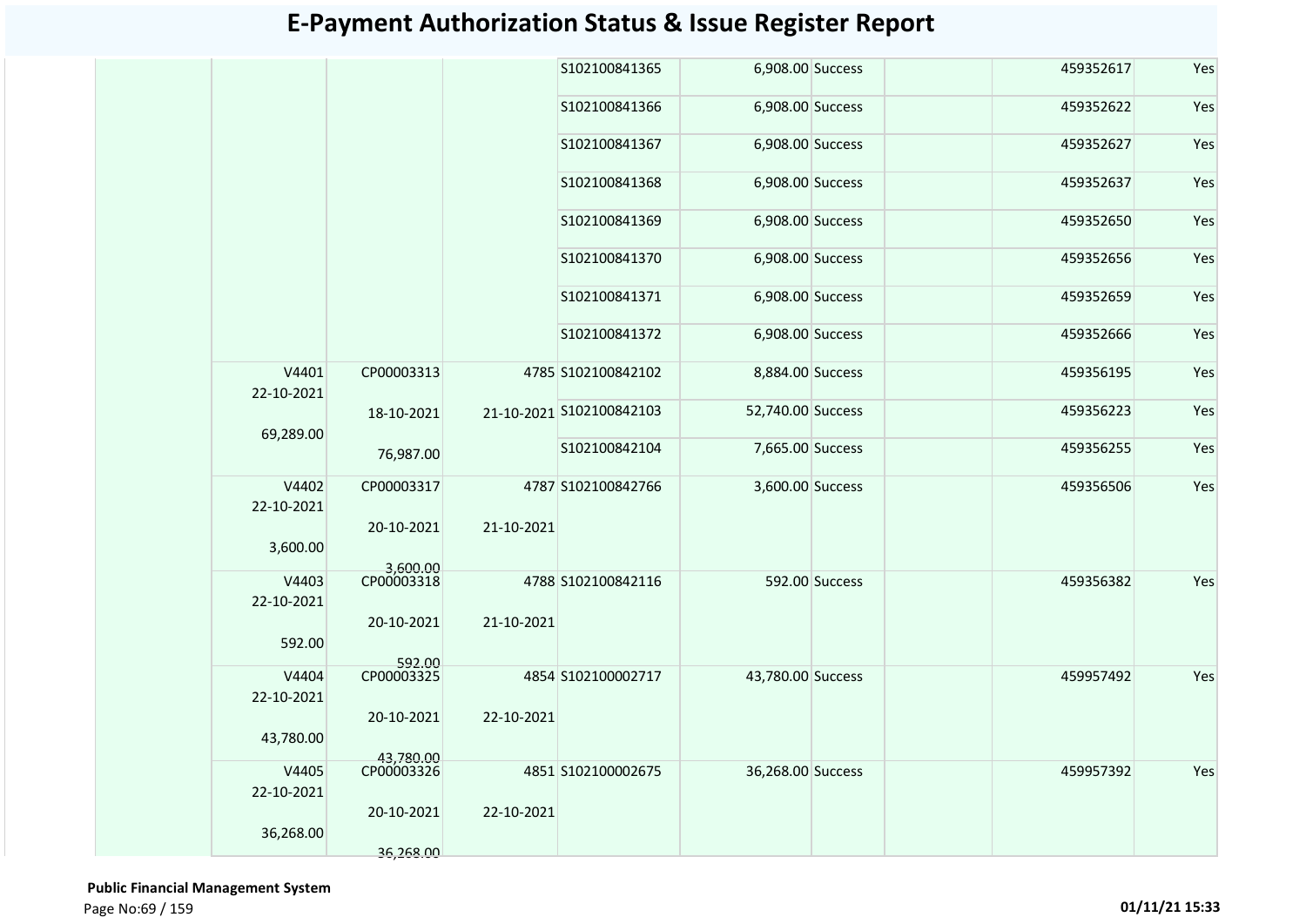# E-Payment Authorization Status & Issue Register Report

| | | | | | | | | | | |
|---|---|---|---|---|---|---|---|---|---|---|
| | | | | S102100841365 | 6,908.00 | Success | | | 459352617 | Yes |
| | | | | S102100841366 | 6,908.00 | Success | | | 459352622 | Yes |
| | | | | S102100841367 | 6,908.00 | Success | | | 459352627 | Yes |
| | | | | S102100841368 | 6,908.00 | Success | | | 459352637 | Yes |
| | | | | S102100841369 | 6,908.00 | Success | | | 459352650 | Yes |
| | | | | S102100841370 | 6,908.00 | Success | | | 459352656 | Yes |
| | | | | S102100841371 | 6,908.00 | Success | | | 459352659 | Yes |
| | | | | S102100841372 | 6,908.00 | Success | | | 459352666 | Yes |
| | V4401 22-10-2021 69,289.00 | CP00003313 18-10-2021 76,987.00 | 4785 21-10-2021 | S102100842102 | 8,884.00 | Success | | | 459356195 | Yes |
| | | | | S102100842103 | 52,740.00 | Success | | | 459356223 | Yes |
| | | | | S102100842104 | 7,665.00 | Success | | | 459356255 | Yes |
| | V4402 22-10-2021 3,600.00 | CP00003317 20-10-2021 3,600.00 | 4787 21-10-2021 | S102100842766 | 3,600.00 | Success | | | 459356506 | Yes |
| | V4403 22-10-2021 592.00 | CP00003318 20-10-2021 592.00 | 4788 21-10-2021 | S102100842116 | 592.00 | Success | | | 459356382 | Yes |
| | V4404 22-10-2021 43,780.00 | CP00003325 20-10-2021 43,780.00 | 4854 22-10-2021 | S102100002717 | 43,780.00 | Success | | | 459957492 | Yes |
| | V4405 22-10-2021 36,268.00 | CP00003326 20-10-2021 36,268.00 | 4851 22-10-2021 | S102100002675 | 36,268.00 | Success | | | 459957392 | Yes |

**Public Financial Management System**

01/11/21 15:33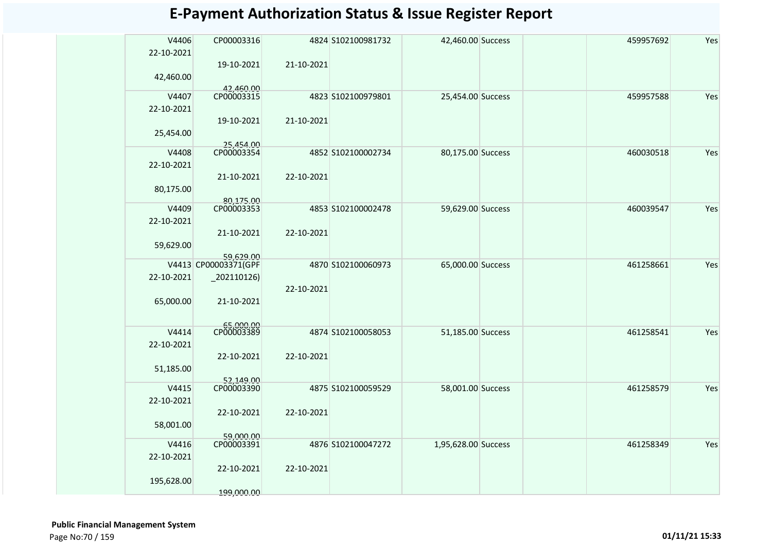# E-Payment Authorization Status & Issue Register Report

| | | | | | | | | | |
|---|---|---|---|---|---|---|---|---|---|
| | V4406<br>22-10-2021<br>42,460.00 | CP00003316<br>19-10-2021<br>42,460.00 | 4824<br>21-10-2021 | S102100981732 | 42,460.00 | Success | | 459957692 | Yes |
| | V4407<br>22-10-2021<br>25,454.00 | CP00003315<br>19-10-2021<br>25,454.00 | 4823<br>21-10-2021 | S102100979801 | 25,454.00 | Success | | 459957588 | Yes |
| | V4408<br>22-10-2021<br>80,175.00 | CP00003354<br>21-10-2021<br>80,175.00 | 4852<br>22-10-2021 | S102100002734 | 80,175.00 | Success | | 460030518 | Yes |
| | V4409<br>22-10-2021<br>59,629.00 | CP00003353<br>21-10-2021<br>59,629.00 | 4853<br>22-10-2021 | S102100002478 | 59,629.00 | Success | | 460039547 | Yes |
| | V4413<br>22-10-2021<br>65,000.00 | CP00003371(GPF_202110126)<br>21-10-2021<br>65,000.00 | 4870<br>22-10-2021 | S102100060973 | 65,000.00 | Success | | 461258661 | Yes |
| | V4414<br>22-10-2021<br>51,185.00 | CP00003389<br>22-10-2021<br>52,149.00 | 4874<br>22-10-2021 | S102100058053 | 51,185.00 | Success | | 461258541 | Yes |
| | V4415<br>22-10-2021<br>58,001.00 | CP00003390<br>22-10-2021<br>59,000.00 | 4875<br>22-10-2021 | S102100059529 | 58,001.00 | Success | | 461258579 | Yes |
| | V4416<br>22-10-2021<br>195,628.00 | CP00003391<br>22-10-2021<br>199,000.00 | 4876<br>22-10-2021 | S102100047272 | 1,95,628.00 | Success | | 461258349 | Yes |

**Public Financial Management System**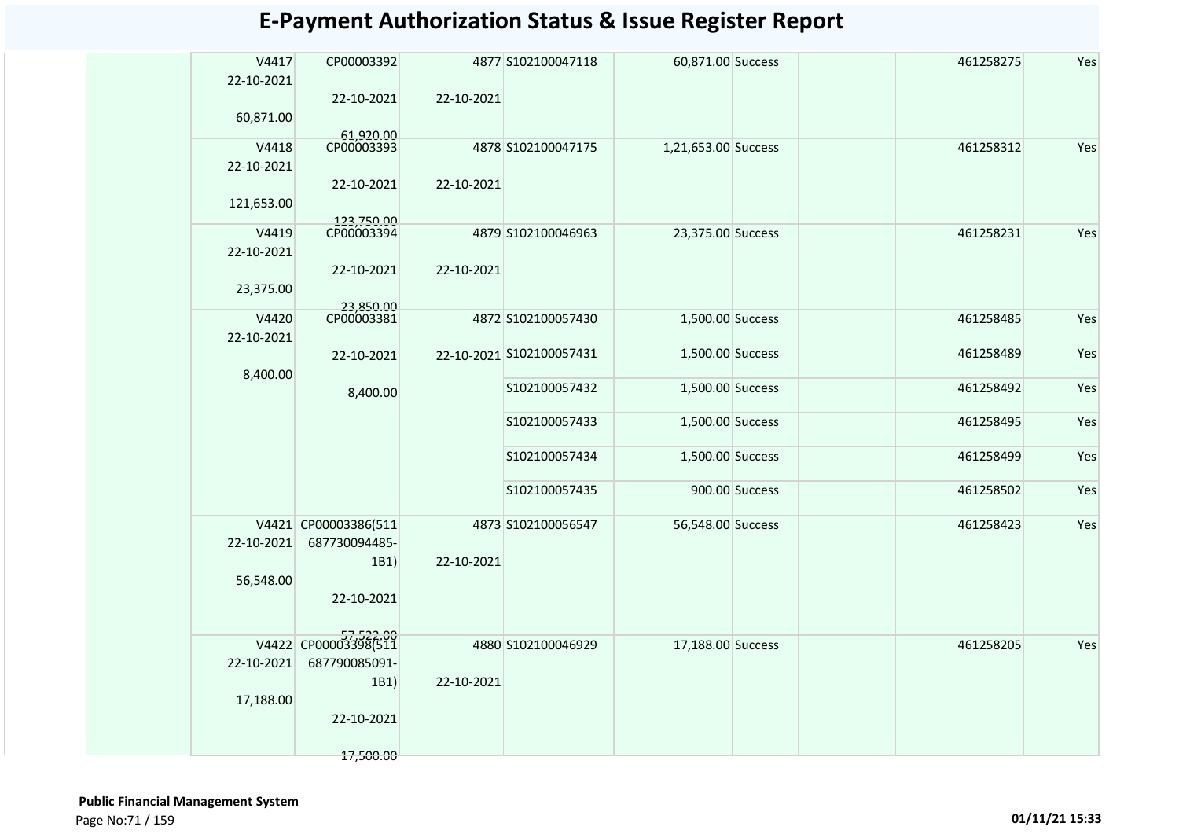# E-Payment Authorization Status & Issue Register Report

| | | | | | | | | | |
|---|---|---|---|---|---|---|---|---|---|
| | V4417 22-10-2021 60,871.00 | CP00003392 22-10-2021 61,920.00 | 4877 22-10-2021 | S102100047118 | 60,871.00 | Success | | 461258275 | Yes |
| | V4418 22-10-2021 121,653.00 | CP00003393 22-10-2021 123,750.00 | 4878 22-10-2021 | S102100047175 | 1,21,653.00 | Success | | 461258312 | Yes |
| | V4419 22-10-2021 23,375.00 | CP00003394 22-10-2021 23,850.00 | 4879 22-10-2021 | S102100046963 | 23,375.00 | Success | | 461258231 | Yes |
| | V4420 22-10-2021 8,400.00 | CP00003381 22-10-2021 8,400.00 | 4872 22-10-2021 | S102100057430 | 1,500.00 | Success | | 461258485 | Yes |
| | | | | S102100057431 | 1,500.00 | Success | | 461258489 | Yes |
| | | | | S102100057432 | 1,500.00 | Success | | 461258492 | Yes |
| | | | | S102100057433 | 1,500.00 | Success | | 461258495 | Yes |
| | | | | S102100057434 | 1,500.00 | Success | | 461258499 | Yes |
| | | | | S102100057435 | 900.00 | Success | | 461258502 | Yes |
| | V4421 22-10-2021 56,548.00 | CP00003386(511 687730094485-1B1) 22-10-2021 57,522.00 | 4873 22-10-2021 | S102100056547 | 56,548.00 | Success | | 461258423 | Yes |
| | V4422 22-10-2021 17,188.00 | CP00003398(511 687790085091-1B1) 22-10-2021 17,500.00 | 4880 22-10-2021 | S102100046929 | 17,188.00 | Success | | 461258205 | Yes |

**Public Financial Management System**

01/11/21 15:33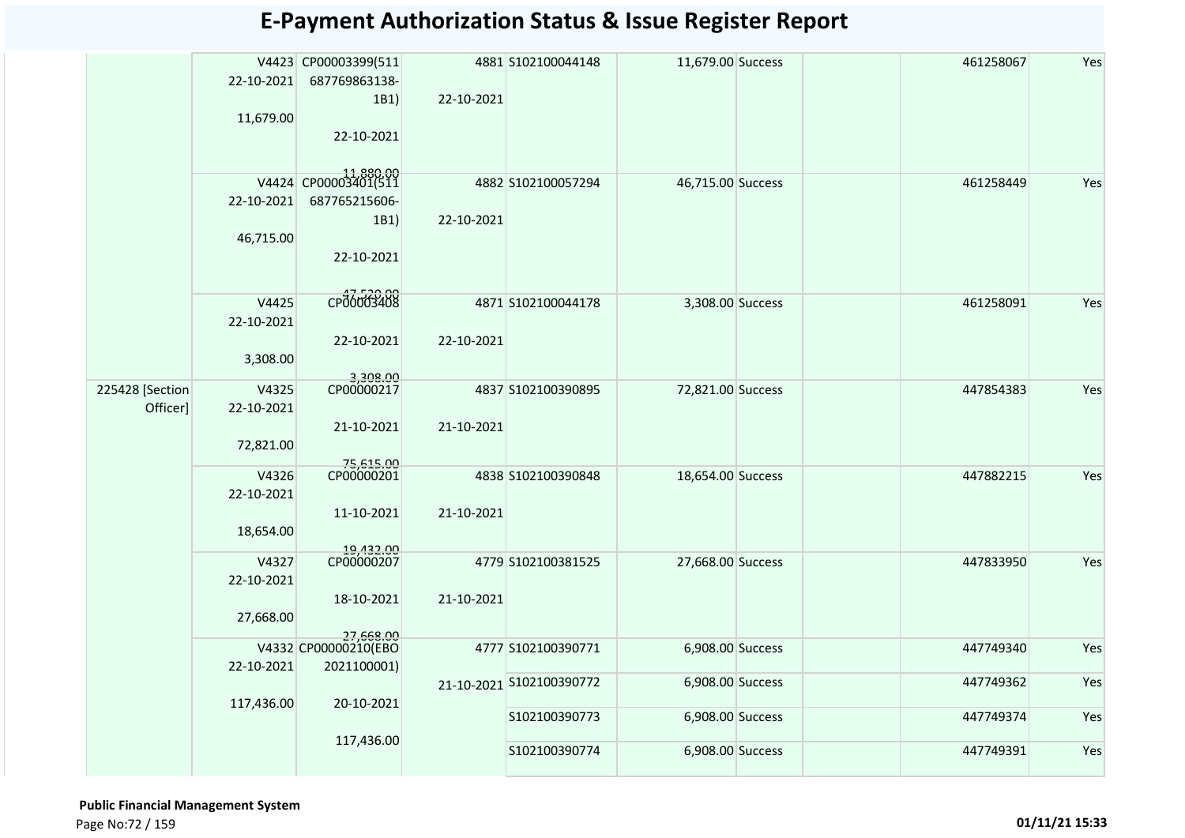# E-Payment Authorization Status & Issue Register Report

| | | | | | | | | | |
|---|---|---|---|---|---|---|---|---|---|
| | V4423 22-10-2021 11,679.00 | CP00003399(511 687769863138-1B1) 22-10-2021 11,880.00 | 4881 22-10-2021 | S102100044148 | 11,679.00 | Success | | 461258067 | Yes |
| | V4424 22-10-2021 46,715.00 | CP00003401(511 687765215606-1B1) 22-10-2021 47,520.00 | 4882 22-10-2021 | S102100057294 | 46,715.00 | Success | | 461258449 | Yes |
| | V4425 22-10-2021 3,308.00 | CP00003408 22-10-2021 3,308.00 | 4871 22-10-2021 | S102100044178 | 3,308.00 | Success | | 461258091 | Yes |
| 225428 [Section Officer] | V4325 22-10-2021 72,821.00 | CP00000217 21-10-2021 75,615.00 | 4837 21-10-2021 | S102100390895 | 72,821.00 | Success | | 447854383 | Yes |
| | V4326 22-10-2021 18,654.00 | CP00000201 11-10-2021 19,432.00 | 4838 21-10-2021 | S102100390848 | 18,654.00 | Success | | 447882215 | Yes |
| | V4327 22-10-2021 27,668.00 | CP00000207 18-10-2021 27,668.00 | 4779 21-10-2021 | S102100381525 | 27,668.00 | Success | | 447833950 | Yes |
| | V4332 22-10-2021 117,436.00 | CP00000210(EBO 2021100001) 20-10-2021 117,436.00 | 4777 21-10-2021 | S102100390771 | 6,908.00 | Success | | 447749340 | Yes |
| | | | | S102100390772 | 6,908.00 | Success | | 447749362 | Yes |
| | | | | S102100390773 | 6,908.00 | Success | | 447749374 | Yes |
| | | | | S102100390774 | 6,908.00 | Success | | 447749391 | Yes |

**Public Financial Management System**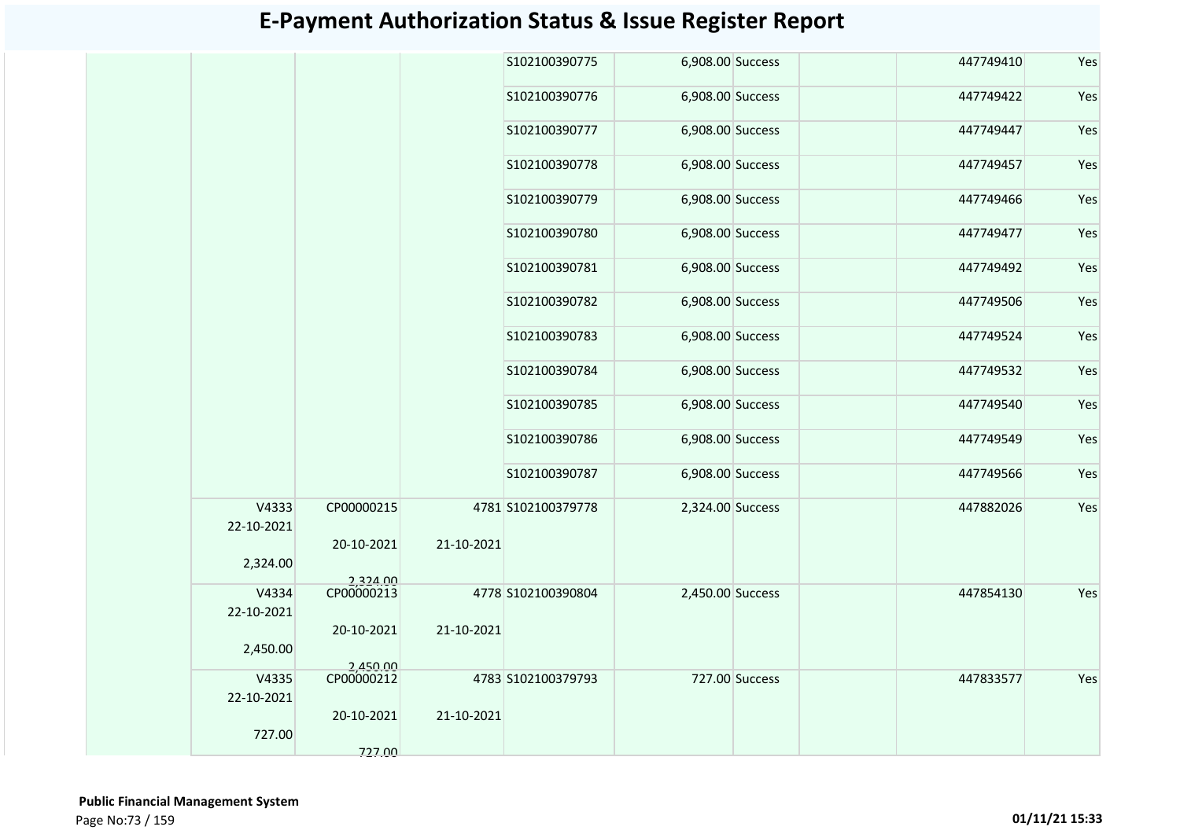# E-Payment Authorization Status & Issue Register Report

| | | | | | | | | | |
|---|---|---|---|---|---|---|---|---|---|
| | | | | S102100390775 | 6,908.00 | Success | | 447749410 | Yes |
| | | | | S102100390776 | 6,908.00 | Success | | 447749422 | Yes |
| | | | | S102100390777 | 6,908.00 | Success | | 447749447 | Yes |
| | | | | S102100390778 | 6,908.00 | Success | | 447749457 | Yes |
| | | | | S102100390779 | 6,908.00 | Success | | 447749466 | Yes |
| | | | | S102100390780 | 6,908.00 | Success | | 447749477 | Yes |
| | | | | S102100390781 | 6,908.00 | Success | | 447749492 | Yes |
| | | | | S102100390782 | 6,908.00 | Success | | 447749506 | Yes |
| | | | | S102100390783 | 6,908.00 | Success | | 447749524 | Yes |
| | | | | S102100390784 | 6,908.00 | Success | | 447749532 | Yes |
| | | | | S102100390785 | 6,908.00 | Success | | 447749540 | Yes |
| | | | | S102100390786 | 6,908.00 | Success | | 447749549 | Yes |
| | | | | S102100390787 | 6,908.00 | Success | | 447749566 | Yes |
| | V4333 22-10-2021 2,324.00 | CP00000215 20-10-2021 2,324.00 | 4781 21-10-2021 | S102100379778 | 2,324.00 | Success | | 447882026 | Yes |
| | V4334 22-10-2021 2,450.00 | CP00000213 20-10-2021 2,450.00 | 4778 21-10-2021 | S102100390804 | 2,450.00 | Success | | 447854130 | Yes |
| | V4335 22-10-2021 727.00 | CP00000212 20-10-2021 727.00 | 4783 21-10-2021 | S102100379793 | 727.00 | Success | | 447833577 | Yes |

**Public Financial Management System**

01/11/21 15:33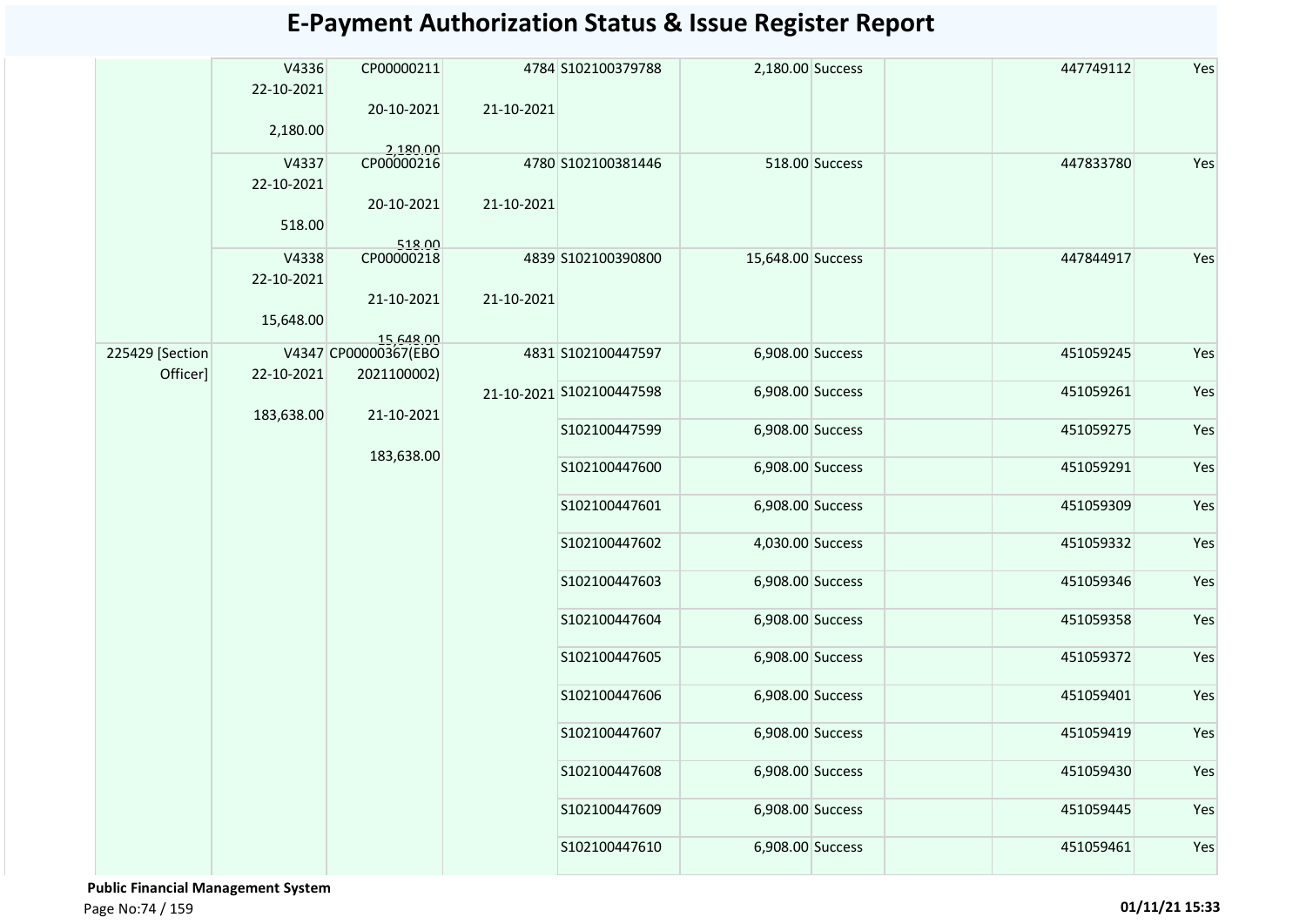# E-Payment Authorization Status & Issue Register Report

| | | | | | | | | | |
|---|---|---|---|---|---|---|---|---|---|
| | V4336 22-10-2021 2,180.00 | CP00000211 20-10-2021 2,180.00 | 4784 21-10-2021 | S102100379788 | 2,180.00 | Success | | 447749112 | Yes |
| | V4337 22-10-2021 518.00 | CP00000216 20-10-2021 518.00 | 4780 21-10-2021 | S102100381446 | 518.00 | Success | | 447833780 | Yes |
| | V4338 22-10-2021 15,648.00 | CP00000218 21-10-2021 15,648.00 | 4839 21-10-2021 | S102100390800 | 15,648.00 | Success | | 447844917 | Yes |
| 225429 [Section Officer] | V4347 22-10-2021 183,638.00 | CP00000367(EBO 2021100002) 21-10-2021 183,638.00 | 4831 21-10-2021 | S102100447597 | 6,908.00 | Success | | 451059245 | Yes |
| | | | | S102100447598 | 6,908.00 | Success | | 451059261 | Yes |
| | | | | S102100447599 | 6,908.00 | Success | | 451059275 | Yes |
| | | | | S102100447600 | 6,908.00 | Success | | 451059291 | Yes |
| | | | | S102100447601 | 6,908.00 | Success | | 451059309 | Yes |
| | | | | S102100447602 | 4,030.00 | Success | | 451059332 | Yes |
| | | | | S102100447603 | 6,908.00 | Success | | 451059346 | Yes |
| | | | | S102100447604 | 6,908.00 | Success | | 451059358 | Yes |
| | | | | S102100447605 | 6,908.00 | Success | | 451059372 | Yes |
| | | | | S102100447606 | 6,908.00 | Success | | 451059401 | Yes |
| | | | | S102100447607 | 6,908.00 | Success | | 451059419 | Yes |
| | | | | S102100447608 | 6,908.00 | Success | | 451059430 | Yes |
| | | | | S102100447609 | 6,908.00 | Success | | 451059445 | Yes |
| | | | | S102100447610 | 6,908.00 | Success | | 451059461 | Yes |

**Public Financial Management System**

**01/11/21 15:33**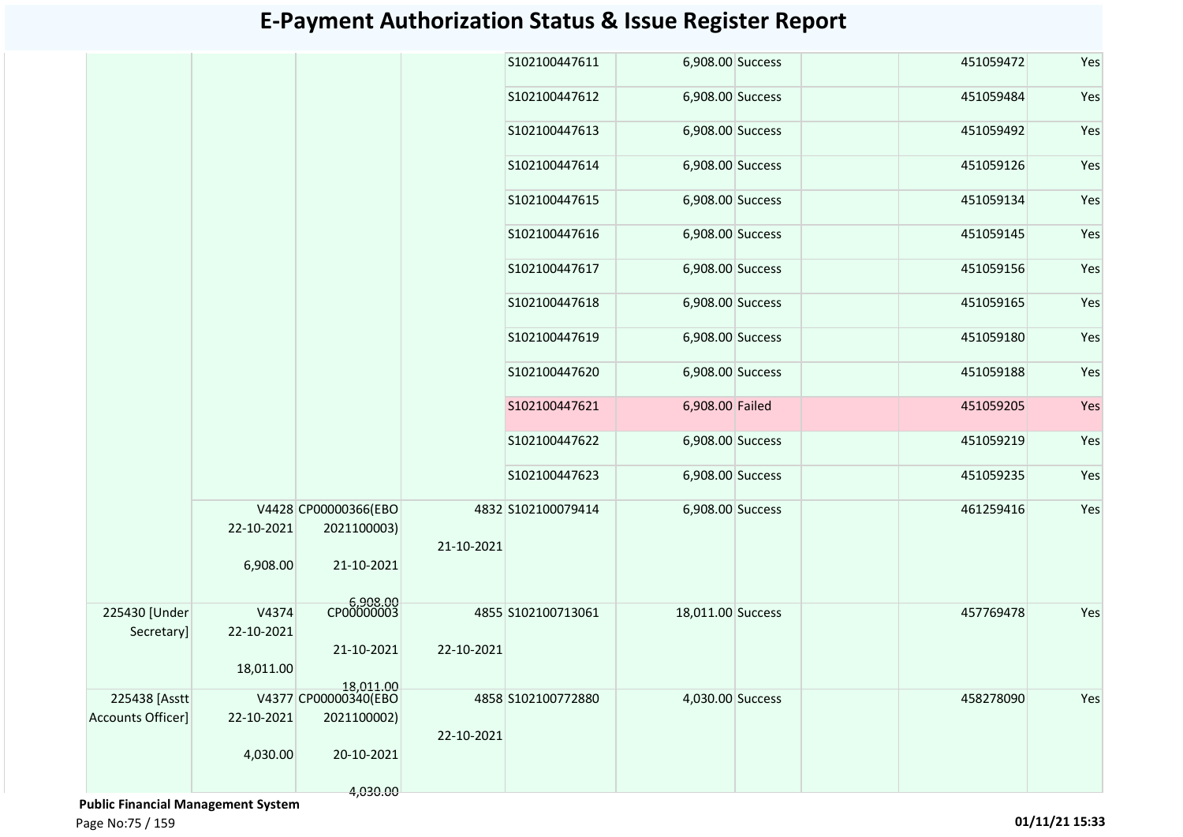# E-Payment Authorization Status & Issue Register Report

| | | | | | | | | | |
|---|---|---|---|---|---|---|---|---|---|
| | | | | S102100447611 | 6,908.00 | Success | | 451059472 | Yes |
| | | | | S102100447612 | 6,908.00 | Success | | 451059484 | Yes |
| | | | | S102100447613 | 6,908.00 | Success | | 451059492 | Yes |
| | | | | S102100447614 | 6,908.00 | Success | | 451059126 | Yes |
| | | | | S102100447615 | 6,908.00 | Success | | 451059134 | Yes |
| | | | | S102100447616 | 6,908.00 | Success | | 451059145 | Yes |
| | | | | S102100447617 | 6,908.00 | Success | | 451059156 | Yes |
| | | | | S102100447618 | 6,908.00 | Success | | 451059165 | Yes |
| | | | | S102100447619 | 6,908.00 | Success | | 451059180 | Yes |
| | | | | S102100447620 | 6,908.00 | Success | | 451059188 | Yes |
| | | | | S102100447621 | 6,908.00 | Failed | | 451059205 | Yes |
| | | | | S102100447622 | 6,908.00 | Success | | 451059219 | Yes |
| | | | | S102100447623 | 6,908.00 | Success | | 451059235 | Yes |
| | V4428 22-10-2021 6,908.00 | CP00000366(EBO 2021100003) 21-10-2021 6,908.00 | 4832 21-10-2021 | S102100079414 | 6,908.00 | Success | | 461259416 | Yes |
| 225430 [Under Secretary] | V4374 22-10-2021 18,011.00 | CP00000003 21-10-2021 18,011.00 | 4855 22-10-2021 | S102100713061 | 18,011.00 | Success | | 457769478 | Yes |
| 225438 [Asstt Accounts Officer] | V4377 22-10-2021 4,030.00 | CP00000340(EBO 2021100002) 20-10-2021 4,030.00 | 4858 22-10-2021 | S102100772880 | 4,030.00 | Success | | 458278090 | Yes |

**Public Financial Management System**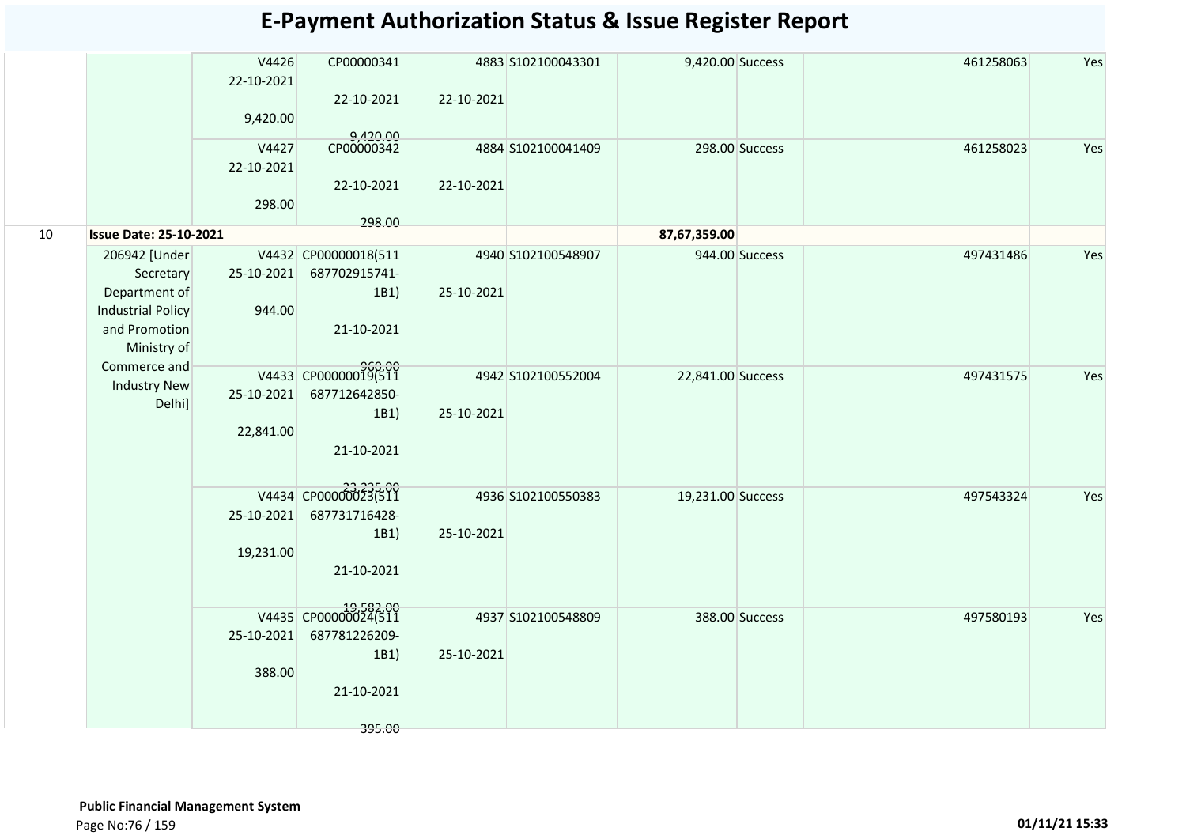# E-Payment Authorization Status & Issue Register Report

| | | | | | | | | | | | |
|---|---|---|---|---|---|---|---|---|---|---|---|
| | | V4426 22-10-2021 9,420.00 | CP00000341 22-10-2021 9,420.00 | 4883 22-10-2021 | S102100043301 | 9,420.00 | Success | | | 461258063 | Yes |
| | | V4427 22-10-2021 298.00 | CP00000342 22-10-2021 298.00 | 4884 22-10-2021 | S102100041409 | 298.00 | Success | | | 461258023 | Yes |
| 10 | **Issue Date: 25-10-2021** | | | | | **87,67,359.00** | | | | | |
| | 206942 [Under Secretary Department of Industrial Policy and Promotion Ministry of Commerce and Industry New Delhi] | V4432 25-10-2021 944.00 | CP00000018(511 687702915741-1B1) 21-10-2021 960.00 | 4940 25-10-2021 | S102100548907 | 944.00 | Success | | | 497431486 | Yes |
| | | V4433 25-10-2021 22,841.00 | CP00000019(511 687712642850-1B1) 21-10-2021 23,235.00 | 4942 25-10-2021 | S102100552004 | 22,841.00 | Success | | | 497431575 | Yes |
| | | V4434 25-10-2021 19,231.00 | CP00000023(511 687731716428-1B1) 21-10-2021 19,582.00 | 4936 25-10-2021 | S102100550383 | 19,231.00 | Success | | | 497543324 | Yes |
| | | V4435 25-10-2021 388.00 | CP00000024(511 687781226209-1B1) 21-10-2021 395.00 | 4937 25-10-2021 | S102100548809 | 388.00 | Success | | | 497580193 | Yes |

**Public Financial Management System**

01/11/21 15:33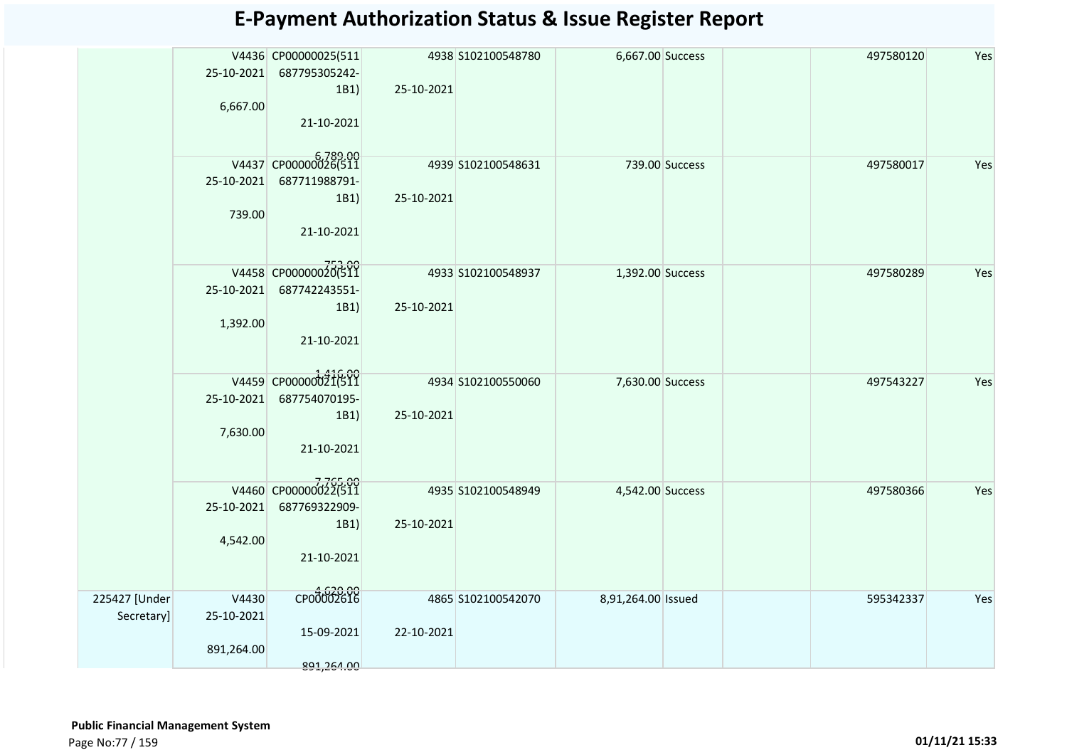# E-Payment Authorization Status & Issue Register Report

| | | | | | | | | | |
|---|---|---|---|---|---|---|---|---|---|
| | V4436 25-10-2021 6,667.00 | CP00000025(511 687795305242-1B1) 21-10-2021 6,789.00 | 4938 25-10-2021 | S102100548780 | 6,667.00 | Success | | 497580120 | Yes |
| | V4437 25-10-2021 739.00 | CP00000026(511 687711988791-1B1) 21-10-2021 753.00 | 4939 25-10-2021 | S102100548631 | 739.00 | Success | | 497580017 | Yes |
| | V4458 25-10-2021 1,392.00 | CP00000020(511 687742243551-1B1) 21-10-2021 1,416.00 | 4933 25-10-2021 | S102100548937 | 1,392.00 | Success | | 497580289 | Yes |
| | V4459 25-10-2021 7,630.00 | CP00000021(511 687754070195-1B1) 21-10-2021 7,765.00 | 4934 25-10-2021 | S102100550060 | 7,630.00 | Success | | 497543227 | Yes |
| | V4460 25-10-2021 4,542.00 | CP00000022(511 687769322909-1B1) 21-10-2021 4,620.00 | 4935 25-10-2021 | S102100548949 | 4,542.00 | Success | | 497580366 | Yes |
| 225427 [Under Secretary] | V4430 25-10-2021 891,264.00 | CP00002616 15-09-2021 891,264.00 | 4865 22-10-2021 | S102100542070 | 8,91,264.00 | Issued | | 595342337 | Yes |

**Public Financial Management System**

01/11/21 15:33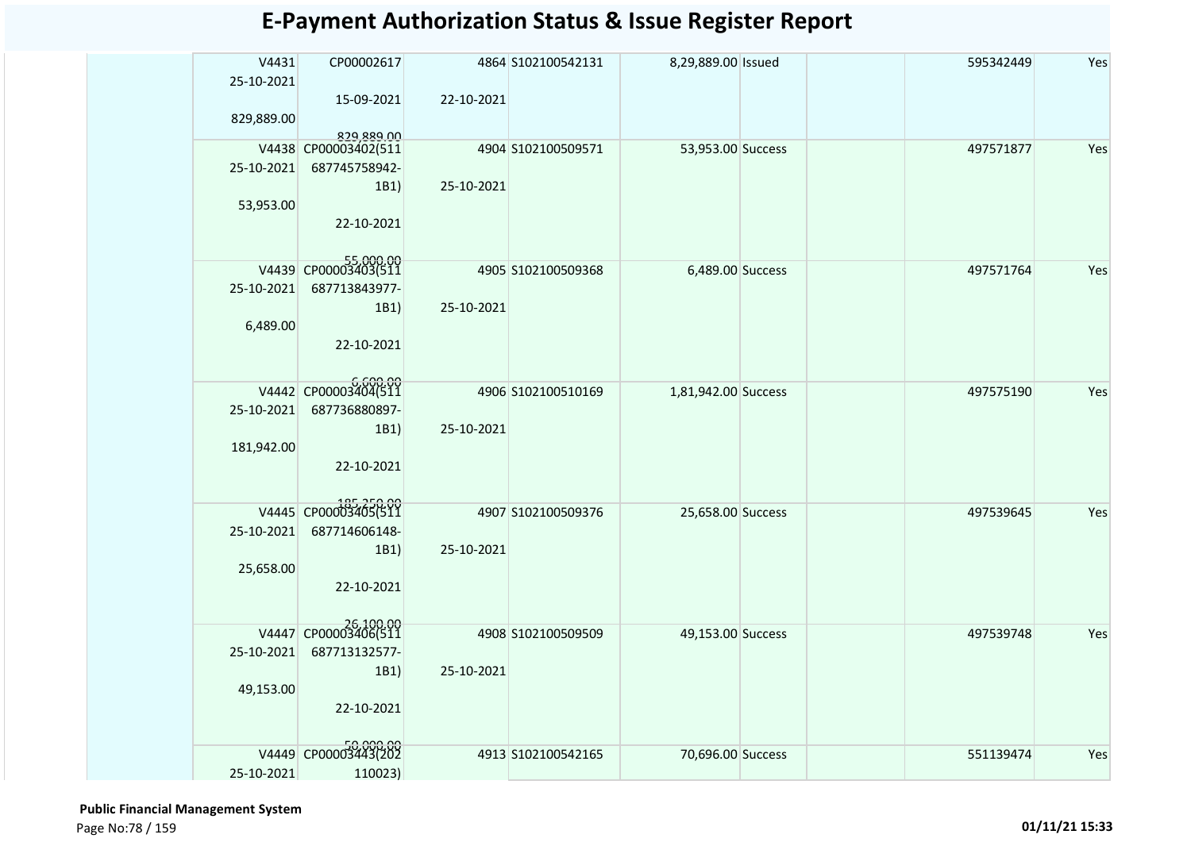# E-Payment Authorization Status & Issue Register Report

| | | | | | | | | | |
|---|---|---|---|---|---|---|---|---|---|
| | V4431 25-10-2021 829,889.00 | CP00002617 15-09-2021 829,889.00 | 4864 22-10-2021 | S102100542131 | 8,29,889.00 | Issued | | 595342449 | Yes |
| | V4438 25-10-2021 53,953.00 | CP00003402(511687745758942-1B1) 22-10-2021 55,000.00 | 4904 25-10-2021 | S102100509571 | 53,953.00 | Success | | 497571877 | Yes |
| | V4439 25-10-2021 6,489.00 | CP00003403(511687713843977-1B1) 22-10-2021 6,600.00 | 4905 25-10-2021 | S102100509368 | 6,489.00 | Success | | 497571764 | Yes |
| | V4442 25-10-2021 181,942.00 | CP00003404(511687736880897-1B1) 22-10-2021 185,250.00 | 4906 25-10-2021 | S102100510169 | 1,81,942.00 | Success | | 497575190 | Yes |
| | V4445 25-10-2021 25,658.00 | CP00003405(511687714606148-1B1) 22-10-2021 26,100.00 | 4907 25-10-2021 | S102100509376 | 25,658.00 | Success | | 497539645 | Yes |
| | V4447 25-10-2021 49,153.00 | CP00003406(511687713132577-1B1) 22-10-2021 50,000.00 | 4908 25-10-2021 | S102100509509 | 49,153.00 | Success | | 497539748 | Yes |
| | V4449 25-10-2021 | CP00003443(202110023) | 4913 | S102100542165 | 70,696.00 | Success | | 551139474 | Yes |

**Public Financial Management System**

01/11/21 15:33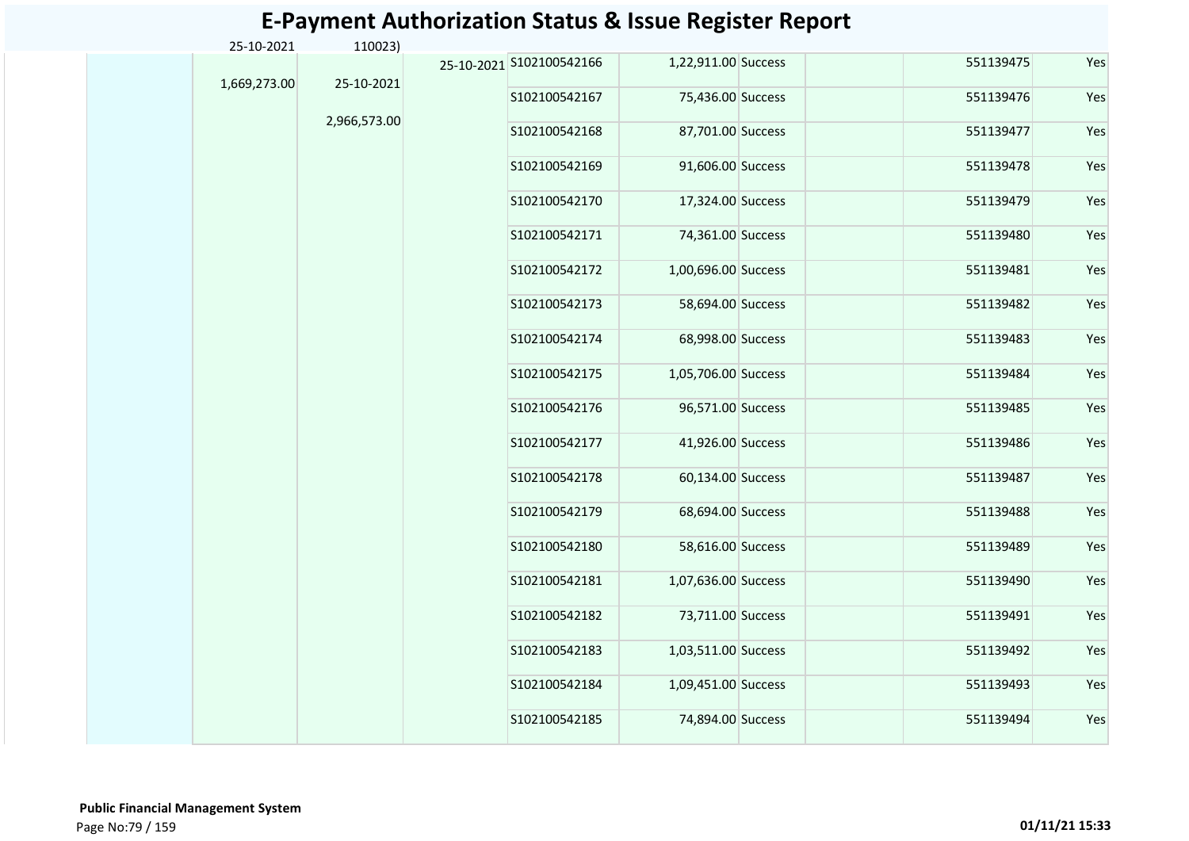# E-Payment Authorization Status & Issue Register Report

| | | | | | | | | | |
|---|---|---|---|---|---|---|---|---|---|
| | 25-10-2021 | 110023) | | | | | | | |
| | 1,669,273.00 | 25-10-2021 | 25-10-2021 | S102100542166 | 1,22,911.00 | Success | | 551139475 | Yes |
| | | 2,966,573.00 | | S102100542167 | 75,436.00 | Success | | 551139476 | Yes |
| | | | | S102100542168 | 87,701.00 | Success | | 551139477 | Yes |
| | | | | S102100542169 | 91,606.00 | Success | | 551139478 | Yes |
| | | | | S102100542170 | 17,324.00 | Success | | 551139479 | Yes |
| | | | | S102100542171 | 74,361.00 | Success | | 551139480 | Yes |
| | | | | S102100542172 | 1,00,696.00 | Success | | 551139481 | Yes |
| | | | | S102100542173 | 58,694.00 | Success | | 551139482 | Yes |
| | | | | S102100542174 | 68,998.00 | Success | | 551139483 | Yes |
| | | | | S102100542175 | 1,05,706.00 | Success | | 551139484 | Yes |
| | | | | S102100542176 | 96,571.00 | Success | | 551139485 | Yes |
| | | | | S102100542177 | 41,926.00 | Success | | 551139486 | Yes |
| | | | | S102100542178 | 60,134.00 | Success | | 551139487 | Yes |
| | | | | S102100542179 | 68,694.00 | Success | | 551139488 | Yes |
| | | | | S102100542180 | 58,616.00 | Success | | 551139489 | Yes |
| | | | | S102100542181 | 1,07,636.00 | Success | | 551139490 | Yes |
| | | | | S102100542182 | 73,711.00 | Success | | 551139491 | Yes |
| | | | | S102100542183 | 1,03,511.00 | Success | | 551139492 | Yes |
| | | | | S102100542184 | 1,09,451.00 | Success | | 551139493 | Yes |
| | | | | S102100542185 | 74,894.00 | Success | | 551139494 | Yes |

**Public Financial Management System**

01/11/21 15:33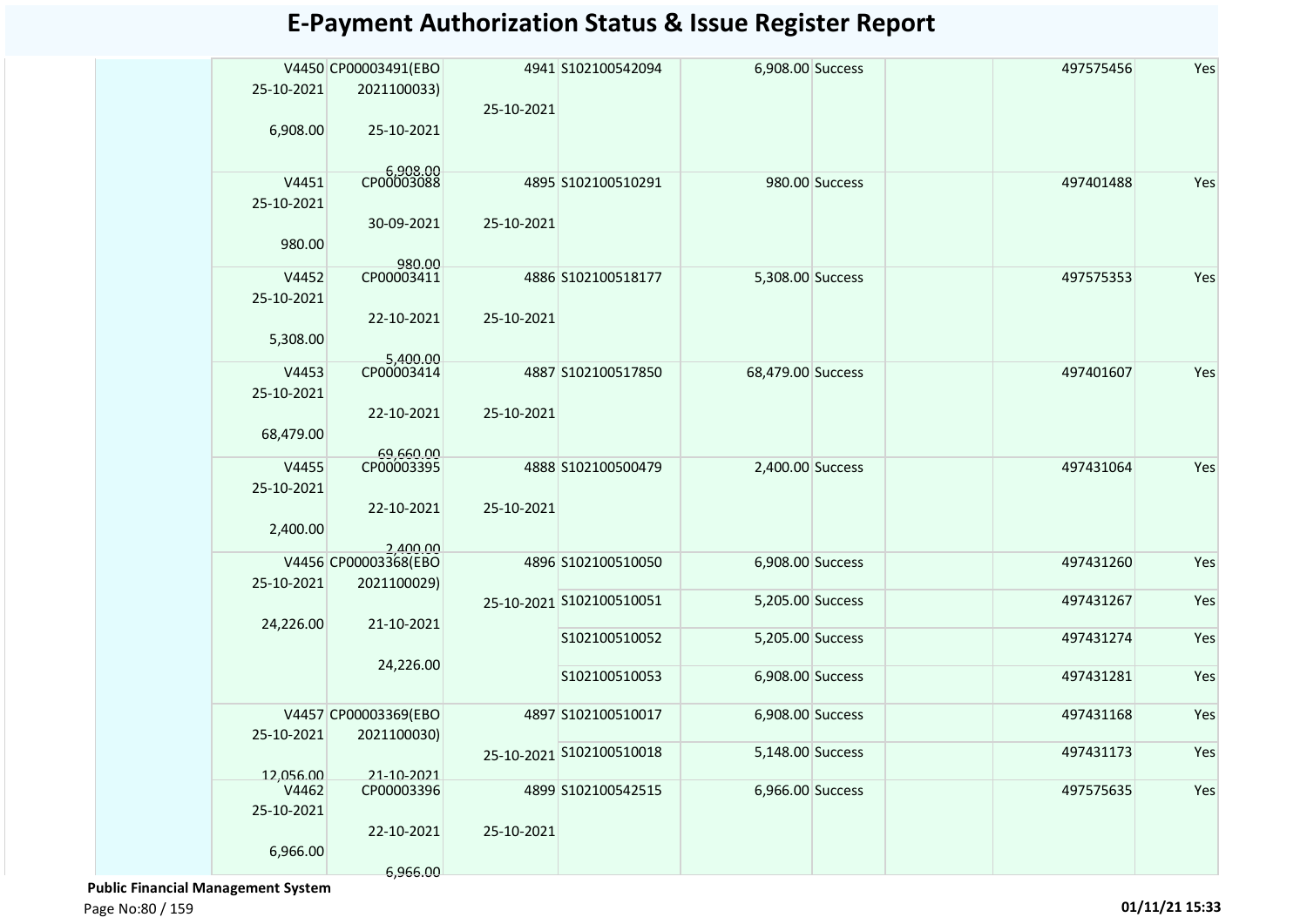# E-Payment Authorization Status & Issue Register Report

| | | | | | | | | | | |
|---|---|---|---|---|---|---|---|---|---|---|
| | V4450 25-10-2021 6,908.00 | CP00003491(EBO 2021100033) 25-10-2021 6,908.00 | 4941 25-10-2021 | S102100542094 | 6,908.00 | Success | | | 497575456 | Yes |
| | V4451 25-10-2021 980.00 | CP00003088 30-09-2021 980.00 | 4895 25-10-2021 | S102100510291 | 980.00 | Success | | | 497401488 | Yes |
| | V4452 25-10-2021 5,308.00 | CP00003411 22-10-2021 5,400.00 | 4886 25-10-2021 | S102100518177 | 5,308.00 | Success | | | 497575353 | Yes |
| | V4453 25-10-2021 68,479.00 | CP00003414 22-10-2021 69,660.00 | 4887 25-10-2021 | S102100517850 | 68,479.00 | Success | | | 497401607 | Yes |
| | V4455 25-10-2021 2,400.00 | CP00003395 22-10-2021 2,400.00 | 4888 25-10-2021 | S102100500479 | 2,400.00 | Success | | | 497431064 | Yes |
| | V4456 25-10-2021 24,226.00 | CP00003368(EBO 2021100029) 21-10-2021 24,226.00 | 4896 25-10-2021 | S102100510050 | 6,908.00 | Success | | | 497431260 | Yes |
| | | | | S102100510051 | 5,205.00 | Success | | | 497431267 | Yes |
| | | | | S102100510052 | 5,205.00 | Success | | | 497431274 | Yes |
| | | | | S102100510053 | 6,908.00 | Success | | | 497431281 | Yes |
| | V4457 25-10-2021 12,056.00 | CP00003369(EBO 2021100030) 21-10-2021 | 4897 25-10-2021 | S102100510017 | 6,908.00 | Success | | | 497431168 | Yes |
| | | | | S102100510018 | 5,148.00 | Success | | | 497431173 | Yes |
| | V4462 25-10-2021 6,966.00 | CP00003396 22-10-2021 6,966.00 | 4899 25-10-2021 | S102100542515 | 6,966.00 | Success | | | 497575635 | Yes |

**Public Financial Management System**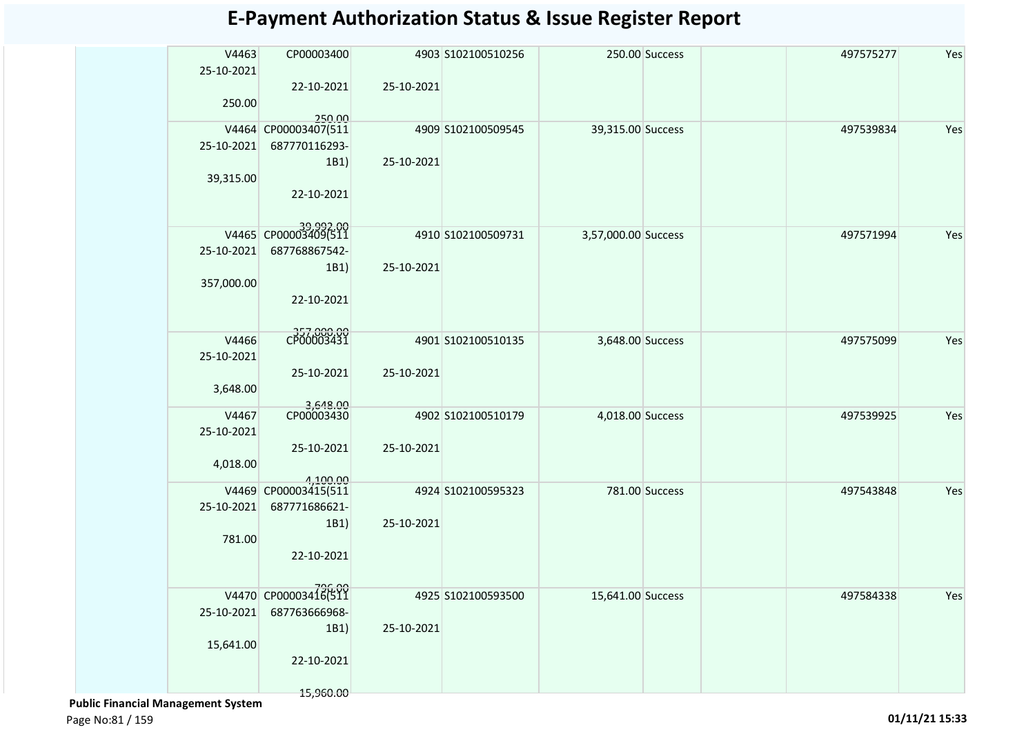# E-Payment Authorization Status & Issue Register Report

| | Voucher | Cheque/Ref | Token | Ref No | Amount | Status | | Transaction ID | Issued |
|---|---|---|---|---|---|---|---|---|---|
| | V4463 25-10-2021 250.00 | CP00003400 22-10-2021 250.00 | 4903 25-10-2021 | S102100510256 | 250.00 | Success | | 497575277 | Yes |
| | V4464 25-10-2021 39,315.00 | CP00003407(511687770116293-1B1) 22-10-2021 39,992.00 | 4909 25-10-2021 | S102100509545 | 39,315.00 | Success | | 497539834 | Yes |
| | V4465 25-10-2021 357,000.00 | CP00003409(511687768867542-1B1) 22-10-2021 357,000.00 | 4910 25-10-2021 | S102100509731 | 3,57,000.00 | Success | | 497571994 | Yes |
| | V4466 25-10-2021 3,648.00 | CP00003431 25-10-2021 3,648.00 | 4901 25-10-2021 | S102100510135 | 3,648.00 | Success | | 497575099 | Yes |
| | V4467 25-10-2021 4,018.00 | CP00003430 25-10-2021 4,100.00 | 4902 25-10-2021 | S102100510179 | 4,018.00 | Success | | 497539925 | Yes |
| | V4469 25-10-2021 781.00 | CP00003415(511687771686621-1B1) 22-10-2021 796.00 | 4924 25-10-2021 | S102100595323 | 781.00 | Success | | 497543848 | Yes |
| | V4470 25-10-2021 15,641.00 | CP00003416(511687763666968-1B1) 22-10-2021 15,960.00 | 4925 25-10-2021 | S102100593500 | 15,641.00 | Success | | 497584338 | Yes |

**Public Financial Management System**

01/11/21 15:33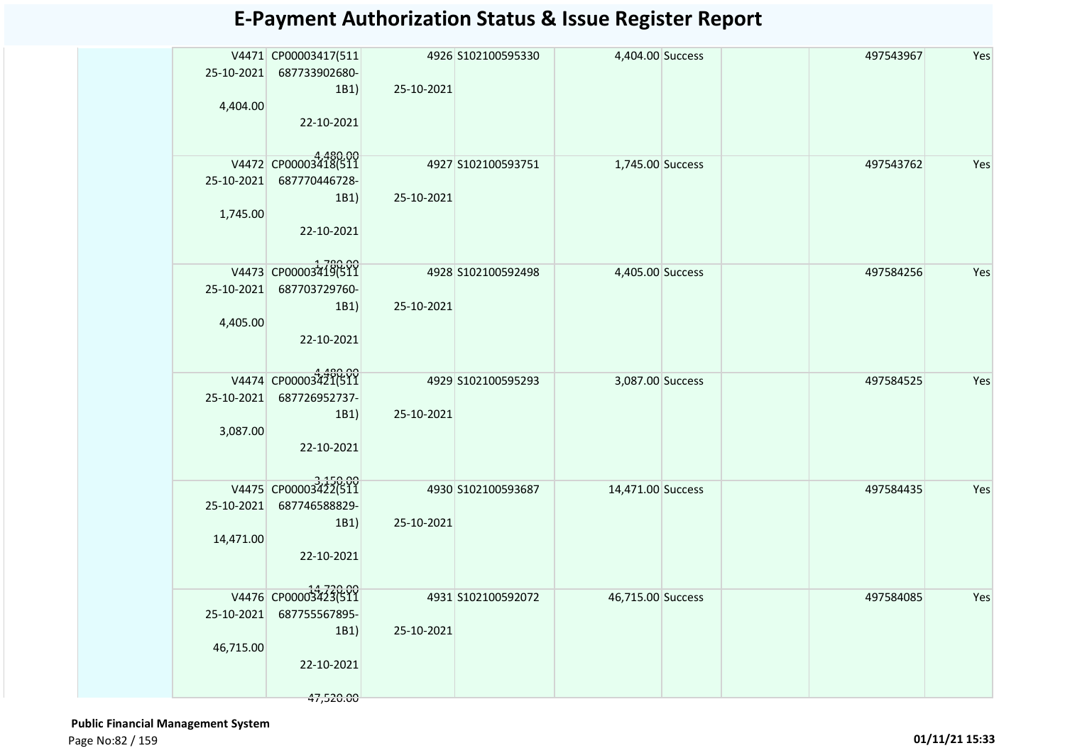# E-Payment Authorization Status & Issue Register Report

| | | | | | | | | | | |
|---|---|---|---|---|---|---|---|---|---|---|
| | V4471 25-10-2021 4,404.00 | CP00003417(511 687733902680-1B1) 22-10-2021 4,480.00 | 4926 25-10-2021 | S102100595330 | 4,404.00 | Success | | | 497543967 | Yes |
| | V4472 25-10-2021 1,745.00 | CP00003418(511 687770446728-1B1) 22-10-2021 1,780.00 | 4927 25-10-2021 | S102100593751 | 1,745.00 | Success | | | 497543762 | Yes |
| | V4473 25-10-2021 4,405.00 | CP00003419(511 687703729760-1B1) 22-10-2021 4,480.00 | 4928 25-10-2021 | S102100592498 | 4,405.00 | Success | | | 497584256 | Yes |
| | V4474 25-10-2021 3,087.00 | CP00003421(511 687726952737-1B1) 22-10-2021 3,150.00 | 4929 25-10-2021 | S102100595293 | 3,087.00 | Success | | | 497584525 | Yes |
| | V4475 25-10-2021 14,471.00 | CP00003422(511 687746588829-1B1) 22-10-2021 14,720.00 | 4930 25-10-2021 | S102100593687 | 14,471.00 | Success | | | 497584435 | Yes |
| | V4476 25-10-2021 46,715.00 | CP00003423(511 687755567895-1B1) 22-10-2021 47,520.00 | 4931 25-10-2021 | S102100592072 | 46,715.00 | Success | | | 497584085 | Yes |

**Public Financial Management System**

01/11/21 15:33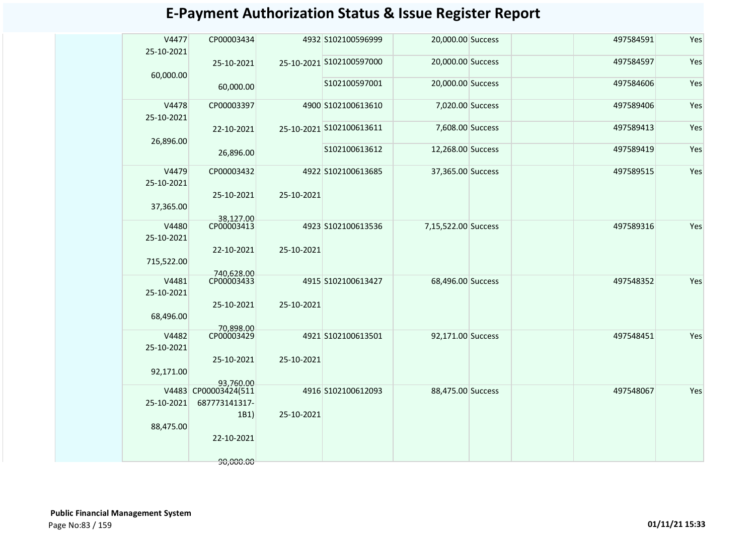# E-Payment Authorization Status & Issue Register Report

| | Voucher | Bill | Token | Sub Voucher | Amount | Status | | | Reference | |
|---|---|---|---|---|---|---|---|---|---|---|
| | V4477 25-10-2021 60,000.00 | CP00003434 25-10-2021 60,000.00 | 4932 25-10-2021 | S102100596999 | 20,000.00 | Success | | | 497584591 | Yes |
| | | | | S102100597000 | 20,000.00 | Success | | | 497584597 | Yes |
| | | | | S102100597001 | 20,000.00 | Success | | | 497584606 | Yes |
| | V4478 25-10-2021 26,896.00 | CP00003397 22-10-2021 26,896.00 | 4900 25-10-2021 | S102100613610 | 7,020.00 | Success | | | 497589406 | Yes |
| | | | | S102100613611 | 7,608.00 | Success | | | 497589413 | Yes |
| | | | | S102100613612 | 12,268.00 | Success | | | 497589419 | Yes |
| | V4479 25-10-2021 37,365.00 | CP00003432 25-10-2021 38,127.00 | 4922 25-10-2021 | S102100613685 | 37,365.00 | Success | | | 497589515 | Yes |
| | V4480 25-10-2021 715,522.00 | CP00003413 22-10-2021 740,628.00 | 4923 25-10-2021 | S102100613536 | 7,15,522.00 | Success | | | 497589316 | Yes |
| | V4481 25-10-2021 68,496.00 | CP00003433 25-10-2021 70,898.00 | 4915 25-10-2021 | S102100613427 | 68,496.00 | Success | | | 497548352 | Yes |
| | V4482 25-10-2021 92,171.00 | CP00003429 25-10-2021 93,760.00 | 4921 25-10-2021 | S102100613501 | 92,171.00 | Success | | | 497548451 | Yes |
| | V4483 25-10-2021 88,475.00 | CP00003424(511 687773141317-1B1) 22-10-2021 90,000.00 | 4916 25-10-2021 | S102100612093 | 88,475.00 | Success | | | 497548067 | Yes |

**Public Financial Management System**

01/11/21 15:33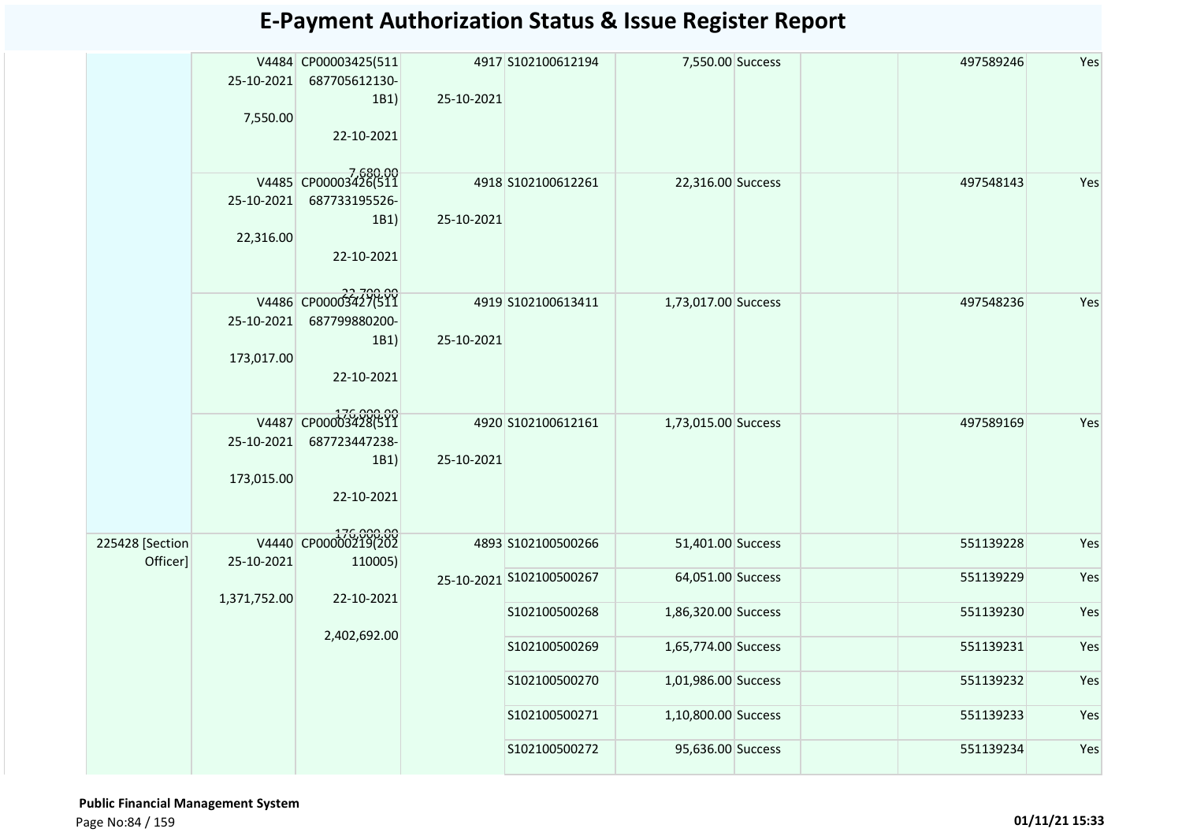# E-Payment Authorization Status & Issue Register Report

| | | | | | | | | | |
|---|---|---|---|---|---|---|---|---|---|
| | V4484 25-10-2021 7,550.00 | CP00003425(511 687705612130-1B1) 22-10-2021 7,680.00 | 4917 25-10-2021 | S102100612194 | 7,550.00 | Success | | 497589246 | Yes |
| | V4485 25-10-2021 22,316.00 | CP00003426(511 687733195526-1B1) 22-10-2021 22,700.00 | 4918 25-10-2021 | S102100612261 | 22,316.00 | Success | | 497548143 | Yes |
| | V4486 25-10-2021 173,017.00 | CP00003427(511 687799880200-1B1) 22-10-2021 176,000.00 | 4919 25-10-2021 | S102100613411 | 1,73,017.00 | Success | | 497548236 | Yes |
| | V4487 25-10-2021 173,015.00 | CP00003428(511 687723447238-1B1) 22-10-2021 176,000.00 | 4920 25-10-2021 | S102100612161 | 1,73,015.00 | Success | | 497589169 | Yes |
| 225428 [Section Officer] | V4440 25-10-2021 1,371,752.00 | CP00000219(202 110005) 22-10-2021 2,402,692.00 | 4893 25-10-2021 | S102100500266 | 51,401.00 | Success | | 551139228 | Yes |
| | | | | S102100500267 | 64,051.00 | Success | | 551139229 | Yes |
| | | | | S102100500268 | 1,86,320.00 | Success | | 551139230 | Yes |
| | | | | S102100500269 | 1,65,774.00 | Success | | 551139231 | Yes |
| | | | | S102100500270 | 1,01,986.00 | Success | | 551139232 | Yes |
| | | | | S102100500271 | 1,10,800.00 | Success | | 551139233 | Yes |
| | | | | S102100500272 | 95,636.00 | Success | | 551139234 | Yes |

**Public Financial Management System**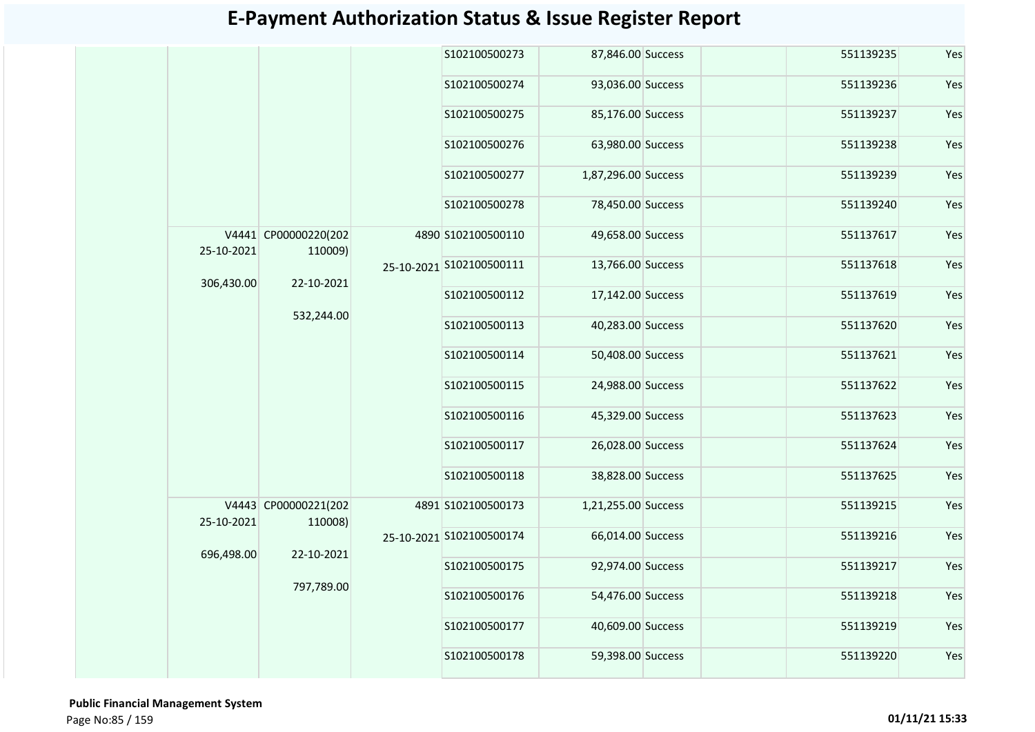# E-Payment Authorization Status & Issue Register Report

| | | | | | | | | | |
|---|---|---|---|---|---|---|---|---|---|
| | | | | S102100500273 | 87,846.00 | Success | | 551139235 | Yes |
| | | | | S102100500274 | 93,036.00 | Success | | 551139236 | Yes |
| | | | | S102100500275 | 85,176.00 | Success | | 551139237 | Yes |
| | | | | S102100500276 | 63,980.00 | Success | | 551139238 | Yes |
| | | | | S102100500277 | 1,87,296.00 | Success | | 551139239 | Yes |
| | | | | S102100500278 | 78,450.00 | Success | | 551139240 | Yes |
| | V4441 25-10-2021 306,430.00 | CP00000220(202110009) 22-10-2021 532,244.00 | 4890 25-10-2021 | S102100500110 | 49,658.00 | Success | | 551137617 | Yes |
| | | | | S102100500111 | 13,766.00 | Success | | 551137618 | Yes |
| | | | | S102100500112 | 17,142.00 | Success | | 551137619 | Yes |
| | | | | S102100500113 | 40,283.00 | Success | | 551137620 | Yes |
| | | | | S102100500114 | 50,408.00 | Success | | 551137621 | Yes |
| | | | | S102100500115 | 24,988.00 | Success | | 551137622 | Yes |
| | | | | S102100500116 | 45,329.00 | Success | | 551137623 | Yes |
| | | | | S102100500117 | 26,028.00 | Success | | 551137624 | Yes |
| | | | | S102100500118 | 38,828.00 | Success | | 551137625 | Yes |
| | V4443 25-10-2021 696,498.00 | CP00000221(202110008) 22-10-2021 797,789.00 | 4891 25-10-2021 | S102100500173 | 1,21,255.00 | Success | | 551139215 | Yes |
| | | | | S102100500174 | 66,014.00 | Success | | 551139216 | Yes |
| | | | | S102100500175 | 92,974.00 | Success | | 551139217 | Yes |
| | | | | S102100500176 | 54,476.00 | Success | | 551139218 | Yes |
| | | | | S102100500177 | 40,609.00 | Success | | 551139219 | Yes |
| | | | | S102100500178 | 59,398.00 | Success | | 551139220 | Yes |

**Public Financial Management System**

01/11/21 15:33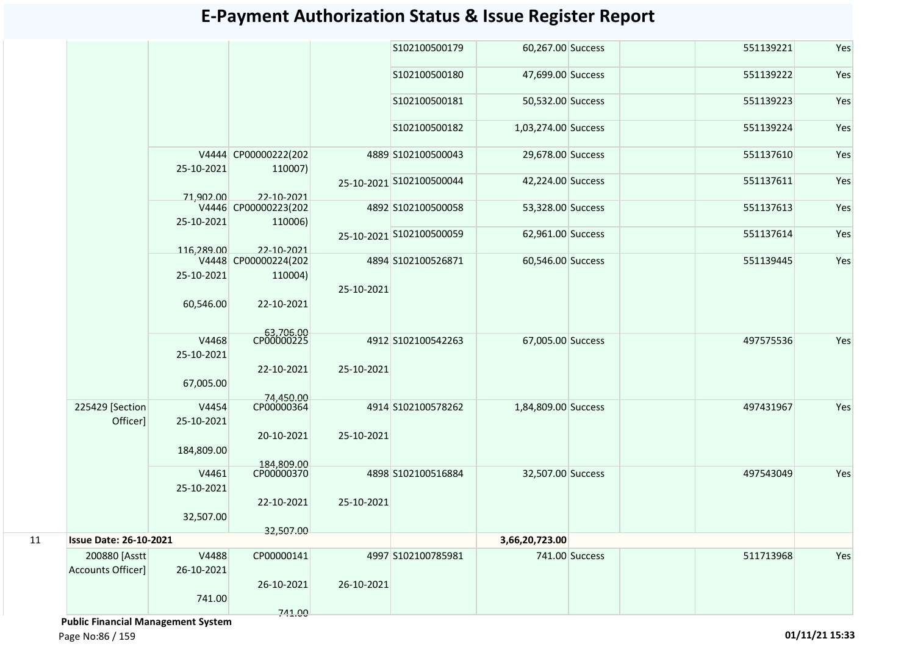# E-Payment Authorization Status & Issue Register Report

| | | | | | | | | | | |
|---|---|---|---|---|---|---|---|---|---|---|
| | | | | | S102100500179 | 60,267.00 | Success | | 551139221 | Yes |
| | | | | | S102100500180 | 47,699.00 | Success | | 551139222 | Yes |
| | | | | | S102100500181 | 50,532.00 | Success | | 551139223 | Yes |
| | | | | | S102100500182 | 1,03,274.00 | Success | | 551139224 | Yes |
| | | V4444 25-10-2021 71,902.00 | CP00000222(202110007) 22-10-2021 | 4889 25-10-2021 | S102100500043 | 29,678.00 | Success | | 551137610 | Yes |
| | | | | | S102100500044 | 42,224.00 | Success | | 551137611 | Yes |
| | | V4446 25-10-2021 116,289.00 | CP00000223(202110006) 22-10-2021 | 4892 25-10-2021 | S102100500058 | 53,328.00 | Success | | 551137613 | Yes |
| | | | | | S102100500059 | 62,961.00 | Success | | 551137614 | Yes |
| | | V4448 25-10-2021 60,546.00 | CP00000224(202110004) 22-10-2021 63,706.00 | 4894 25-10-2021 | S102100526871 | 60,546.00 | Success | | 551139445 | Yes |
| | | V4468 25-10-2021 67,005.00 | CP00000225 22-10-2021 74,450.00 | 4912 25-10-2021 | S102100542263 | 67,005.00 | Success | | 497575536 | Yes |
| | 225429 [Section Officer] | V4454 25-10-2021 184,809.00 | CP00000364 20-10-2021 184,809.00 | 4914 25-10-2021 | S102100578262 | 1,84,809.00 | Success | | 497431967 | Yes |
| | | V4461 25-10-2021 32,507.00 | CP00000370 22-10-2021 32,507.00 | 4898 25-10-2021 | S102100516884 | 32,507.00 | Success | | 497543049 | Yes |
| 11 | **Issue Date: 26-10-2021** | | | | | **3,66,20,723.00** | | | | |
| | 200880 [Asstt Accounts Officer] | V4488 26-10-2021 741.00 | CP00000141 26-10-2021 741.00 | 4997 26-10-2021 | S102100785981 | 741.00 | Success | | 511713968 | Yes |

**Public Financial Management System**

01/11/21 15:33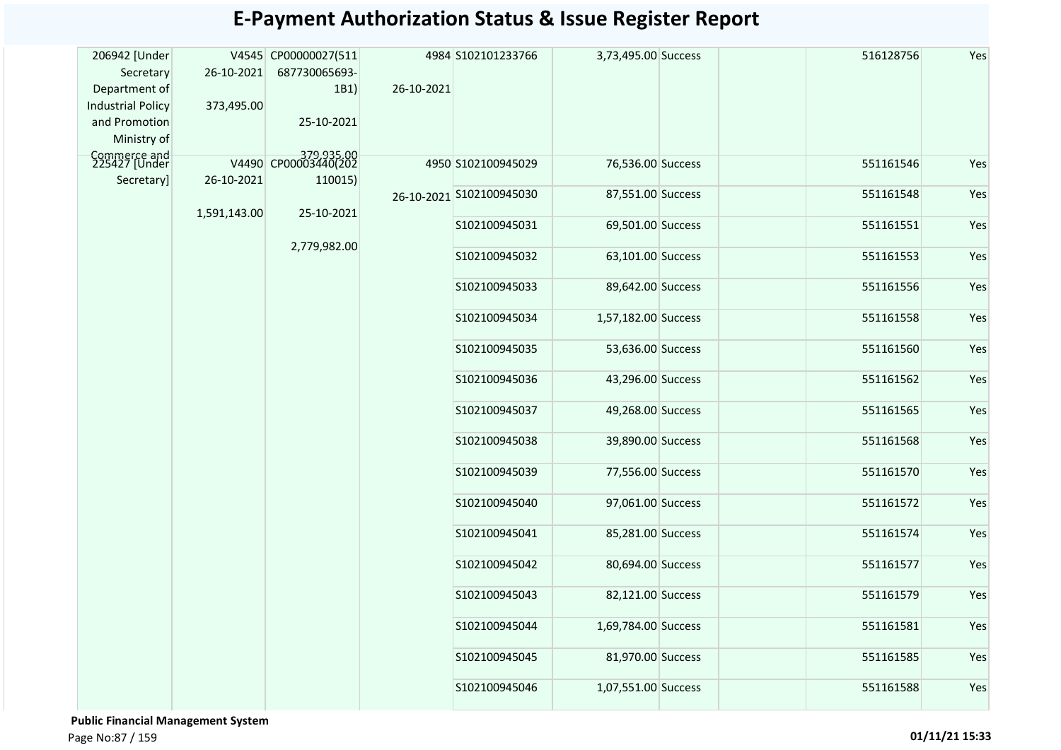# E-Payment Authorization Status & Issue Register Report

| | | | | | | | | | |
|---|---|---|---|---|---|---|---|---|---|
| 206942 [Under Secretary Department of Industrial Policy and Promotion Ministry of Commerce and | V4545 26-10-2021 373,495.00 | CP00000027(511 687730065693-1B1) 25-10-2021 379,935.00 | 4984 26-10-2021 | S102101233766 | 3,73,495.00 | Success | | 516128756 | Yes |
| 225427 [Under Secretary] | V4490 26-10-2021 1,591,143.00 | CP00003440(202 110015) 25-10-2021 2,779,982.00 | 4950 26-10-2021 | S102100945029 | 76,536.00 | Success | | 551161546 | Yes |
| | | | | S102100945030 | 87,551.00 | Success | | 551161548 | Yes |
| | | | | S102100945031 | 69,501.00 | Success | | 551161551 | Yes |
| | | | | S102100945032 | 63,101.00 | Success | | 551161553 | Yes |
| | | | | S102100945033 | 89,642.00 | Success | | 551161556 | Yes |
| | | | | S102100945034 | 1,57,182.00 | Success | | 551161558 | Yes |
| | | | | S102100945035 | 53,636.00 | Success | | 551161560 | Yes |
| | | | | S102100945036 | 43,296.00 | Success | | 551161562 | Yes |
| | | | | S102100945037 | 49,268.00 | Success | | 551161565 | Yes |
| | | | | S102100945038 | 39,890.00 | Success | | 551161568 | Yes |
| | | | | S102100945039 | 77,556.00 | Success | | 551161570 | Yes |
| | | | | S102100945040 | 97,061.00 | Success | | 551161572 | Yes |
| | | | | S102100945041 | 85,281.00 | Success | | 551161574 | Yes |
| | | | | S102100945042 | 80,694.00 | Success | | 551161577 | Yes |
| | | | | S102100945043 | 82,121.00 | Success | | 551161579 | Yes |
| | | | | S102100945044 | 1,69,784.00 | Success | | 551161581 | Yes |
| | | | | S102100945045 | 81,970.00 | Success | | 551161585 | Yes |
| | | | | S102100945046 | 1,07,551.00 | Success | | 551161588 | Yes |

**Public Financial Management System**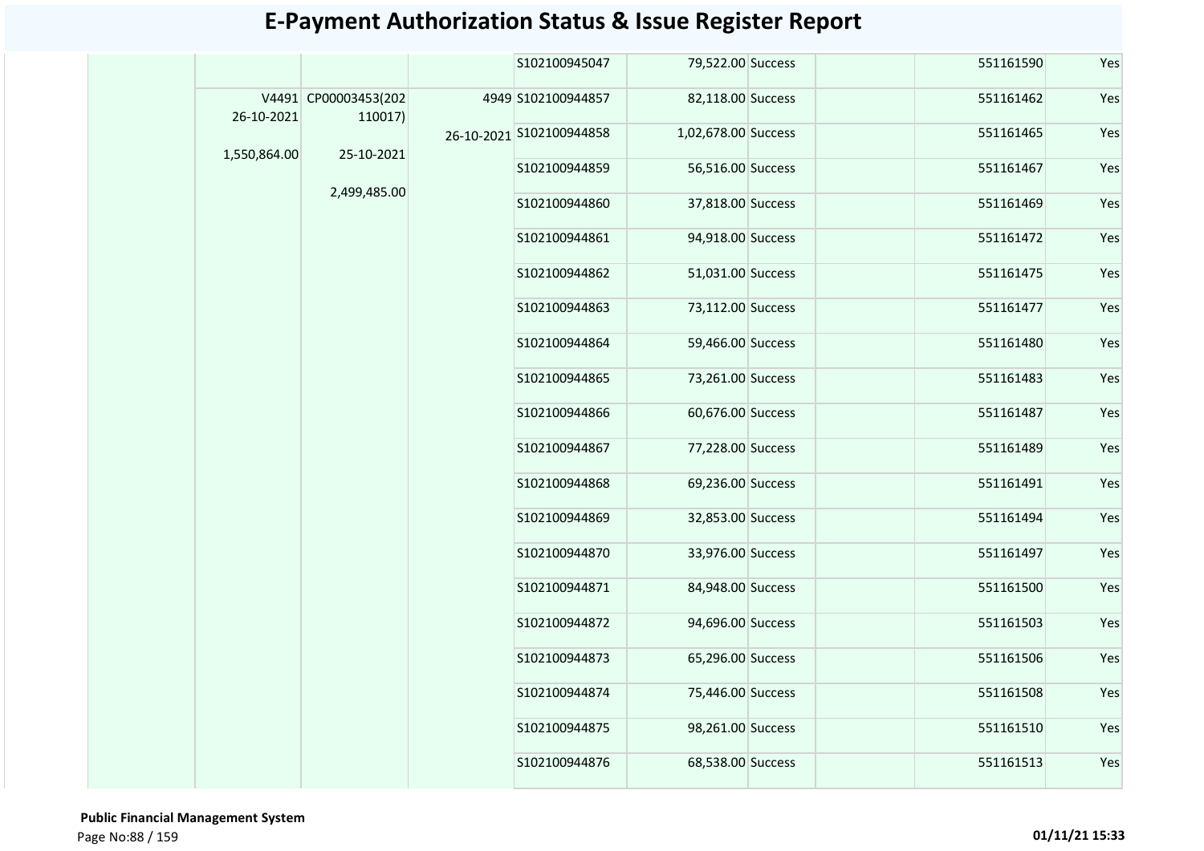# E-Payment Authorization Status & Issue Register Report

| | | | | | | | | | |
|---|---|---|---|---|---|---|---|---|---|
| | | | | S102100945047 | 79,522.00 | Success | | 551161590 | Yes |
| | V4491 26-10-2021 1,550,864.00 | CP00003453(202110017) 25-10-2021 2,499,485.00 | 4949 26-10-2021 | S102100944857 | 82,118.00 | Success | | 551161462 | Yes |
| | | | | S102100944858 | 1,02,678.00 | Success | | 551161465 | Yes |
| | | | | S102100944859 | 56,516.00 | Success | | 551161467 | Yes |
| | | | | S102100944860 | 37,818.00 | Success | | 551161469 | Yes |
| | | | | S102100944861 | 94,918.00 | Success | | 551161472 | Yes |
| | | | | S102100944862 | 51,031.00 | Success | | 551161475 | Yes |
| | | | | S102100944863 | 73,112.00 | Success | | 551161477 | Yes |
| | | | | S102100944864 | 59,466.00 | Success | | 551161480 | Yes |
| | | | | S102100944865 | 73,261.00 | Success | | 551161483 | Yes |
| | | | | S102100944866 | 60,676.00 | Success | | 551161487 | Yes |
| | | | | S102100944867 | 77,228.00 | Success | | 551161489 | Yes |
| | | | | S102100944868 | 69,236.00 | Success | | 551161491 | Yes |
| | | | | S102100944869 | 32,853.00 | Success | | 551161494 | Yes |
| | | | | S102100944870 | 33,976.00 | Success | | 551161497 | Yes |
| | | | | S102100944871 | 84,948.00 | Success | | 551161500 | Yes |
| | | | | S102100944872 | 94,696.00 | Success | | 551161503 | Yes |
| | | | | S102100944873 | 65,296.00 | Success | | 551161506 | Yes |
| | | | | S102100944874 | 75,446.00 | Success | | 551161508 | Yes |
| | | | | S102100944875 | 98,261.00 | Success | | 551161510 | Yes |
| | | | | S102100944876 | 68,538.00 | Success | | 551161513 | Yes |

**Public Financial Management System**

01/11/21 15:33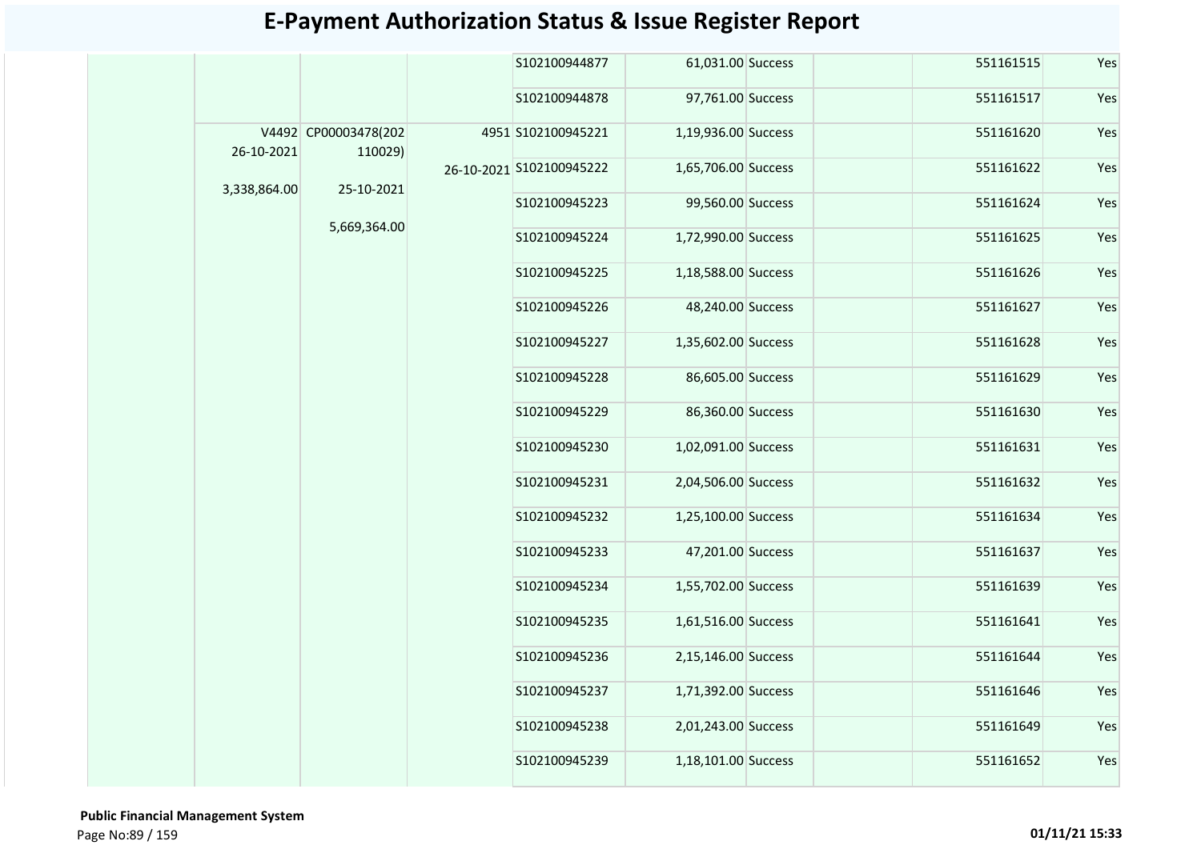# E-Payment Authorization Status & Issue Register Report

| | | | | | | | | | |
|---|---|---|---|---|---|---|---|---|---|
| | | | | S102100944877 | 61,031.00 | Success | | 551161515 | Yes |
| | | | | S102100944878 | 97,761.00 | Success | | 551161517 | Yes |
| | V4492 26-10-2021 3,338,864.00 | CP00003478(202110029) 25-10-2021 5,669,364.00 | 4951 26-10-2021 | S102100945221 | 1,19,936.00 | Success | | 551161620 | Yes |
| | | | | S102100945222 | 1,65,706.00 | Success | | 551161622 | Yes |
| | | | | S102100945223 | 99,560.00 | Success | | 551161624 | Yes |
| | | | | S102100945224 | 1,72,990.00 | Success | | 551161625 | Yes |
| | | | | S102100945225 | 1,18,588.00 | Success | | 551161626 | Yes |
| | | | | S102100945226 | 48,240.00 | Success | | 551161627 | Yes |
| | | | | S102100945227 | 1,35,602.00 | Success | | 551161628 | Yes |
| | | | | S102100945228 | 86,605.00 | Success | | 551161629 | Yes |
| | | | | S102100945229 | 86,360.00 | Success | | 551161630 | Yes |
| | | | | S102100945230 | 1,02,091.00 | Success | | 551161631 | Yes |
| | | | | S102100945231 | 2,04,506.00 | Success | | 551161632 | Yes |
| | | | | S102100945232 | 1,25,100.00 | Success | | 551161634 | Yes |
| | | | | S102100945233 | 47,201.00 | Success | | 551161637 | Yes |
| | | | | S102100945234 | 1,55,702.00 | Success | | 551161639 | Yes |
| | | | | S102100945235 | 1,61,516.00 | Success | | 551161641 | Yes |
| | | | | S102100945236 | 2,15,146.00 | Success | | 551161644 | Yes |
| | | | | S102100945237 | 1,71,392.00 | Success | | 551161646 | Yes |
| | | | | S102100945238 | 2,01,243.00 | Success | | 551161649 | Yes |
| | | | | S102100945239 | 1,18,101.00 | Success | | 551161652 | Yes |

**Public Financial Management System**

01/11/21 15:33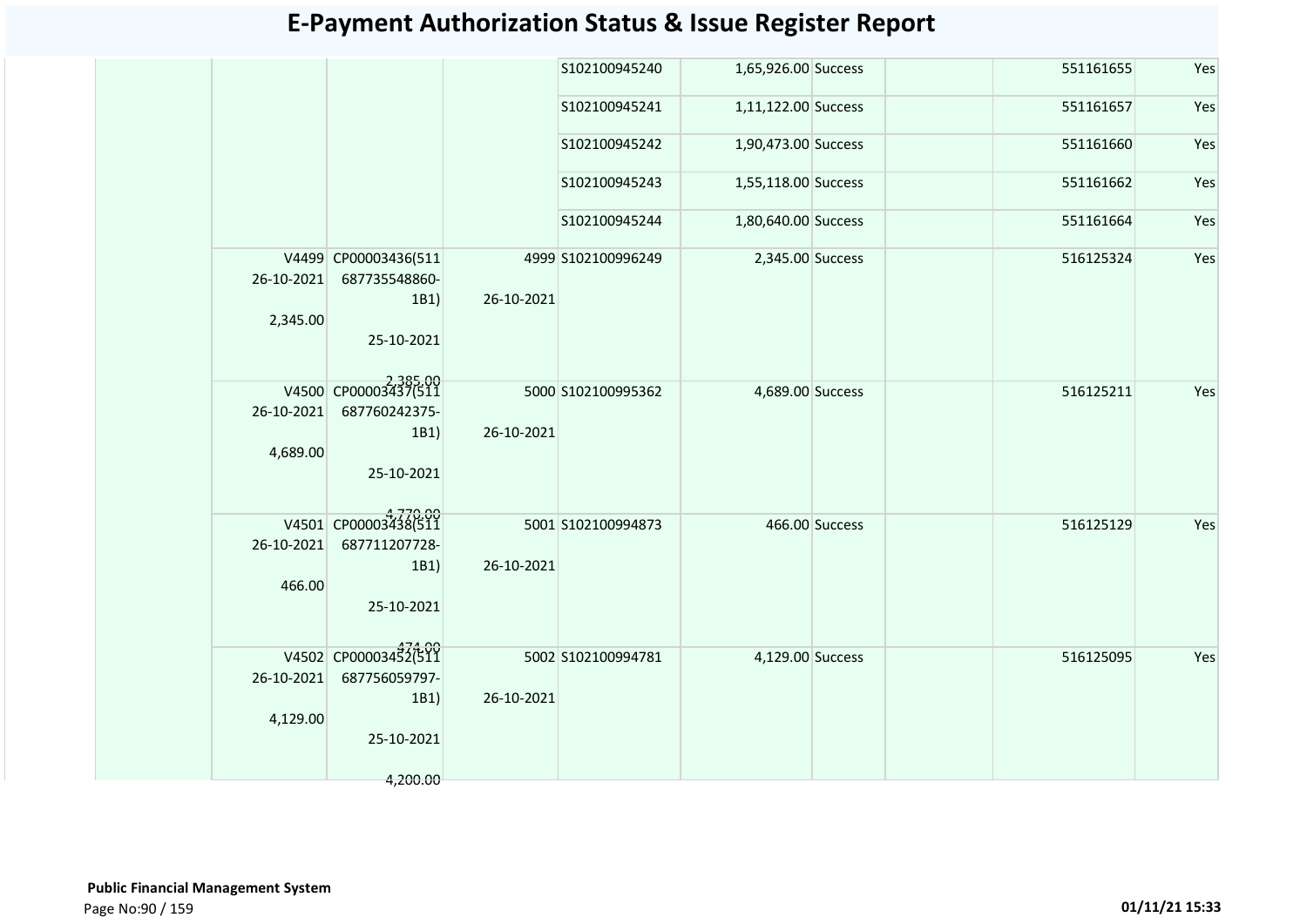# E-Payment Authorization Status & Issue Register Report

| | | | | | | | | | |
|---|---|---|---|---|---|---|---|---|---|
| | | | | S102100945240 | 1,65,926.00 | Success | | 551161655 | Yes |
| | | | | S102100945241 | 1,11,122.00 | Success | | 551161657 | Yes |
| | | | | S102100945242 | 1,90,473.00 | Success | | 551161660 | Yes |
| | | | | S102100945243 | 1,55,118.00 | Success | | 551161662 | Yes |
| | | | | S102100945244 | 1,80,640.00 | Success | | 551161664 | Yes |
| | V4499 26-10-2021 2,345.00 | CP00003436(511 687735548860-1B1) 25-10-2021 2,385.00 | 4999 26-10-2021 | S102100996249 | 2,345.00 | Success | | 516125324 | Yes |
| | V4500 26-10-2021 4,689.00 | CP00003437(511 687760242375-1B1) 25-10-2021 4,770.00 | 5000 26-10-2021 | S102100995362 | 4,689.00 | Success | | 516125211 | Yes |
| | V4501 26-10-2021 466.00 | CP00003438(511 687711207728-1B1) 25-10-2021 474.00 | 5001 26-10-2021 | S102100994873 | 466.00 | Success | | 516125129 | Yes |
| | V4502 26-10-2021 4,129.00 | CP00003452(511 687756059797-1B1) 25-10-2021 4,200.00 | 5002 26-10-2021 | S102100994781 | 4,129.00 | Success | | 516125095 | Yes |

**Public Financial Management System**

01/11/21 15:33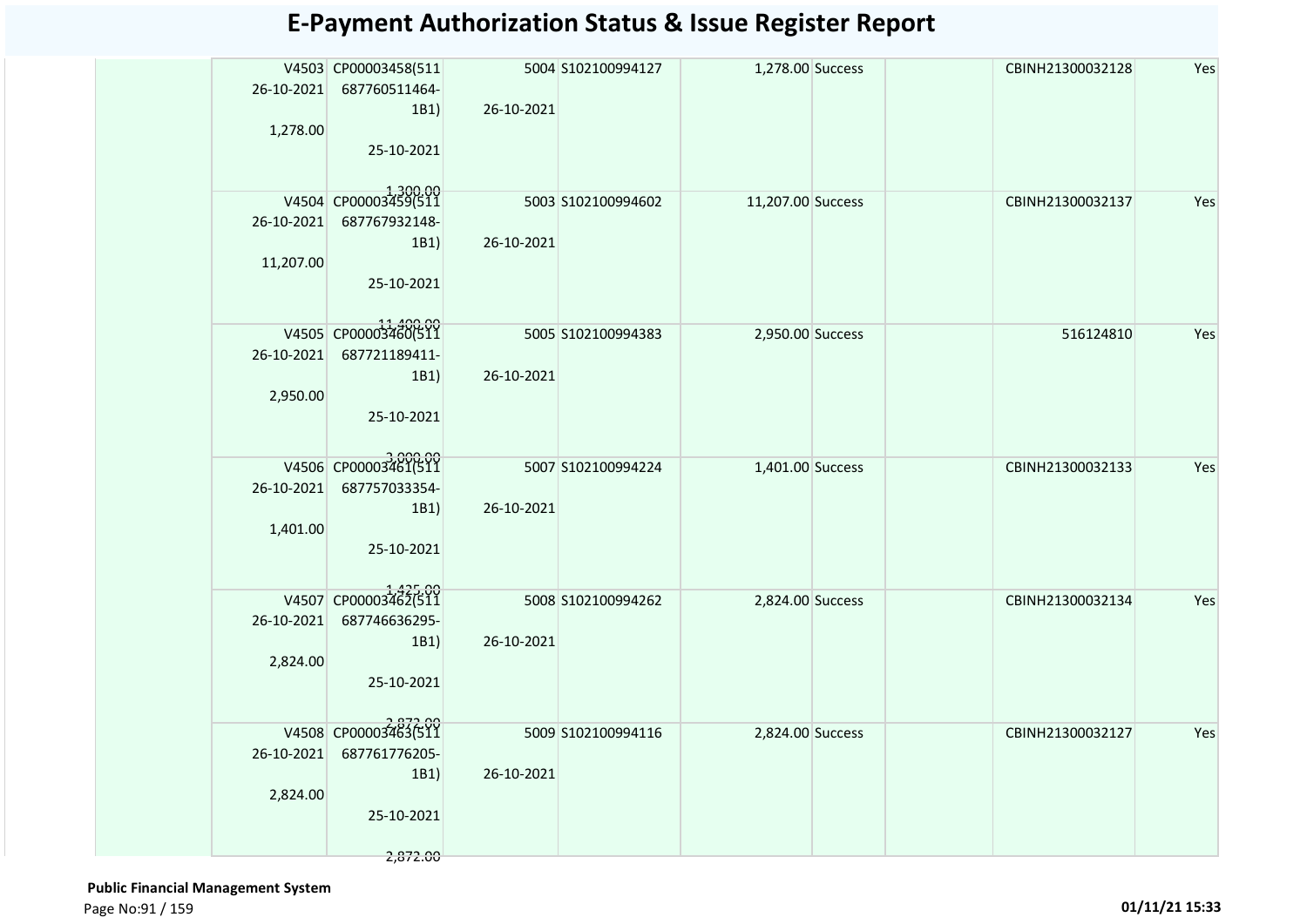# E-Payment Authorization Status & Issue Register Report

| | | | | | | | | | |
|---|---|---|---|---|---|---|---|---|---|
| | V4503 26-10-2021 1,278.00 | CP00003458(511 687760511464-1B1) 25-10-2021 1,300.00 | 5004 26-10-2021 | S102100994127 | 1,278.00 | Success | | CBINH21300032128 | Yes |
| | V4504 26-10-2021 11,207.00 | CP00003459(511 687767932148-1B1) 25-10-2021 11,400.00 | 5003 26-10-2021 | S102100994602 | 11,207.00 | Success | | CBINH21300032137 | Yes |
| | V4505 26-10-2021 2,950.00 | CP00003460(511 687721189411-1B1) 25-10-2021 3,000.00 | 5005 26-10-2021 | S102100994383 | 2,950.00 | Success | | 516124810 | Yes |
| | V4506 26-10-2021 1,401.00 | CP00003461(511 687757033354-1B1) 25-10-2021 1,425.00 | 5007 26-10-2021 | S102100994224 | 1,401.00 | Success | | CBINH21300032133 | Yes |
| | V4507 26-10-2021 2,824.00 | CP00003462(511 687746636295-1B1) 25-10-2021 2,872.00 | 5008 26-10-2021 | S102100994262 | 2,824.00 | Success | | CBINH21300032134 | Yes |
| | V4508 26-10-2021 2,824.00 | CP00003463(511 687761776205-1B1) 25-10-2021 2,872.00 | 5009 26-10-2021 | S102100994116 | 2,824.00 | Success | | CBINH21300032127 | Yes |

**Public Financial Management System**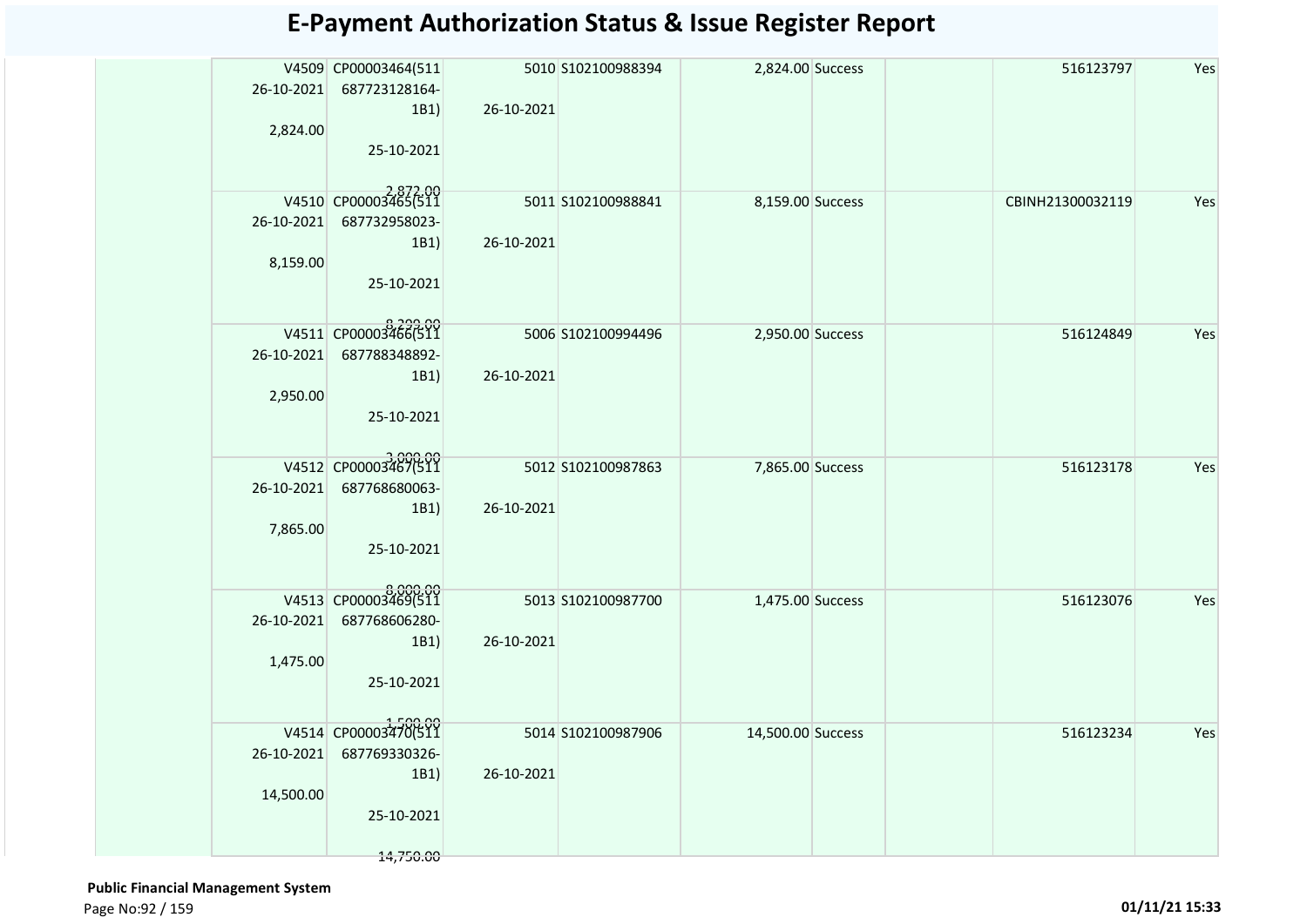# E-Payment Authorization Status & Issue Register Report

| | | | | | | | | | |
|---|---|---|---|---|---|---|---|---|---|
| | V4509<br>26-10-2021<br>2,824.00 | CP00003464(511<br>687723128164-<br>1B1)<br>25-10-2021<br>2,872.00 | 5010<br>26-10-2021 | S102100988394 | 2,824.00 | Success | | 516123797 | Yes |
| | V4510<br>26-10-2021<br>8,159.00 | CP00003465(511<br>687732958023-<br>1B1)<br>25-10-2021<br>8,299.00 | 5011<br>26-10-2021 | S102100988841 | 8,159.00 | Success | | CBINH21300032119 | Yes |
| | V4511<br>26-10-2021<br>2,950.00 | CP00003466(511<br>687788348892-<br>1B1)<br>25-10-2021<br>3,000.00 | 5006<br>26-10-2021 | S102100994496 | 2,950.00 | Success | | 516124849 | Yes |
| | V4512<br>26-10-2021<br>7,865.00 | CP00003467(511<br>687768680063-<br>1B1)<br>25-10-2021<br>8,000.00 | 5012<br>26-10-2021 | S102100987863 | 7,865.00 | Success | | 516123178 | Yes |
| | V4513<br>26-10-2021<br>1,475.00 | CP00003469(511<br>687768606280-<br>1B1)<br>25-10-2021<br>1,500.00 | 5013<br>26-10-2021 | S102100987700 | 1,475.00 | Success | | 516123076 | Yes |
| | V4514<br>26-10-2021<br>14,500.00 | CP00003470(511<br>687769330326-<br>1B1)<br>25-10-2021<br>14,750.00 | 5014<br>26-10-2021 | S102100987906 | 14,500.00 | Success | | 516123234 | Yes |

**Public Financial Management System**

01/11/21 15:33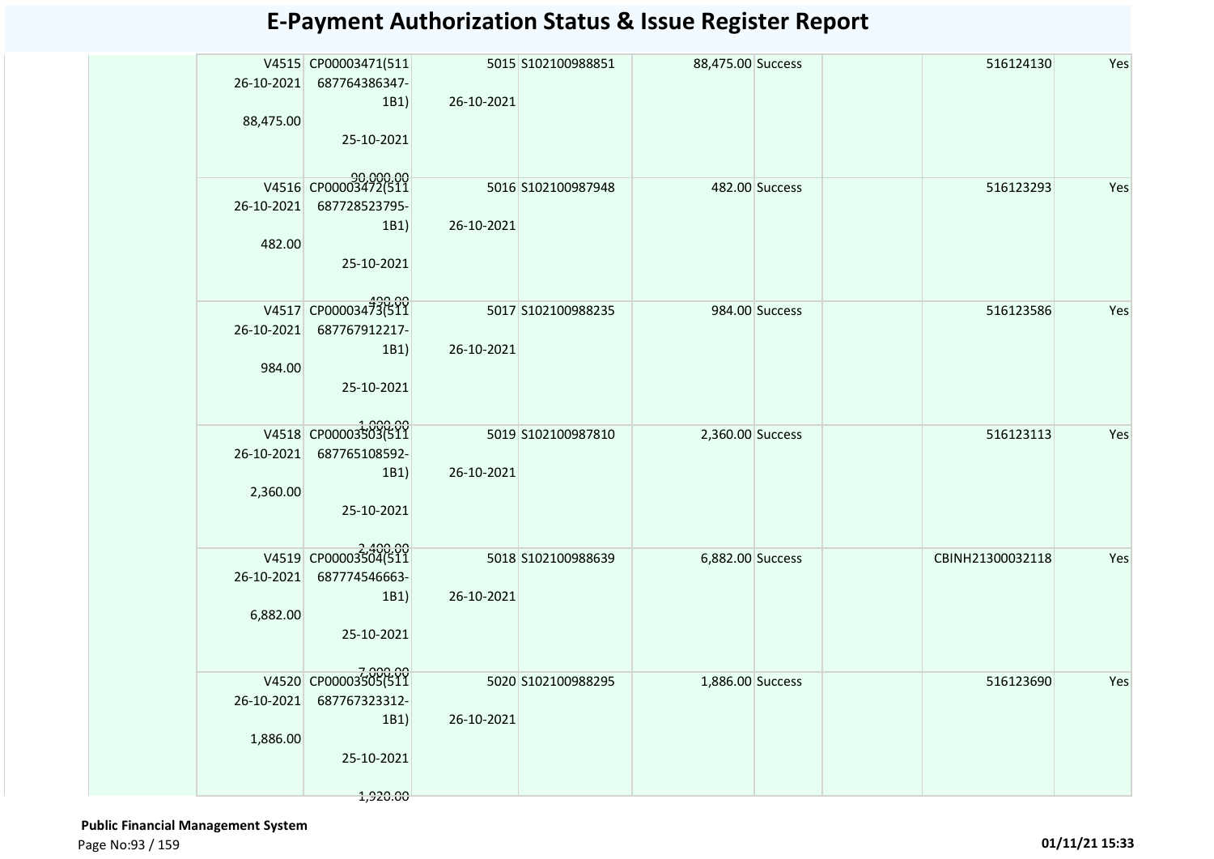# E-Payment Authorization Status & Issue Register Report

| | | | | | | | | | |
|---|---|---|---|---|---|---|---|---|---|
| | V4515<br>26-10-2021<br>88,475.00 | CP00003471(511 687764386347-1B1)<br>25-10-2021<br>90,000.00 | 5015<br>26-10-2021 | S102100988851 | 88,475.00 | Success | | 516124130 | Yes |
| | V4516<br>26-10-2021<br>482.00 | CP00003472(511 687728523795-1B1)<br>25-10-2021<br>490.00 | 5016<br>26-10-2021 | S102100987948 | 482.00 | Success | | 516123293 | Yes |
| | V4517<br>26-10-2021<br>984.00 | CP00003473(511 687767912217-1B1)<br>25-10-2021<br>1,000.00 | 5017<br>26-10-2021 | S102100988235 | 984.00 | Success | | 516123586 | Yes |
| | V4518<br>26-10-2021<br>2,360.00 | CP00003503(511 687765108592-1B1)<br>25-10-2021<br>2,400.00 | 5019<br>26-10-2021 | S102100987810 | 2,360.00 | Success | | 516123113 | Yes |
| | V4519<br>26-10-2021<br>6,882.00 | CP00003504(511 687774546663-1B1)<br>25-10-2021<br>7,000.00 | 5018<br>26-10-2021 | S102100988639 | 6,882.00 | Success | | CBINH21300032118 | Yes |
| | V4520<br>26-10-2021<br>1,886.00 | CP00003505(511 687767323312-1B1)<br>25-10-2021<br>1,920.00 | 5020<br>26-10-2021 | S102100988295 | 1,886.00 | Success | | 516123690 | Yes |

**Public Financial Management System**

01/11/21 15:33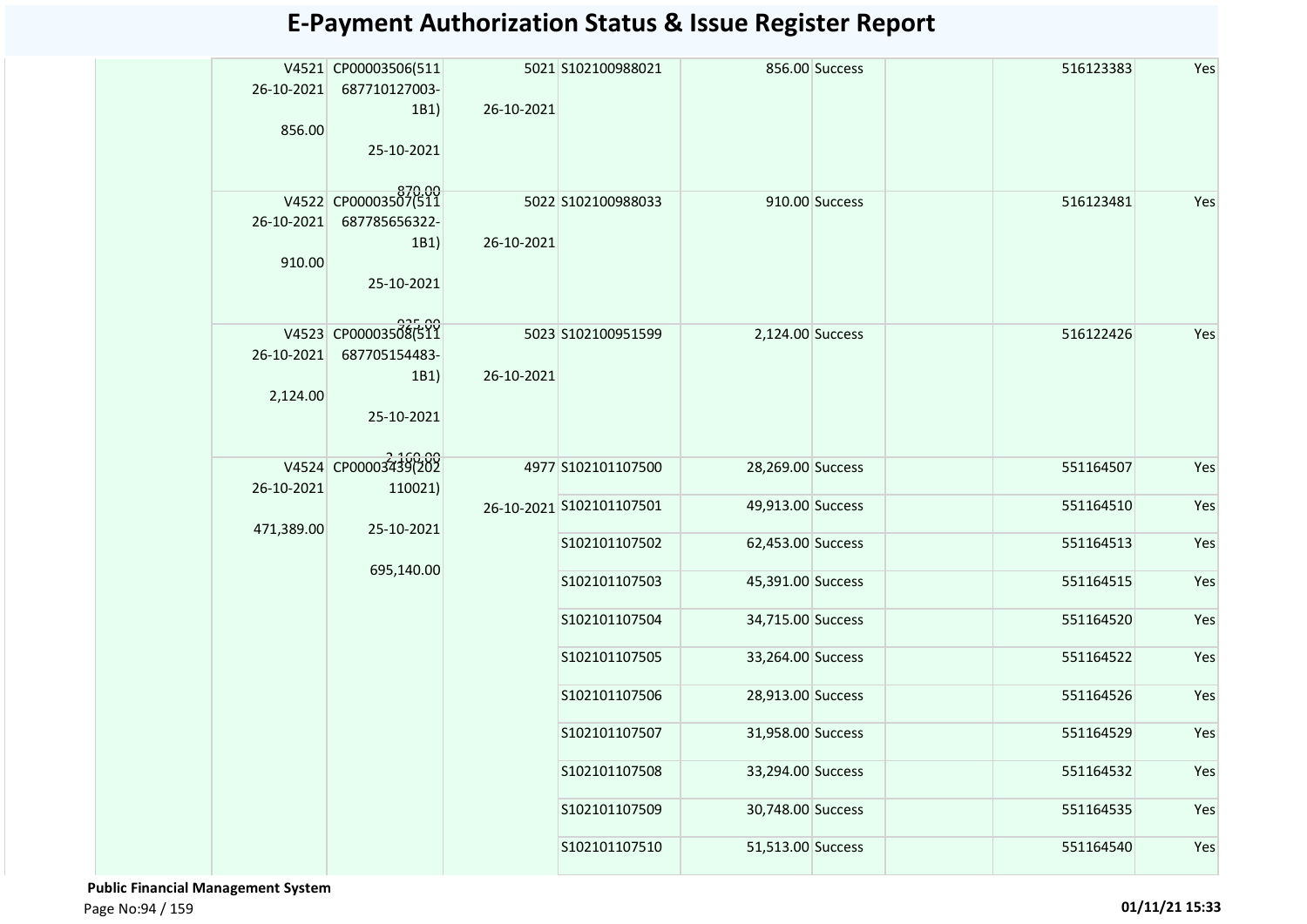# E-Payment Authorization Status & Issue Register Report

| | | | | | | | | | |
|---|---|---|---|---|---|---|---|---|---|
| | V4521 26-10-2021 856.00 | CP00003506(511 687710127003-1B1) 25-10-2021 870.00 | 5021 26-10-2021 | S102100988021 | 856.00 | Success | | 516123383 | Yes |
| | V4522 26-10-2021 910.00 | CP00003507(511 687785656322-1B1) 25-10-2021 925.00 | 5022 26-10-2021 | S102100988033 | 910.00 | Success | | 516123481 | Yes |
| | V4523 26-10-2021 2,124.00 | CP00003508(511 687705154483-1B1) 25-10-2021 2,160.00 | 5023 26-10-2021 | S102100951599 | 2,124.00 | Success | | 516122426 | Yes |
| | V4524 26-10-2021 471,389.00 | CP00003439(202 110021) 25-10-2021 695,140.00 | 4977 26-10-2021 | S102101107500 | 28,269.00 | Success | | 551164507 | Yes |
| | | | | S102101107501 | 49,913.00 | Success | | 551164510 | Yes |
| | | | | S102101107502 | 62,453.00 | Success | | 551164513 | Yes |
| | | | | S102101107503 | 45,391.00 | Success | | 551164515 | Yes |
| | | | | S102101107504 | 34,715.00 | Success | | 551164520 | Yes |
| | | | | S102101107505 | 33,264.00 | Success | | 551164522 | Yes |
| | | | | S102101107506 | 28,913.00 | Success | | 551164526 | Yes |
| | | | | S102101107507 | 31,958.00 | Success | | 551164529 | Yes |
| | | | | S102101107508 | 33,294.00 | Success | | 551164532 | Yes |
| | | | | S102101107509 | 30,748.00 | Success | | 551164535 | Yes |
| | | | | S102101107510 | 51,513.00 | Success | | 551164540 | Yes |

**Public Financial Management System**

01/11/21 15:33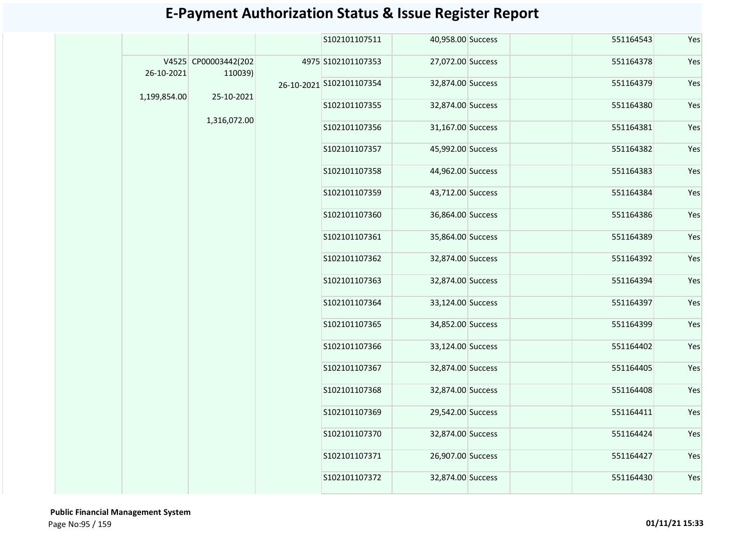# E-Payment Authorization Status & Issue Register Report

| | | | | | | | | | |
|---|---|---|---|---|---|---|---|---|---|
| | | | | S102101107511 | 40,958.00 | Success | | 551164543 | Yes |
| | V4525 26-10-2021 1,199,854.00 | CP00003442(202110039) 25-10-2021 1,316,072.00 | 4975 26-10-2021 | S102101107353 | 27,072.00 | Success | | 551164378 | Yes |
| | | | | S102101107354 | 32,874.00 | Success | | 551164379 | Yes |
| | | | | S102101107355 | 32,874.00 | Success | | 551164380 | Yes |
| | | | | S102101107356 | 31,167.00 | Success | | 551164381 | Yes |
| | | | | S102101107357 | 45,992.00 | Success | | 551164382 | Yes |
| | | | | S102101107358 | 44,962.00 | Success | | 551164383 | Yes |
| | | | | S102101107359 | 43,712.00 | Success | | 551164384 | Yes |
| | | | | S102101107360 | 36,864.00 | Success | | 551164386 | Yes |
| | | | | S102101107361 | 35,864.00 | Success | | 551164389 | Yes |
| | | | | S102101107362 | 32,874.00 | Success | | 551164392 | Yes |
| | | | | S102101107363 | 32,874.00 | Success | | 551164394 | Yes |
| | | | | S102101107364 | 33,124.00 | Success | | 551164397 | Yes |
| | | | | S102101107365 | 34,852.00 | Success | | 551164399 | Yes |
| | | | | S102101107366 | 33,124.00 | Success | | 551164402 | Yes |
| | | | | S102101107367 | 32,874.00 | Success | | 551164405 | Yes |
| | | | | S102101107368 | 32,874.00 | Success | | 551164408 | Yes |
| | | | | S102101107369 | 29,542.00 | Success | | 551164411 | Yes |
| | | | | S102101107370 | 32,874.00 | Success | | 551164424 | Yes |
| | | | | S102101107371 | 26,907.00 | Success | | 551164427 | Yes |
| | | | | S102101107372 | 32,874.00 | Success | | 551164430 | Yes |

**Public Financial Management System**

01/11/21 15:33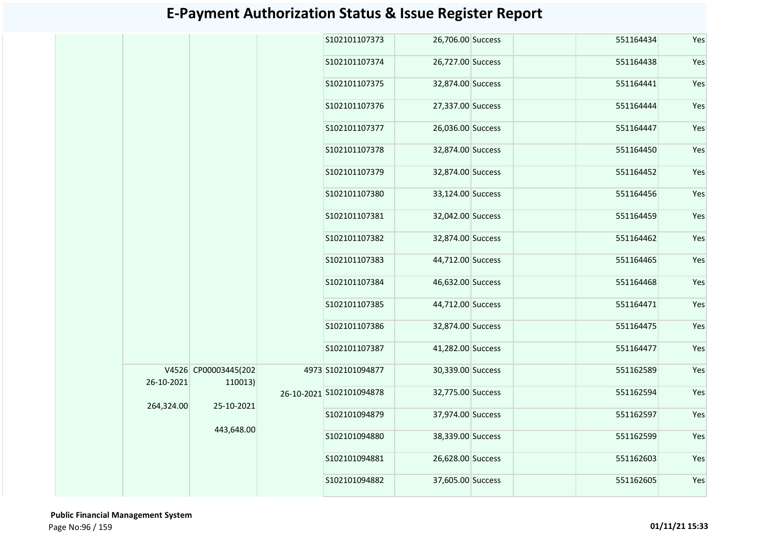# E-Payment Authorization Status & Issue Register Report

| | | | | | | | | | |
|---|---|---|---|---|---|---|---|---|---|
| | | | | S102101107373 | 26,706.00 | Success | | 551164434 | Yes |
| | | | | S102101107374 | 26,727.00 | Success | | 551164438 | Yes |
| | | | | S102101107375 | 32,874.00 | Success | | 551164441 | Yes |
| | | | | S102101107376 | 27,337.00 | Success | | 551164444 | Yes |
| | | | | S102101107377 | 26,036.00 | Success | | 551164447 | Yes |
| | | | | S102101107378 | 32,874.00 | Success | | 551164450 | Yes |
| | | | | S102101107379 | 32,874.00 | Success | | 551164452 | Yes |
| | | | | S102101107380 | 33,124.00 | Success | | 551164456 | Yes |
| | | | | S102101107381 | 32,042.00 | Success | | 551164459 | Yes |
| | | | | S102101107382 | 32,874.00 | Success | | 551164462 | Yes |
| | | | | S102101107383 | 44,712.00 | Success | | 551164465 | Yes |
| | | | | S102101107384 | 46,632.00 | Success | | 551164468 | Yes |
| | | | | S102101107385 | 44,712.00 | Success | | 551164471 | Yes |
| | | | | S102101107386 | 32,874.00 | Success | | 551164475 | Yes |
| | | | | S102101107387 | 41,282.00 | Success | | 551164477 | Yes |
| | V4526 26-10-2021 264,324.00 | CP00003445(202110013) 25-10-2021 443,648.00 | 4973 26-10-2021 | S102101094877 | 30,339.00 | Success | | 551162589 | Yes |
| | | | | S102101094878 | 32,775.00 | Success | | 551162594 | Yes |
| | | | | S102101094879 | 37,974.00 | Success | | 551162597 | Yes |
| | | | | S102101094880 | 38,339.00 | Success | | 551162599 | Yes |
| | | | | S102101094881 | 26,628.00 | Success | | 551162603 | Yes |
| | | | | S102101094882 | 37,605.00 | Success | | 551162605 | Yes |

**Public Financial Management System**

01/11/21 15:33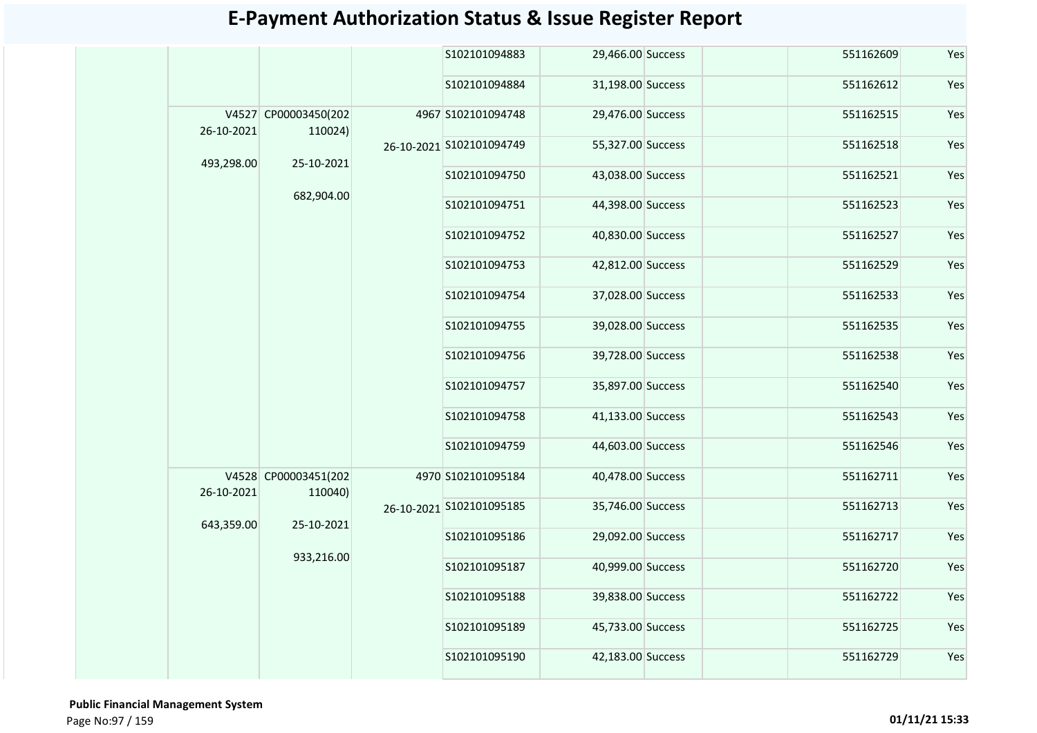# E-Payment Authorization Status & Issue Register Report

| | | | | | | | | | |
|---|---|---|---|---|---|---|---|---|---|
| | | | | S102101094883 | 29,466.00 | Success | | 551162609 | Yes |
| | | | | S102101094884 | 31,198.00 | Success | | 551162612 | Yes |
| | V4527 26-10-2021 493,298.00 | CP00003450(202110024) 25-10-2021 682,904.00 | 4967 26-10-2021 | S102101094748 | 29,476.00 | Success | | 551162515 | Yes |
| | | | | S102101094749 | 55,327.00 | Success | | 551162518 | Yes |
| | | | | S102101094750 | 43,038.00 | Success | | 551162521 | Yes |
| | | | | S102101094751 | 44,398.00 | Success | | 551162523 | Yes |
| | | | | S102101094752 | 40,830.00 | Success | | 551162527 | Yes |
| | | | | S102101094753 | 42,812.00 | Success | | 551162529 | Yes |
| | | | | S102101094754 | 37,028.00 | Success | | 551162533 | Yes |
| | | | | S102101094755 | 39,028.00 | Success | | 551162535 | Yes |
| | | | | S102101094756 | 39,728.00 | Success | | 551162538 | Yes |
| | | | | S102101094757 | 35,897.00 | Success | | 551162540 | Yes |
| | | | | S102101094758 | 41,133.00 | Success | | 551162543 | Yes |
| | | | | S102101094759 | 44,603.00 | Success | | 551162546 | Yes |
| | V4528 26-10-2021 643,359.00 | CP00003451(202110040) 25-10-2021 933,216.00 | 4970 26-10-2021 | S102101095184 | 40,478.00 | Success | | 551162711 | Yes |
| | | | | S102101095185 | 35,746.00 | Success | | 551162713 | Yes |
| | | | | S102101095186 | 29,092.00 | Success | | 551162717 | Yes |
| | | | | S102101095187 | 40,999.00 | Success | | 551162720 | Yes |
| | | | | S102101095188 | 39,838.00 | Success | | 551162722 | Yes |
| | | | | S102101095189 | 45,733.00 | Success | | 551162725 | Yes |
| | | | | S102101095190 | 42,183.00 | Success | | 551162729 | Yes |

**Public Financial Management System**

01/11/21 15:33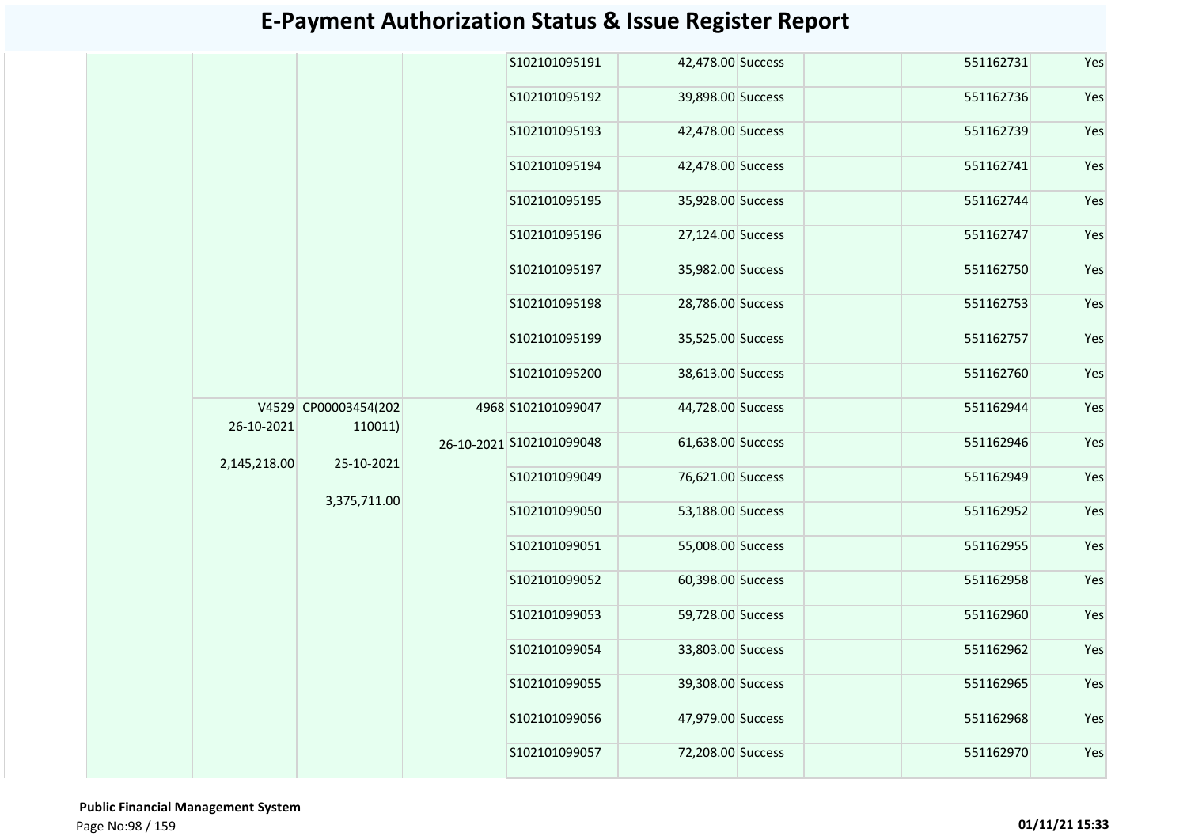# E-Payment Authorization Status & Issue Register Report

| | | | | | | | | | |
|---|---|---|---|---|---|---|---|---|---|
| | | | | S102101095191 | 42,478.00 | Success | | 551162731 | Yes |
| | | | | S102101095192 | 39,898.00 | Success | | 551162736 | Yes |
| | | | | S102101095193 | 42,478.00 | Success | | 551162739 | Yes |
| | | | | S102101095194 | 42,478.00 | Success | | 551162741 | Yes |
| | | | | S102101095195 | 35,928.00 | Success | | 551162744 | Yes |
| | | | | S102101095196 | 27,124.00 | Success | | 551162747 | Yes |
| | | | | S102101095197 | 35,982.00 | Success | | 551162750 | Yes |
| | | | | S102101095198 | 28,786.00 | Success | | 551162753 | Yes |
| | | | | S102101095199 | 35,525.00 | Success | | 551162757 | Yes |
| | | | | S102101095200 | 38,613.00 | Success | | 551162760 | Yes |
| | V4529 26-10-2021 2,145,218.00 | CP00003454(202110011) 25-10-2021 3,375,711.00 | 4968 26-10-2021 | S102101099047 | 44,728.00 | Success | | 551162944 | Yes |
| | | | | S102101099048 | 61,638.00 | Success | | 551162946 | Yes |
| | | | | S102101099049 | 76,621.00 | Success | | 551162949 | Yes |
| | | | | S102101099050 | 53,188.00 | Success | | 551162952 | Yes |
| | | | | S102101099051 | 55,008.00 | Success | | 551162955 | Yes |
| | | | | S102101099052 | 60,398.00 | Success | | 551162958 | Yes |
| | | | | S102101099053 | 59,728.00 | Success | | 551162960 | Yes |
| | | | | S102101099054 | 33,803.00 | Success | | 551162962 | Yes |
| | | | | S102101099055 | 39,308.00 | Success | | 551162965 | Yes |
| | | | | S102101099056 | 47,979.00 | Success | | 551162968 | Yes |
| | | | | S102101099057 | 72,208.00 | Success | | 551162970 | Yes |

**Public Financial Management System**

01/11/21 15:33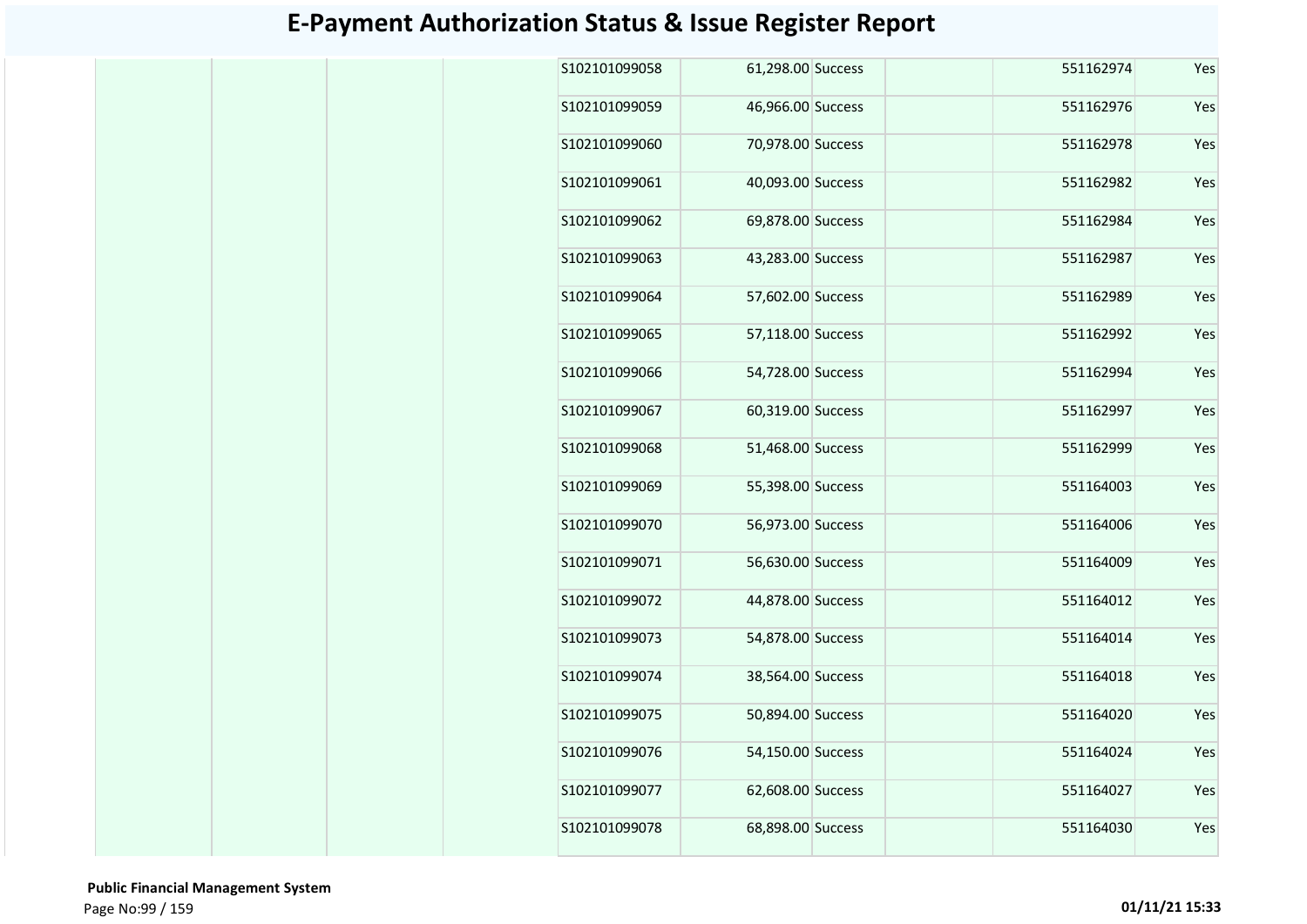# E-Payment Authorization Status & Issue Register Report

| | | | | | | | | | |
|---|---|---|---|---|---|---|---|---|---|
| | | | | S102101099058 | 61,298.00 | Success | | 551162974 | Yes |
| | | | | S102101099059 | 46,966.00 | Success | | 551162976 | Yes |
| | | | | S102101099060 | 70,978.00 | Success | | 551162978 | Yes |
| | | | | S102101099061 | 40,093.00 | Success | | 551162982 | Yes |
| | | | | S102101099062 | 69,878.00 | Success | | 551162984 | Yes |
| | | | | S102101099063 | 43,283.00 | Success | | 551162987 | Yes |
| | | | | S102101099064 | 57,602.00 | Success | | 551162989 | Yes |
| | | | | S102101099065 | 57,118.00 | Success | | 551162992 | Yes |
| | | | | S102101099066 | 54,728.00 | Success | | 551162994 | Yes |
| | | | | S102101099067 | 60,319.00 | Success | | 551162997 | Yes |
| | | | | S102101099068 | 51,468.00 | Success | | 551162999 | Yes |
| | | | | S102101099069 | 55,398.00 | Success | | 551164003 | Yes |
| | | | | S102101099070 | 56,973.00 | Success | | 551164006 | Yes |
| | | | | S102101099071 | 56,630.00 | Success | | 551164009 | Yes |
| | | | | S102101099072 | 44,878.00 | Success | | 551164012 | Yes |
| | | | | S102101099073 | 54,878.00 | Success | | 551164014 | Yes |
| | | | | S102101099074 | 38,564.00 | Success | | 551164018 | Yes |
| | | | | S102101099075 | 50,894.00 | Success | | 551164020 | Yes |
| | | | | S102101099076 | 54,150.00 | Success | | 551164024 | Yes |
| | | | | S102101099077 | 62,608.00 | Success | | 551164027 | Yes |
| | | | | S102101099078 | 68,898.00 | Success | | 551164030 | Yes |

**Public Financial Management System**

**01/11/21 15:33**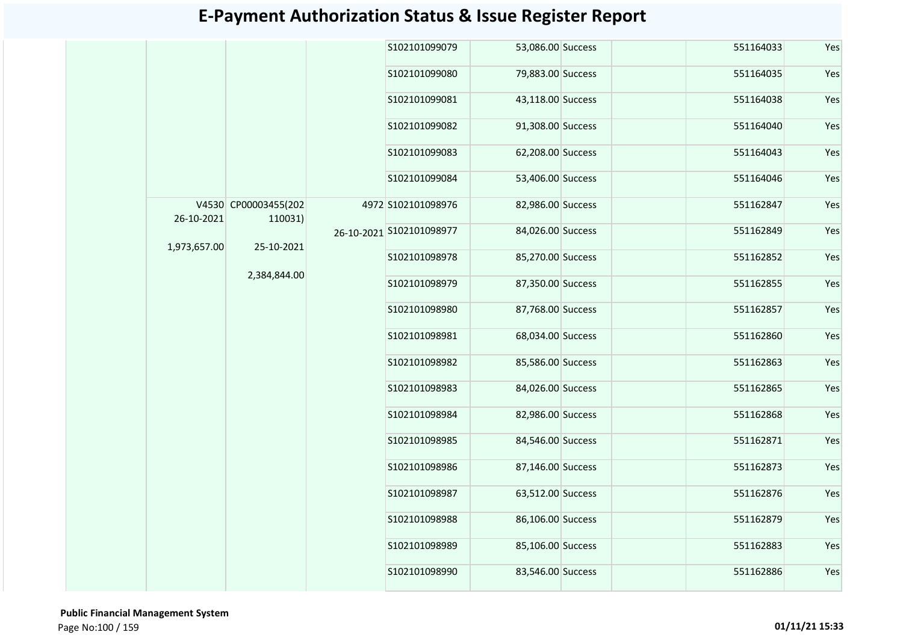# E-Payment Authorization Status & Issue Register Report

| | | | | | | | | | |
|---|---|---|---|---|---|---|---|---|---|
| | | | | S102101099079 | 53,086.00 | Success | | 551164033 | Yes |
| | | | | S102101099080 | 79,883.00 | Success | | 551164035 | Yes |
| | | | | S102101099081 | 43,118.00 | Success | | 551164038 | Yes |
| | | | | S102101099082 | 91,308.00 | Success | | 551164040 | Yes |
| | | | | S102101099083 | 62,208.00 | Success | | 551164043 | Yes |
| | | | | S102101099084 | 53,406.00 | Success | | 551164046 | Yes |
| | V4530 26-10-2021 1,973,657.00 | CP00003455(202110031) 25-10-2021 2,384,844.00 | 4972 26-10-2021 | S102101098976 | 82,986.00 | Success | | 551162847 | Yes |
| | | | | S102101098977 | 84,026.00 | Success | | 551162849 | Yes |
| | | | | S102101098978 | 85,270.00 | Success | | 551162852 | Yes |
| | | | | S102101098979 | 87,350.00 | Success | | 551162855 | Yes |
| | | | | S102101098980 | 87,768.00 | Success | | 551162857 | Yes |
| | | | | S102101098981 | 68,034.00 | Success | | 551162860 | Yes |
| | | | | S102101098982 | 85,586.00 | Success | | 551162863 | Yes |
| | | | | S102101098983 | 84,026.00 | Success | | 551162865 | Yes |
| | | | | S102101098984 | 82,986.00 | Success | | 551162868 | Yes |
| | | | | S102101098985 | 84,546.00 | Success | | 551162871 | Yes |
| | | | | S102101098986 | 87,146.00 | Success | | 551162873 | Yes |
| | | | | S102101098987 | 63,512.00 | Success | | 551162876 | Yes |
| | | | | S102101098988 | 86,106.00 | Success | | 551162879 | Yes |
| | | | | S102101098989 | 85,106.00 | Success | | 551162883 | Yes |
| | | | | S102101098990 | 83,546.00 | Success | | 551162886 | Yes |

**Public Financial Management System**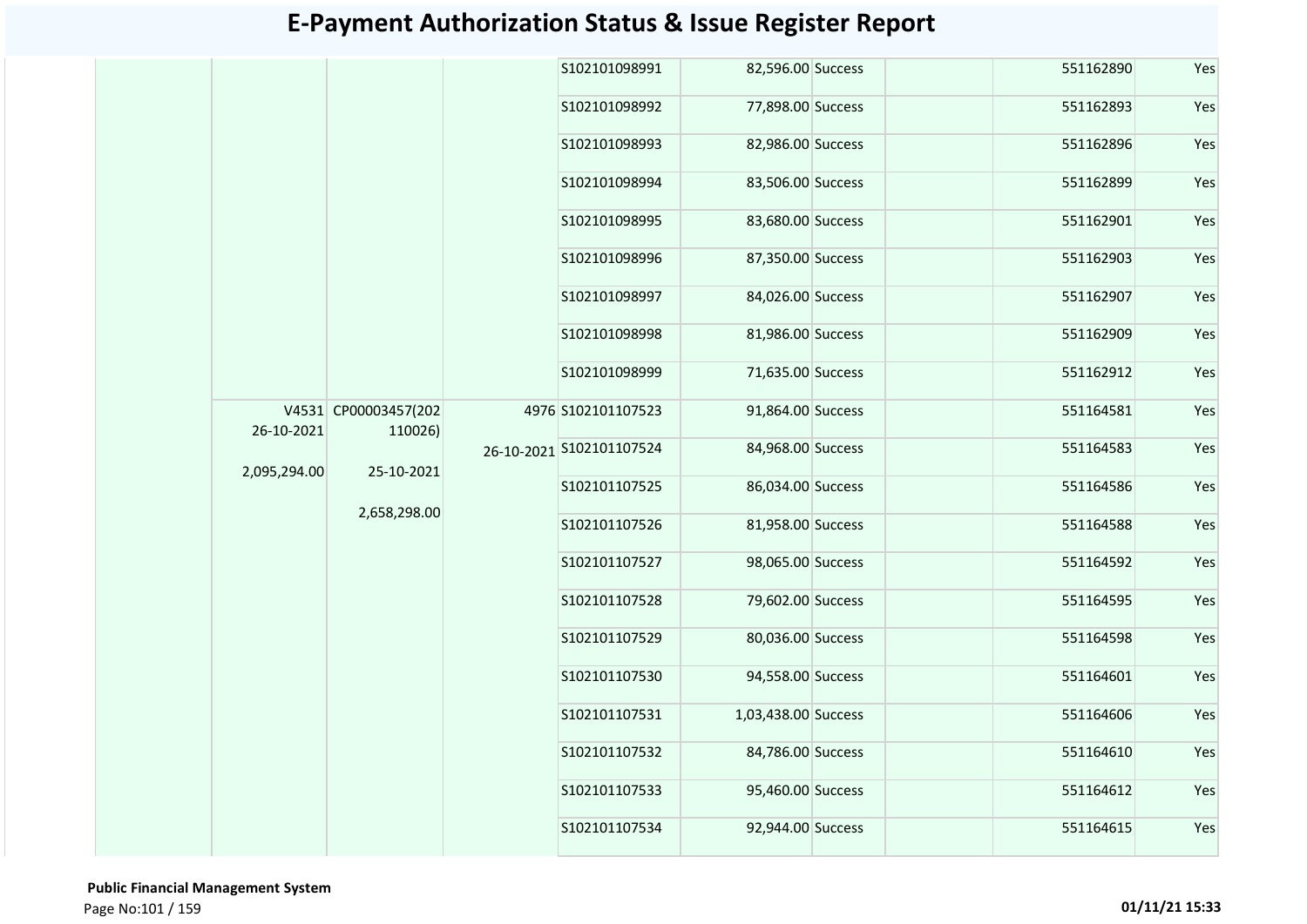# E-Payment Authorization Status & Issue Register Report

| | | | | | | | | | |
|---|---|---|---|---|---|---|---|---|---|
| | | | | S102101098991 | 82,596.00 | Success | | 551162890 | Yes |
| | | | | S102101098992 | 77,898.00 | Success | | 551162893 | Yes |
| | | | | S102101098993 | 82,986.00 | Success | | 551162896 | Yes |
| | | | | S102101098994 | 83,506.00 | Success | | 551162899 | Yes |
| | | | | S102101098995 | 83,680.00 | Success | | 551162901 | Yes |
| | | | | S102101098996 | 87,350.00 | Success | | 551162903 | Yes |
| | | | | S102101098997 | 84,026.00 | Success | | 551162907 | Yes |
| | | | | S102101098998 | 81,986.00 | Success | | 551162909 | Yes |
| | | | | S102101098999 | 71,635.00 | Success | | 551162912 | Yes |
| | V4531 26-10-2021 2,095,294.00 | CP00003457(202110026) 25-10-2021 2,658,298.00 | 4976 26-10-2021 | S102101107523 | 91,864.00 | Success | | 551164581 | Yes |
| | | | | S102101107524 | 84,968.00 | Success | | 551164583 | Yes |
| | | | | S102101107525 | 86,034.00 | Success | | 551164586 | Yes |
| | | | | S102101107526 | 81,958.00 | Success | | 551164588 | Yes |
| | | | | S102101107527 | 98,065.00 | Success | | 551164592 | Yes |
| | | | | S102101107528 | 79,602.00 | Success | | 551164595 | Yes |
| | | | | S102101107529 | 80,036.00 | Success | | 551164598 | Yes |
| | | | | S102101107530 | 94,558.00 | Success | | 551164601 | Yes |
| | | | | S102101107531 | 1,03,438.00 | Success | | 551164606 | Yes |
| | | | | S102101107532 | 84,786.00 | Success | | 551164610 | Yes |
| | | | | S102101107533 | 95,460.00 | Success | | 551164612 | Yes |
| | | | | S102101107534 | 92,944.00 | Success | | 551164615 | Yes |

**Public Financial Management System**

01/11/21 15:33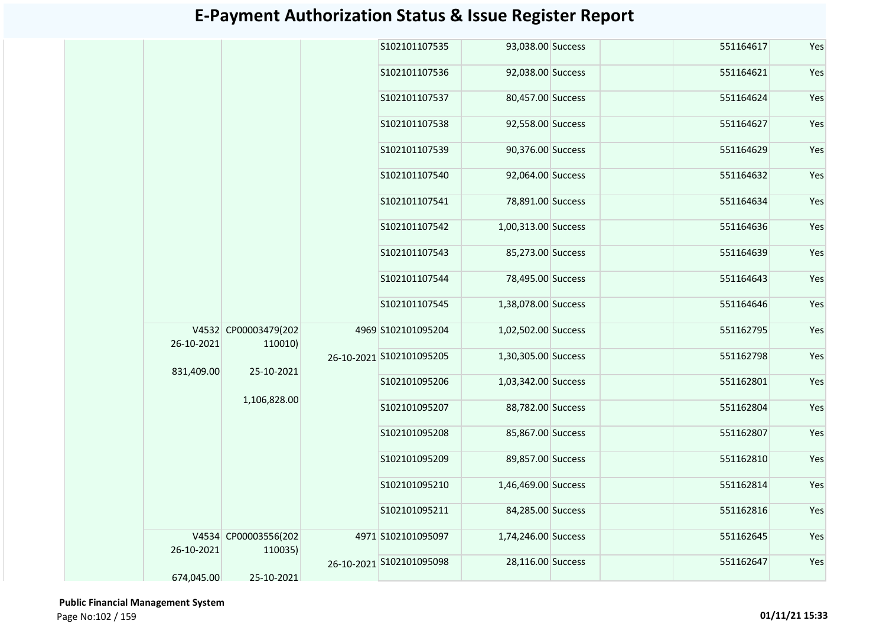# E-Payment Authorization Status & Issue Register Report

| | | | | | | | | | |
|---|---|---|---|---|---|---|---|---|---|
| | | | | S102101107535 | 93,038.00 | Success | | 551164617 | Yes |
| | | | | S102101107536 | 92,038.00 | Success | | 551164621 | Yes |
| | | | | S102101107537 | 80,457.00 | Success | | 551164624 | Yes |
| | | | | S102101107538 | 92,558.00 | Success | | 551164627 | Yes |
| | | | | S102101107539 | 90,376.00 | Success | | 551164629 | Yes |
| | | | | S102101107540 | 92,064.00 | Success | | 551164632 | Yes |
| | | | | S102101107541 | 78,891.00 | Success | | 551164634 | Yes |
| | | | | S102101107542 | 1,00,313.00 | Success | | 551164636 | Yes |
| | | | | S102101107543 | 85,273.00 | Success | | 551164639 | Yes |
| | | | | S102101107544 | 78,495.00 | Success | | 551164643 | Yes |
| | | | | S102101107545 | 1,38,078.00 | Success | | 551164646 | Yes |
| | V4532 26-10-2021 831,409.00 | CP00003479(202 110010) 25-10-2021 1,106,828.00 | 4969 26-10-2021 | S102101095204 | 1,02,502.00 | Success | | 551162795 | Yes |
| | | | | S102101095205 | 1,30,305.00 | Success | | 551162798 | Yes |
| | | | | S102101095206 | 1,03,342.00 | Success | | 551162801 | Yes |
| | | | | S102101095207 | 88,782.00 | Success | | 551162804 | Yes |
| | | | | S102101095208 | 85,867.00 | Success | | 551162807 | Yes |
| | | | | S102101095209 | 89,857.00 | Success | | 551162810 | Yes |
| | | | | S102101095210 | 1,46,469.00 | Success | | 551162814 | Yes |
| | | | | S102101095211 | 84,285.00 | Success | | 551162816 | Yes |
| | V4534 26-10-2021 674,045.00 | CP00003556(202 110035) 25-10-2021 | 4971 26-10-2021 | S102101095097 | 1,74,246.00 | Success | | 551162645 | Yes |
| | | | | S102101095098 | 28,116.00 | Success | | 551162647 | Yes |

**Public Financial Management System**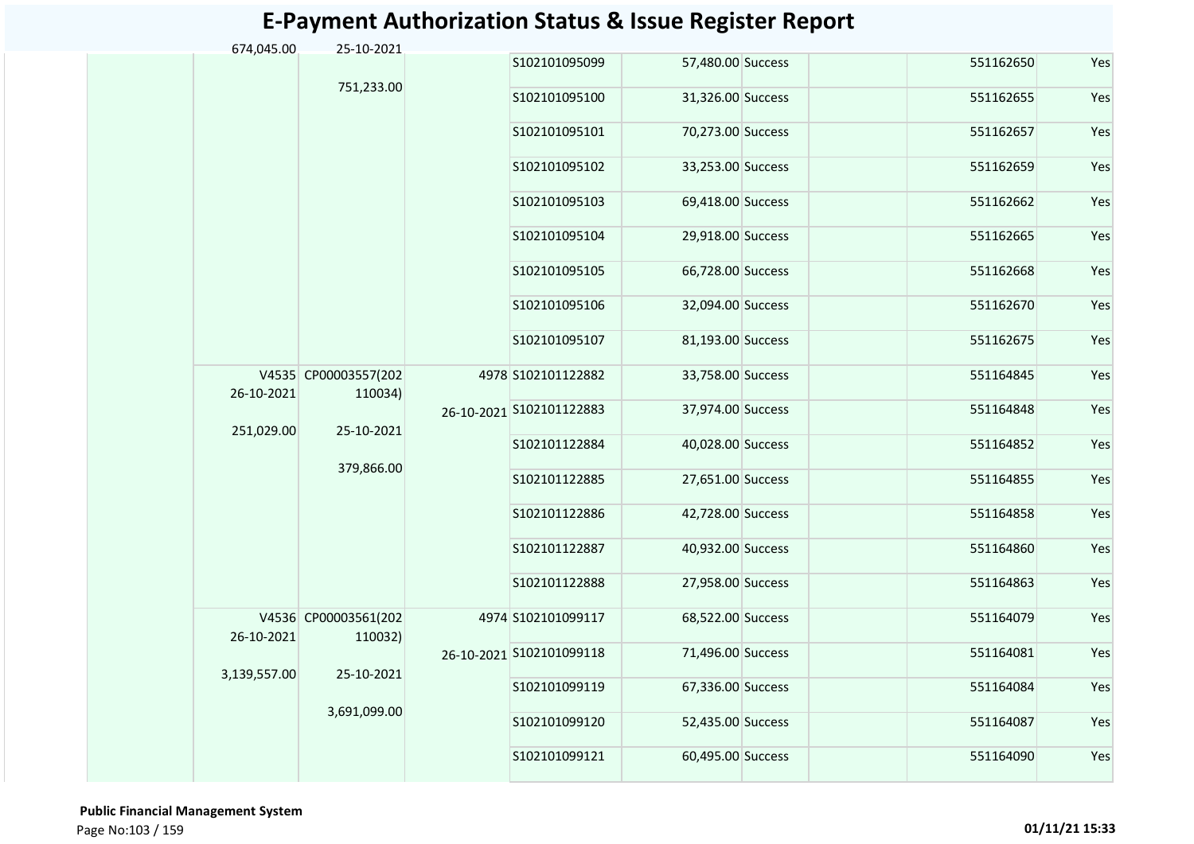# E-Payment Authorization Status & Issue Register Report

| | | | | | | | | | |
|---|---|---|---|---|---|---|---|---|---|
| | 674,045.00 | 25-10-2021<br><br>751,233.00 | | S102101095099 | 57,480.00 | Success | | 551162650 | Yes |
| | | | | S102101095100 | 31,326.00 | Success | | 551162655 | Yes |
| | | | | S102101095101 | 70,273.00 | Success | | 551162657 | Yes |
| | | | | S102101095102 | 33,253.00 | Success | | 551162659 | Yes |
| | | | | S102101095103 | 69,418.00 | Success | | 551162662 | Yes |
| | | | | S102101095104 | 29,918.00 | Success | | 551162665 | Yes |
| | | | | S102101095105 | 66,728.00 | Success | | 551162668 | Yes |
| | | | | S102101095106 | 32,094.00 | Success | | 551162670 | Yes |
| | | | | S102101095107 | 81,193.00 | Success | | 551162675 | Yes |
| | V4535<br>26-10-2021<br><br>251,029.00 | CP00003557(202110034)<br><br>25-10-2021<br><br>379,866.00 | 4978<br><br>26-10-2021 | S102101122882 | 33,758.00 | Success | | 551164845 | Yes |
| | | | | S102101122883 | 37,974.00 | Success | | 551164848 | Yes |
| | | | | S102101122884 | 40,028.00 | Success | | 551164852 | Yes |
| | | | | S102101122885 | 27,651.00 | Success | | 551164855 | Yes |
| | | | | S102101122886 | 42,728.00 | Success | | 551164858 | Yes |
| | | | | S102101122887 | 40,932.00 | Success | | 551164860 | Yes |
| | | | | S102101122888 | 27,958.00 | Success | | 551164863 | Yes |
| | V4536<br>26-10-2021<br><br>3,139,557.00 | CP00003561(202110032)<br><br>25-10-2021<br><br>3,691,099.00 | 4974<br><br>26-10-2021 | S102101099117 | 68,522.00 | Success | | 551164079 | Yes |
| | | | | S102101099118 | 71,496.00 | Success | | 551164081 | Yes |
| | | | | S102101099119 | 67,336.00 | Success | | 551164084 | Yes |
| | | | | S102101099120 | 52,435.00 | Success | | 551164087 | Yes |
| | | | | S102101099121 | 60,495.00 | Success | | 551164090 | Yes |

**Public Financial Management System**

01/11/21 15:33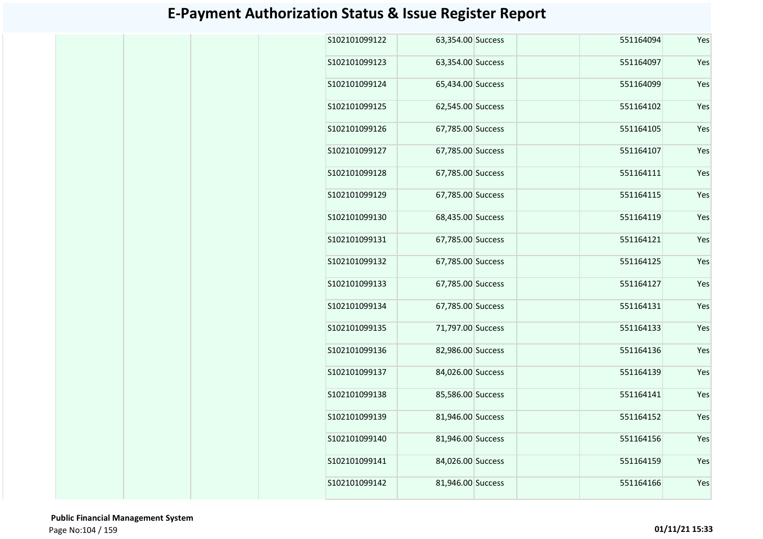# E-Payment Authorization Status & Issue Register Report

| | | | | | | | | | |
|---|---|---|---|---|---|---|---|---|---|
| | | | | S102101099122 | 63,354.00 | Success | | 551164094 | Yes |
| | | | | S102101099123 | 63,354.00 | Success | | 551164097 | Yes |
| | | | | S102101099124 | 65,434.00 | Success | | 551164099 | Yes |
| | | | | S102101099125 | 62,545.00 | Success | | 551164102 | Yes |
| | | | | S102101099126 | 67,785.00 | Success | | 551164105 | Yes |
| | | | | S102101099127 | 67,785.00 | Success | | 551164107 | Yes |
| | | | | S102101099128 | 67,785.00 | Success | | 551164111 | Yes |
| | | | | S102101099129 | 67,785.00 | Success | | 551164115 | Yes |
| | | | | S102101099130 | 68,435.00 | Success | | 551164119 | Yes |
| | | | | S102101099131 | 67,785.00 | Success | | 551164121 | Yes |
| | | | | S102101099132 | 67,785.00 | Success | | 551164125 | Yes |
| | | | | S102101099133 | 67,785.00 | Success | | 551164127 | Yes |
| | | | | S102101099134 | 67,785.00 | Success | | 551164131 | Yes |
| | | | | S102101099135 | 71,797.00 | Success | | 551164133 | Yes |
| | | | | S102101099136 | 82,986.00 | Success | | 551164136 | Yes |
| | | | | S102101099137 | 84,026.00 | Success | | 551164139 | Yes |
| | | | | S102101099138 | 85,586.00 | Success | | 551164141 | Yes |
| | | | | S102101099139 | 81,946.00 | Success | | 551164152 | Yes |
| | | | | S102101099140 | 81,946.00 | Success | | 551164156 | Yes |
| | | | | S102101099141 | 84,026.00 | Success | | 551164159 | Yes |
| | | | | S102101099142 | 81,946.00 | Success | | 551164166 | Yes |

**Public Financial Management System**

**01/11/21 15:33**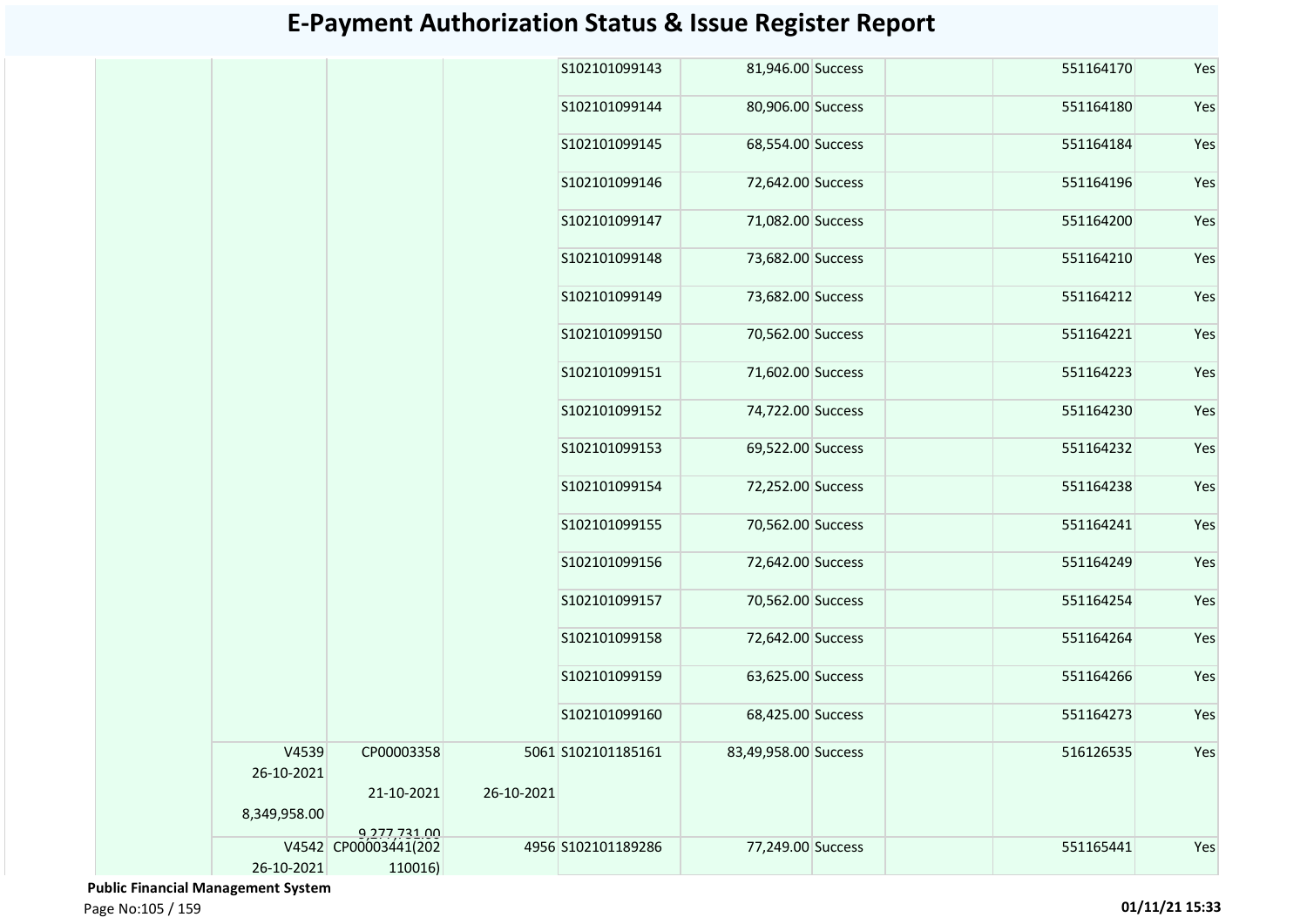# E-Payment Authorization Status & Issue Register Report

| | | | | | | | | | |
|---|---|---|---|---|---|---|---|---|---|
| | | | | S102101099143 | 81,946.00 | Success | | 551164170 | Yes |
| | | | | S102101099144 | 80,906.00 | Success | | 551164180 | Yes |
| | | | | S102101099145 | 68,554.00 | Success | | 551164184 | Yes |
| | | | | S102101099146 | 72,642.00 | Success | | 551164196 | Yes |
| | | | | S102101099147 | 71,082.00 | Success | | 551164200 | Yes |
| | | | | S102101099148 | 73,682.00 | Success | | 551164210 | Yes |
| | | | | S102101099149 | 73,682.00 | Success | | 551164212 | Yes |
| | | | | S102101099150 | 70,562.00 | Success | | 551164221 | Yes |
| | | | | S102101099151 | 71,602.00 | Success | | 551164223 | Yes |
| | | | | S102101099152 | 74,722.00 | Success | | 551164230 | Yes |
| | | | | S102101099153 | 69,522.00 | Success | | 551164232 | Yes |
| | | | | S102101099154 | 72,252.00 | Success | | 551164238 | Yes |
| | | | | S102101099155 | 70,562.00 | Success | | 551164241 | Yes |
| | | | | S102101099156 | 72,642.00 | Success | | 551164249 | Yes |
| | | | | S102101099157 | 70,562.00 | Success | | 551164254 | Yes |
| | | | | S102101099158 | 72,642.00 | Success | | 551164264 | Yes |
| | | | | S102101099159 | 63,625.00 | Success | | 551164266 | Yes |
| | | | | S102101099160 | 68,425.00 | Success | | 551164273 | Yes |
| | V4539 26-10-2021 8,349,958.00 | CP00003358 21-10-2021 9,277,731.00 | 5061 26-10-2021 | S102101185161 | 83,49,958.00 | Success | | 516126535 | Yes |
| | V4542 26-10-2021 | CP00003441(202 110016) | 4956 | S102101189286 | 77,249.00 | Success | | 551165441 | Yes |

**Public Financial Management System**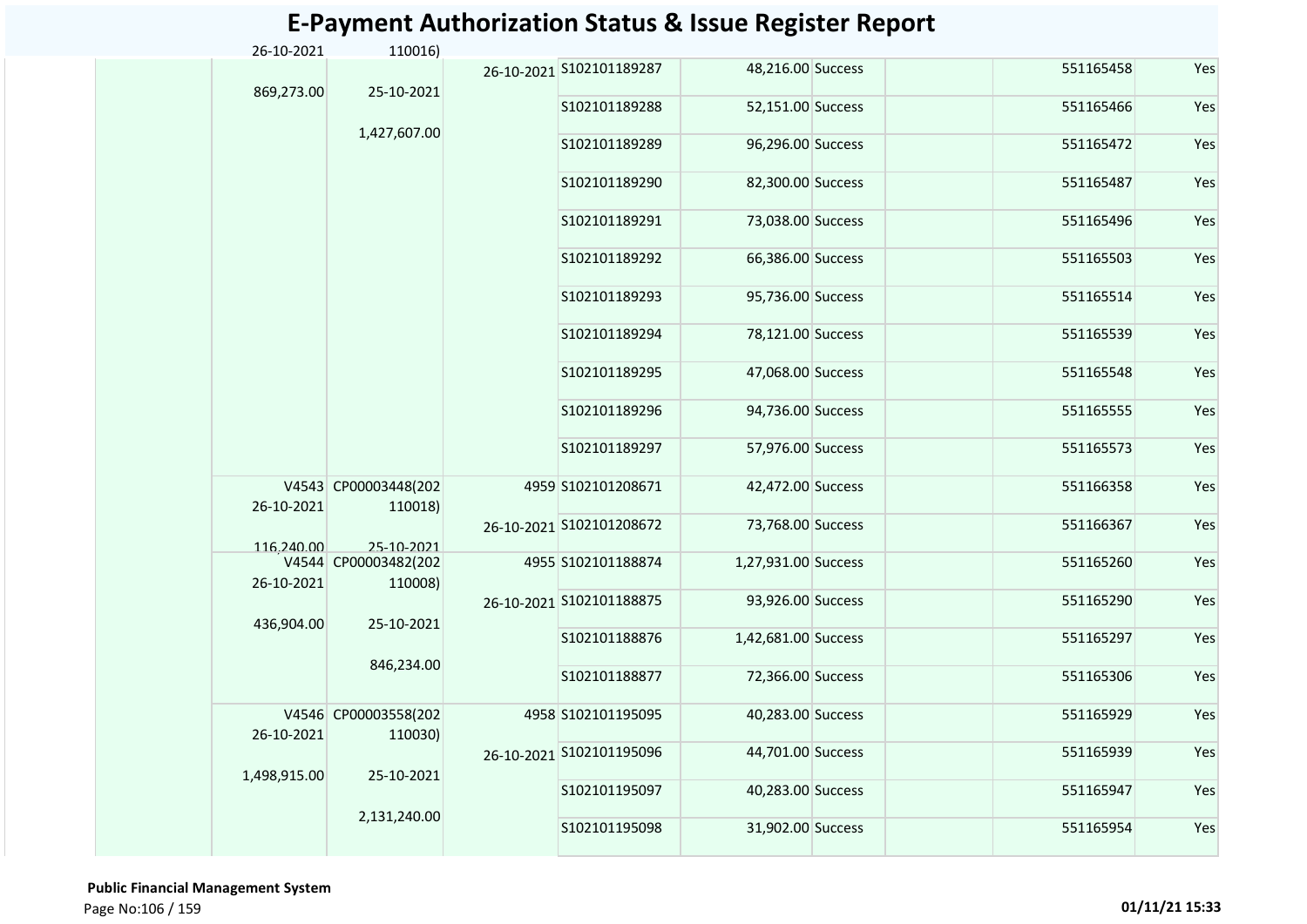# E-Payment Authorization Status & Issue Register Report

| | | | | | | | | | | |
|---|---|---|---|---|---|---|---|---|---|---|
| | 26-10-2021 | 110016) | | | | | | | | |
| | 869,273.00 | 25-10-2021 | 26-10-2021 | S102101189287 | 48,216.00 | Success | | | 551165458 | Yes |
| | | 1,427,607.00 | | S102101189288 | 52,151.00 | Success | | | 551165466 | Yes |
| | | | | S102101189289 | 96,296.00 | Success | | | 551165472 | Yes |
| | | | | S102101189290 | 82,300.00 | Success | | | 551165487 | Yes |
| | | | | S102101189291 | 73,038.00 | Success | | | 551165496 | Yes |
| | | | | S102101189292 | 66,386.00 | Success | | | 551165503 | Yes |
| | | | | S102101189293 | 95,736.00 | Success | | | 551165514 | Yes |
| | | | | S102101189294 | 78,121.00 | Success | | | 551165539 | Yes |
| | | | | S102101189295 | 47,068.00 | Success | | | 551165548 | Yes |
| | | | | S102101189296 | 94,736.00 | Success | | | 551165555 | Yes |
| | | | | S102101189297 | 57,976.00 | Success | | | 551165573 | Yes |
| | V4543 26-10-2021 116,240.00 | CP00003448(202110018) 25-10-2021 | 4959 | S102101208671 | 42,472.00 | Success | | | 551166358 | Yes |
| | | | 26-10-2021 | S102101208672 | 73,768.00 | Success | | | 551166367 | Yes |
| | V4544 26-10-2021 | CP00003482(202110008) | 4955 | S102101188874 | 1,27,931.00 | Success | | | 551165260 | Yes |
| | 436,904.00 | 25-10-2021 | 26-10-2021 | S102101188875 | 93,926.00 | Success | | | 551165290 | Yes |
| | | 846,234.00 | | S102101188876 | 1,42,681.00 | Success | | | 551165297 | Yes |
| | | | | S102101188877 | 72,366.00 | Success | | | 551165306 | Yes |
| | V4546 26-10-2021 | CP00003558(202110030) | 4958 | S102101195095 | 40,283.00 | Success | | | 551165929 | Yes |
| | 1,498,915.00 | 25-10-2021 | 26-10-2021 | S102101195096 | 44,701.00 | Success | | | 551165939 | Yes |
| | | 2,131,240.00 | | S102101195097 | 40,283.00 | Success | | | 551165947 | Yes |
| | | | | S102101195098 | 31,902.00 | Success | | | 551165954 | Yes |

**Public Financial Management System**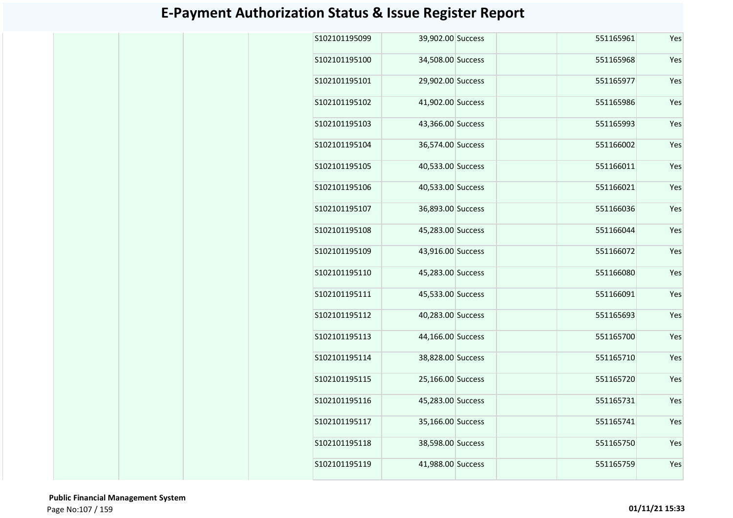# E-Payment Authorization Status & Issue Register Report

| | | | | | | | | | |
|---|---|---|---|---|---|---|---|---|---|
| | | | | S102101195099 | 39,902.00 | Success | | 551165961 | Yes |
| | | | | S102101195100 | 34,508.00 | Success | | 551165968 | Yes |
| | | | | S102101195101 | 29,902.00 | Success | | 551165977 | Yes |
| | | | | S102101195102 | 41,902.00 | Success | | 551165986 | Yes |
| | | | | S102101195103 | 43,366.00 | Success | | 551165993 | Yes |
| | | | | S102101195104 | 36,574.00 | Success | | 551166002 | Yes |
| | | | | S102101195105 | 40,533.00 | Success | | 551166011 | Yes |
| | | | | S102101195106 | 40,533.00 | Success | | 551166021 | Yes |
| | | | | S102101195107 | 36,893.00 | Success | | 551166036 | Yes |
| | | | | S102101195108 | 45,283.00 | Success | | 551166044 | Yes |
| | | | | S102101195109 | 43,916.00 | Success | | 551166072 | Yes |
| | | | | S102101195110 | 45,283.00 | Success | | 551166080 | Yes |
| | | | | S102101195111 | 45,533.00 | Success | | 551166091 | Yes |
| | | | | S102101195112 | 40,283.00 | Success | | 551165693 | Yes |
| | | | | S102101195113 | 44,166.00 | Success | | 551165700 | Yes |
| | | | | S102101195114 | 38,828.00 | Success | | 551165710 | Yes |
| | | | | S102101195115 | 25,166.00 | Success | | 551165720 | Yes |
| | | | | S102101195116 | 45,283.00 | Success | | 551165731 | Yes |
| | | | | S102101195117 | 35,166.00 | Success | | 551165741 | Yes |
| | | | | S102101195118 | 38,598.00 | Success | | 551165750 | Yes |
| | | | | S102101195119 | 41,988.00 | Success | | 551165759 | Yes |

**Public Financial Management System**

01/11/21 15:33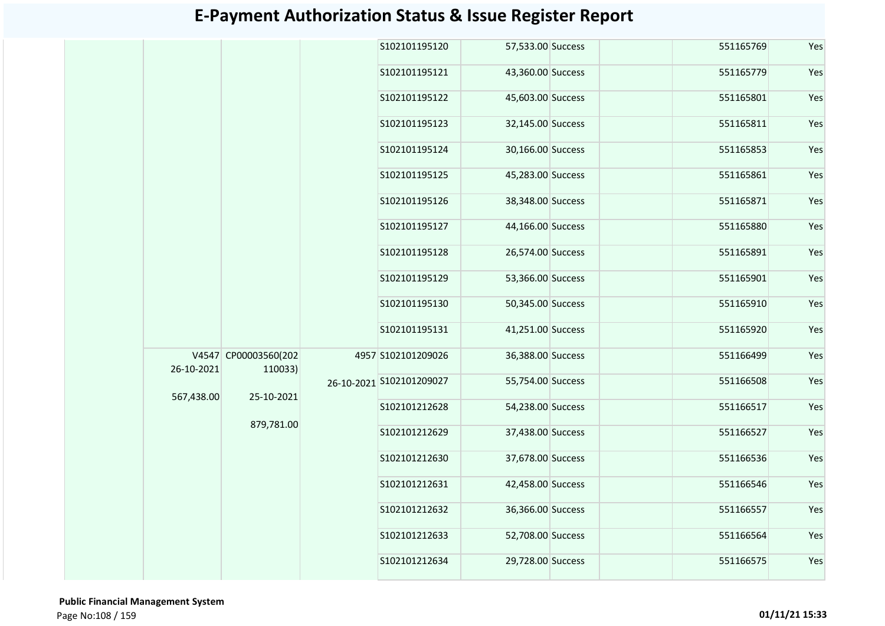# E-Payment Authorization Status & Issue Register Report

| | | | | | | | | | |
|---|---|---|---|---|---|---|---|---|---|
| | | | | S102101195120 | 57,533.00 | Success | | 551165769 | Yes |
| | | | | S102101195121 | 43,360.00 | Success | | 551165779 | Yes |
| | | | | S102101195122 | 45,603.00 | Success | | 551165801 | Yes |
| | | | | S102101195123 | 32,145.00 | Success | | 551165811 | Yes |
| | | | | S102101195124 | 30,166.00 | Success | | 551165853 | Yes |
| | | | | S102101195125 | 45,283.00 | Success | | 551165861 | Yes |
| | | | | S102101195126 | 38,348.00 | Success | | 551165871 | Yes |
| | | | | S102101195127 | 44,166.00 | Success | | 551165880 | Yes |
| | | | | S102101195128 | 26,574.00 | Success | | 551165891 | Yes |
| | | | | S102101195129 | 53,366.00 | Success | | 551165901 | Yes |
| | | | | S102101195130 | 50,345.00 | Success | | 551165910 | Yes |
| | | | | S102101195131 | 41,251.00 | Success | | 551165920 | Yes |
| | V4547 26-10-2021 567,438.00 | CP00003560(202110033) 25-10-2021 879,781.00 | 4957 26-10-2021 | S102101209026 | 36,388.00 | Success | | 551166499 | Yes |
| | | | | S102101209027 | 55,754.00 | Success | | 551166508 | Yes |
| | | | | S102101212628 | 54,238.00 | Success | | 551166517 | Yes |
| | | | | S102101212629 | 37,438.00 | Success | | 551166527 | Yes |
| | | | | S102101212630 | 37,678.00 | Success | | 551166536 | Yes |
| | | | | S102101212631 | 42,458.00 | Success | | 551166546 | Yes |
| | | | | S102101212632 | 36,366.00 | Success | | 551166557 | Yes |
| | | | | S102101212633 | 52,708.00 | Success | | 551166564 | Yes |
| | | | | S102101212634 | 29,728.00 | Success | | 551166575 | Yes |

**Public Financial Management System**

01/11/21 15:33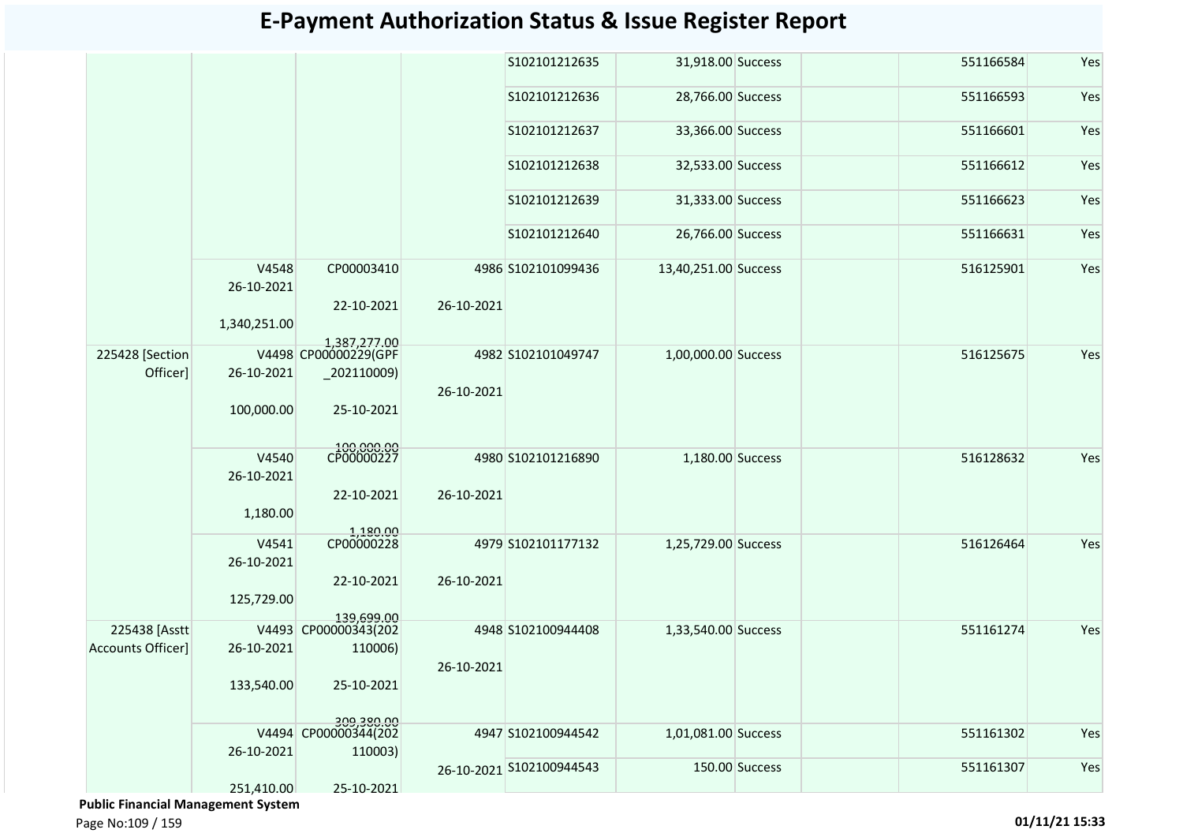# E-Payment Authorization Status & Issue Register Report

| | | | | | | | | | |
|---|---|---|---|---|---|---|---|---|---|
| | | | | S102101212635 | 31,918.00 | Success | | 551166584 | Yes |
| | | | | S102101212636 | 28,766.00 | Success | | 551166593 | Yes |
| | | | | S102101212637 | 33,366.00 | Success | | 551166601 | Yes |
| | | | | S102101212638 | 32,533.00 | Success | | 551166612 | Yes |
| | | | | S102101212639 | 31,333.00 | Success | | 551166623 | Yes |
| | | | | S102101212640 | 26,766.00 | Success | | 551166631 | Yes |
| | V4548 26-10-2021 1,340,251.00 | CP00003410 22-10-2021 1,387,277.00 | 4986 26-10-2021 | S102101099436 | 13,40,251.00 | Success | | 516125901 | Yes |
| 225428 [Section Officer] | V4498 26-10-2021 100,000.00 | CP00000229(GPF_202110009) 25-10-2021 100,000.00 | 4982 26-10-2021 | S102101049747 | 1,00,000.00 | Success | | 516125675 | Yes |
| | V4540 26-10-2021 1,180.00 | CP00000227 22-10-2021 1,180.00 | 4980 26-10-2021 | S102101216890 | 1,180.00 | Success | | 516128632 | Yes |
| | V4541 26-10-2021 125,729.00 | CP00000228 22-10-2021 139,699.00 | 4979 26-10-2021 | S102101177132 | 1,25,729.00 | Success | | 516126464 | Yes |
| 225438 [Asstt Accounts Officer] | V4493 26-10-2021 133,540.00 | CP00000343(202110006) 25-10-2021 309,380.00 | 4948 26-10-2021 | S102100944408 | 1,33,540.00 | Success | | 551161274 | Yes |
| | V4494 26-10-2021 251,410.00 | CP00000344(202110003) 25-10-2021 | 4947 26-10-2021 | S102100944542 | 1,01,081.00 | Success | | 551161302 | Yes |
| | | | | S102100944543 | 150.00 | Success | | 551161307 | Yes |

**Public Financial Management System**

01/11/21 15:33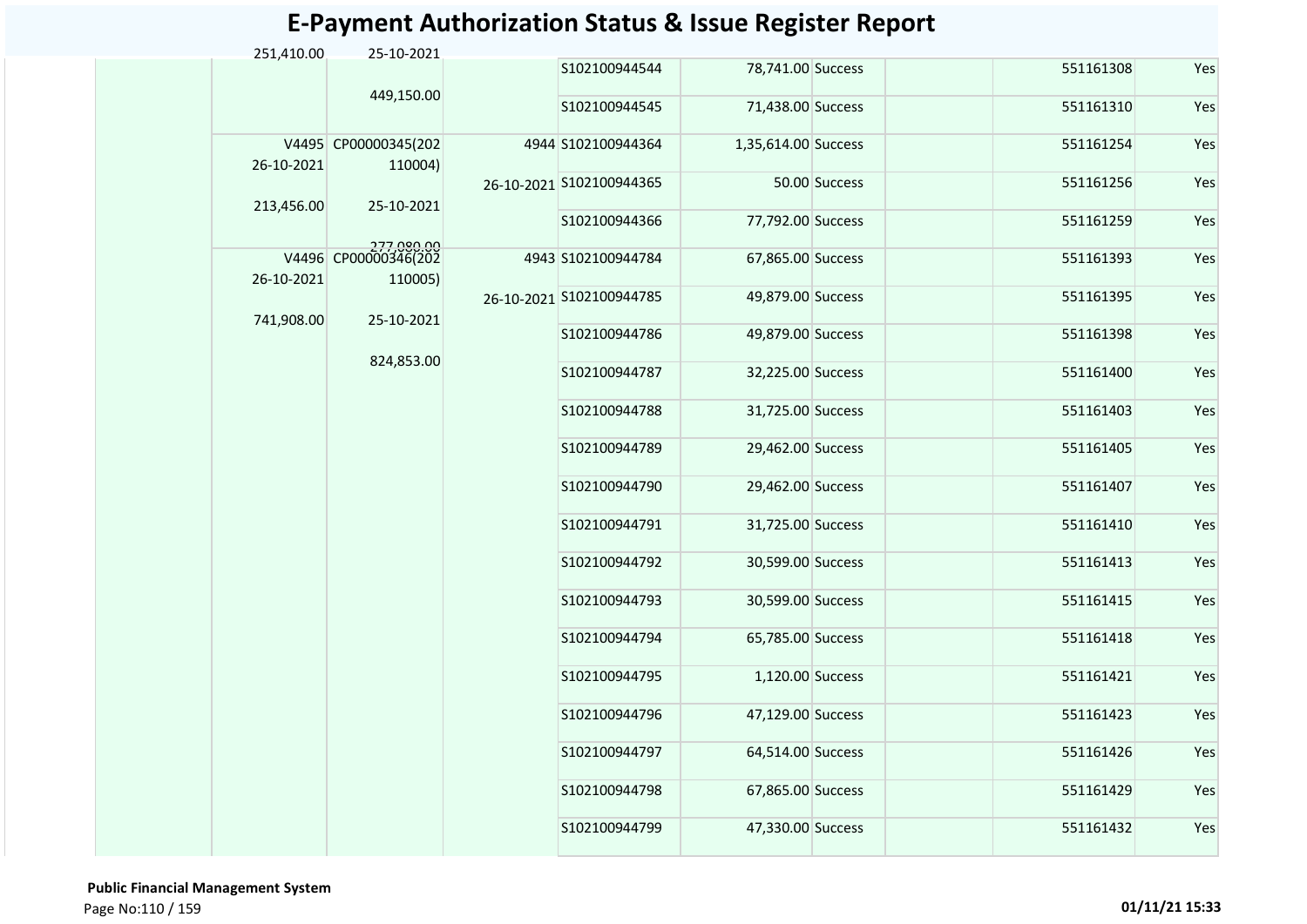# E-Payment Authorization Status & Issue Register Report

| | | | | | | | | | |
|---|---|---|---|---|---|---|---|---|---|
| | 251,410.00 | 25-10-2021<br>449,150.00 | | S102100944544 | 78,741.00 | Success | | 551161308 | Yes |
| | | | | S102100944545 | 71,438.00 | Success | | 551161310 | Yes |
| | V4495<br>26-10-2021<br>213,456.00 | CP00000345(202110004)<br>25-10-2021<br>277,080.00 | 4944<br>26-10-2021 | S102100944364 | 1,35,614.00 | Success | | 551161254 | Yes |
| | | | | S102100944365 | 50.00 | Success | | 551161256 | Yes |
| | | | | S102100944366 | 77,792.00 | Success | | 551161259 | Yes |
| | V4496<br>26-10-2021<br>741,908.00 | CP00000346(202110005)<br>25-10-2021<br>824,853.00 | 4943<br>26-10-2021 | S102100944784 | 67,865.00 | Success | | 551161393 | Yes |
| | | | | S102100944785 | 49,879.00 | Success | | 551161395 | Yes |
| | | | | S102100944786 | 49,879.00 | Success | | 551161398 | Yes |
| | | | | S102100944787 | 32,225.00 | Success | | 551161400 | Yes |
| | | | | S102100944788 | 31,725.00 | Success | | 551161403 | Yes |
| | | | | S102100944789 | 29,462.00 | Success | | 551161405 | Yes |
| | | | | S102100944790 | 29,462.00 | Success | | 551161407 | Yes |
| | | | | S102100944791 | 31,725.00 | Success | | 551161410 | Yes |
| | | | | S102100944792 | 30,599.00 | Success | | 551161413 | Yes |
| | | | | S102100944793 | 30,599.00 | Success | | 551161415 | Yes |
| | | | | S102100944794 | 65,785.00 | Success | | 551161418 | Yes |
| | | | | S102100944795 | 1,120.00 | Success | | 551161421 | Yes |
| | | | | S102100944796 | 47,129.00 | Success | | 551161423 | Yes |
| | | | | S102100944797 | 64,514.00 | Success | | 551161426 | Yes |
| | | | | S102100944798 | 67,865.00 | Success | | 551161429 | Yes |
| | | | | S102100944799 | 47,330.00 | Success | | 551161432 | Yes |

**Public Financial Management System**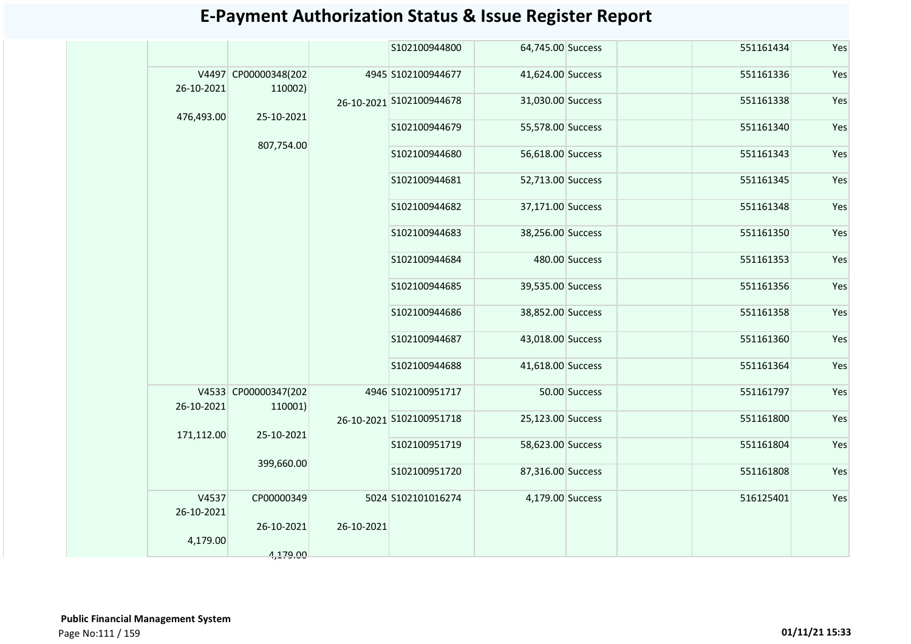# E-Payment Authorization Status & Issue Register Report

| | | | | | | | | | |
|---|---|---|---|---|---|---|---|---|---|
| | | | | S102100944800 | 64,745.00 | Success | | 551161434 | Yes |
| | V4497 26-10-2021 476,493.00 | CP00000348(202110002) 25-10-2021 807,754.00 | 4945 26-10-2021 | S102100944677 | 41,624.00 | Success | | 551161336 | Yes |
| | | | | S102100944678 | 31,030.00 | Success | | 551161338 | Yes |
| | | | | S102100944679 | 55,578.00 | Success | | 551161340 | Yes |
| | | | | S102100944680 | 56,618.00 | Success | | 551161343 | Yes |
| | | | | S102100944681 | 52,713.00 | Success | | 551161345 | Yes |
| | | | | S102100944682 | 37,171.00 | Success | | 551161348 | Yes |
| | | | | S102100944683 | 38,256.00 | Success | | 551161350 | Yes |
| | | | | S102100944684 | 480.00 | Success | | 551161353 | Yes |
| | | | | S102100944685 | 39,535.00 | Success | | 551161356 | Yes |
| | | | | S102100944686 | 38,852.00 | Success | | 551161358 | Yes |
| | | | | S102100944687 | 43,018.00 | Success | | 551161360 | Yes |
| | | | | S102100944688 | 41,618.00 | Success | | 551161364 | Yes |
| | V4533 26-10-2021 171,112.00 | CP00000347(202110001) 25-10-2021 399,660.00 | 4946 26-10-2021 | S102100951717 | 50.00 | Success | | 551161797 | Yes |
| | | | | S102100951718 | 25,123.00 | Success | | 551161800 | Yes |
| | | | | S102100951719 | 58,623.00 | Success | | 551161804 | Yes |
| | | | | S102100951720 | 87,316.00 | Success | | 551161808 | Yes |
| | V4537 26-10-2021 4,179.00 | CP00000349 26-10-2021 4,179.00 | 5024 26-10-2021 | S102101016274 | 4,179.00 | Success | | 516125401 | Yes |

**Public Financial Management System**

01/11/21 15:33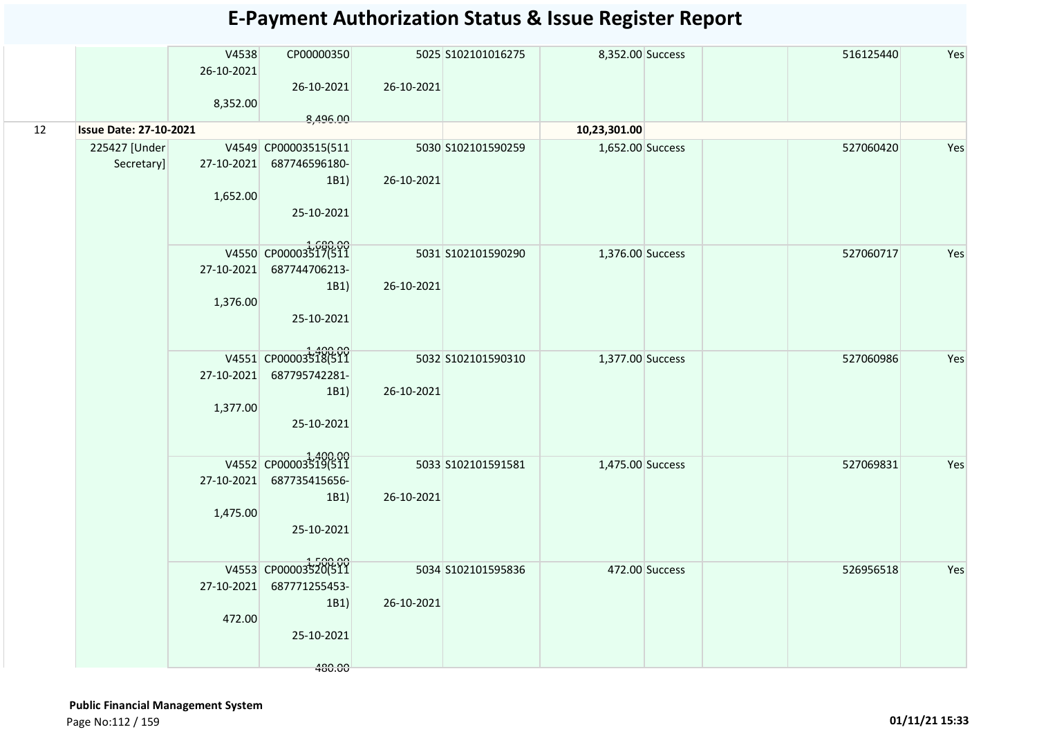# E-Payment Authorization Status & Issue Register Report

| | | | | | | | | | | | |
|---|---|---|---|---|---|---|---|---|---|---|---|
| | | V4538 26-10-2021 8,352.00 | CP00000350 26-10-2021 8,496.00 | 5025 26-10-2021 | S102101016275 | 8,352.00 | Success | | | 516125440 | Yes |
| 12 | **Issue Date: 27-10-2021** | | | | | **10,23,301.00** | | | | | |
| | 225427 [Under Secretary] | V4549 27-10-2021 1,652.00 | CP00003515(511 687746596180-1B1) 25-10-2021 1,680.00 | 5030 26-10-2021 | S102101590259 | 1,652.00 | Success | | | 527060420 | Yes |
| | | V4550 27-10-2021 1,376.00 | CP00003517(511 687744706213-1B1) 25-10-2021 1,400.00 | 5031 26-10-2021 | S102101590290 | 1,376.00 | Success | | | 527060717 | Yes |
| | | V4551 27-10-2021 1,377.00 | CP00003518(511 687795742281-1B1) 25-10-2021 1,400.00 | 5032 26-10-2021 | S102101590310 | 1,377.00 | Success | | | 527060986 | Yes |
| | | V4552 27-10-2021 1,475.00 | CP00003519(511 687735415656-1B1) 25-10-2021 1,500.00 | 5033 26-10-2021 | S102101591581 | 1,475.00 | Success | | | 527069831 | Yes |
| | | V4553 27-10-2021 472.00 | CP00003520(511 687771255453-1B1) 25-10-2021 480.00 | 5034 26-10-2021 | S102101595836 | 472.00 | Success | | | 526956518 | Yes |

**Public Financial Management System**

01/11/21 15:33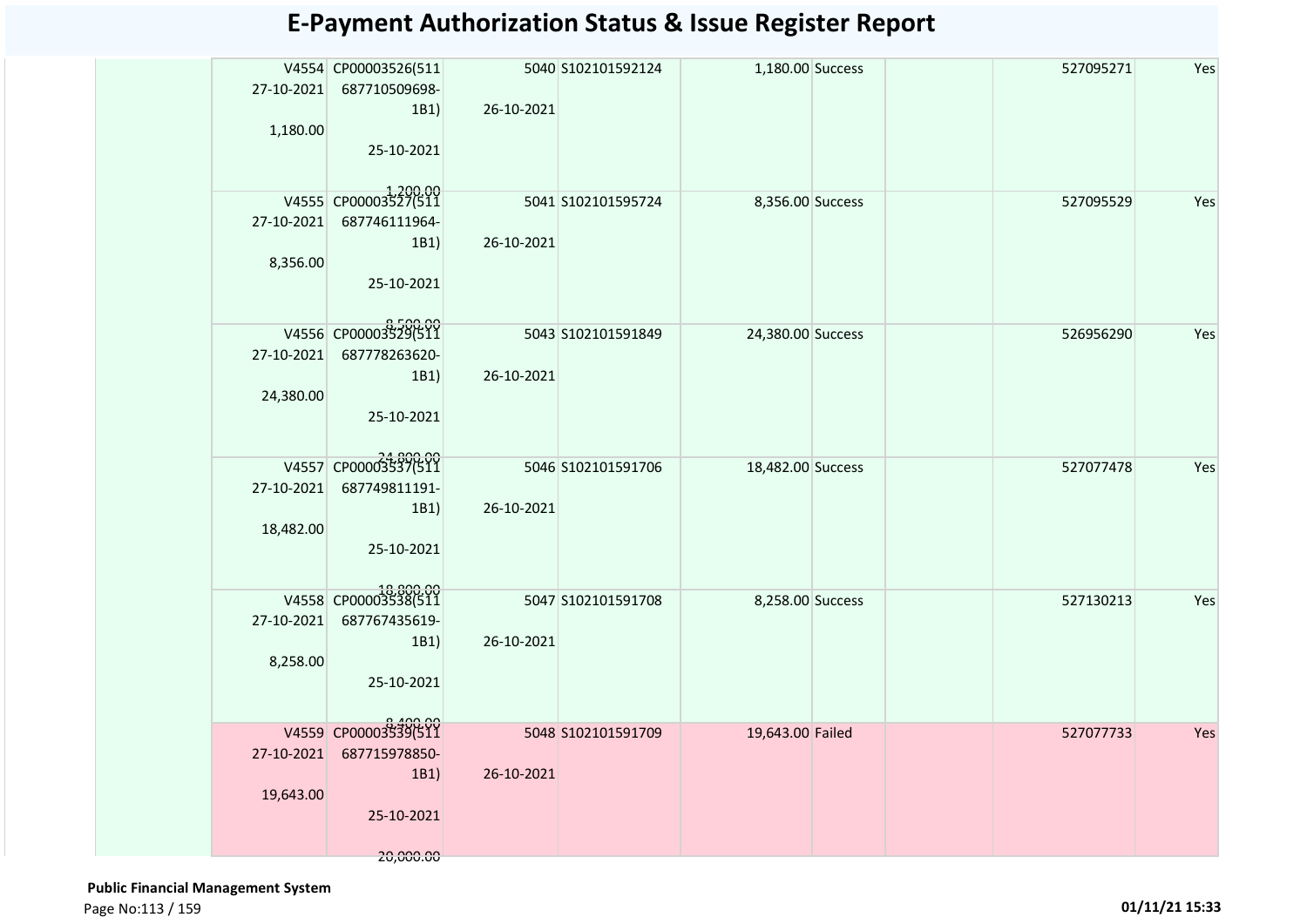# E-Payment Authorization Status & Issue Register Report

| | | | | | | | | | |
|---|---|---|---|---|---|---|---|---|---|
| | V4554 27-10-2021 1,180.00 | CP00003526(511 687710509698-1B1) 25-10-2021 1,200.00 | 5040 26-10-2021 | S102101592124 | 1,180.00 | Success | | 527095271 | Yes |
| | V4555 27-10-2021 8,356.00 | CP00003527(511 687746111964-1B1) 25-10-2021 8,500.00 | 5041 26-10-2021 | S102101595724 | 8,356.00 | Success | | 527095529 | Yes |
| | V4556 27-10-2021 24,380.00 | CP00003529(511 687778263620-1B1) 25-10-2021 24,800.00 | 5043 26-10-2021 | S102101591849 | 24,380.00 | Success | | 526956290 | Yes |
| | V4557 27-10-2021 18,482.00 | CP00003537(511 687749811191-1B1) 25-10-2021 18,800.00 | 5046 26-10-2021 | S102101591706 | 18,482.00 | Success | | 527077478 | Yes |
| | V4558 27-10-2021 8,258.00 | CP00003538(511 687767435619-1B1) 25-10-2021 8,400.00 | 5047 26-10-2021 | S102101591708 | 8,258.00 | Success | | 527130213 | Yes |
| | V4559 27-10-2021 19,643.00 | CP00003539(511 687715978850-1B1) 25-10-2021 20,000.00 | 5048 26-10-2021 | S102101591709 | 19,643.00 | Failed | | 527077733 | Yes |

**Public Financial Management System**

01/11/21 15:33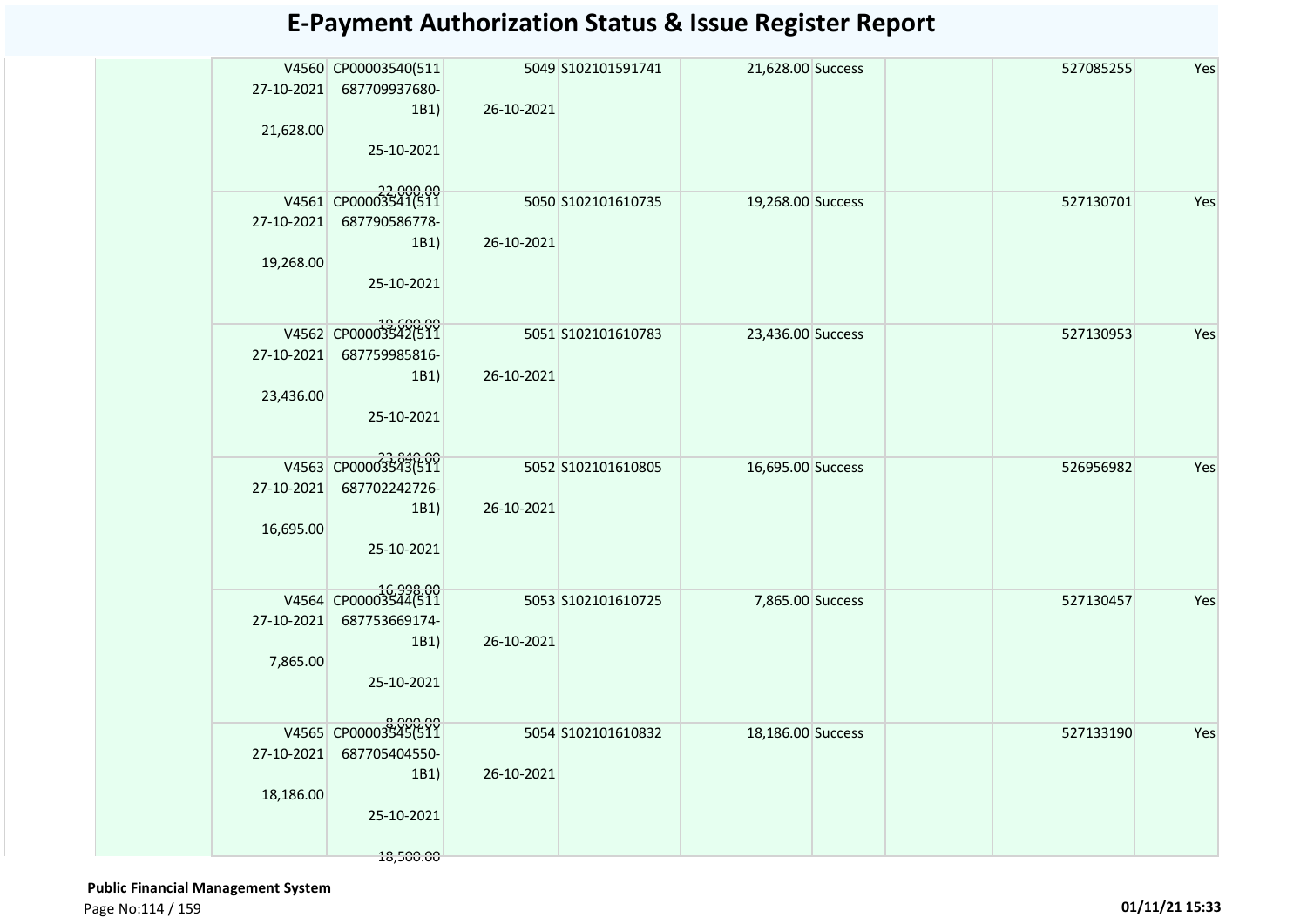# E-Payment Authorization Status & Issue Register Report

| | | | | | | | | | | |
|---|---|---|---|---|---|---|---|---|---|---|
| | V4560 27-10-2021 21,628.00 | CP00003540(511 687709937680-1B1) 25-10-2021 22,000.00 | 5049 26-10-2021 | S102101591741 | 21,628.00 | Success | | | 527085255 | Yes |
| | V4561 27-10-2021 19,268.00 | CP00003541(511 687790586778-1B1) 25-10-2021 19,600.00 | 5050 26-10-2021 | S102101610735 | 19,268.00 | Success | | | 527130701 | Yes |
| | V4562 27-10-2021 23,436.00 | CP00003542(511 687759985816-1B1) 25-10-2021 23,840.00 | 5051 26-10-2021 | S102101610783 | 23,436.00 | Success | | | 527130953 | Yes |
| | V4563 27-10-2021 16,695.00 | CP00003543(511 687702242726-1B1) 25-10-2021 16,998.00 | 5052 26-10-2021 | S102101610805 | 16,695.00 | Success | | | 526956982 | Yes |
| | V4564 27-10-2021 7,865.00 | CP00003544(511 687753669174-1B1) 25-10-2021 8,000.00 | 5053 26-10-2021 | S102101610725 | 7,865.00 | Success | | | 527130457 | Yes |
| | V4565 27-10-2021 18,186.00 | CP00003545(511 687705404550-1B1) 25-10-2021 18,500.00 | 5054 26-10-2021 | S102101610832 | 18,186.00 | Success | | | 527133190 | Yes |

**Public Financial Management System**

01/11/21 15:33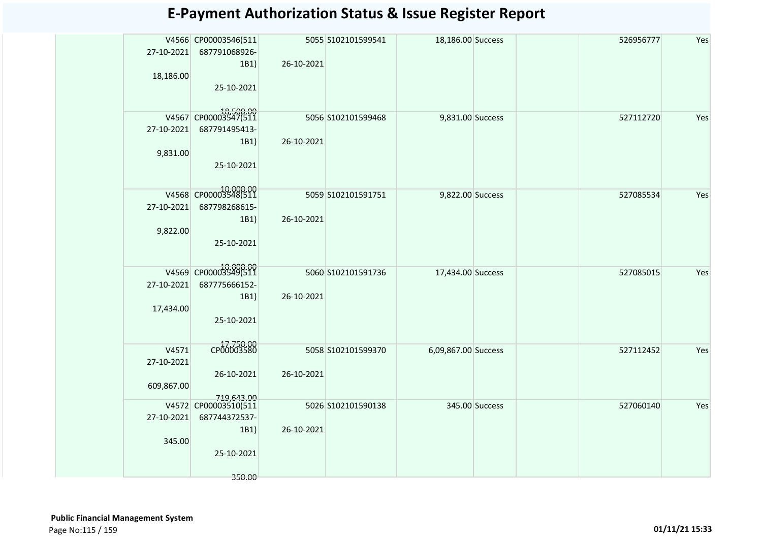# E-Payment Authorization Status & Issue Register Report

| | | | | | | | | | |
|---|---|---|---|---|---|---|---|---|---|
| | V4566 27-10-2021 18,186.00 | CP00003546(511 687791068926-1B1) 25-10-2021 18,500.00 | 5055 26-10-2021 | S102101599541 | 18,186.00 | Success | | 526956777 | Yes |
| | V4567 27-10-2021 9,831.00 | CP00003547(511 687791495413-1B1) 25-10-2021 10,000.00 | 5056 26-10-2021 | S102101599468 | 9,831.00 | Success | | 527112720 | Yes |
| | V4568 27-10-2021 9,822.00 | CP00003548(511 687798268615-1B1) 25-10-2021 10,000.00 | 5059 26-10-2021 | S102101591751 | 9,822.00 | Success | | 527085534 | Yes |
| | V4569 27-10-2021 17,434.00 | CP00003549(511 687775666152-1B1) 25-10-2021 17,750.00 | 5060 26-10-2021 | S102101591736 | 17,434.00 | Success | | 527085015 | Yes |
| | V4571 27-10-2021 609,867.00 | CP00003580 26-10-2021 719,643.00 | 5058 26-10-2021 | S102101599370 | 6,09,867.00 | Success | | 527112452 | Yes |
| | V4572 27-10-2021 345.00 | CP00003510(511 687744372537-1B1) 25-10-2021 350.00 | 5026 26-10-2021 | S102101590138 | 345.00 | Success | | 527060140 | Yes |

**Public Financial Management System**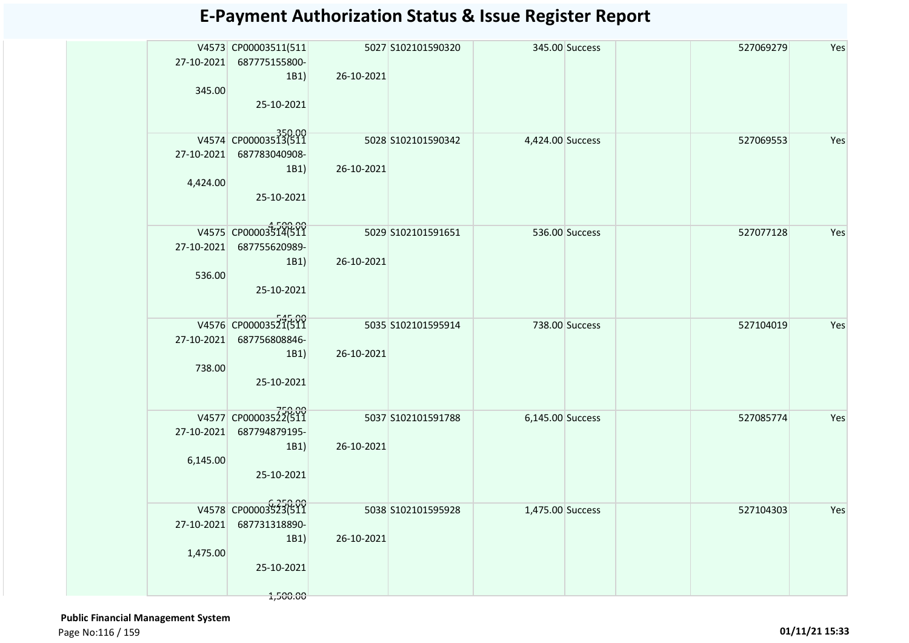# E-Payment Authorization Status & Issue Register Report

| | | | | | | | | | |
|---|---|---|---|---|---|---|---|---|---|
| | V4573 27-10-2021 345.00 | CP00003511(511 687775155800-1B1) 25-10-2021 350.00 | 5027 26-10-2021 | S102101590320 | 345.00 | Success | | 527069279 | Yes |
| | V4574 27-10-2021 4,424.00 | CP00003513(511 687783040908-1B1) 25-10-2021 4,500.00 | 5028 26-10-2021 | S102101590342 | 4,424.00 | Success | | 527069553 | Yes |
| | V4575 27-10-2021 536.00 | CP00003514(511 687755620989-1B1) 25-10-2021 545.00 | 5029 26-10-2021 | S102101591651 | 536.00 | Success | | 527077128 | Yes |
| | V4576 27-10-2021 738.00 | CP00003521(511 687756808846-1B1) 25-10-2021 750.00 | 5035 26-10-2021 | S102101595914 | 738.00 | Success | | 527104019 | Yes |
| | V4577 27-10-2021 6,145.00 | CP00003522(511 687794879195-1B1) 25-10-2021 6,250.00 | 5037 26-10-2021 | S102101591788 | 6,145.00 | Success | | 527085774 | Yes |
| | V4578 27-10-2021 1,475.00 | CP00003523(511 687731318890-1B1) 25-10-2021 1,500.00 | 5038 26-10-2021 | S102101595928 | 1,475.00 | Success | | 527104303 | Yes |

**Public Financial Management System**

01/11/21 15:33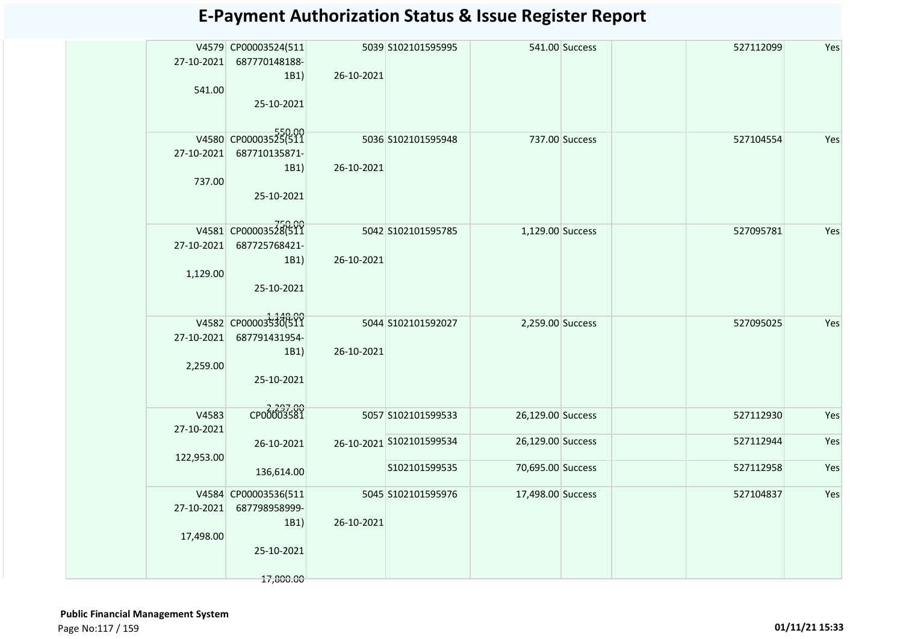# E-Payment Authorization Status & Issue Register Report

| | | | | | | | | | |
|---|---|---|---|---|---|---|---|---|---|
| | V4579 27-10-2021 541.00 | CP00003524(511 687770148188-1B1) 25-10-2021 550.00 | 5039 26-10-2021 | S102101595995 | 541.00 | Success | | 527112099 | Yes |
| | V4580 27-10-2021 737.00 | CP00003525(511 687710135871-1B1) 25-10-2021 750.00 | 5036 26-10-2021 | S102101595948 | 737.00 | Success | | 527104554 | Yes |
| | V4581 27-10-2021 1,129.00 | CP00003528(511 687725768421-1B1) 25-10-2021 1,148.00 | 5042 26-10-2021 | S102101595785 | 1,129.00 | Success | | 527095781 | Yes |
| | V4582 27-10-2021 2,259.00 | CP00003530(511 687791431954-1B1) 25-10-2021 2,297.00 | 5044 26-10-2021 | S102101592027 | 2,259.00 | Success | | 527095025 | Yes |
| | V4583 27-10-2021 122,953.00 | CP00003581 26-10-2021 136,614.00 | 5057 26-10-2021 | S102101599533 | 26,129.00 | Success | | 527112930 | Yes |
| | | | | S102101599534 | 26,129.00 | Success | | 527112944 | Yes |
| | | | | S102101599535 | 70,695.00 | Success | | 527112958 | Yes |
| | V4584 27-10-2021 17,498.00 | CP00003536(511 687798958999-1B1) 25-10-2021 17,800.00 | 5045 26-10-2021 | S102101595976 | 17,498.00 | Success | | 527104837 | Yes |

**Public Financial Management System**

01/11/21 15:33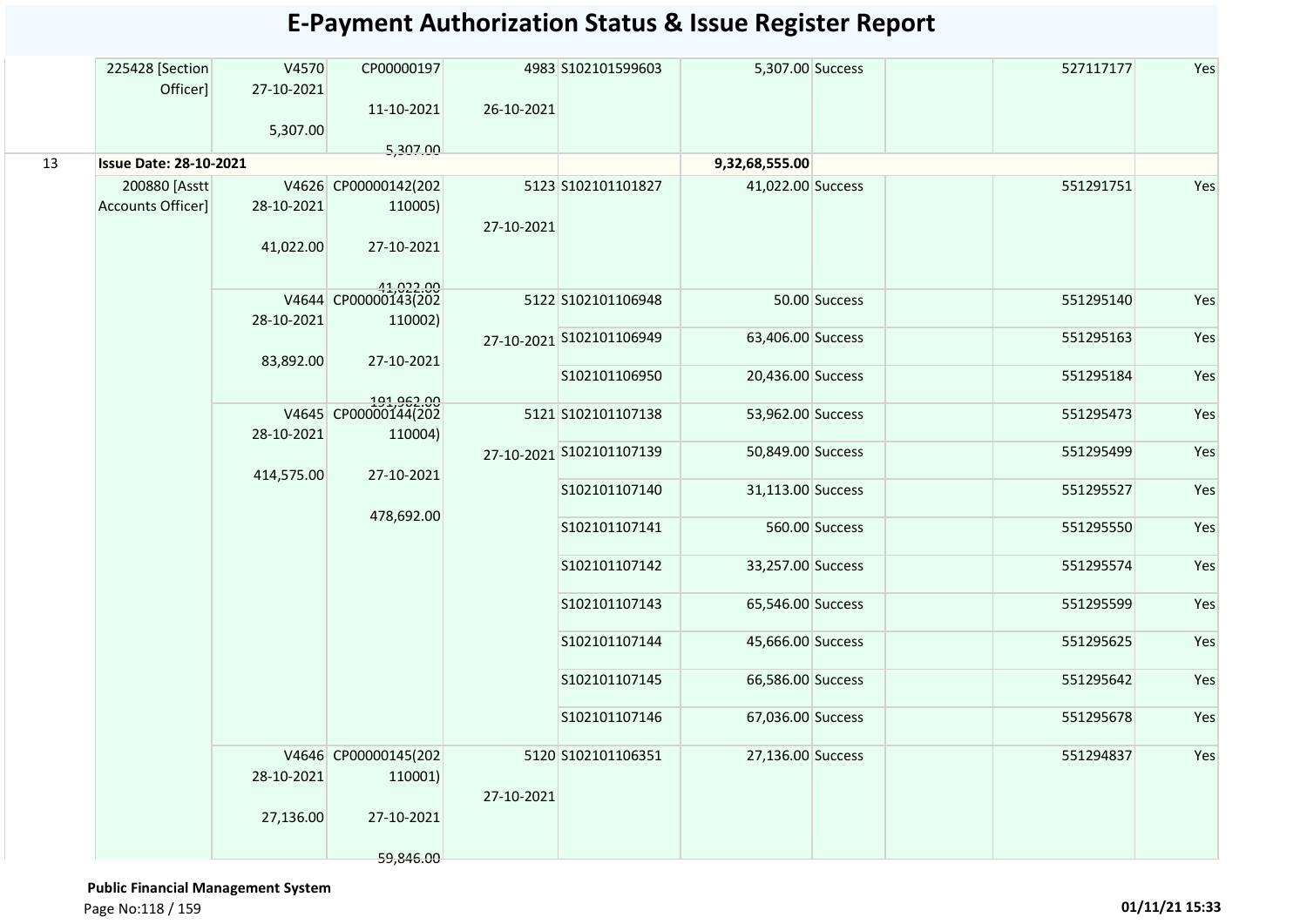# E-Payment Authorization Status & Issue Register Report

| | | | | | | | | | | |
|---|---|---|---|---|---|---|---|---|---|---|
| | 225428 [Section Officer] | V4570 27-10-2021 5,307.00 | CP00000197 11-10-2021 5,307.00 | 4983 26-10-2021 | S102101599603 | 5,307.00 | Success | | 527117177 | Yes |
| 13 | **Issue Date: 28-10-2021** | | | | | 9,32,68,555.00 | | | | |
| | 200880 [Asstt Accounts Officer] | V4626 28-10-2021 41,022.00 | CP00000142(202110005) 27-10-2021 41,022.00 | 5123 27-10-2021 | S102101101827 | 41,022.00 | Success | | 551291751 | Yes |
| | | V4644 28-10-2021 83,892.00 | CP00000143(202110002) 27-10-2021 191,962.00 | 5122 27-10-2021 | S102101106948 | 50.00 | Success | | 551295140 | Yes |
| | | | | | S102101106949 | 63,406.00 | Success | | 551295163 | Yes |
| | | | | | S102101106950 | 20,436.00 | Success | | 551295184 | Yes |
| | | V4645 28-10-2021 414,575.00 | CP00000144(202110004) 27-10-2021 478,692.00 | 5121 27-10-2021 | S102101107138 | 53,962.00 | Success | | 551295473 | Yes |
| | | | | | S102101107139 | 50,849.00 | Success | | 551295499 | Yes |
| | | | | | S102101107140 | 31,113.00 | Success | | 551295527 | Yes |
| | | | | | S102101107141 | 560.00 | Success | | 551295550 | Yes |
| | | | | | S102101107142 | 33,257.00 | Success | | 551295574 | Yes |
| | | | | | S102101107143 | 65,546.00 | Success | | 551295599 | Yes |
| | | | | | S102101107144 | 45,666.00 | Success | | 551295625 | Yes |
| | | | | | S102101107145 | 66,586.00 | Success | | 551295642 | Yes |
| | | | | | S102101107146 | 67,036.00 | Success | | 551295678 | Yes |
| | | V4646 28-10-2021 27,136.00 | CP00000145(202110001) 27-10-2021 59,846.00 | 5120 27-10-2021 | S102101106351 | 27,136.00 | Success | | 551294837 | Yes |

**Public Financial Management System**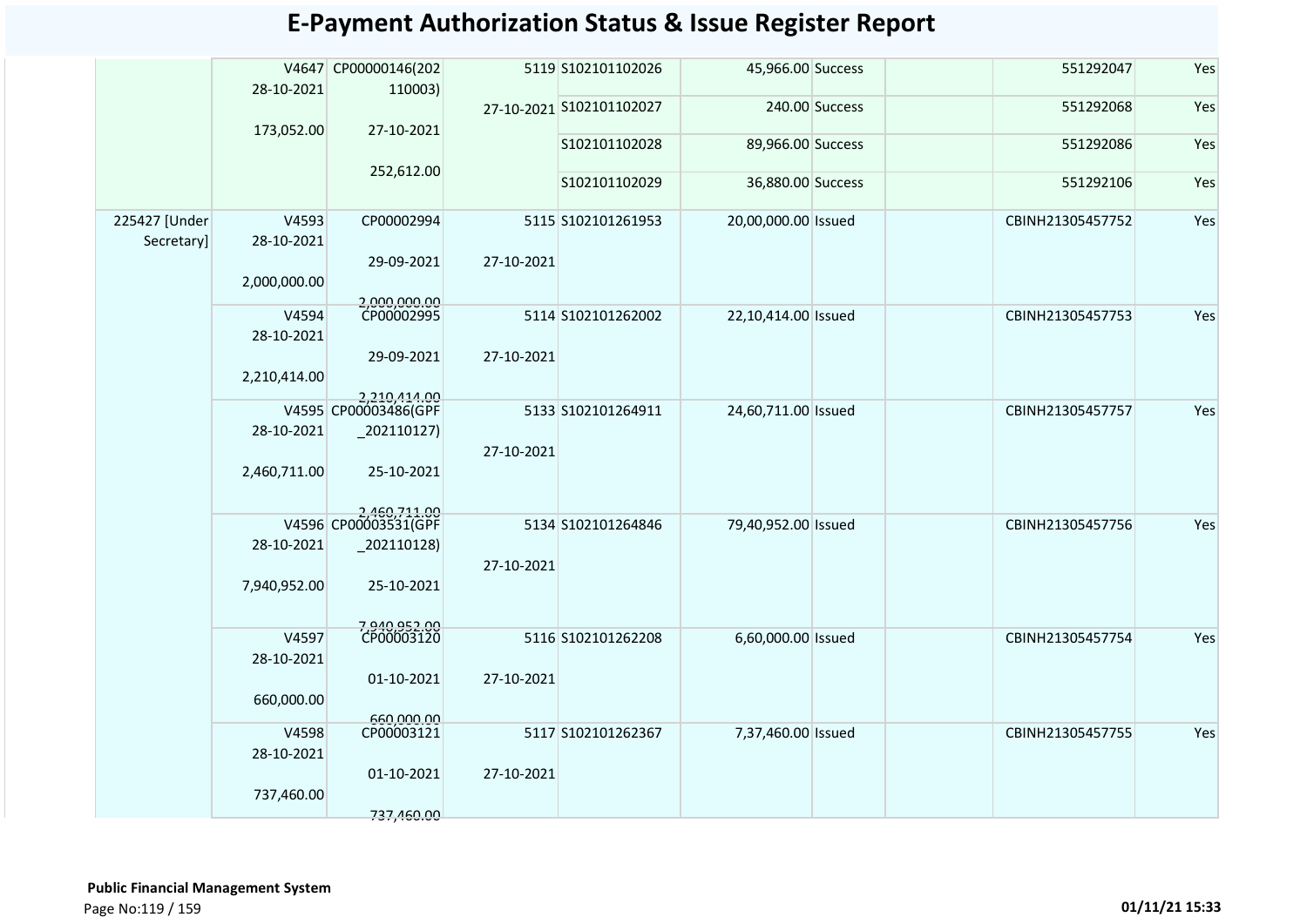# E-Payment Authorization Status & Issue Register Report

| | | | | | | | | | |
|---|---|---|---|---|---|---|---|---|---|
| | V4647 28-10-2021 173,052.00 | CP00000146(202110003) 27-10-2021 252,612.00 | 5119 27-10-2021 | S102101102026 | 45,966.00 | Success | | 551292047 | Yes |
| | | | | S102101102027 | 240.00 | Success | | 551292068 | Yes |
| | | | | S102101102028 | 89,966.00 | Success | | 551292086 | Yes |
| | | | | S102101102029 | 36,880.00 | Success | | 551292106 | Yes |
| 225427 [Under Secretary] | V4593 28-10-2021 2,000,000.00 | CP00002994 29-09-2021 2,000,000.00 | 5115 27-10-2021 | S102101261953 | 20,00,000.00 | Issued | | CBINH21305457752 | Yes |
| | V4594 28-10-2021 2,210,414.00 | CP00002995 29-09-2021 2,210,414.00 | 5114 27-10-2021 | S102101262002 | 22,10,414.00 | Issued | | CBINH21305457753 | Yes |
| | V4595 28-10-2021 2,460,711.00 | CP00003486(GPF_202110127) 25-10-2021 2,460,711.00 | 5133 27-10-2021 | S102101264911 | 24,60,711.00 | Issued | | CBINH21305457757 | Yes |
| | V4596 28-10-2021 7,940,952.00 | CP00003531(GPF_202110128) 25-10-2021 7,940,952.00 | 5134 27-10-2021 | S102101264846 | 79,40,952.00 | Issued | | CBINH21305457756 | Yes |
| | V4597 28-10-2021 660,000.00 | CP00003120 01-10-2021 660,000.00 | 5116 27-10-2021 | S102101262208 | 6,60,000.00 | Issued | | CBINH21305457754 | Yes |
| | V4598 28-10-2021 737,460.00 | CP00003121 01-10-2021 737,460.00 | 5117 27-10-2021 | S102101262367 | 7,37,460.00 | Issued | | CBINH21305457755 | Yes |

**Public Financial Management System**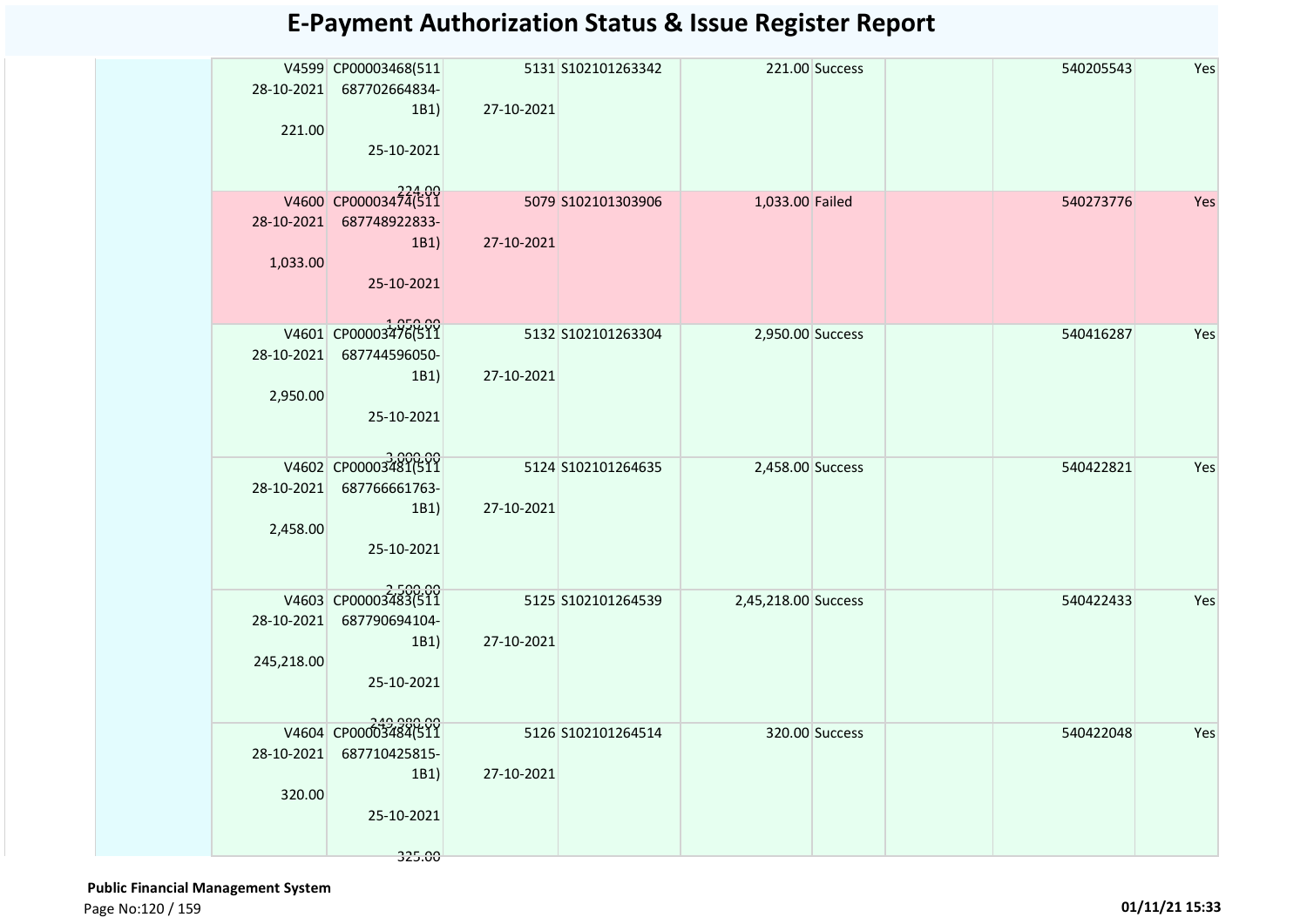# E-Payment Authorization Status & Issue Register Report

| | | | | | | | | | |
|---|---|---|---|---|---|---|---|---|---|
| | V4599 28-10-2021 221.00 | CP00003468(511 687702664834-1B1) 25-10-2021 224.00 | 5131 27-10-2021 | S102101263342 | 221.00 | Success | | 540205543 | Yes |
| | V4600 28-10-2021 1,033.00 | CP00003474(511 687748922833-1B1) 25-10-2021 1,050.00 | 5079 27-10-2021 | S102101303906 | 1,033.00 | Failed | | 540273776 | Yes |
| | V4601 28-10-2021 2,950.00 | CP00003476(511 687744596050-1B1) 25-10-2021 3,000.00 | 5132 27-10-2021 | S102101263304 | 2,950.00 | Success | | 540416287 | Yes |
| | V4602 28-10-2021 2,458.00 | CP00003481(511 687766661763-1B1) 25-10-2021 2,500.00 | 5124 27-10-2021 | S102101264635 | 2,458.00 | Success | | 540422821 | Yes |
| | V4603 28-10-2021 245,218.00 | CP00003483(511 687790694104-1B1) 25-10-2021 249,380.00 | 5125 27-10-2021 | S102101264539 | 2,45,218.00 | Success | | 540422433 | Yes |
| | V4604 28-10-2021 320.00 | CP00003484(511 687710425815-1B1) 25-10-2021 325.00 | 5126 27-10-2021 | S102101264514 | 320.00 | Success | | 540422048 | Yes |

**Public Financial Management System**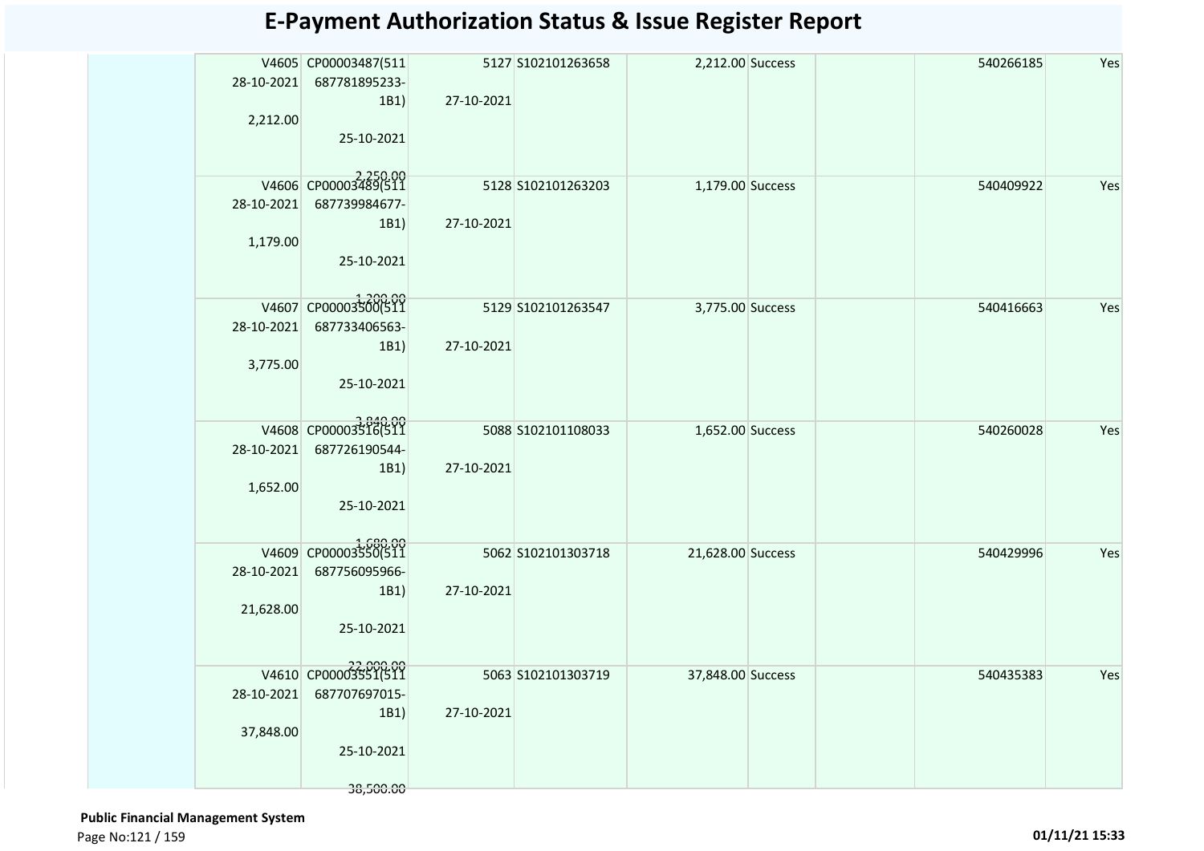# E-Payment Authorization Status & Issue Register Report

| | | | | | | | | | |
|---|---|---|---|---|---|---|---|---|---|
| | V4605 28-10-2021 2,212.00 | CP00003487(511 687781895233-1B1) 25-10-2021 2,250.00 | 5127 27-10-2021 | S102101263658 | 2,212.00 | Success | | 540266185 | Yes |
| | V4606 28-10-2021 1,179.00 | CP00003489(511 687739984677-1B1) 25-10-2021 1,200.00 | 5128 27-10-2021 | S102101263203 | 1,179.00 | Success | | 540409922 | Yes |
| | V4607 28-10-2021 3,775.00 | CP00003500(511 687733406563-1B1) 25-10-2021 3,840.00 | 5129 27-10-2021 | S102101263547 | 3,775.00 | Success | | 540416663 | Yes |
| | V4608 28-10-2021 1,652.00 | CP00003516(511 687726190544-1B1) 25-10-2021 1,680.00 | 5088 27-10-2021 | S102101108033 | 1,652.00 | Success | | 540260028 | Yes |
| | V4609 28-10-2021 21,628.00 | CP00003550(511 687756095966-1B1) 25-10-2021 22,000.00 | 5062 27-10-2021 | S102101303718 | 21,628.00 | Success | | 540429996 | Yes |
| | V4610 28-10-2021 37,848.00 | CP00003551(511 687707697015-1B1) 25-10-2021 38,500.00 | 5063 27-10-2021 | S102101303719 | 37,848.00 | Success | | 540435383 | Yes |

**Public Financial Management System**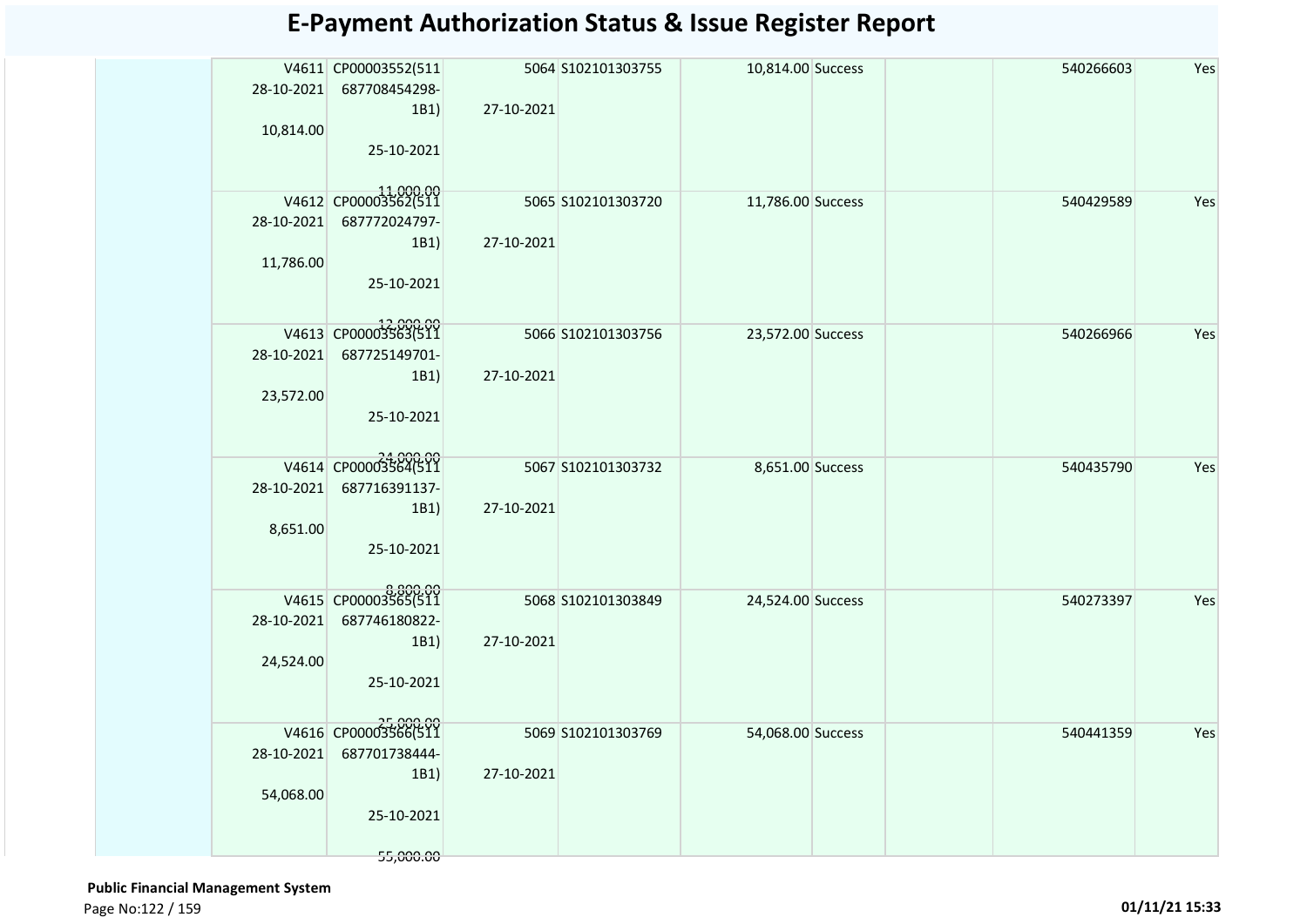# E-Payment Authorization Status & Issue Register Report

| | | | | | | | | | |
|---|---|---|---|---|---|---|---|---|---|
| | V4611 28-10-2021 10,814.00 | CP00003552(511 687708454298-1B1) 25-10-2021 11,000.00 | 5064 27-10-2021 | S102101303755 | 10,814.00 | Success | | 540266603 | Yes |
| | V4612 28-10-2021 11,786.00 | CP00003562(511 687772024797-1B1) 25-10-2021 12,000.00 | 5065 27-10-2021 | S102101303720 | 11,786.00 | Success | | 540429589 | Yes |
| | V4613 28-10-2021 23,572.00 | CP00003563(511 687725149701-1B1) 25-10-2021 24,000.00 | 5066 27-10-2021 | S102101303756 | 23,572.00 | Success | | 540266966 | Yes |
| | V4614 28-10-2021 8,651.00 | CP00003564(511 687716391137-1B1) 25-10-2021 8,800.00 | 5067 27-10-2021 | S102101303732 | 8,651.00 | Success | | 540435790 | Yes |
| | V4615 28-10-2021 24,524.00 | CP00003565(511 687746180822-1B1) 25-10-2021 25,000.00 | 5068 27-10-2021 | S102101303849 | 24,524.00 | Success | | 540273397 | Yes |
| | V4616 28-10-2021 54,068.00 | CP00003566(511 687701738444-1B1) 25-10-2021 55,000.00 | 5069 27-10-2021 | S102101303769 | 54,068.00 | Success | | 540441359 | Yes |

**Public Financial Management System**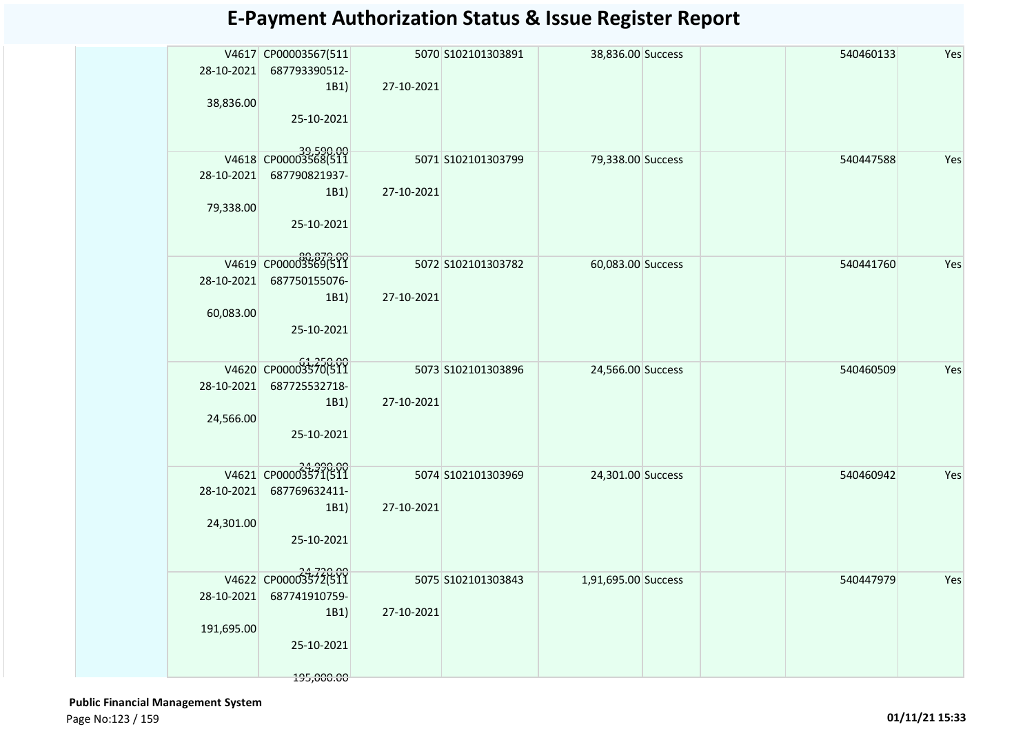# E-Payment Authorization Status & Issue Register Report

| | | | | | | | | | |
|---|---|---|---|---|---|---|---|---|---|
| | V4617 28-10-2021 38,836.00 | CP00003567(511 687793390512-1B1) 25-10-2021 39,590.00 | 5070 27-10-2021 | S102101303891 | 38,836.00 | Success | | 540460133 | Yes |
| | V4618 28-10-2021 79,338.00 | CP00003568(511 687790821937-1B1) 25-10-2021 80,879.00 | 5071 27-10-2021 | S102101303799 | 79,338.00 | Success | | 540447588 | Yes |
| | V4619 28-10-2021 60,083.00 | CP00003569(511 687750155076-1B1) 25-10-2021 61,250.00 | 5072 27-10-2021 | S102101303782 | 60,083.00 | Success | | 540441760 | Yes |
| | V4620 28-10-2021 24,566.00 | CP00003570(511 687725532718-1B1) 25-10-2021 24,998.00 | 5073 27-10-2021 | S102101303896 | 24,566.00 | Success | | 540460509 | Yes |
| | V4621 28-10-2021 24,301.00 | CP00003571(511 687769632411-1B1) 25-10-2021 24,728.00 | 5074 27-10-2021 | S102101303969 | 24,301.00 | Success | | 540460942 | Yes |
| | V4622 28-10-2021 191,695.00 | CP00003572(511 687741910759-1B1) 25-10-2021 195,000.00 | 5075 27-10-2021 | S102101303843 | 1,91,695.00 | Success | | 540447979 | Yes |

**Public Financial Management System**

01/11/21 15:33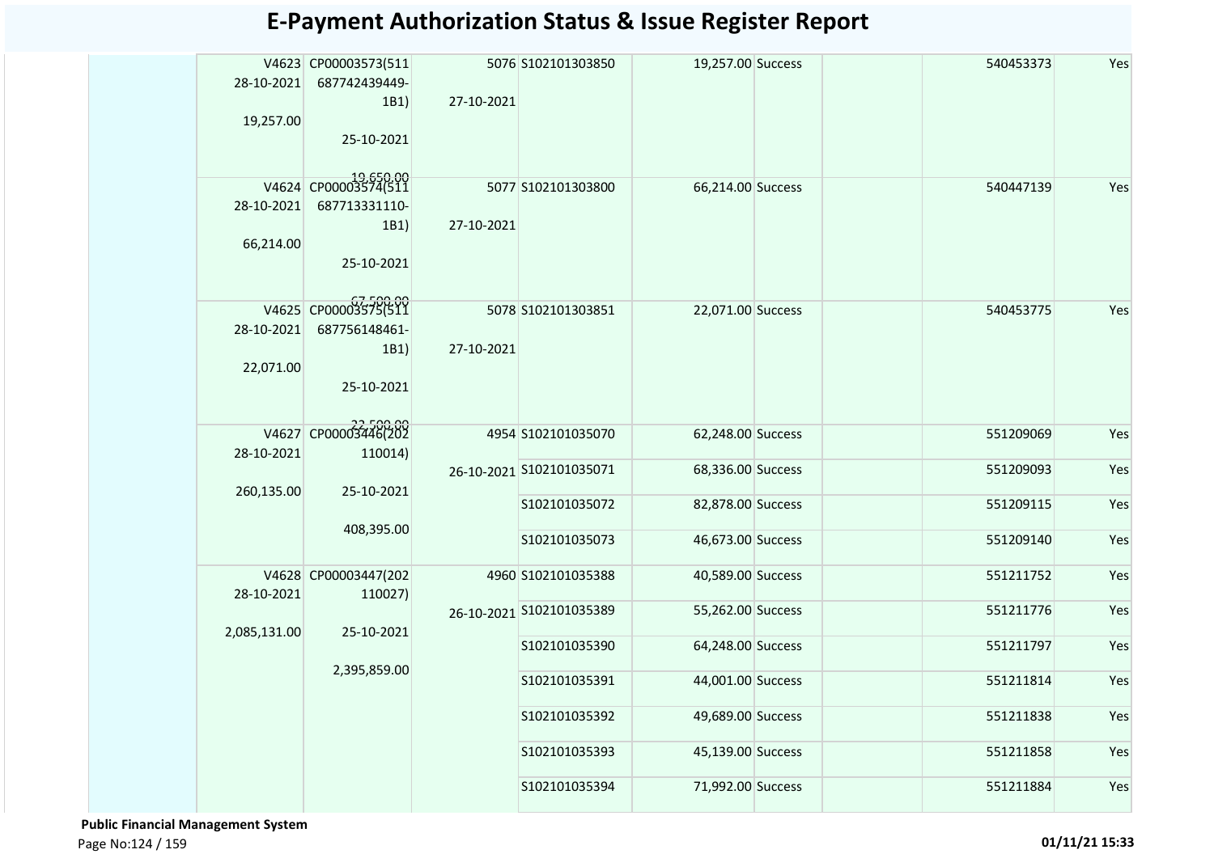# E-Payment Authorization Status & Issue Register Report

| | | | | | | | | | |
|---|---|---|---|---|---|---|---|---|---|
| | V4623 28-10-2021 19,257.00 | CP00003573(511687742439449-1B1) 25-10-2021 19,650.00 | 5076 27-10-2021 | S102101303850 | 19,257.00 | Success | | 540453373 | Yes |
| | V4624 28-10-2021 66,214.00 | CP00003574(511687713331110-1B1) 25-10-2021 67,500.00 | 5077 27-10-2021 | S102101303800 | 66,214.00 | Success | | 540447139 | Yes |
| | V4625 28-10-2021 22,071.00 | CP00003575(511687756148461-1B1) 25-10-2021 22,500.00 | 5078 27-10-2021 | S102101303851 | 22,071.00 | Success | | 540453775 | Yes |
| | V4627 28-10-2021 260,135.00 | CP00003446(202110014) 25-10-2021 408,395.00 | 4954 26-10-2021 | S102101035070 | 62,248.00 | Success | | 551209069 | Yes |
| | | | | S102101035071 | 68,336.00 | Success | | 551209093 | Yes |
| | | | | S102101035072 | 82,878.00 | Success | | 551209115 | Yes |
| | | | | S102101035073 | 46,673.00 | Success | | 551209140 | Yes |
| | V4628 28-10-2021 2,085,131.00 | CP00003447(202110027) 25-10-2021 2,395,859.00 | 4960 26-10-2021 | S102101035388 | 40,589.00 | Success | | 551211752 | Yes |
| | | | | S102101035389 | 55,262.00 | Success | | 551211776 | Yes |
| | | | | S102101035390 | 64,248.00 | Success | | 551211797 | Yes |
| | | | | S102101035391 | 44,001.00 | Success | | 551211814 | Yes |
| | | | | S102101035392 | 49,689.00 | Success | | 551211838 | Yes |
| | | | | S102101035393 | 45,139.00 | Success | | 551211858 | Yes |
| | | | | S102101035394 | 71,992.00 | Success | | 551211884 | Yes |

**Public Financial Management System**

01/11/21 15:33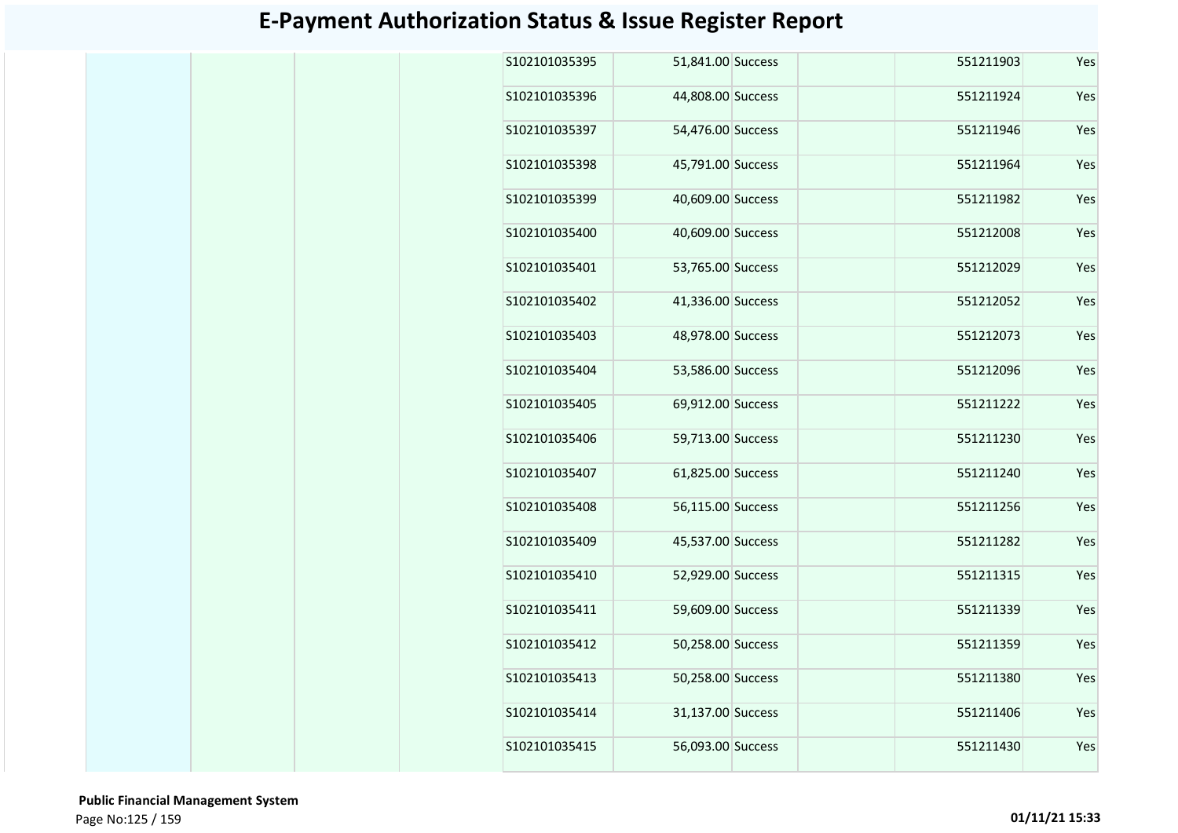# E-Payment Authorization Status & Issue Register Report

| | | | | | | | | | |
|---|---|---|---|---|---|---|---|---|---|
| | | | | S102101035395 | 51,841.00 | Success | | 551211903 | Yes |
| | | | | S102101035396 | 44,808.00 | Success | | 551211924 | Yes |
| | | | | S102101035397 | 54,476.00 | Success | | 551211946 | Yes |
| | | | | S102101035398 | 45,791.00 | Success | | 551211964 | Yes |
| | | | | S102101035399 | 40,609.00 | Success | | 551211982 | Yes |
| | | | | S102101035400 | 40,609.00 | Success | | 551212008 | Yes |
| | | | | S102101035401 | 53,765.00 | Success | | 551212029 | Yes |
| | | | | S102101035402 | 41,336.00 | Success | | 551212052 | Yes |
| | | | | S102101035403 | 48,978.00 | Success | | 551212073 | Yes |
| | | | | S102101035404 | 53,586.00 | Success | | 551212096 | Yes |
| | | | | S102101035405 | 69,912.00 | Success | | 551211222 | Yes |
| | | | | S102101035406 | 59,713.00 | Success | | 551211230 | Yes |
| | | | | S102101035407 | 61,825.00 | Success | | 551211240 | Yes |
| | | | | S102101035408 | 56,115.00 | Success | | 551211256 | Yes |
| | | | | S102101035409 | 45,537.00 | Success | | 551211282 | Yes |
| | | | | S102101035410 | 52,929.00 | Success | | 551211315 | Yes |
| | | | | S102101035411 | 59,609.00 | Success | | 551211339 | Yes |
| | | | | S102101035412 | 50,258.00 | Success | | 551211359 | Yes |
| | | | | S102101035413 | 50,258.00 | Success | | 551211380 | Yes |
| | | | | S102101035414 | 31,137.00 | Success | | 551211406 | Yes |
| | | | | S102101035415 | 56,093.00 | Success | | 551211430 | Yes |

**Public Financial Management System**

01/11/21 15:33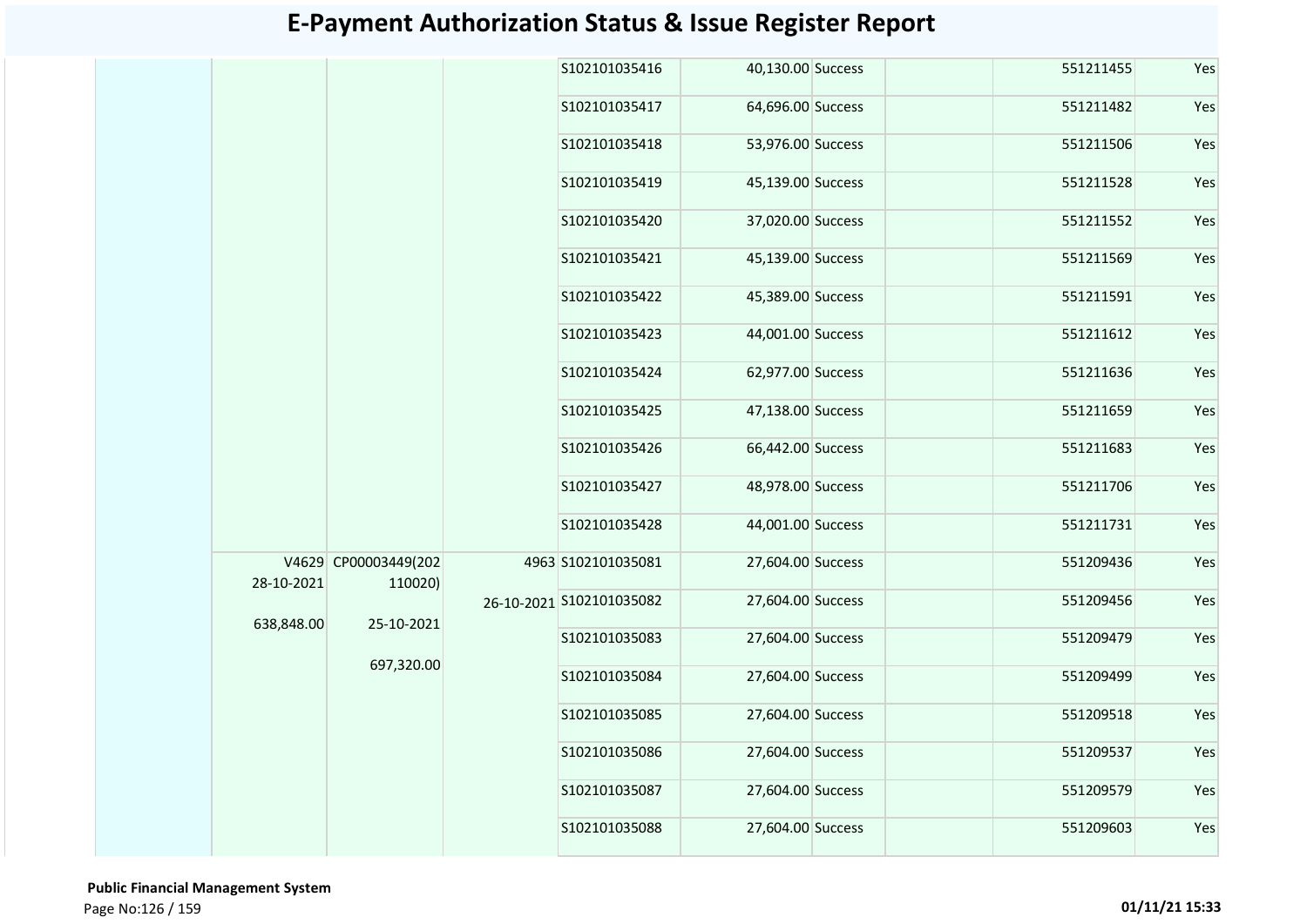# E-Payment Authorization Status & Issue Register Report

| | | | | | | | | | |
|---|---|---|---|---|---|---|---|---|---|
| | | | | S102101035416 | 40,130.00 | Success | | 551211455 | Yes |
| | | | | S102101035417 | 64,696.00 | Success | | 551211482 | Yes |
| | | | | S102101035418 | 53,976.00 | Success | | 551211506 | Yes |
| | | | | S102101035419 | 45,139.00 | Success | | 551211528 | Yes |
| | | | | S102101035420 | 37,020.00 | Success | | 551211552 | Yes |
| | | | | S102101035421 | 45,139.00 | Success | | 551211569 | Yes |
| | | | | S102101035422 | 45,389.00 | Success | | 551211591 | Yes |
| | | | | S102101035423 | 44,001.00 | Success | | 551211612 | Yes |
| | | | | S102101035424 | 62,977.00 | Success | | 551211636 | Yes |
| | | | | S102101035425 | 47,138.00 | Success | | 551211659 | Yes |
| | | | | S102101035426 | 66,442.00 | Success | | 551211683 | Yes |
| | | | | S102101035427 | 48,978.00 | Success | | 551211706 | Yes |
| | | | | S102101035428 | 44,001.00 | Success | | 551211731 | Yes |
| | V4629 28-10-2021 638,848.00 | CP00003449(202110020) 25-10-2021 697,320.00 | 4963 26-10-2021 | S102101035081 | 27,604.00 | Success | | 551209436 | Yes |
| | | | | S102101035082 | 27,604.00 | Success | | 551209456 | Yes |
| | | | | S102101035083 | 27,604.00 | Success | | 551209479 | Yes |
| | | | | S102101035084 | 27,604.00 | Success | | 551209499 | Yes |
| | | | | S102101035085 | 27,604.00 | Success | | 551209518 | Yes |
| | | | | S102101035086 | 27,604.00 | Success | | 551209537 | Yes |
| | | | | S102101035087 | 27,604.00 | Success | | 551209579 | Yes |
| | | | | S102101035088 | 27,604.00 | Success | | 551209603 | Yes |

**Public Financial Management System**

01/11/21 15:33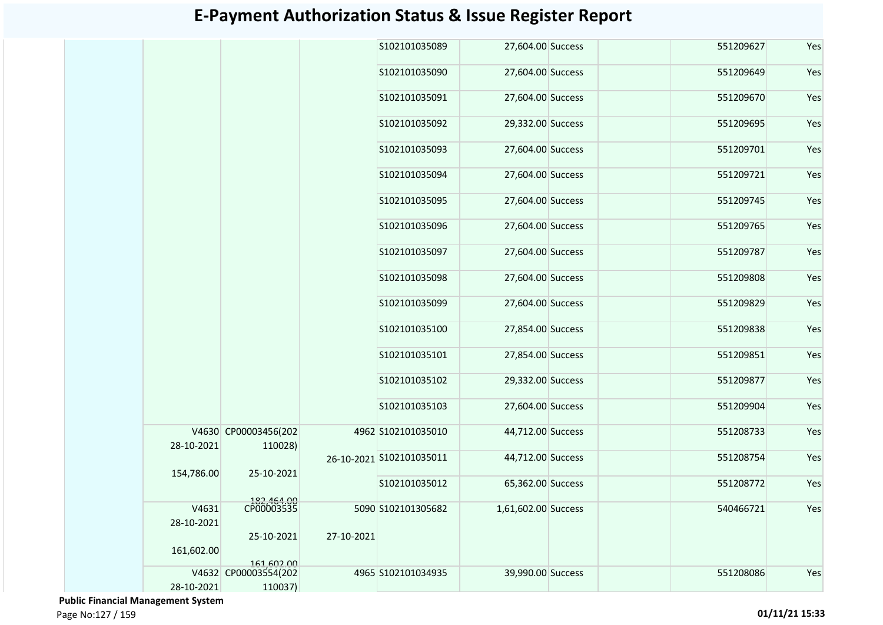# E-Payment Authorization Status & Issue Register Report

| | | | | | | | | | |
|---|---|---|---|---|---|---|---|---|---|
| | | | | S102101035089 | 27,604.00 | Success | | 551209627 | Yes |
| | | | | S102101035090 | 27,604.00 | Success | | 551209649 | Yes |
| | | | | S102101035091 | 27,604.00 | Success | | 551209670 | Yes |
| | | | | S102101035092 | 29,332.00 | Success | | 551209695 | Yes |
| | | | | S102101035093 | 27,604.00 | Success | | 551209701 | Yes |
| | | | | S102101035094 | 27,604.00 | Success | | 551209721 | Yes |
| | | | | S102101035095 | 27,604.00 | Success | | 551209745 | Yes |
| | | | | S102101035096 | 27,604.00 | Success | | 551209765 | Yes |
| | | | | S102101035097 | 27,604.00 | Success | | 551209787 | Yes |
| | | | | S102101035098 | 27,604.00 | Success | | 551209808 | Yes |
| | | | | S102101035099 | 27,604.00 | Success | | 551209829 | Yes |
| | | | | S102101035100 | 27,854.00 | Success | | 551209838 | Yes |
| | | | | S102101035101 | 27,854.00 | Success | | 551209851 | Yes |
| | | | | S102101035102 | 29,332.00 | Success | | 551209877 | Yes |
| | | | | S102101035103 | 27,604.00 | Success | | 551209904 | Yes |
| | V4630 28-10-2021 154,786.00 | CP00003456(202110028) 25-10-2021 182,464.00 | 4962 26-10-2021 | S102101035010 | 44,712.00 | Success | | 551208733 | Yes |
| | | | | S102101035011 | 44,712.00 | Success | | 551208754 | Yes |
| | | | | S102101035012 | 65,362.00 | Success | | 551208772 | Yes |
| | V4631 28-10-2021 161,602.00 | CP00003535 25-10-2021 161,602.00 | 5090 27-10-2021 | S102101305682 | 1,61,602.00 | Success | | 540466721 | Yes |
| | V4632 28-10-2021 | CP00003554(202110037) | 4965 | S102101034935 | 39,990.00 | Success | | 551208086 | Yes |

**Public Financial Management System**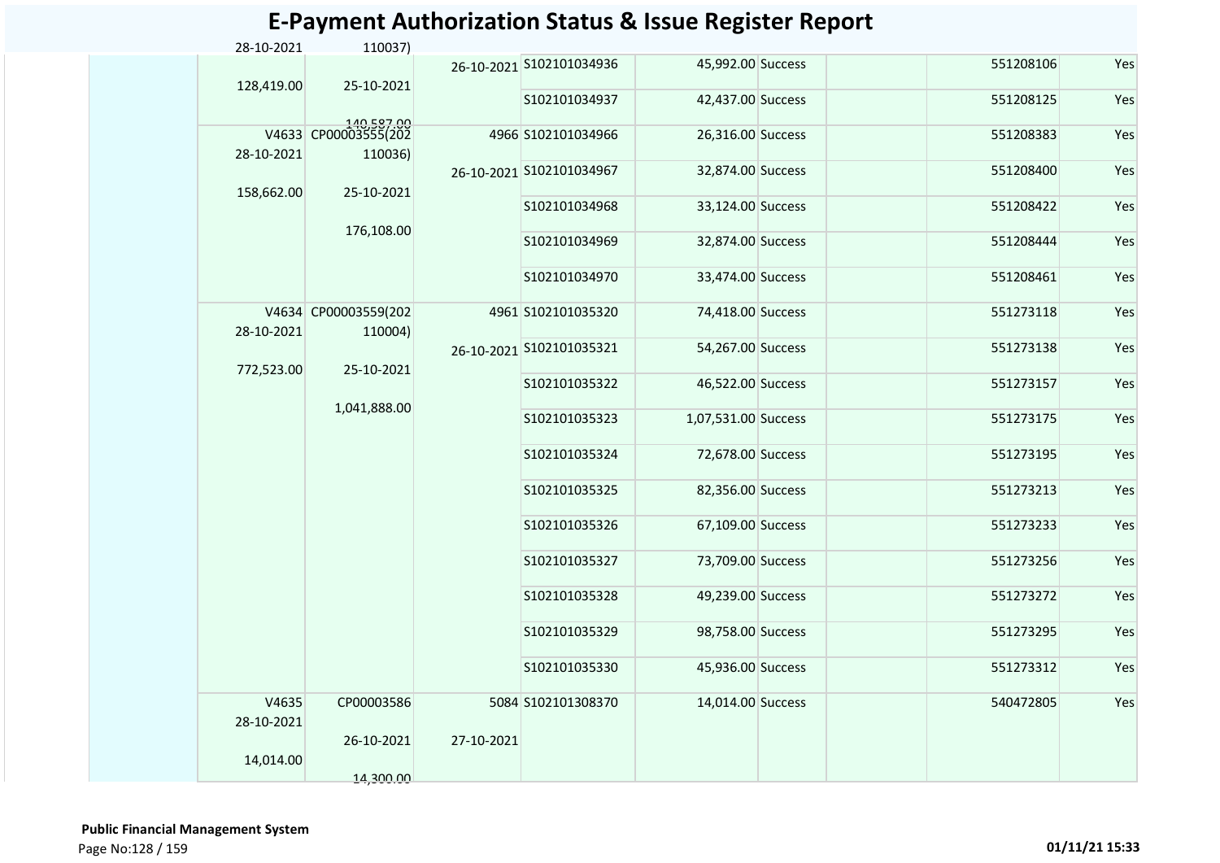# E-Payment Authorization Status & Issue Register Report

| | | | | | | | | | |
|---|---|---|---|---|---|---|---|---|---|
| | 28-10-2021<br>128,419.00 | 110037)<br>25-10-2021<br>140,587.00 | 26-10-2021 | S102101034936 | 45,992.00 | Success | | 551208106 | Yes |
| | | | | S102101034937 | 42,437.00 | Success | | 551208125 | Yes |
| | V4633<br>28-10-2021<br>158,662.00 | CP00003555(202<br>110036)<br>25-10-2021<br>176,108.00 | 4966<br>26-10-2021 | S102101034966 | 26,316.00 | Success | | 551208383 | Yes |
| | | | | S102101034967 | 32,874.00 | Success | | 551208400 | Yes |
| | | | | S102101034968 | 33,124.00 | Success | | 551208422 | Yes |
| | | | | S102101034969 | 32,874.00 | Success | | 551208444 | Yes |
| | | | | S102101034970 | 33,474.00 | Success | | 551208461 | Yes |
| | V4634<br>28-10-2021<br>772,523.00 | CP00003559(202<br>110004)<br>25-10-2021<br>1,041,888.00 | 4961<br>26-10-2021 | S102101035320 | 74,418.00 | Success | | 551273118 | Yes |
| | | | | S102101035321 | 54,267.00 | Success | | 551273138 | Yes |
| | | | | S102101035322 | 46,522.00 | Success | | 551273157 | Yes |
| | | | | S102101035323 | 1,07,531.00 | Success | | 551273175 | Yes |
| | | | | S102101035324 | 72,678.00 | Success | | 551273195 | Yes |
| | | | | S102101035325 | 82,356.00 | Success | | 551273213 | Yes |
| | | | | S102101035326 | 67,109.00 | Success | | 551273233 | Yes |
| | | | | S102101035327 | 73,709.00 | Success | | 551273256 | Yes |
| | | | | S102101035328 | 49,239.00 | Success | | 551273272 | Yes |
| | | | | S102101035329 | 98,758.00 | Success | | 551273295 | Yes |
| | | | | S102101035330 | 45,936.00 | Success | | 551273312 | Yes |
| | V4635<br>28-10-2021<br>14,014.00 | CP00003586<br>26-10-2021<br>14,300.00 | 5084<br>27-10-2021 | S102101308370 | 14,014.00 | Success | | 540472805 | Yes |

**Public Financial Management System**

01/11/21 15:33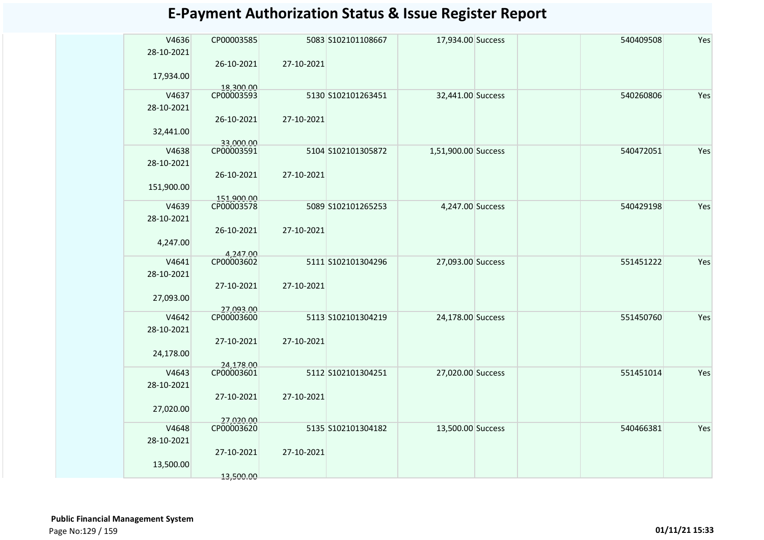# E-Payment Authorization Status & Issue Register Report

| | | | | | | | | | |
|---|---|---|---|---|---|---|---|---|---|
| | V4636 28-10-2021 17,934.00 | CP00003585 26-10-2021 18,300.00 | 5083 27-10-2021 | S102101108667 | 17,934.00 | Success | | 540409508 | Yes |
| | V4637 28-10-2021 32,441.00 | CP00003593 26-10-2021 33,000.00 | 5130 27-10-2021 | S102101263451 | 32,441.00 | Success | | 540260806 | Yes |
| | V4638 28-10-2021 151,900.00 | CP00003591 26-10-2021 151,900.00 | 5104 27-10-2021 | S102101305872 | 1,51,900.00 | Success | | 540472051 | Yes |
| | V4639 28-10-2021 4,247.00 | CP00003578 26-10-2021 4,247.00 | 5089 27-10-2021 | S102101265253 | 4,247.00 | Success | | 540429198 | Yes |
| | V4641 28-10-2021 27,093.00 | CP00003602 27-10-2021 27,093.00 | 5111 27-10-2021 | S102101304296 | 27,093.00 | Success | | 551451222 | Yes |
| | V4642 28-10-2021 24,178.00 | CP00003600 27-10-2021 24,178.00 | 5113 27-10-2021 | S102101304219 | 24,178.00 | Success | | 551450760 | Yes |
| | V4643 28-10-2021 27,020.00 | CP00003601 27-10-2021 27,020.00 | 5112 27-10-2021 | S102101304251 | 27,020.00 | Success | | 551451014 | Yes |
| | V4648 28-10-2021 13,500.00 | CP00003620 27-10-2021 13,500.00 | 5135 27-10-2021 | S102101304182 | 13,500.00 | Success | | 540466381 | Yes |

**Public Financial Management System**

01/11/21 15:33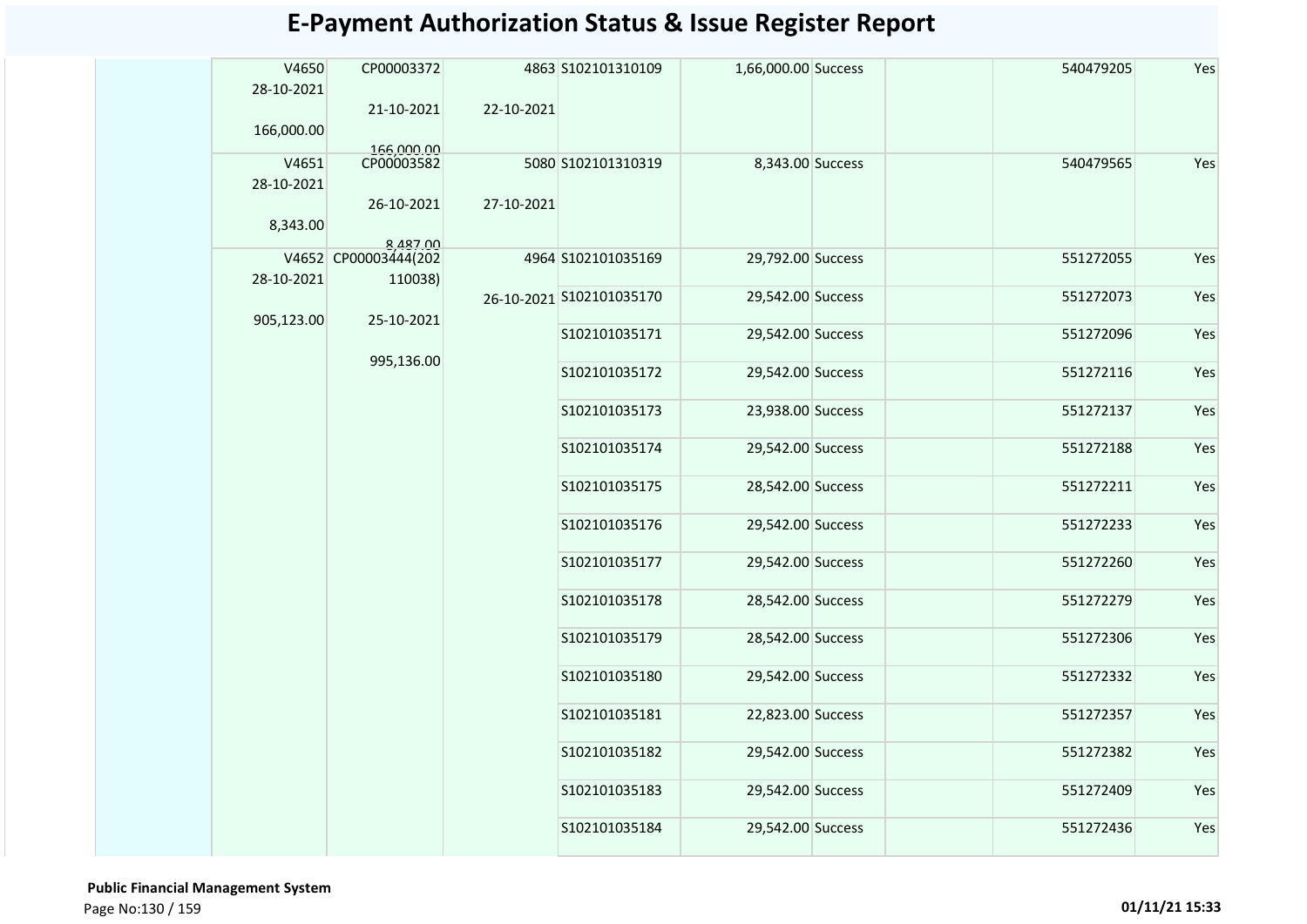# E-Payment Authorization Status & Issue Register Report

| | | | | | | | | | | |
|---|---|---|---|---|---|---|---|---|---|---|
| | V4650 28-10-2021 166,000.00 | CP00003372 21-10-2021 166,000.00 | 4863 22-10-2021 | S102101310109 | 1,66,000.00 | Success | | | 540479205 | Yes |
| | V4651 28-10-2021 8,343.00 | CP00003582 26-10-2021 8,487.00 | 5080 27-10-2021 | S102101310319 | 8,343.00 | Success | | | 540479565 | Yes |
| | V4652 28-10-2021 905,123.00 | CP00003444(202110038) 25-10-2021 995,136.00 | 4964 26-10-2021 | S102101035169 | 29,792.00 | Success | | | 551272055 | Yes |
| | | | | S102101035170 | 29,542.00 | Success | | | 551272073 | Yes |
| | | | | S102101035171 | 29,542.00 | Success | | | 551272096 | Yes |
| | | | | S102101035172 | 29,542.00 | Success | | | 551272116 | Yes |
| | | | | S102101035173 | 23,938.00 | Success | | | 551272137 | Yes |
| | | | | S102101035174 | 29,542.00 | Success | | | 551272188 | Yes |
| | | | | S102101035175 | 28,542.00 | Success | | | 551272211 | Yes |
| | | | | S102101035176 | 29,542.00 | Success | | | 551272233 | Yes |
| | | | | S102101035177 | 29,542.00 | Success | | | 551272260 | Yes |
| | | | | S102101035178 | 28,542.00 | Success | | | 551272279 | Yes |
| | | | | S102101035179 | 28,542.00 | Success | | | 551272306 | Yes |
| | | | | S102101035180 | 29,542.00 | Success | | | 551272332 | Yes |
| | | | | S102101035181 | 22,823.00 | Success | | | 551272357 | Yes |
| | | | | S102101035182 | 29,542.00 | Success | | | 551272382 | Yes |
| | | | | S102101035183 | 29,542.00 | Success | | | 551272409 | Yes |
| | | | | S102101035184 | 29,542.00 | Success | | | 551272436 | Yes |

**Public Financial Management System**

01/11/21 15:33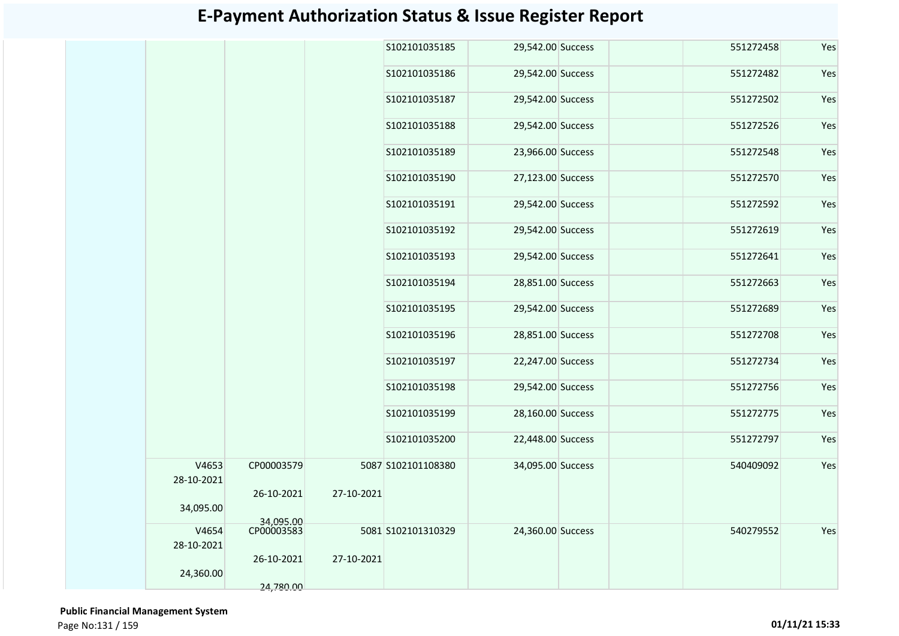# E-Payment Authorization Status & Issue Register Report

| | | | | | | | | | | |
|---|---|---|---|---|---|---|---|---|---|---|
| | | | | S102101035185 | 29,542.00 | Success | | | 551272458 | Yes |
| | | | | S102101035186 | 29,542.00 | Success | | | 551272482 | Yes |
| | | | | S102101035187 | 29,542.00 | Success | | | 551272502 | Yes |
| | | | | S102101035188 | 29,542.00 | Success | | | 551272526 | Yes |
| | | | | S102101035189 | 23,966.00 | Success | | | 551272548 | Yes |
| | | | | S102101035190 | 27,123.00 | Success | | | 551272570 | Yes |
| | | | | S102101035191 | 29,542.00 | Success | | | 551272592 | Yes |
| | | | | S102101035192 | 29,542.00 | Success | | | 551272619 | Yes |
| | | | | S102101035193 | 29,542.00 | Success | | | 551272641 | Yes |
| | | | | S102101035194 | 28,851.00 | Success | | | 551272663 | Yes |
| | | | | S102101035195 | 29,542.00 | Success | | | 551272689 | Yes |
| | | | | S102101035196 | 28,851.00 | Success | | | 551272708 | Yes |
| | | | | S102101035197 | 22,247.00 | Success | | | 551272734 | Yes |
| | | | | S102101035198 | 29,542.00 | Success | | | 551272756 | Yes |
| | | | | S102101035199 | 28,160.00 | Success | | | 551272775 | Yes |
| | | | | S102101035200 | 22,448.00 | Success | | | 551272797 | Yes |
| | V4653 28-10-2021 34,095.00 | CP00003579 26-10-2021 34,095.00 | 5087 27-10-2021 | S102101108380 | 34,095.00 | Success | | | 540409092 | Yes |
| | V4654 28-10-2021 24,360.00 | CP00003583 26-10-2021 24,780.00 | 5081 27-10-2021 | S102101310329 | 24,360.00 | Success | | | 540279552 | Yes |

**Public Financial Management System**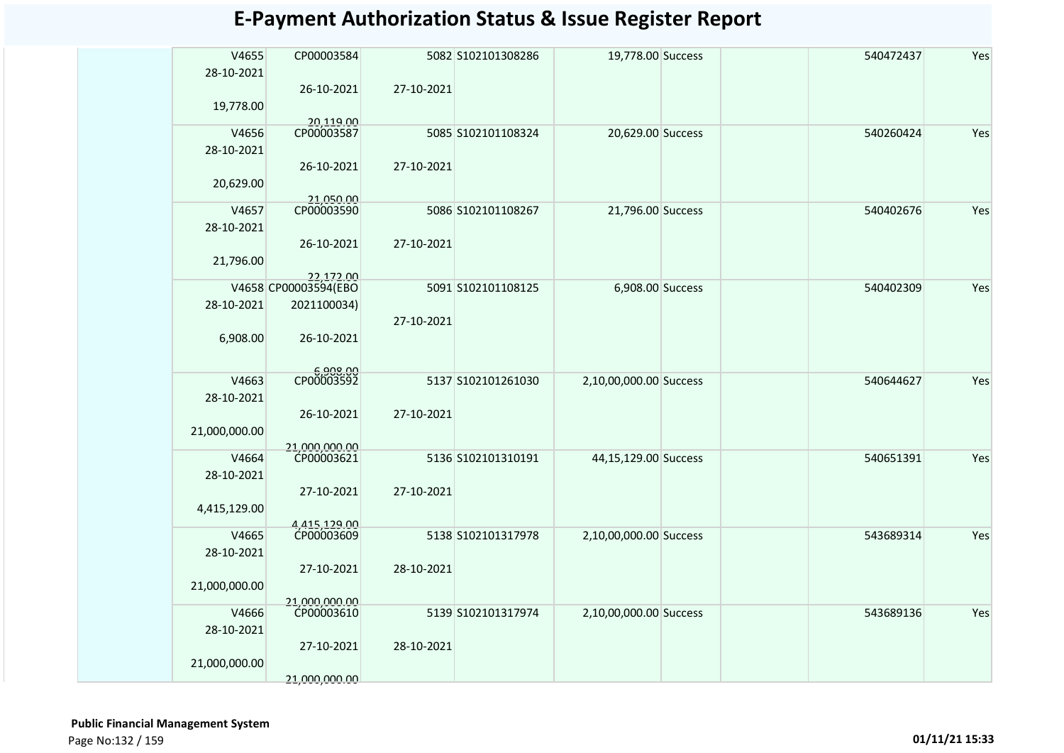# E-Payment Authorization Status & Issue Register Report

| | | | | | | | | | |
|---|---|---|---|---|---|---|---|---|---|
| | V4655<br>28-10-2021<br><br>19,778.00 | CP00003584<br><br>26-10-2021<br><br>20,119.00 | 5082<br><br>27-10-2021 | S102101308286 | 19,778.00 | Success | | 540472437 | Yes |
| | V4656<br>28-10-2021<br><br>20,629.00 | CP00003587<br><br>26-10-2021<br><br>21,050.00 | 5085<br><br>27-10-2021 | S102101108324 | 20,629.00 | Success | | 540260424 | Yes |
| | V4657<br>28-10-2021<br><br>21,796.00 | CP00003590<br><br>26-10-2021<br><br>22,172.00 | 5086<br><br>27-10-2021 | S102101108267 | 21,796.00 | Success | | 540402676 | Yes |
| | V4658<br>28-10-2021<br><br>6,908.00 | CP00003594(EBO 2021100034)<br><br>26-10-2021<br><br>6,908.00 | 5091<br><br>27-10-2021 | S102101108125 | 6,908.00 | Success | | 540402309 | Yes |
| | V4663<br>28-10-2021<br><br>21,000,000.00 | CP00003592<br><br>26-10-2021<br><br>21,000,000.00 | 5137<br><br>27-10-2021 | S102101261030 | 2,10,00,000.00 | Success | | 540644627 | Yes |
| | V4664<br>28-10-2021<br><br>4,415,129.00 | CP00003621<br><br>27-10-2021<br><br>4,415,129.00 | 5136<br><br>27-10-2021 | S102101310191 | 44,15,129.00 | Success | | 540651391 | Yes |
| | V4665<br>28-10-2021<br><br>21,000,000.00 | CP00003609<br><br>27-10-2021<br><br>21,000,000.00 | 5138<br><br>28-10-2021 | S102101317978 | 2,10,00,000.00 | Success | | 543689314 | Yes |
| | V4666<br>28-10-2021<br><br>21,000,000.00 | CP00003610<br><br>27-10-2021<br><br>21,000,000.00 | 5139<br><br>28-10-2021 | S102101317974 | 2,10,00,000.00 | Success | | 543689136 | Yes |

**Public Financial Management System**

**01/11/21 15:33**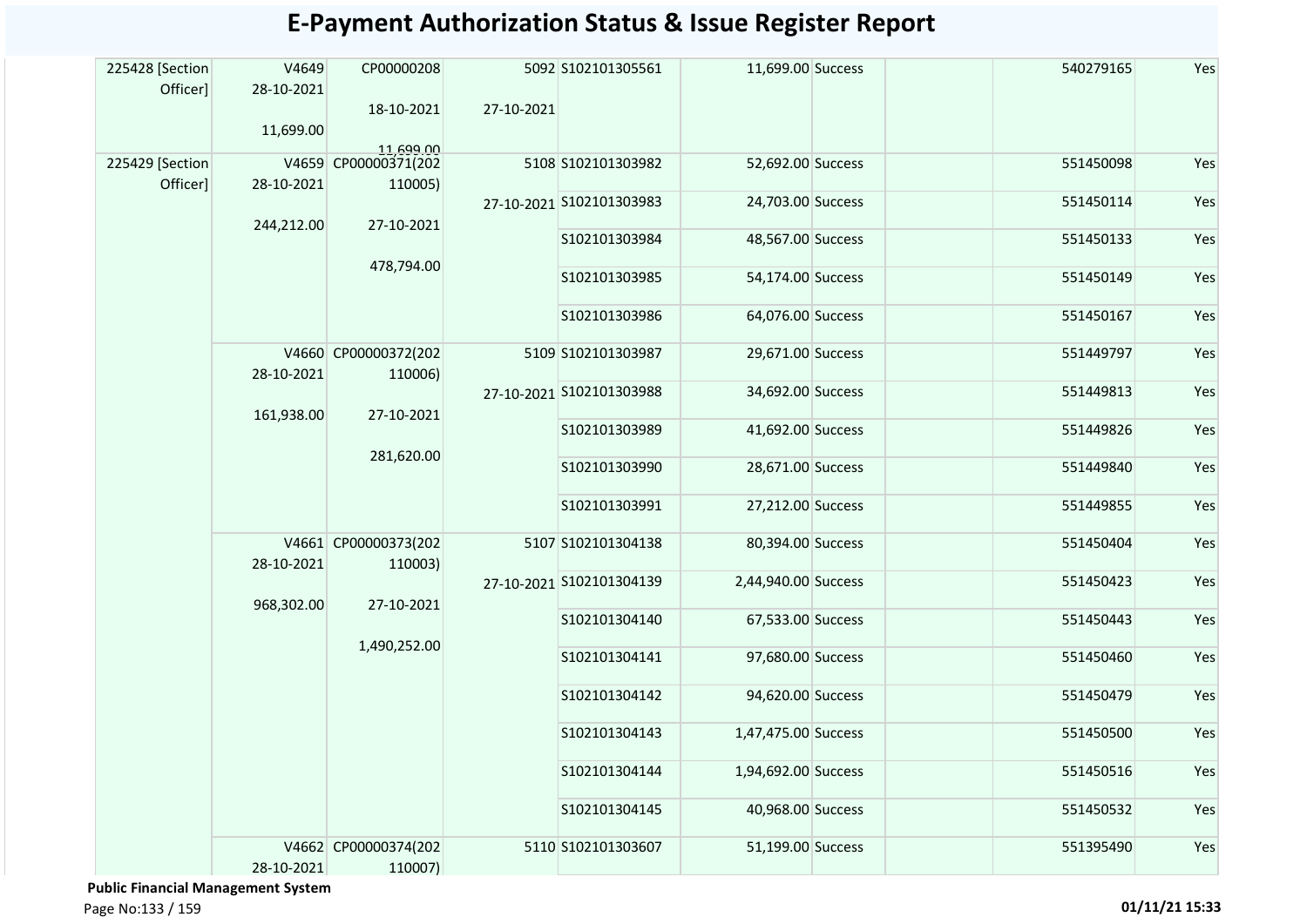# E-Payment Authorization Status & Issue Register Report

| | | | | | | | | | |
|---|---|---|---|---|---|---|---|---|---|
| 225428 [Section Officer] | V4649 28-10-2021 11,699.00 | CP00000208 18-10-2021 11,699.00 | 5092 27-10-2021 | S102101305561 | 11,699.00 | Success | | 540279165 | Yes |
| 225429 [Section Officer] | V4659 28-10-2021 244,212.00 | CP00000371(202110005) 27-10-2021 478,794.00 | 5108 27-10-2021 | S102101303982 | 52,692.00 | Success | | 551450098 | Yes |
| | | | | S102101303983 | 24,703.00 | Success | | 551450114 | Yes |
| | | | | S102101303984 | 48,567.00 | Success | | 551450133 | Yes |
| | | | | S102101303985 | 54,174.00 | Success | | 551450149 | Yes |
| | | | | S102101303986 | 64,076.00 | Success | | 551450167 | Yes |
| | V4660 28-10-2021 161,938.00 | CP00000372(202110006) 27-10-2021 281,620.00 | 5109 27-10-2021 | S102101303987 | 29,671.00 | Success | | 551449797 | Yes |
| | | | | S102101303988 | 34,692.00 | Success | | 551449813 | Yes |
| | | | | S102101303989 | 41,692.00 | Success | | 551449826 | Yes |
| | | | | S102101303990 | 28,671.00 | Success | | 551449840 | Yes |
| | | | | S102101303991 | 27,212.00 | Success | | 551449855 | Yes |
| | V4661 28-10-2021 968,302.00 | CP00000373(202110003) 27-10-2021 1,490,252.00 | 5107 27-10-2021 | S102101304138 | 80,394.00 | Success | | 551450404 | Yes |
| | | | | S102101304139 | 2,44,940.00 | Success | | 551450423 | Yes |
| | | | | S102101304140 | 67,533.00 | Success | | 551450443 | Yes |
| | | | | S102101304141 | 97,680.00 | Success | | 551450460 | Yes |
| | | | | S102101304142 | 94,620.00 | Success | | 551450479 | Yes |
| | | | | S102101304143 | 1,47,475.00 | Success | | 551450500 | Yes |
| | | | | S102101304144 | 1,94,692.00 | Success | | 551450516 | Yes |
| | | | | S102101304145 | 40,968.00 | Success | | 551450532 | Yes |
| | V4662 28-10-2021 | CP00000374(202110007) | 5110 | S102101303607 | 51,199.00 | Success | | 551395490 | Yes |

**Public Financial Management System**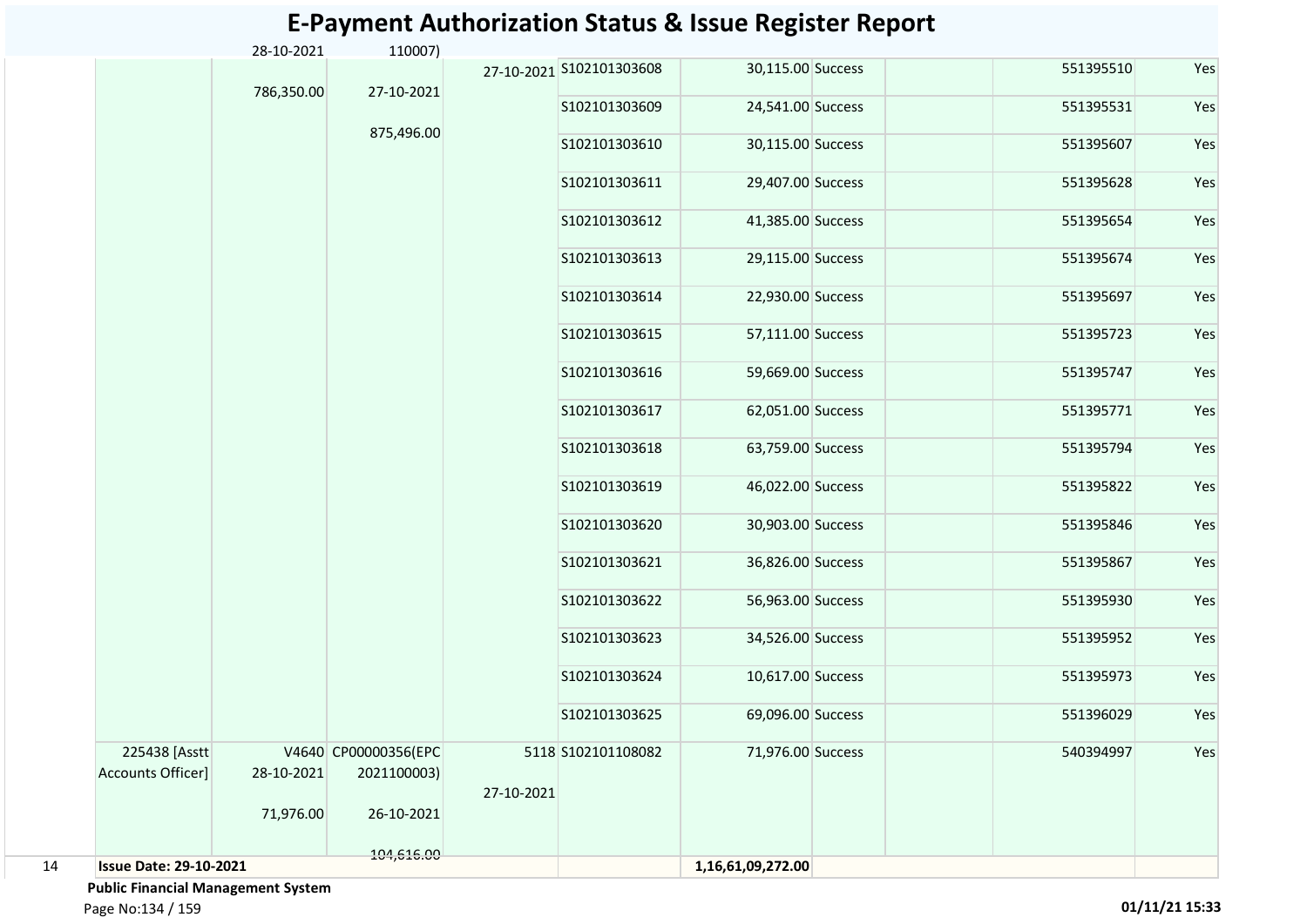# E-Payment Authorization Status & Issue Register Report

| | | | | | | | | | | |
|---|---|---|---|---|---|---|---|---|---|---|
| | | 28-10-2021<br>786,350.00 | 110007)<br>27-10-2021<br>875,496.00 | 27-10-2021 | S102101303608 | 30,115.00 | Success | | 551395510 | Yes |
| | | | | | S102101303609 | 24,541.00 | Success | | 551395531 | Yes |
| | | | | | S102101303610 | 30,115.00 | Success | | 551395607 | Yes |
| | | | | | S102101303611 | 29,407.00 | Success | | 551395628 | Yes |
| | | | | | S102101303612 | 41,385.00 | Success | | 551395654 | Yes |
| | | | | | S102101303613 | 29,115.00 | Success | | 551395674 | Yes |
| | | | | | S102101303614 | 22,930.00 | Success | | 551395697 | Yes |
| | | | | | S102101303615 | 57,111.00 | Success | | 551395723 | Yes |
| | | | | | S102101303616 | 59,669.00 | Success | | 551395747 | Yes |
| | | | | | S102101303617 | 62,051.00 | Success | | 551395771 | Yes |
| | | | | | S102101303618 | 63,759.00 | Success | | 551395794 | Yes |
| | | | | | S102101303619 | 46,022.00 | Success | | 551395822 | Yes |
| | | | | | S102101303620 | 30,903.00 | Success | | 551395846 | Yes |
| | | | | | S102101303621 | 36,826.00 | Success | | 551395867 | Yes |
| | | | | | S102101303622 | 56,963.00 | Success | | 551395930 | Yes |
| | | | | | S102101303623 | 34,526.00 | Success | | 551395952 | Yes |
| | | | | | S102101303624 | 10,617.00 | Success | | 551395973 | Yes |
| | | | | | S102101303625 | 69,096.00 | Success | | 551396029 | Yes |
| | 225438 [Asstt Accounts Officer] | V4640<br>28-10-2021<br>71,976.00 | CP00000356(EPC 2021100003)<br>26-10-2021<br>104,616.00 | 5118<br>27-10-2021 | S102101108082 | 71,976.00 | Success | | 540394997 | Yes |
| 14 | **Issue Date: 29-10-2021** | | | | | **1,16,61,09,272.00** | | | | |

**Public Financial Management System**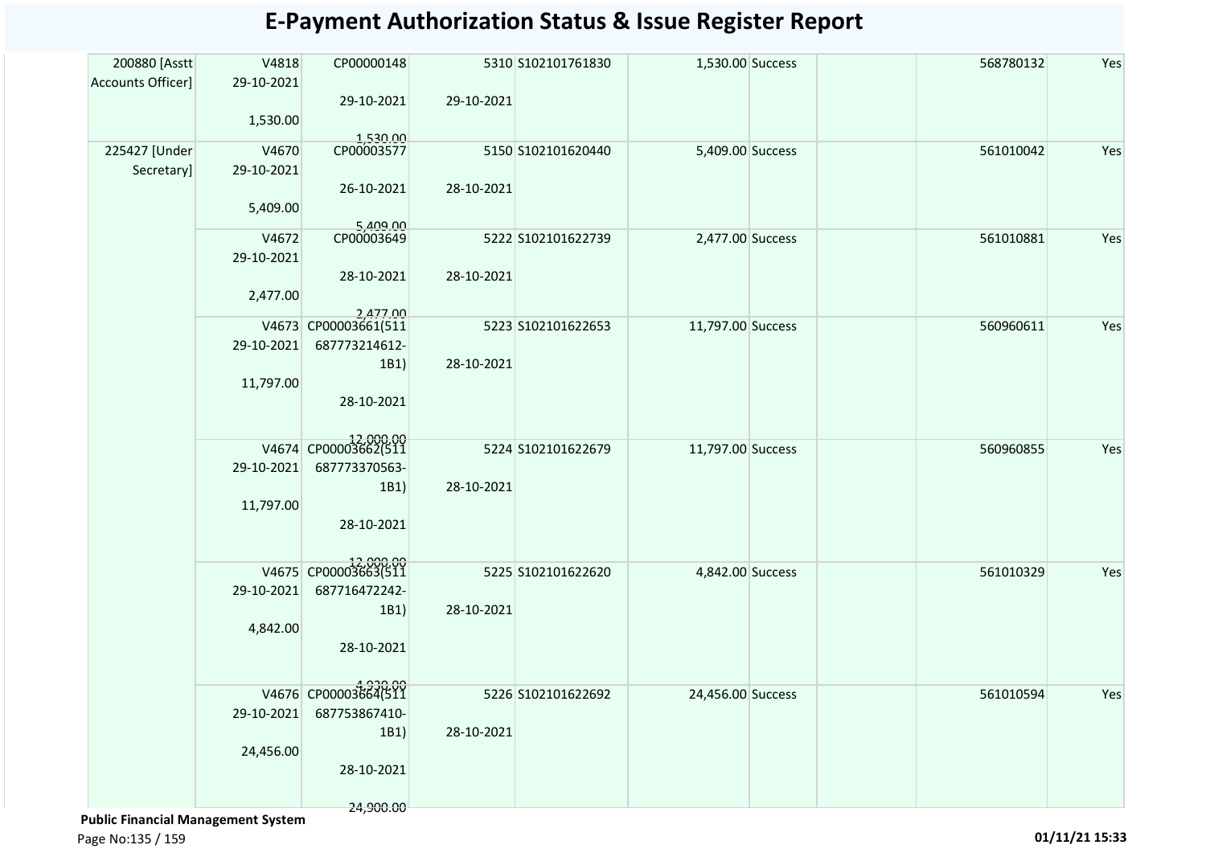# E-Payment Authorization Status & Issue Register Report

| | | | | | | | | | |
|---|---|---|---|---|---|---|---|---|---|
| 200880 [Asstt Accounts Officer] | V4818 29-10-2021 1,530.00 | CP00000148 29-10-2021 1,530.00 | 5310 29-10-2021 | S102101761830 | 1,530.00 | Success | | 568780132 | Yes |
| 225427 [Under Secretary] | V4670 29-10-2021 5,409.00 | CP00003577 26-10-2021 5,409.00 | 5150 28-10-2021 | S102101620440 | 5,409.00 | Success | | 561010042 | Yes |
| | V4672 29-10-2021 2,477.00 | CP00003649 28-10-2021 2,477.00 | 5222 28-10-2021 | S102101622739 | 2,477.00 | Success | | 561010881 | Yes |
| | V4673 29-10-2021 11,797.00 | CP00003661(511687773214612-1B1) 28-10-2021 12,000.00 | 5223 28-10-2021 | S102101622653 | 11,797.00 | Success | | 560960611 | Yes |
| | V4674 29-10-2021 11,797.00 | CP00003662(511687773370563-1B1) 28-10-2021 12,000.00 | 5224 28-10-2021 | S102101622679 | 11,797.00 | Success | | 560960855 | Yes |
| | V4675 29-10-2021 4,842.00 | CP00003663(511687716472242-1B1) 28-10-2021 4,930.00 | 5225 28-10-2021 | S102101622620 | 4,842.00 | Success | | 561010329 | Yes |
| | V4676 29-10-2021 24,456.00 | CP00003664(511687753867410-1B1) 28-10-2021 24,900.00 | 5226 28-10-2021 | S102101622692 | 24,456.00 | Success | | 561010594 | Yes |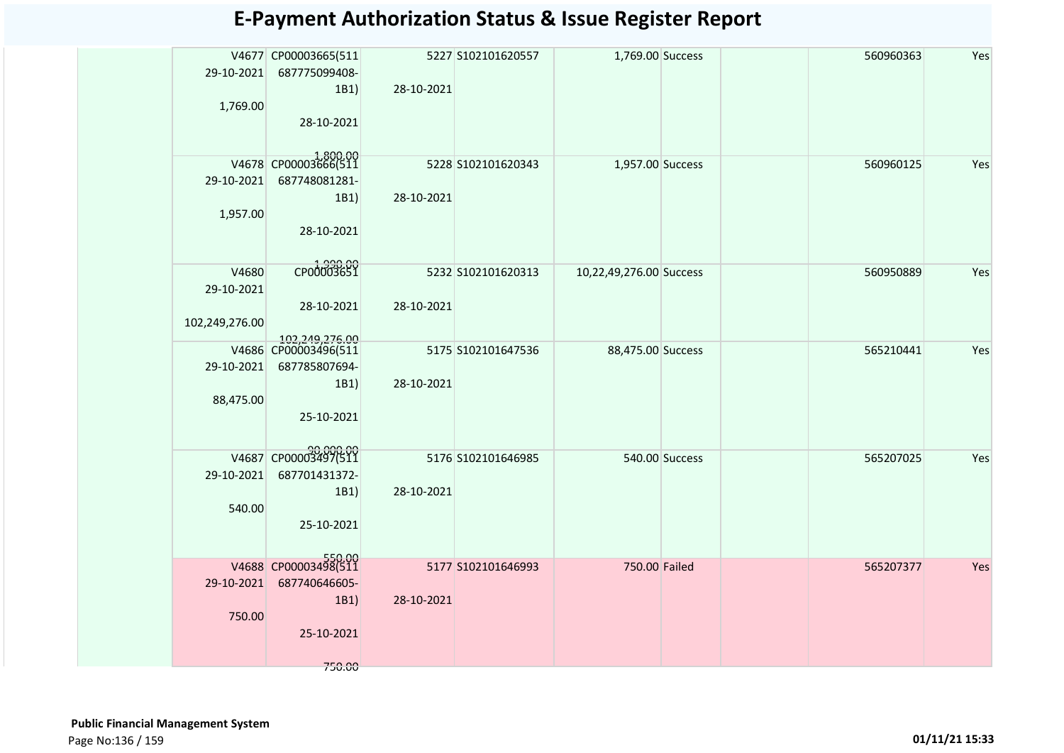# E-Payment Authorization Status & Issue Register Report

| | | | | | | | | | |
|---|---|---|---|---|---|---|---|---|---|
| | V4677 29-10-2021 1,769.00 | CP00003665(511 687775099408-1B1) 28-10-2021 1,800.00 | 5227 28-10-2021 | S102101620557 | 1,769.00 | Success | | 560960363 | Yes |
| | V4678 29-10-2021 1,957.00 | CP00003666(511 687748081281-1B1) 28-10-2021 1,990.00 | 5228 28-10-2021 | S102101620343 | 1,957.00 | Success | | 560960125 | Yes |
| | V4680 29-10-2021 102,249,276.00 | CP00003651 28-10-2021 102,249,276.00 | 5232 28-10-2021 | S102101620313 | 10,22,49,276.00 | Success | | 560950889 | Yes |
| | V4686 29-10-2021 88,475.00 | CP00003496(511 687785807694-1B1) 25-10-2021 90,000.00 | 5175 28-10-2021 | S102101647536 | 88,475.00 | Success | | 565210441 | Yes |
| | V4687 29-10-2021 540.00 | CP00003497(511 687701431372-1B1) 25-10-2021 550.00 | 5176 28-10-2021 | S102101646985 | 540.00 | Success | | 565207025 | Yes |
| | V4688 29-10-2021 750.00 | CP00003498(511 687740646605-1B1) 25-10-2021 750.00 | 5177 28-10-2021 | S102101646993 | 750.00 | Failed | | 565207377 | Yes |

**Public Financial Management System**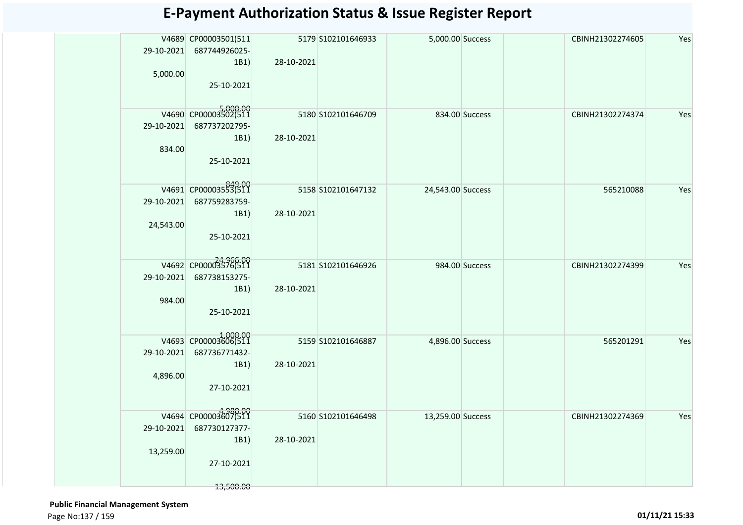# E-Payment Authorization Status & Issue Register Report

| | V4689 29-10-2021 5,000.00 | CP00003501(511 687744926025-1B1) 25-10-2021 5,000.00 | 5179 28-10-2021 | S102101646933 | 5,000.00 | Success | | CBINH21302274605 | Yes |
|---|---|---|---|---|---|---|---|---|---|
| | V4690 29-10-2021 834.00 | CP00003502(511 687737202795-1B1) 25-10-2021 842.00 | 5180 28-10-2021 | S102101646709 | 834.00 | Success | | CBINH21302274374 | Yes |
| | V4691 29-10-2021 24,543.00 | CP00003553(511 687759283759-1B1) 25-10-2021 24,966.00 | 5158 28-10-2021 | S102101647132 | 24,543.00 | Success | | 565210088 | Yes |
| | V4692 29-10-2021 984.00 | CP00003576(511 687738153275-1B1) 25-10-2021 1,000.00 | 5181 28-10-2021 | S102101646926 | 984.00 | Success | | CBINH21302274399 | Yes |
| | V4693 29-10-2021 4,896.00 | CP00003606(511 687736771432-1B1) 27-10-2021 4,980.00 | 5159 28-10-2021 | S102101646887 | 4,896.00 | Success | | 565201291 | Yes |
| | V4694 29-10-2021 13,259.00 | CP00003607(511 687730127377-1B1) 27-10-2021 13,500.00 | 5160 28-10-2021 | S102101646498 | 13,259.00 | Success | | CBINH21302274369 | Yes |

**Public Financial Management System**

01/11/21 15:33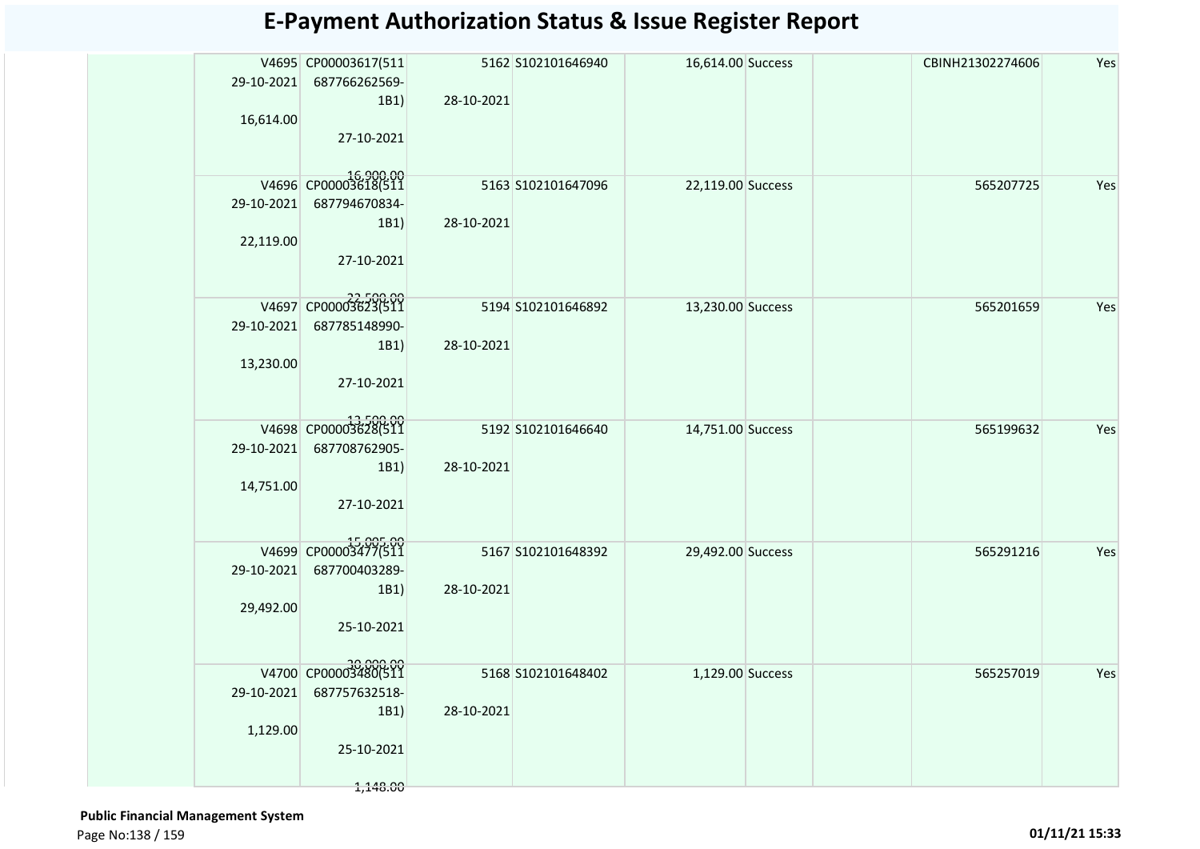# E-Payment Authorization Status & Issue Register Report

| | | | | | | | | | |
|---|---|---|---|---|---|---|---|---|---|
| | V4695 29-10-2021 16,614.00 | CP00003617(511 687766262569-1B1) 27-10-2021 16,900.00 | 5162 28-10-2021 | S102101646940 | 16,614.00 | Success | | CBINH21302274606 | Yes |
| | V4696 29-10-2021 22,119.00 | CP00003618(511 687794670834-1B1) 27-10-2021 22,500.00 | 5163 28-10-2021 | S102101647096 | 22,119.00 | Success | | 565207725 | Yes |
| | V4697 29-10-2021 13,230.00 | CP00003623(511 687785148990-1B1) 27-10-2021 13,500.00 | 5194 28-10-2021 | S102101646892 | 13,230.00 | Success | | 565201659 | Yes |
| | V4698 29-10-2021 14,751.00 | CP00003628(511 687708762905-1B1) 27-10-2021 15,005.00 | 5192 28-10-2021 | S102101646640 | 14,751.00 | Success | | 565199632 | Yes |
| | V4699 29-10-2021 29,492.00 | CP00003477(511 687700403289-1B1) 25-10-2021 30,000.00 | 5167 28-10-2021 | S102101648392 | 29,492.00 | Success | | 565291216 | Yes |
| | V4700 29-10-2021 1,129.00 | CP00003480(511 687757632518-1B1) 25-10-2021 1,148.00 | 5168 28-10-2021 | S102101648402 | 1,129.00 | Success | | 565257019 | Yes |

**Public Financial Management System**

01/11/21 15:33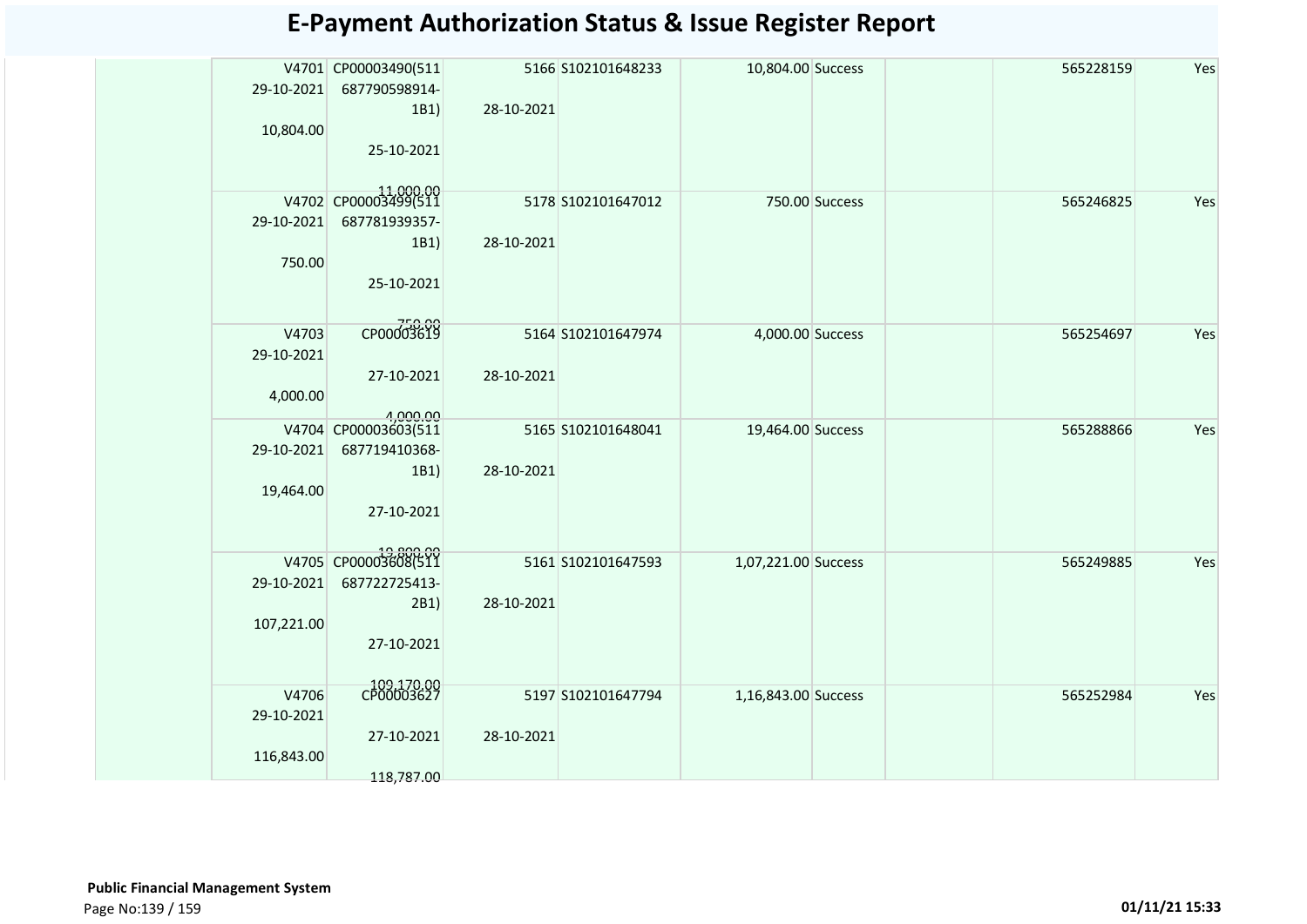# E-Payment Authorization Status & Issue Register Report

| | | | | | | | | | | |
|---|---|---|---|---|---|---|---|---|---|---|
| | V4701 29-10-2021 10,804.00 | CP00003490(511 687790598914-1B1) 25-10-2021 11,000.00 | 5166 28-10-2021 | S102101648233 | 10,804.00 | Success | | | 565228159 | Yes |
| | V4702 29-10-2021 750.00 | CP00003499(511 687781939357-1B1) 25-10-2021 750.00 | 5178 28-10-2021 | S102101647012 | 750.00 | Success | | | 565246825 | Yes |
| | V4703 29-10-2021 4,000.00 | CP00003619 27-10-2021 4,000.00 | 5164 28-10-2021 | S102101647974 | 4,000.00 | Success | | | 565254697 | Yes |
| | V4704 29-10-2021 19,464.00 | CP00003603(511 687719410368-1B1) 27-10-2021 19,800.00 | 5165 28-10-2021 | S102101648041 | 19,464.00 | Success | | | 565288866 | Yes |
| | V4705 29-10-2021 107,221.00 | CP00003608(511 687722725413-2B1) 27-10-2021 109,170.00 | 5161 28-10-2021 | S102101647593 | 1,07,221.00 | Success | | | 565249885 | Yes |
| | V4706 29-10-2021 116,843.00 | CP00003627 27-10-2021 118,787.00 | 5197 28-10-2021 | S102101647794 | 1,16,843.00 | Success | | | 565252984 | Yes |

**Public Financial Management System**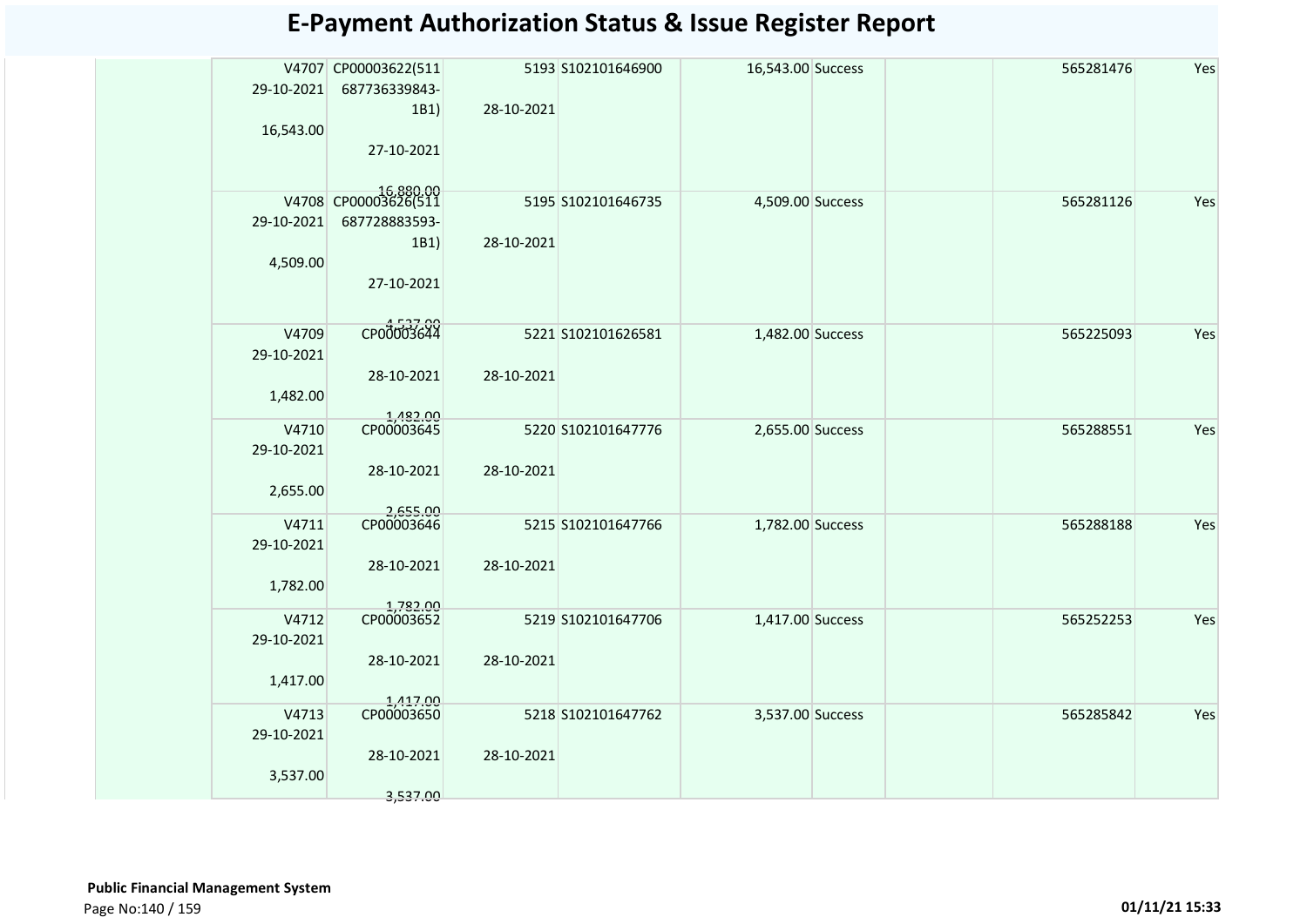# E-Payment Authorization Status & Issue Register Report

| | | | | | | | | | |
|---|---|---|---|---|---|---|---|---|---|
| | V4707 29-10-2021 16,543.00 | CP00003622(511 687736339843-1B1) 27-10-2021 16,880.00 | 5193 28-10-2021 | S102101646900 | 16,543.00 | Success | | 565281476 | Yes |
| | V4708 29-10-2021 4,509.00 | CP00003626(511 687728883593-1B1) 27-10-2021 4,537.00 | 5195 28-10-2021 | S102101646735 | 4,509.00 | Success | | 565281126 | Yes |
| | V4709 29-10-2021 1,482.00 | CP00003644 28-10-2021 1,482.00 | 5221 28-10-2021 | S102101626581 | 1,482.00 | Success | | 565225093 | Yes |
| | V4710 29-10-2021 2,655.00 | CP00003645 28-10-2021 2,655.00 | 5220 28-10-2021 | S102101647776 | 2,655.00 | Success | | 565288551 | Yes |
| | V4711 29-10-2021 1,782.00 | CP00003646 28-10-2021 1,782.00 | 5215 28-10-2021 | S102101647766 | 1,782.00 | Success | | 565288188 | Yes |
| | V4712 29-10-2021 1,417.00 | CP00003652 28-10-2021 1,417.00 | 5219 28-10-2021 | S102101647706 | 1,417.00 | Success | | 565252253 | Yes |
| | V4713 29-10-2021 3,537.00 | CP00003650 28-10-2021 3,537.00 | 5218 28-10-2021 | S102101647762 | 3,537.00 | Success | | 565285842 | Yes |

**Public Financial Management System**

01/11/21 15:33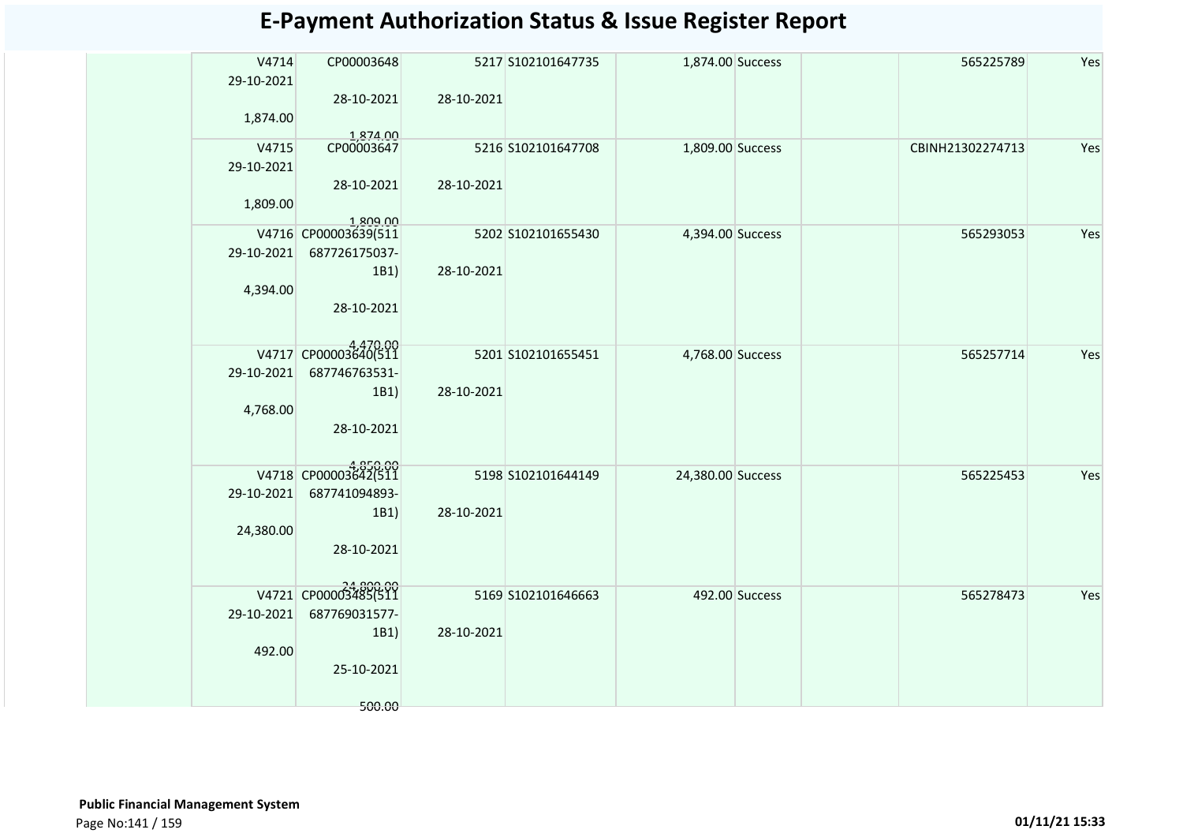# E-Payment Authorization Status & Issue Register Report

| | | | | | | | | | | |
|---|---|---|---|---|---|---|---|---|---|---|
| | V4714 29-10-2021 1,874.00 | CP00003648 28-10-2021 1,874.00 | 5217 28-10-2021 | S102101647735 | 1,874.00 | Success | | | 565225789 | Yes |
| | V4715 29-10-2021 1,809.00 | CP00003647 28-10-2021 1,809.00 | 5216 28-10-2021 | S102101647708 | 1,809.00 | Success | | | CBINH21302274713 | Yes |
| | V4716 29-10-2021 4,394.00 | CP00003639(511 687726175037-1B1) 28-10-2021 4,470.00 | 5202 28-10-2021 | S102101655430 | 4,394.00 | Success | | | 565293053 | Yes |
| | V4717 29-10-2021 4,768.00 | CP00003640(511 687746763531-1B1) 28-10-2021 4,850.00 | 5201 28-10-2021 | S102101655451 | 4,768.00 | Success | | | 565257714 | Yes |
| | V4718 29-10-2021 24,380.00 | CP00003642(511 687741094893-1B1) 28-10-2021 24,800.00 | 5198 28-10-2021 | S102101644149 | 24,380.00 | Success | | | 565225453 | Yes |
| | V4721 29-10-2021 492.00 | CP00003485(511 687769031577-1B1) 25-10-2021 500.00 | 5169 28-10-2021 | S102101646663 | 492.00 | Success | | | 565278473 | Yes |

**Public Financial Management System**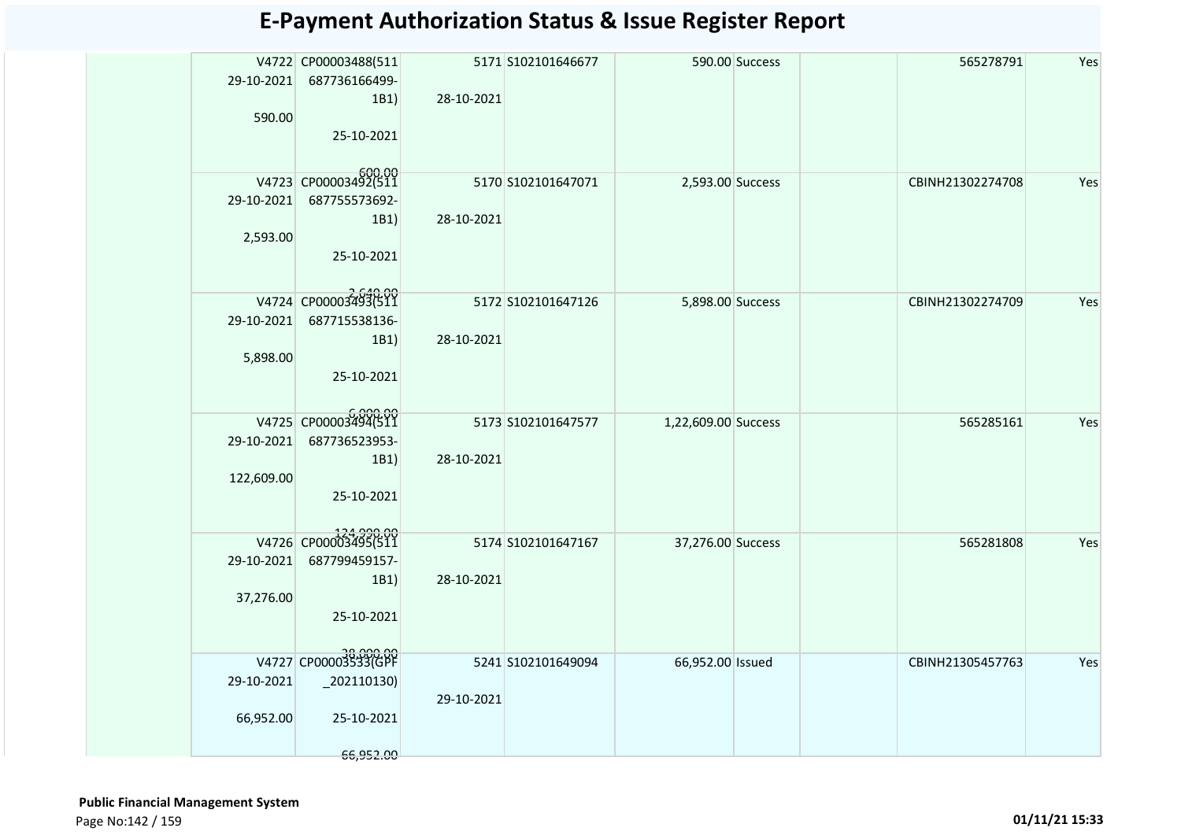# E-Payment Authorization Status & Issue Register Report

| | | | | | | | | | |
|---|---|---|---|---|---|---|---|---|---|
| | V4722 29-10-2021 590.00 | CP00003488(511 687736166499-1B1) 25-10-2021 600.00 | 5171 28-10-2021 | S102101646677 | 590.00 | Success | | 565278791 | Yes |
| | V4723 29-10-2021 2,593.00 | CP00003492(511 687755573692-1B1) 25-10-2021 2,640.00 | 5170 28-10-2021 | S102101647071 | 2,593.00 | Success | | CBINH21302274708 | Yes |
| | V4724 29-10-2021 5,898.00 | CP00003493(511 687715538136-1B1) 25-10-2021 6,000.00 | 5172 28-10-2021 | S102101647126 | 5,898.00 | Success | | CBINH21302274709 | Yes |
| | V4725 29-10-2021 122,609.00 | CP00003494(511 687736523953-1B1) 25-10-2021 124,290.00 | 5173 28-10-2021 | S102101647577 | 1,22,609.00 | Success | | 565285161 | Yes |
| | V4726 29-10-2021 37,276.00 | CP00003495(511 687799459157-1B1) 25-10-2021 38,000.00 | 5174 28-10-2021 | S102101647167 | 37,276.00 | Success | | 565281808 | Yes |
| | V4727 29-10-2021 66,952.00 | CP00003533(GPF _202110130) 25-10-2021 66,952.00 | 5241 29-10-2021 | S102101649094 | 66,952.00 | Issued | | CBINH21305457763 | Yes |

**Public Financial Management System**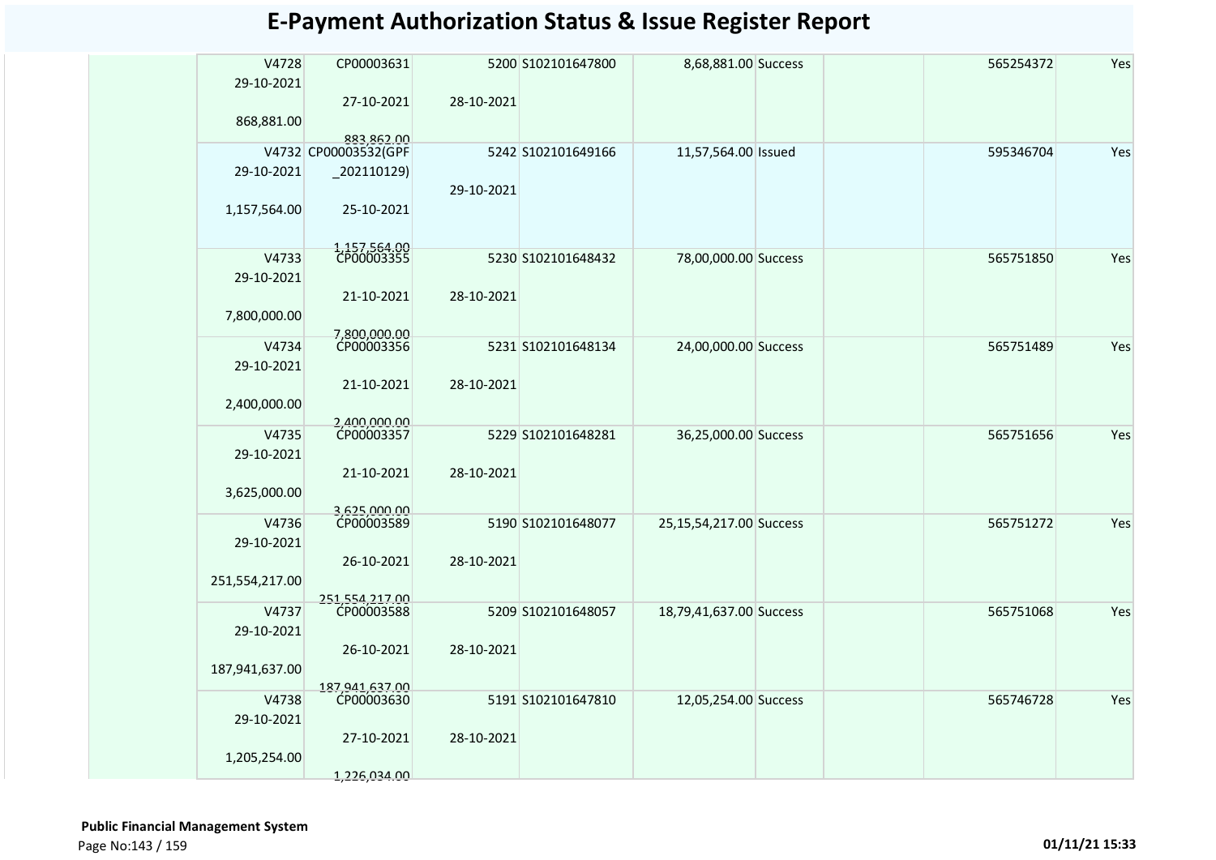# E-Payment Authorization Status & Issue Register Report

| | | | | | | | | | |
|---|---|---|---|---|---|---|---|---|---|
| | V4728 29-10-2021 868,881.00 | CP00003631 27-10-2021 883,862.00 | 5200 28-10-2021 | S102101647800 | 8,68,881.00 | Success | | 565254372 | Yes |
| | V4732 29-10-2021 1,157,564.00 | CP00003532(GPF_202110129) 25-10-2021 1,157,564.00 | 5242 29-10-2021 | S102101649166 | 11,57,564.00 | Issued | | 595346704 | Yes |
| | V4733 29-10-2021 7,800,000.00 | CP00003355 21-10-2021 7,800,000.00 | 5230 28-10-2021 | S102101648432 | 78,00,000.00 | Success | | 565751850 | Yes |
| | V4734 29-10-2021 2,400,000.00 | CP00003356 21-10-2021 2,400,000.00 | 5231 28-10-2021 | S102101648134 | 24,00,000.00 | Success | | 565751489 | Yes |
| | V4735 29-10-2021 3,625,000.00 | CP00003357 21-10-2021 3,625,000.00 | 5229 28-10-2021 | S102101648281 | 36,25,000.00 | Success | | 565751656 | Yes |
| | V4736 29-10-2021 251,554,217.00 | CP00003589 26-10-2021 251,554,217.00 | 5190 28-10-2021 | S102101648077 | 25,15,54,217.00 | Success | | 565751272 | Yes |
| | V4737 29-10-2021 187,941,637.00 | CP00003588 26-10-2021 187,941,637.00 | 5209 28-10-2021 | S102101648057 | 18,79,41,637.00 | Success | | 565751068 | Yes |
| | V4738 29-10-2021 1,205,254.00 | CP00003630 27-10-2021 1,226,034.00 | 5191 28-10-2021 | S102101647810 | 12,05,254.00 | Success | | 565746728 | Yes |

**Public Financial Management System**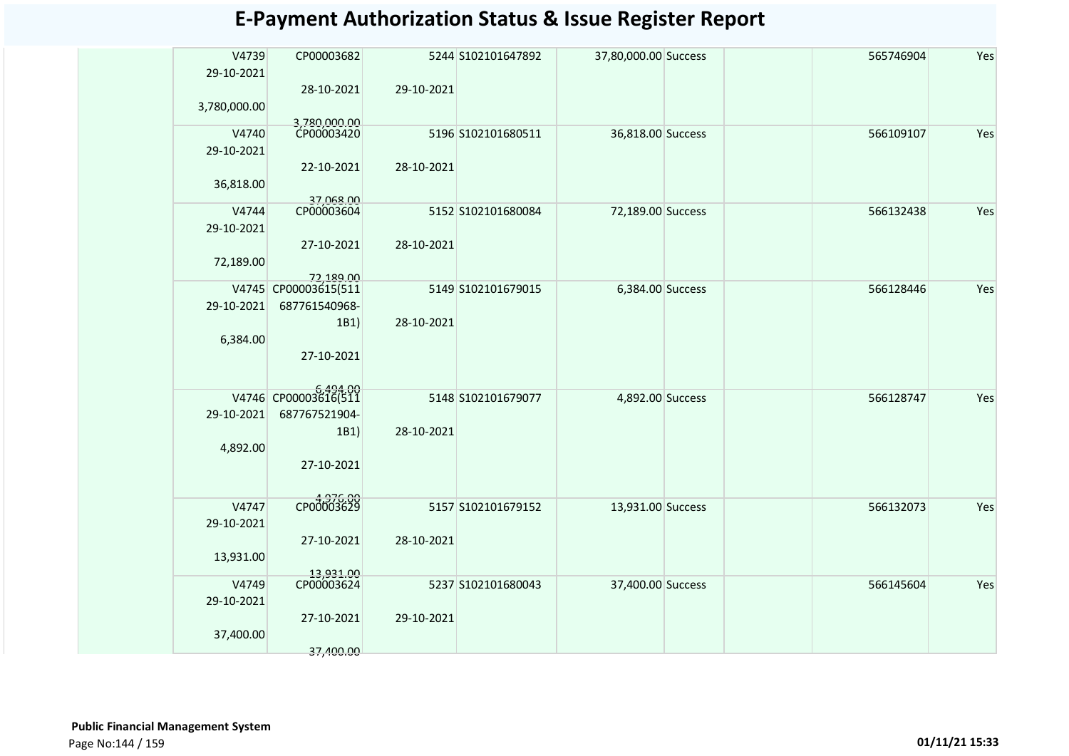# E-Payment Authorization Status & Issue Register Report

| | | | | | | | | | |
|---|---|---|---|---|---|---|---|---|---|
| | V4739 29-10-2021 3,780,000.00 | CP00003682 28-10-2021 3,780,000.00 | 5244 29-10-2021 | S102101647892 | 37,80,000.00 Success | | | 565746904 | Yes |
| | V4740 29-10-2021 36,818.00 | CP00003420 22-10-2021 37,068.00 | 5196 28-10-2021 | S102101680511 | 36,818.00 Success | | | 566109107 | Yes |
| | V4744 29-10-2021 72,189.00 | CP00003604 27-10-2021 72,189.00 | 5152 28-10-2021 | S102101680084 | 72,189.00 Success | | | 566132438 | Yes |
| | V4745 29-10-2021 6,384.00 | CP00003615(511 687761540968-1B1) 27-10-2021 6,494.00 | 5149 28-10-2021 | S102101679015 | 6,384.00 Success | | | 566128446 | Yes |
| | V4746 29-10-2021 4,892.00 | CP00003616(511 687767521904-1B1) 27-10-2021 4,976.00 | 5148 28-10-2021 | S102101679077 | 4,892.00 Success | | | 566128747 | Yes |
| | V4747 29-10-2021 13,931.00 | CP00003629 27-10-2021 13,931.00 | 5157 28-10-2021 | S102101679152 | 13,931.00 Success | | | 566132073 | Yes |
| | V4749 29-10-2021 37,400.00 | CP00003624 27-10-2021 37,400.00 | 5237 29-10-2021 | S102101680043 | 37,400.00 Success | | | 566145604 | Yes |

**Public Financial Management System**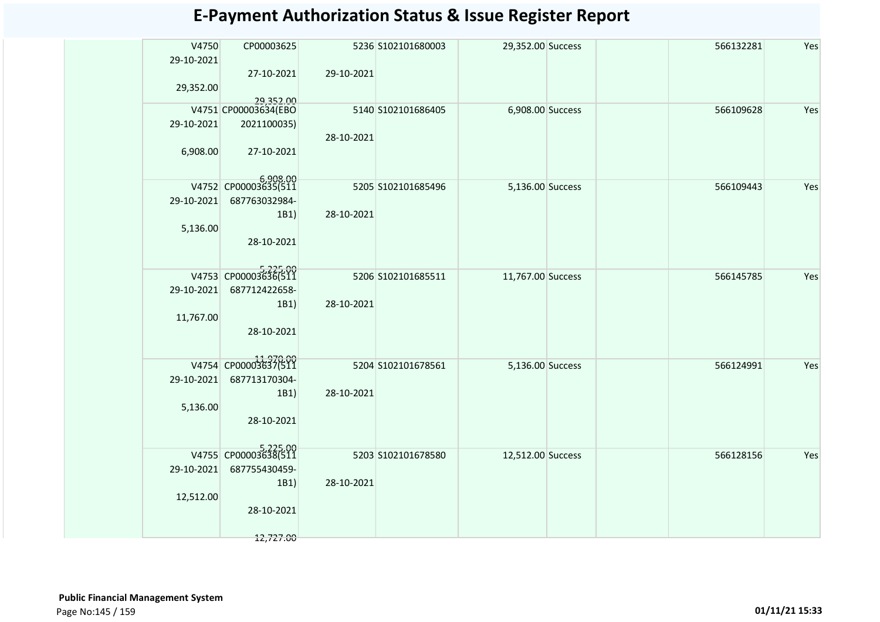# E-Payment Authorization Status & Issue Register Report

| | | | | | | | | | | |
|---|---|---|---|---|---|---|---|---|---|---|
| | V4750 29-10-2021 29,352.00 | CP00003625 27-10-2021 29,352.00 | 5236 29-10-2021 | S102101680003 | 29,352.00 | Success | | | 566132281 | Yes |
| | V4751 29-10-2021 6,908.00 | CP00003634(EBO 2021100035) 27-10-2021 6,908.00 | 5140 28-10-2021 | S102101686405 | 6,908.00 | Success | | | 566109628 | Yes |
| | V4752 29-10-2021 5,136.00 | CP00003635(511 687763032984-1B1) 28-10-2021 5,225.00 | 5205 28-10-2021 | S102101685496 | 5,136.00 | Success | | | 566109443 | Yes |
| | V4753 29-10-2021 11,767.00 | CP00003636(511 687712422658-1B1) 28-10-2021 11,970.00 | 5206 28-10-2021 | S102101685511 | 11,767.00 | Success | | | 566145785 | Yes |
| | V4754 29-10-2021 5,136.00 | CP00003637(511 687713170304-1B1) 28-10-2021 5,225.00 | 5204 28-10-2021 | S102101678561 | 5,136.00 | Success | | | 566124991 | Yes |
| | V4755 29-10-2021 12,512.00 | CP00003638(511 687755430459-1B1) 28-10-2021 12,727.00 | 5203 28-10-2021 | S102101678580 | 12,512.00 | Success | | | 566128156 | Yes |

**Public Financial Management System**

01/11/21 15:33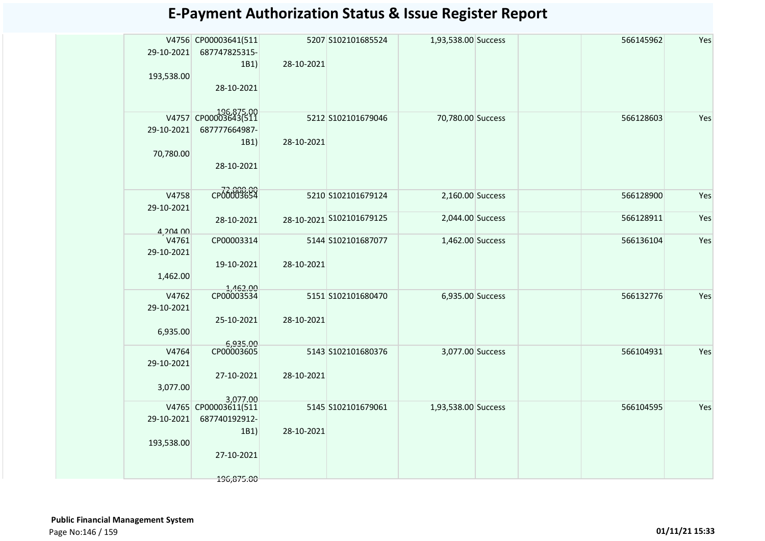# E-Payment Authorization Status & Issue Register Report

| | | | | | | | | |
|---|---|---|---|---|---|---|---|---|
| | V4756 29-10-2021 193,538.00 | CP00003641(511 687747825315-1B1) 28-10-2021 196,875.00 | 5207 28-10-2021 | S102101685524 | 1,93,538.00 Success | | 566145962 | Yes |
| | V4757 29-10-2021 70,780.00 | CP00003643(511 687777664987-1B1) 28-10-2021 72,000.00 | 5212 28-10-2021 | S102101679046 | 70,780.00 Success | | 566128603 | Yes |
| | V4758 29-10-2021 4,204.00 | CP00003654 28-10-2021 | 5210 28-10-2021 | S102101679124 | 2,160.00 Success | | 566128900 | Yes |
| | | | | S102101679125 | 2,044.00 Success | | 566128911 | Yes |
| | V4761 29-10-2021 1,462.00 | CP00003314 19-10-2021 1,462.00 | 5144 28-10-2021 | S102101687077 | 1,462.00 Success | | 566136104 | Yes |
| | V4762 29-10-2021 6,935.00 | CP00003534 25-10-2021 6,935.00 | 5151 28-10-2021 | S102101680470 | 6,935.00 Success | | 566132776 | Yes |
| | V4764 29-10-2021 3,077.00 | CP00003605 27-10-2021 3,077.00 | 5143 28-10-2021 | S102101680376 | 3,077.00 Success | | 566104931 | Yes |
| | V4765 29-10-2021 193,538.00 | CP00003611(511 687740192912-1B1) 27-10-2021 196,875.00 | 5145 28-10-2021 | S102101679061 | 1,93,538.00 Success | | 566104595 | Yes |

**Public Financial Management System**

01/11/21 15:33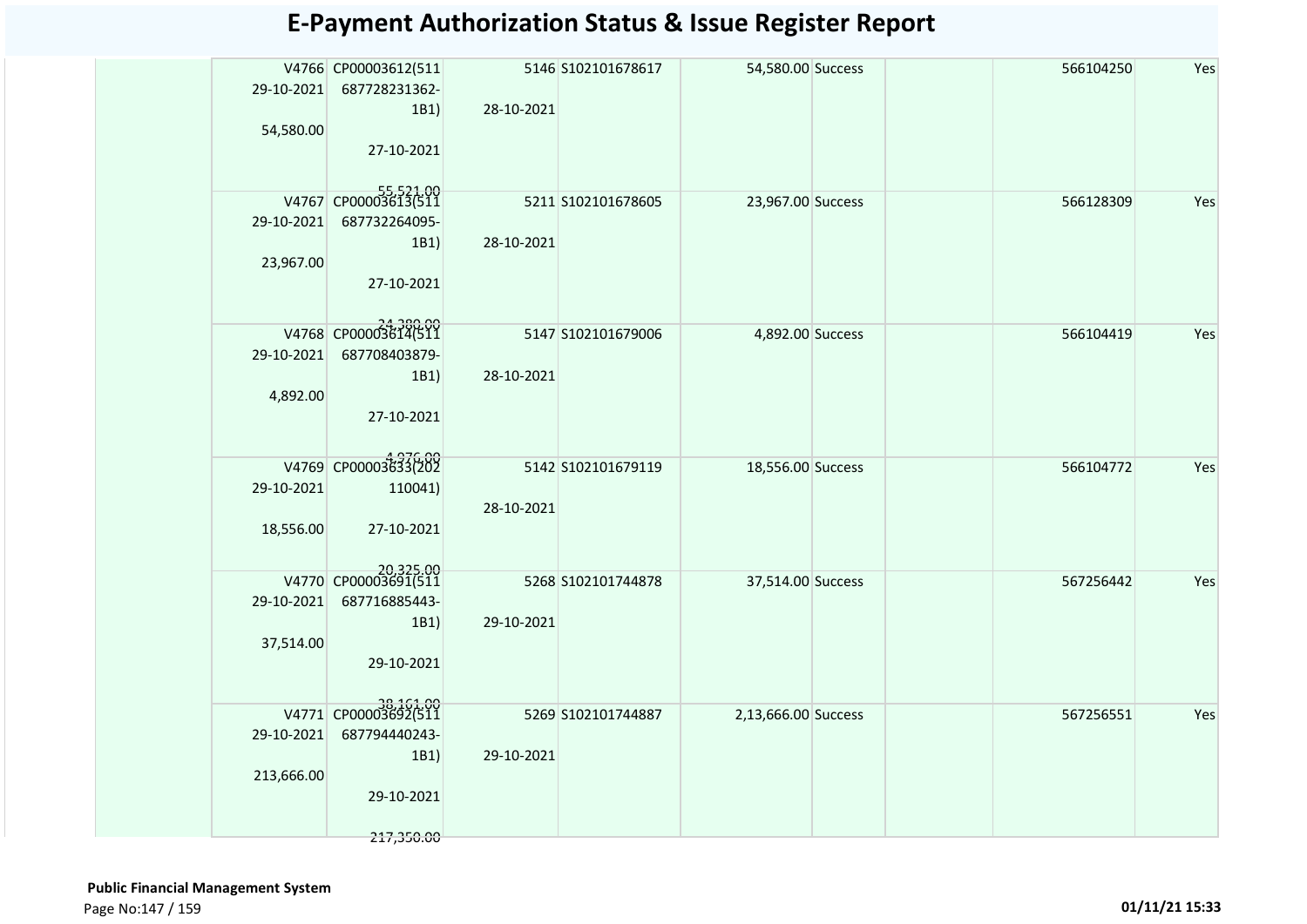# E-Payment Authorization Status & Issue Register Report

| | | | | | | | | | |
|---|---|---|---|---|---|---|---|---|---|
| | V4766 29-10-2021 54,580.00 | CP00003612(511 687728231362-1B1) 27-10-2021 55,521.00 | 5146 28-10-2021 | S102101678617 | 54,580.00 | Success | | 566104250 | Yes |
| | V4767 29-10-2021 23,967.00 | CP00003613(511 687732264095-1B1) 27-10-2021 24,380.00 | 5211 28-10-2021 | S102101678605 | 23,967.00 | Success | | 566128309 | Yes |
| | V4768 29-10-2021 4,892.00 | CP00003614(511 687708403879-1B1) 27-10-2021 4,976.00 | 5147 28-10-2021 | S102101679006 | 4,892.00 | Success | | 566104419 | Yes |
| | V4769 29-10-2021 18,556.00 | CP00003633(202 110041) 27-10-2021 20,325.00 | 5142 28-10-2021 | S102101679119 | 18,556.00 | Success | | 566104772 | Yes |
| | V4770 29-10-2021 37,514.00 | CP00003691(511 687716885443-1B1) 29-10-2021 38,161.00 | 5268 29-10-2021 | S102101744878 | 37,514.00 | Success | | 567256442 | Yes |
| | V4771 29-10-2021 213,666.00 | CP00003692(511 687794440243-1B1) 29-10-2021 217,350.00 | 5269 29-10-2021 | S102101744887 | 2,13,666.00 | Success | | 567256551 | Yes |

**Public Financial Management System**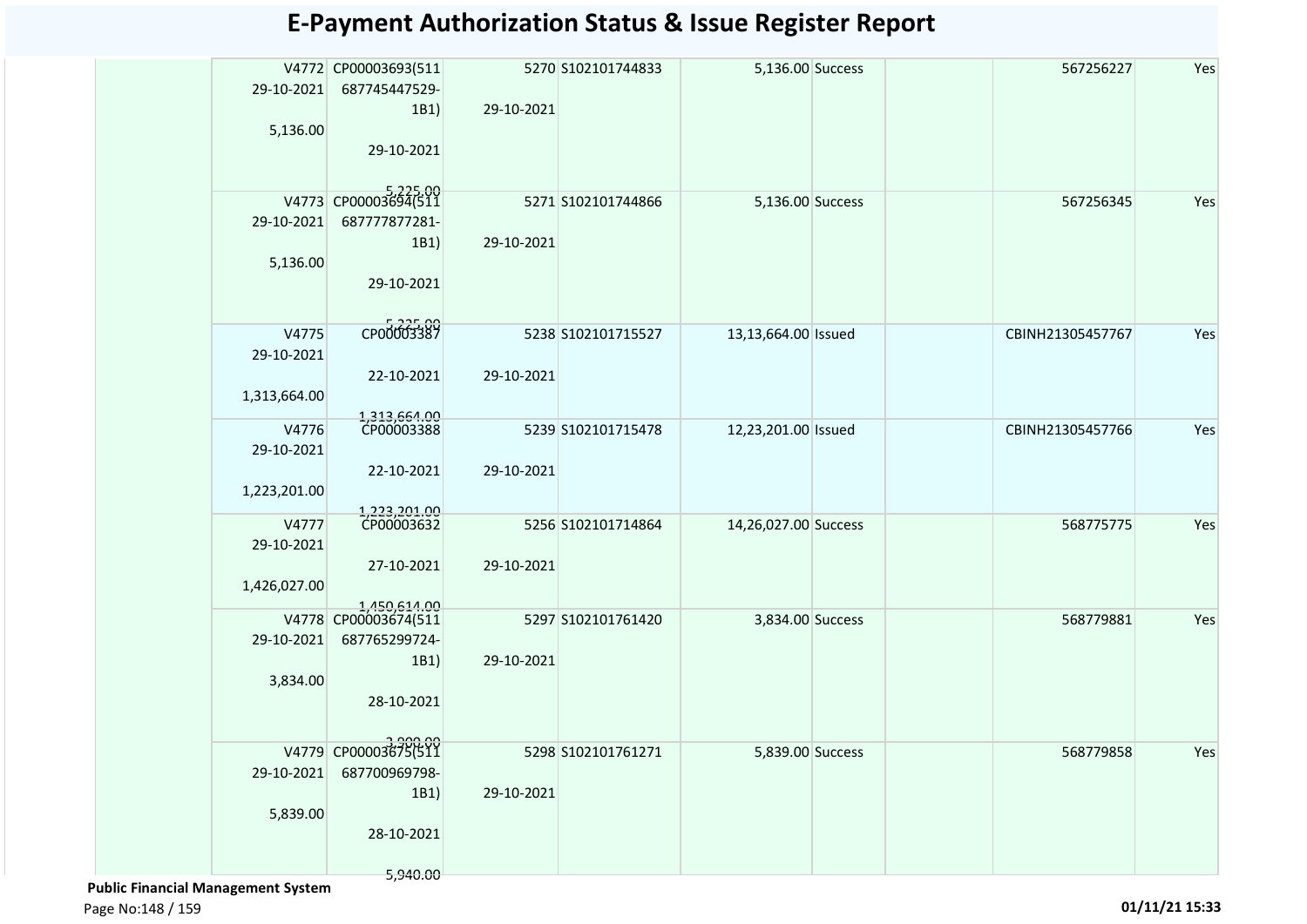# E-Payment Authorization Status & Issue Register Report

| | | | | | | | | | | |
|---|---|---|---|---|---|---|---|---|---|---|
| | V4772 29-10-2021 5,136.00 | CP00003693(511 687745447529-1B1) 29-10-2021 5,225.00 | 5270 29-10-2021 | S102101744833 | 5,136.00 | Success | | | 567256227 | Yes |
| | V4773 29-10-2021 5,136.00 | CP00003694(511 687777877281-1B1) 29-10-2021 5,225.00 | 5271 29-10-2021 | S102101744866 | 5,136.00 | Success | | | 567256345 | Yes |
| | V4775 29-10-2021 1,313,664.00 | CP00003387 22-10-2021 1,313,664.00 | 5238 29-10-2021 | S102101715527 | 13,13,664.00 | Issued | | | CBINH21305457767 | Yes |
| | V4776 29-10-2021 1,223,201.00 | CP00003388 22-10-2021 1,223,201.00 | 5239 29-10-2021 | S102101715478 | 12,23,201.00 | Issued | | | CBINH21305457766 | Yes |
| | V4777 29-10-2021 1,426,027.00 | CP00003632 27-10-2021 1,450,614.00 | 5256 29-10-2021 | S102101714864 | 14,26,027.00 | Success | | | 568775775 | Yes |
| | V4778 29-10-2021 3,834.00 | CP00003674(511 687765299724-1B1) 28-10-2021 3,900.00 | 5297 29-10-2021 | S102101761420 | 3,834.00 | Success | | | 568779881 | Yes |
| | V4779 29-10-2021 5,839.00 | CP00003675(511 687700969798-1B1) 28-10-2021 5,940.00 | 5298 29-10-2021 | S102101761271 | 5,839.00 | Success | | | 568779858 | Yes |

**Public Financial Management System**

01/11/21 15:33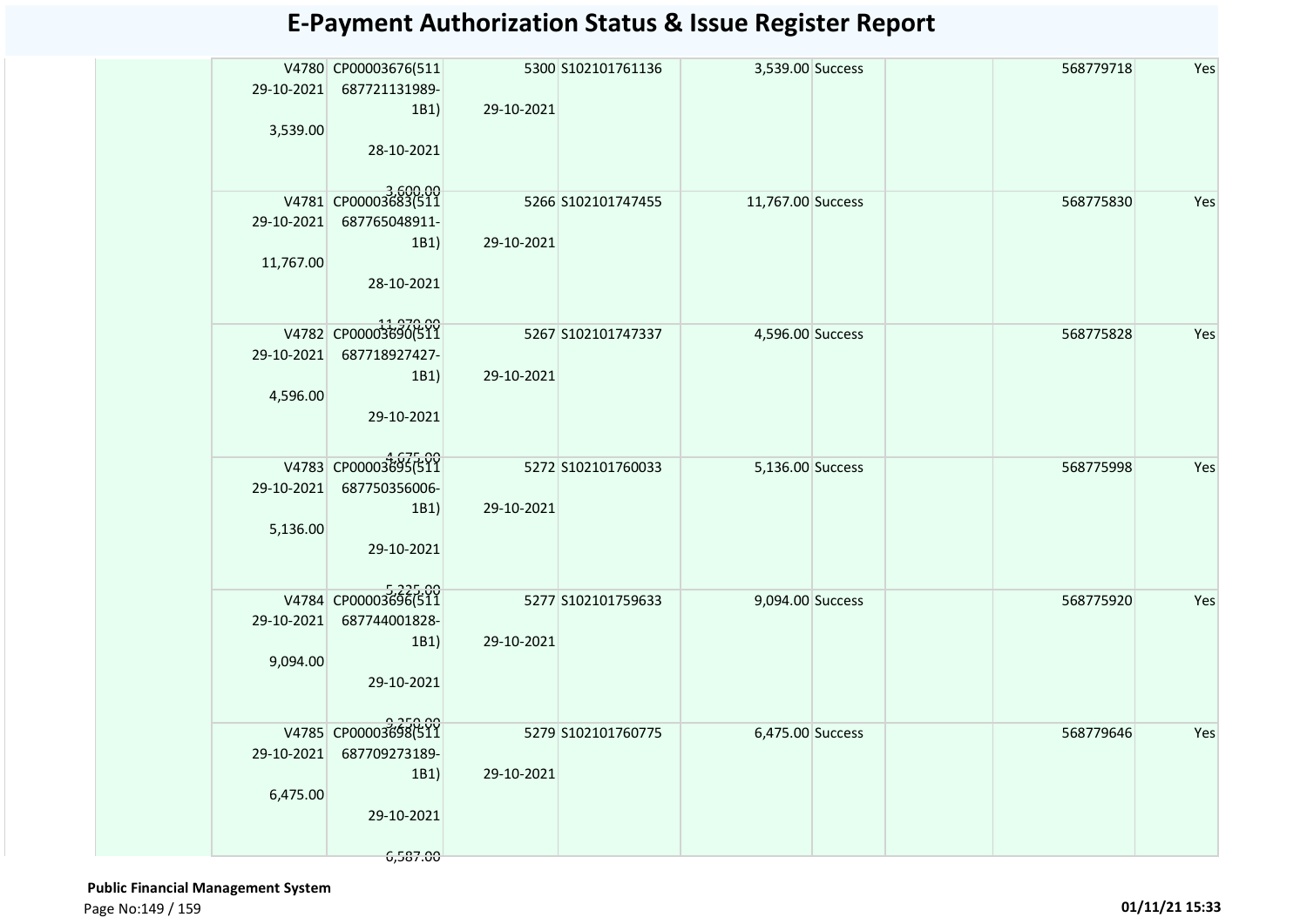# E-Payment Authorization Status & Issue Register Report

| | | | | | | | | | |
|---|---|---|---|---|---|---|---|---|---|
| | V4780 29-10-2021 3,539.00 | CP00003676(511 687721131989-1B1) 28-10-2021 3,600.00 | 5300 29-10-2021 | S102101761136 | 3,539.00 | Success | | 568779718 | Yes |
| | V4781 29-10-2021 11,767.00 | CP00003683(511 687765048911-1B1) 28-10-2021 11,970.00 | 5266 29-10-2021 | S102101747455 | 11,767.00 | Success | | 568775830 | Yes |
| | V4782 29-10-2021 4,596.00 | CP00003690(511 687718927427-1B1) 29-10-2021 4,675.00 | 5267 29-10-2021 | S102101747337 | 4,596.00 | Success | | 568775828 | Yes |
| | V4783 29-10-2021 5,136.00 | CP00003695(511 687750356006-1B1) 29-10-2021 5,225.00 | 5272 29-10-2021 | S102101760033 | 5,136.00 | Success | | 568775998 | Yes |
| | V4784 29-10-2021 9,094.00 | CP00003696(511 687744001828-1B1) 29-10-2021 9,250.00 | 5277 29-10-2021 | S102101759633 | 9,094.00 | Success | | 568775920 | Yes |
| | V4785 29-10-2021 6,475.00 | CP00003698(511 687709273189-1B1) 29-10-2021 6,587.00 | 5279 29-10-2021 | S102101760775 | 6,475.00 | Success | | 568779646 | Yes |

**Public Financial Management System**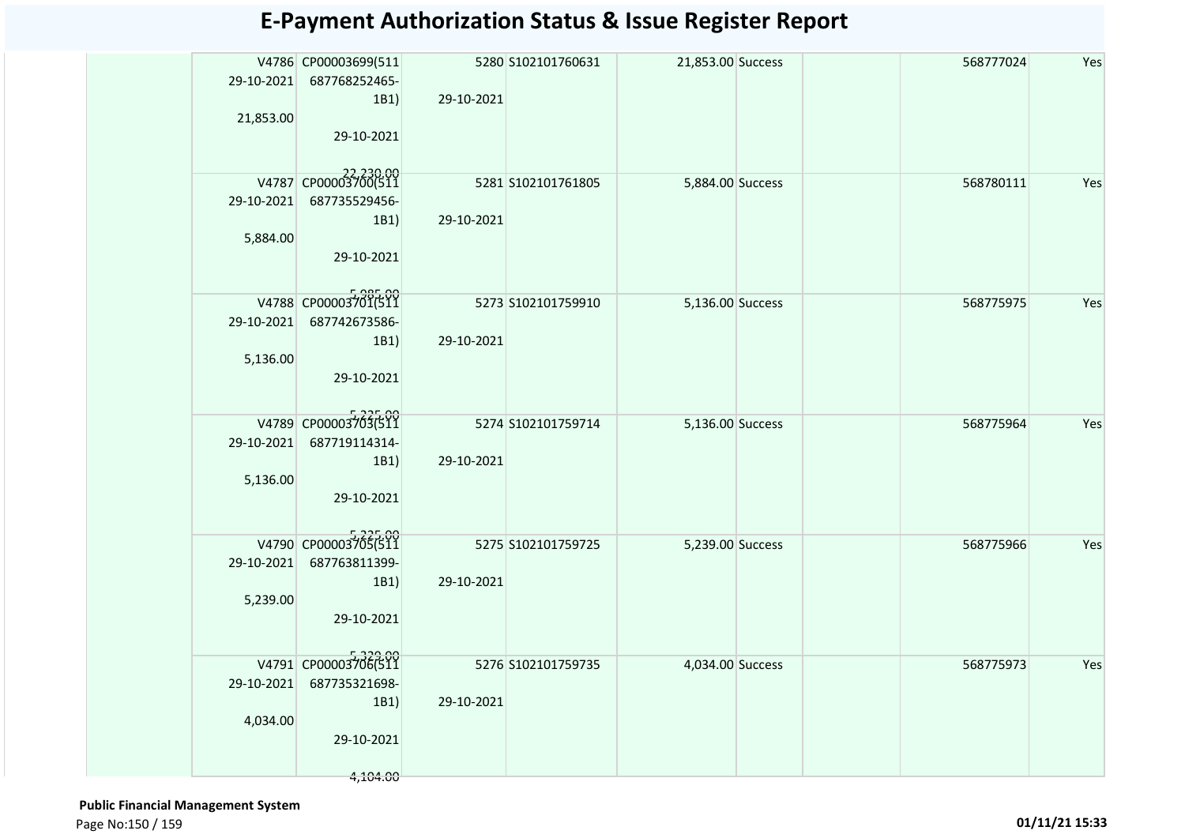# E-Payment Authorization Status & Issue Register Report

| | | | | | | | | | |
|---|---|---|---|---|---|---|---|---|---|
| | V4786 29-10-2021 21,853.00 | CP00003699(511 687768252465-1B1) 29-10-2021 22,230.00 | 5280 29-10-2021 | S102101760631 | 21,853.00 | Success | | 568777024 | Yes |
| | V4787 29-10-2021 5,884.00 | CP00003700(511 687735529456-1B1) 29-10-2021 5,985.00 | 5281 29-10-2021 | S102101761805 | 5,884.00 | Success | | 568780111 | Yes |
| | V4788 29-10-2021 5,136.00 | CP00003701(511 687742673586-1B1) 29-10-2021 5,225.00 | 5273 29-10-2021 | S102101759910 | 5,136.00 | Success | | 568775975 | Yes |
| | V4789 29-10-2021 5,136.00 | CP00003703(511 687719114314-1B1) 29-10-2021 5,225.00 | 5274 29-10-2021 | S102101759714 | 5,136.00 | Success | | 568775964 | Yes |
| | V4790 29-10-2021 5,239.00 | CP00003705(511 687763811399-1B1) 29-10-2021 5,329.00 | 5275 29-10-2021 | S102101759725 | 5,239.00 | Success | | 568775966 | Yes |
| | V4791 29-10-2021 4,034.00 | CP00003706(511 687735321698-1B1) 29-10-2021 4,104.00 | 5276 29-10-2021 | S102101759735 | 4,034.00 | Success | | 568775973 | Yes |

**Public Financial Management System**

01/11/21 15:33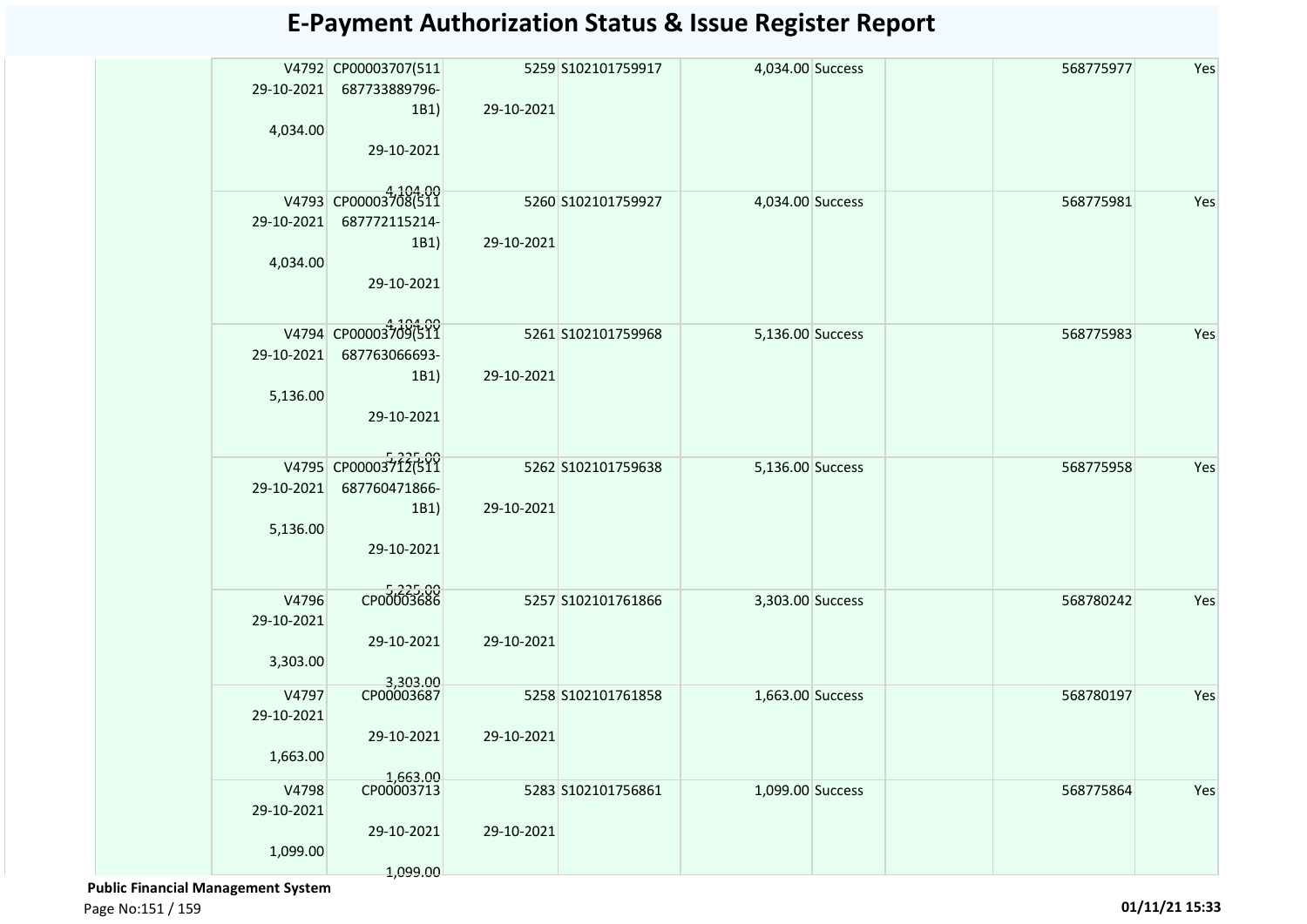# E-Payment Authorization Status & Issue Register Report

| | | | | | | | | | | |
|---|---|---|---|---|---|---|---|---|---|---|
| | V4792 29-10-2021 4,034.00 | CP00003707(511 687733889796-1B1) 29-10-2021 4,104.00 | 5259 29-10-2021 | S102101759917 | 4,034.00 | Success | | | 568775977 | Yes |
| | V4793 29-10-2021 4,034.00 | CP00003708(511 687772115214-1B1) 29-10-2021 4,104.00 | 5260 29-10-2021 | S102101759927 | 4,034.00 | Success | | | 568775981 | Yes |
| | V4794 29-10-2021 5,136.00 | CP00003709(511 687763066693-1B1) 29-10-2021 5,225.00 | 5261 29-10-2021 | S102101759968 | 5,136.00 | Success | | | 568775983 | Yes |
| | V4795 29-10-2021 5,136.00 | CP00003712(511 687760471866-1B1) 29-10-2021 5,225.00 | 5262 29-10-2021 | S102101759638 | 5,136.00 | Success | | | 568775958 | Yes |
| | V4796 29-10-2021 3,303.00 | CP00003686 29-10-2021 3,303.00 | 5257 29-10-2021 | S102101761866 | 3,303.00 | Success | | | 568780242 | Yes |
| | V4797 29-10-2021 1,663.00 | CP00003687 29-10-2021 1,663.00 | 5258 29-10-2021 | S102101761858 | 1,663.00 | Success | | | 568780197 | Yes |
| | V4798 29-10-2021 1,099.00 | CP00003713 29-10-2021 1,099.00 | 5283 29-10-2021 | S102101756861 | 1,099.00 | Success | | | 568775864 | Yes |

**Public Financial Management System**

01/11/21 15:33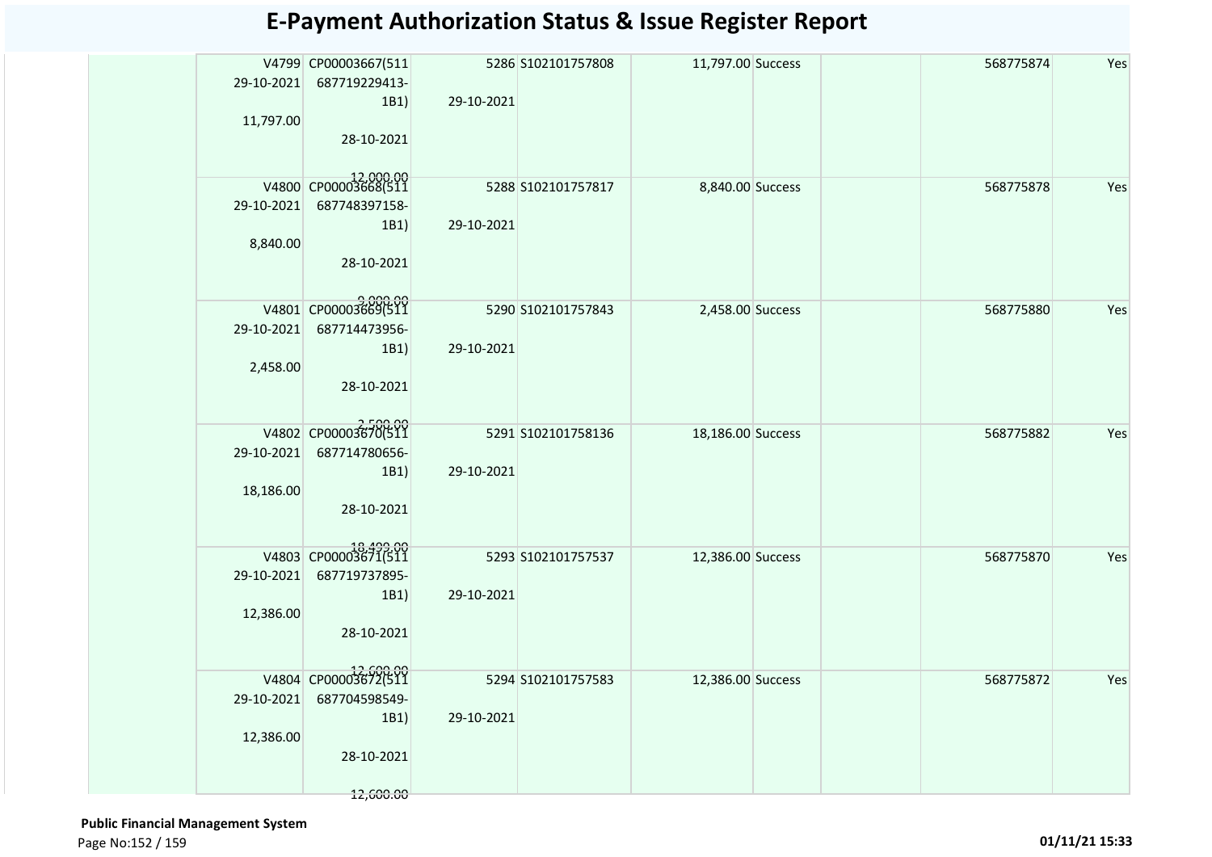# E-Payment Authorization Status & Issue Register Report

| | | | | | | | | | |
|---|---|---|---|---|---|---|---|---|---|
| | V4799 29-10-2021 11,797.00 | CP00003667(511 687719229413-1B1) 28-10-2021 12,000.00 | 5286 29-10-2021 | S102101757808 | 11,797.00 | Success | | 568775874 | Yes |
| | V4800 29-10-2021 8,840.00 | CP00003668(511 687748397158-1B1) 28-10-2021 9,000.00 | 5288 29-10-2021 | S102101757817 | 8,840.00 | Success | | 568775878 | Yes |
| | V4801 29-10-2021 2,458.00 | CP00003669(511 687714473956-1B1) 28-10-2021 2,500.00 | 5290 29-10-2021 | S102101757843 | 2,458.00 | Success | | 568775880 | Yes |
| | V4802 29-10-2021 18,186.00 | CP00003670(511 687714780656-1B1) 28-10-2021 18,499.00 | 5291 29-10-2021 | S102101758136 | 18,186.00 | Success | | 568775882 | Yes |
| | V4803 29-10-2021 12,386.00 | CP00003671(511 687719737895-1B1) 28-10-2021 12,600.00 | 5293 29-10-2021 | S102101757537 | 12,386.00 | Success | | 568775870 | Yes |
| | V4804 29-10-2021 12,386.00 | CP00003672(511 687704598549-1B1) 28-10-2021 12,600.00 | 5294 29-10-2021 | S102101757583 | 12,386.00 | Success | | 568775872 | Yes |

**Public Financial Management System**

01/11/21 15:33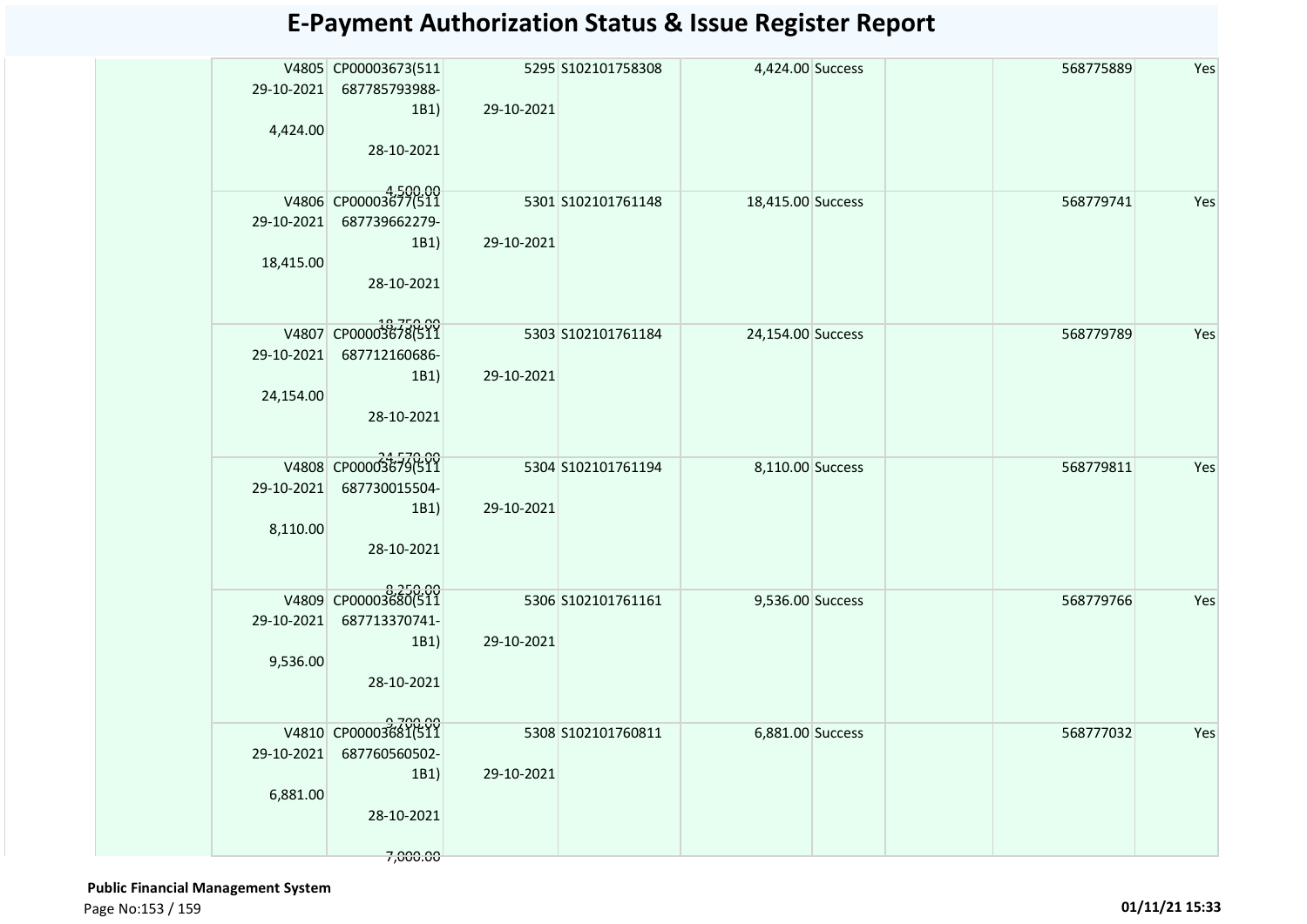# E-Payment Authorization Status & Issue Register Report

| | | | | | | | | | |
|---|---|---|---|---|---|---|---|---|---|
| | V4805 29-10-2021 4,424.00 | CP00003673(511 687785793988-1B1) 28-10-2021 4,500.00 | 5295 29-10-2021 | S102101758308 | 4,424.00 | Success | | 568775889 | Yes |
| | V4806 29-10-2021 18,415.00 | CP00003677(511 687739662279-1B1) 28-10-2021 18,750.00 | 5301 29-10-2021 | S102101761148 | 18,415.00 | Success | | 568779741 | Yes |
| | V4807 29-10-2021 24,154.00 | CP00003678(511 687712160686-1B1) 28-10-2021 24,570.00 | 5303 29-10-2021 | S102101761184 | 24,154.00 | Success | | 568779789 | Yes |
| | V4808 29-10-2021 8,110.00 | CP00003679(511 687730015504-1B1) 28-10-2021 8,250.00 | 5304 29-10-2021 | S102101761194 | 8,110.00 | Success | | 568779811 | Yes |
| | V4809 29-10-2021 9,536.00 | CP00003680(511 687713370741-1B1) 28-10-2021 9,700.00 | 5306 29-10-2021 | S102101761161 | 9,536.00 | Success | | 568779766 | Yes |
| | V4810 29-10-2021 6,881.00 | CP00003681(511 687760560502-1B1) 28-10-2021 7,000.00 | 5308 29-10-2021 | S102101760811 | 6,881.00 | Success | | 568777032 | Yes |

**Public Financial Management System**

01/11/21 15:33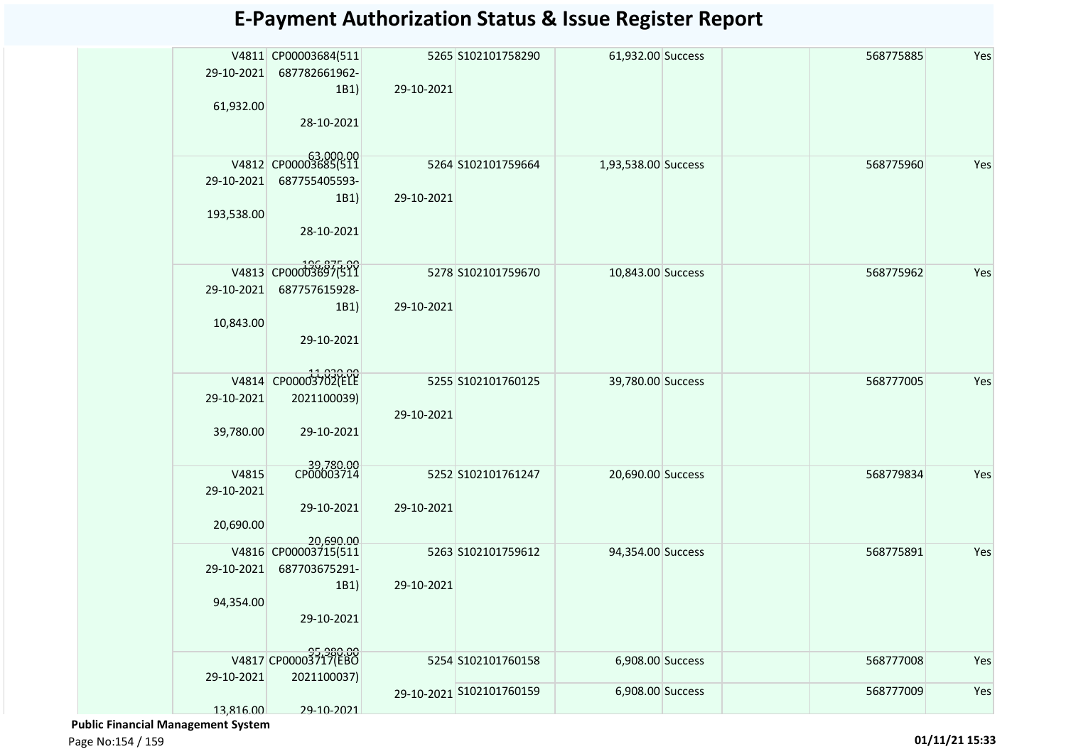# E-Payment Authorization Status & Issue Register Report

| | | | | | | | | | |
|---|---|---|---|---|---|---|---|---|---|
| | V4811 29-10-2021 61,932.00 | CP00003684(511 687782661962-1B1) 28-10-2021 63,000.00 | 5265 29-10-2021 | S102101758290 | 61,932.00 | Success | | 568775885 | Yes |
| | V4812 29-10-2021 193,538.00 | CP00003685(511 687755405593-1B1) 28-10-2021 196,875.00 | 5264 29-10-2021 | S102101759664 | 1,93,538.00 | Success | | 568775960 | Yes |
| | V4813 29-10-2021 10,843.00 | CP00003697(511 687757615928-1B1) 29-10-2021 11,030.00 | 5278 29-10-2021 | S102101759670 | 10,843.00 | Success | | 568775962 | Yes |
| | V4814 29-10-2021 39,780.00 | CP00003702(ELE 2021100039) 29-10-2021 39,780.00 | 5255 29-10-2021 | S102101760125 | 39,780.00 | Success | | 568777005 | Yes |
| | V4815 29-10-2021 20,690.00 | CP00003714 29-10-2021 20,690.00 | 5252 29-10-2021 | S102101761247 | 20,690.00 | Success | | 568779834 | Yes |
| | V4816 29-10-2021 94,354.00 | CP00003715(511 687703675291-1B1) 29-10-2021 95,980.00 | 5263 29-10-2021 | S102101759612 | 94,354.00 | Success | | 568775891 | Yes |
| | V4817 29-10-2021 13,816.00 | CP00003717(EBO 2021100037) 29-10-2021 | 5254 29-10-2021 | S102101760158 | 6,908.00 | Success | | 568777008 | Yes |
| | | | | S102101760159 | 6,908.00 | Success | | 568777009 | Yes |

**Public Financial Management System**

01/11/21 15:33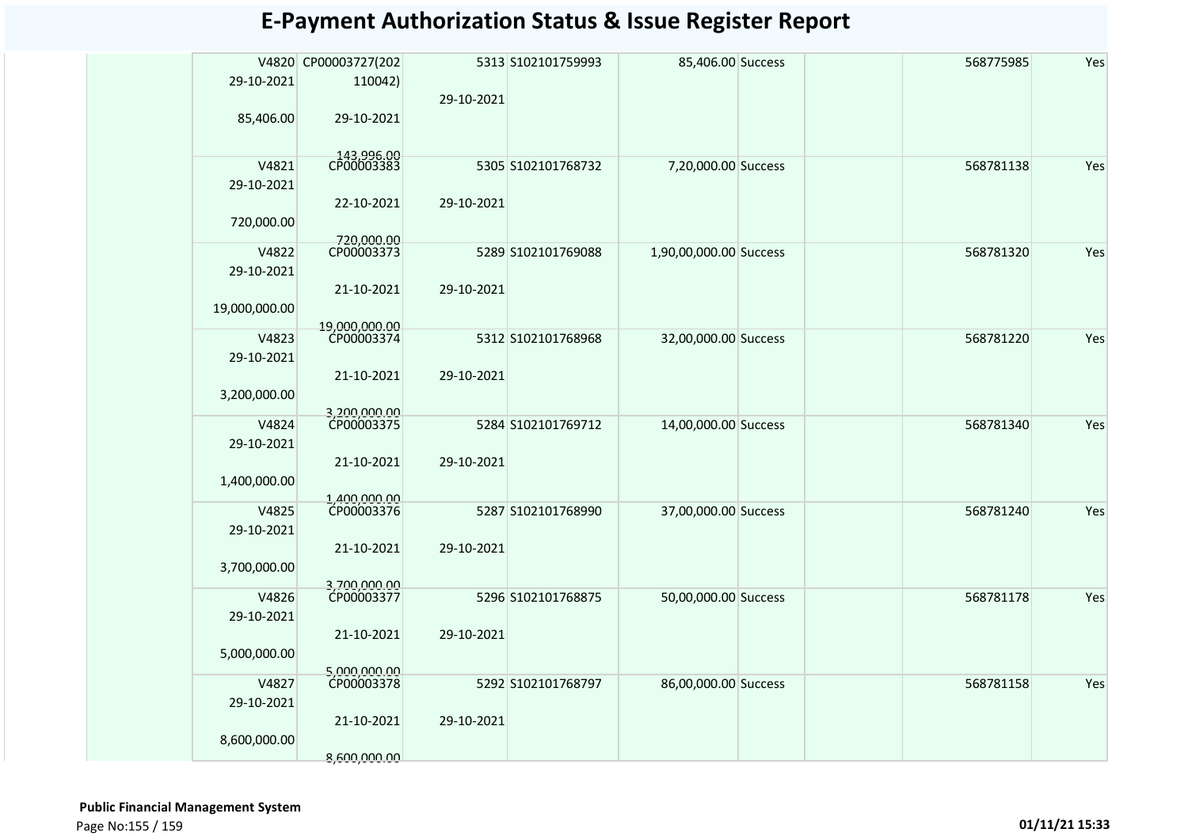# E-Payment Authorization Status & Issue Register Report

| | | | | | | | | | | |
|---|---|---|---|---|---|---|---|---|---|---|
| | V4820 29-10-2021 85,406.00 | CP00003727(202110042) 29-10-2021 143,996.00 | 5313 29-10-2021 | S102101759993 | 85,406.00 | Success | | | 568775985 | Yes |
| | V4821 29-10-2021 720,000.00 | CP00003383 22-10-2021 720,000.00 | 5305 29-10-2021 | S102101768732 | 7,20,000.00 | Success | | | 568781138 | Yes |
| | V4822 29-10-2021 19,000,000.00 | CP00003373 21-10-2021 19,000,000.00 | 5289 29-10-2021 | S102101769088 | 1,90,00,000.00 | Success | | | 568781320 | Yes |
| | V4823 29-10-2021 3,200,000.00 | CP00003374 21-10-2021 3,200,000.00 | 5312 29-10-2021 | S102101768968 | 32,00,000.00 | Success | | | 568781220 | Yes |
| | V4824 29-10-2021 1,400,000.00 | CP00003375 21-10-2021 1,400,000.00 | 5284 29-10-2021 | S102101769712 | 14,00,000.00 | Success | | | 568781340 | Yes |
| | V4825 29-10-2021 3,700,000.00 | CP00003376 21-10-2021 3,700,000.00 | 5287 29-10-2021 | S102101768990 | 37,00,000.00 | Success | | | 568781240 | Yes |
| | V4826 29-10-2021 5,000,000.00 | CP00003377 21-10-2021 5,000,000.00 | 5296 29-10-2021 | S102101768875 | 50,00,000.00 | Success | | | 568781178 | Yes |
| | V4827 29-10-2021 8,600,000.00 | CP00003378 21-10-2021 8,600,000.00 | 5292 29-10-2021 | S102101768797 | 86,00,000.00 | Success | | | 568781158 | Yes |

**Public Financial Management System**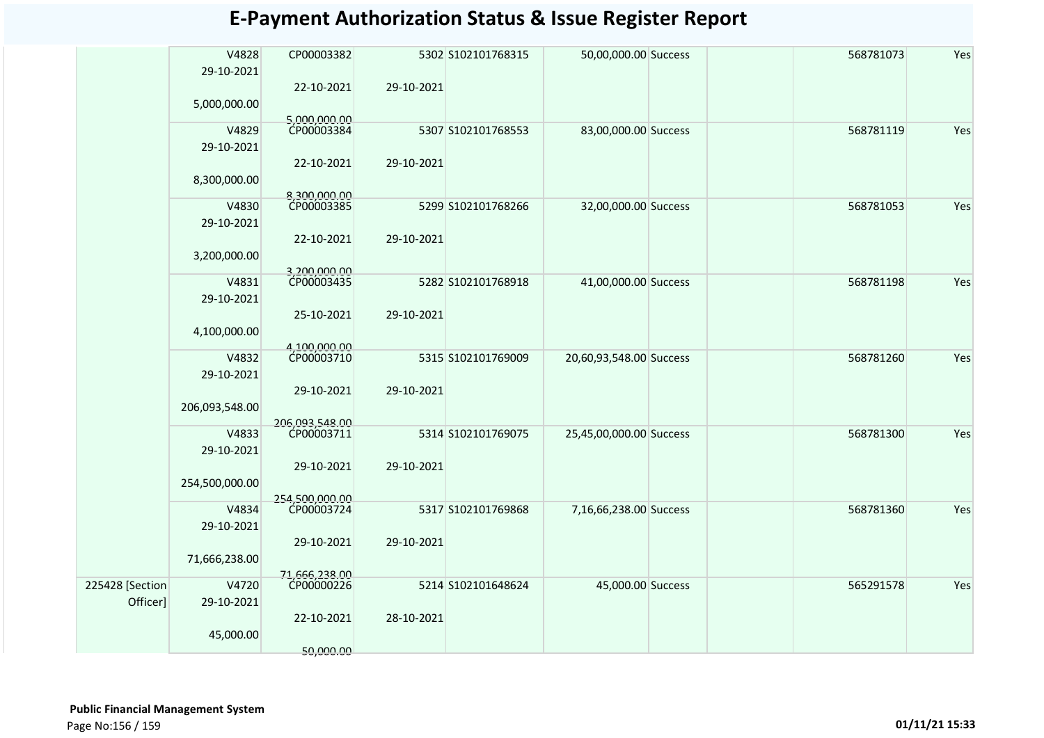# E-Payment Authorization Status & Issue Register Report

| | | | | | | | | | |
|---|---|---|---|---|---|---|---|---|---|
| | V4828<br>29-10-2021<br>5,000,000.00 | CP00003382<br>22-10-2021<br>5,000,000.00 | 5302<br>29-10-2021 | S102101768315 | 50,00,000.00 | Success | | 568781073 | Yes |
| | V4829<br>29-10-2021<br>8,300,000.00 | CP00003384<br>22-10-2021<br>8,300,000.00 | 5307<br>29-10-2021 | S102101768553 | 83,00,000.00 | Success | | 568781119 | Yes |
| | V4830<br>29-10-2021<br>3,200,000.00 | CP00003385<br>22-10-2021<br>3,200,000.00 | 5299<br>29-10-2021 | S102101768266 | 32,00,000.00 | Success | | 568781053 | Yes |
| | V4831<br>29-10-2021<br>4,100,000.00 | CP00003435<br>25-10-2021<br>4,100,000.00 | 5282<br>29-10-2021 | S102101768918 | 41,00,000.00 | Success | | 568781198 | Yes |
| | V4832<br>29-10-2021<br>206,093,548.00 | CP00003710<br>29-10-2021<br>206,093,548.00 | 5315<br>29-10-2021 | S102101769009 | 20,60,93,548.00 | Success | | 568781260 | Yes |
| | V4833<br>29-10-2021<br>254,500,000.00 | CP00003711<br>29-10-2021<br>254,500,000.00 | 5314<br>29-10-2021 | S102101769075 | 25,45,00,000.00 | Success | | 568781300 | Yes |
| | V4834<br>29-10-2021<br>71,666,238.00 | CP00003724<br>29-10-2021<br>71,666,238.00 | 5317<br>29-10-2021 | S102101769868 | 7,16,66,238.00 | Success | | 568781360 | Yes |
| 225428 [Section Officer] | V4720<br>29-10-2021<br>45,000.00 | CP00000226<br>22-10-2021<br>50,000.00 | 5214<br>28-10-2021 | S102101648624 | 45,000.00 | Success | | 565291578 | Yes |

**Public Financial Management System**

01/11/21 15:33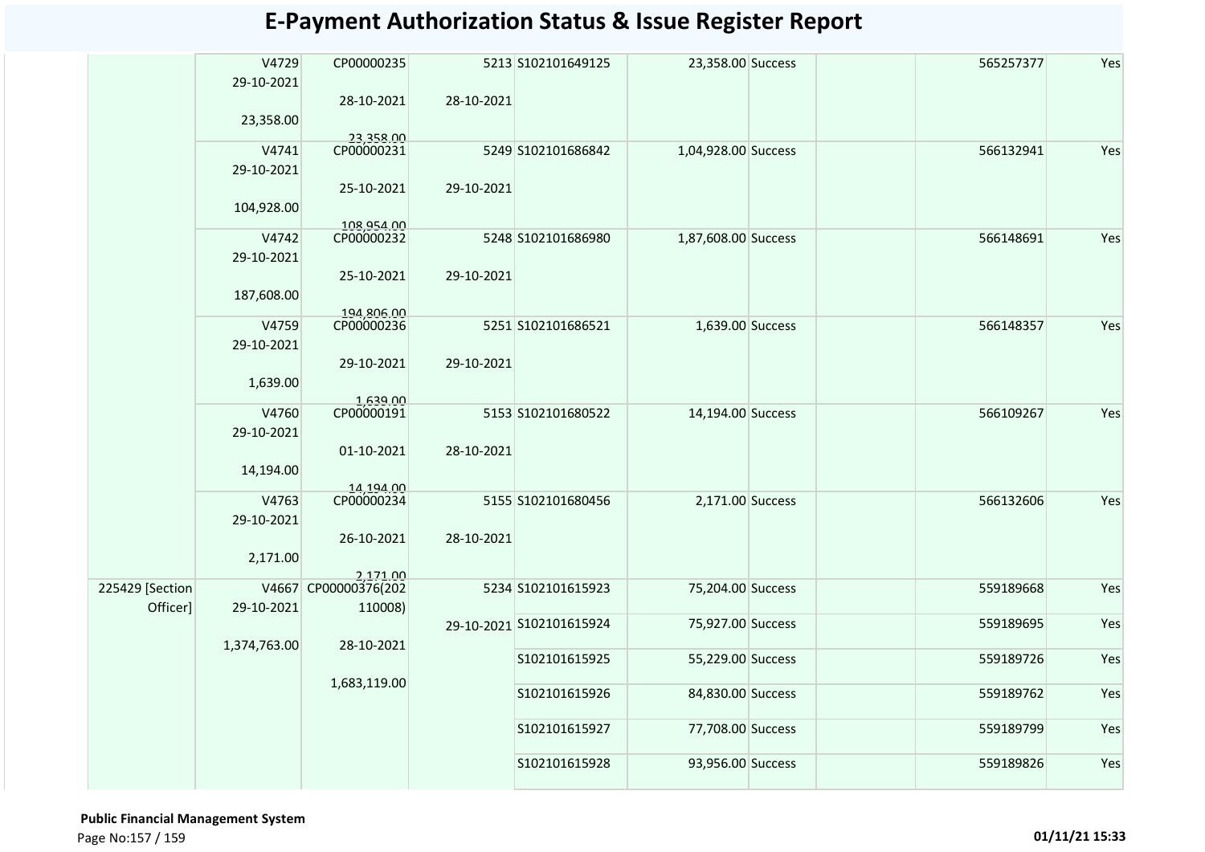# E-Payment Authorization Status & Issue Register Report

| | | | | | | | | | |
|---|---|---|---|---|---|---|---|---|---|
| | V4729 29-10-2021 23,358.00 | CP00000235 28-10-2021 23,358.00 | 5213 28-10-2021 | S102101649125 | 23,358.00 | Success | | 565257377 | Yes |
| | V4741 29-10-2021 104,928.00 | CP00000231 25-10-2021 108,954.00 | 5249 29-10-2021 | S102101686842 | 1,04,928.00 | Success | | 566132941 | Yes |
| | V4742 29-10-2021 187,608.00 | CP00000232 25-10-2021 194,806.00 | 5248 29-10-2021 | S102101686980 | 1,87,608.00 | Success | | 566148691 | Yes |
| | V4759 29-10-2021 1,639.00 | CP00000236 29-10-2021 1,639.00 | 5251 29-10-2021 | S102101686521 | 1,639.00 | Success | | 566148357 | Yes |
| | V4760 29-10-2021 14,194.00 | CP00000191 01-10-2021 14,194.00 | 5153 28-10-2021 | S102101680522 | 14,194.00 | Success | | 566109267 | Yes |
| | V4763 29-10-2021 2,171.00 | CP00000234 26-10-2021 2,171.00 | 5155 28-10-2021 | S102101680456 | 2,171.00 | Success | | 566132606 | Yes |
| 225429 [Section Officer] | V4667 29-10-2021 1,374,763.00 | CP00000376(202110008) 28-10-2021 1,683,119.00 | 5234 29-10-2021 | S102101615923 | 75,204.00 | Success | | 559189668 | Yes |
| | | | | S102101615924 | 75,927.00 | Success | | 559189695 | Yes |
| | | | | S102101615925 | 55,229.00 | Success | | 559189726 | Yes |
| | | | | S102101615926 | 84,830.00 | Success | | 559189762 | Yes |
| | | | | S102101615927 | 77,708.00 | Success | | 559189799 | Yes |
| | | | | S102101615928 | 93,956.00 | Success | | 559189826 | Yes |

**Public Financial Management System**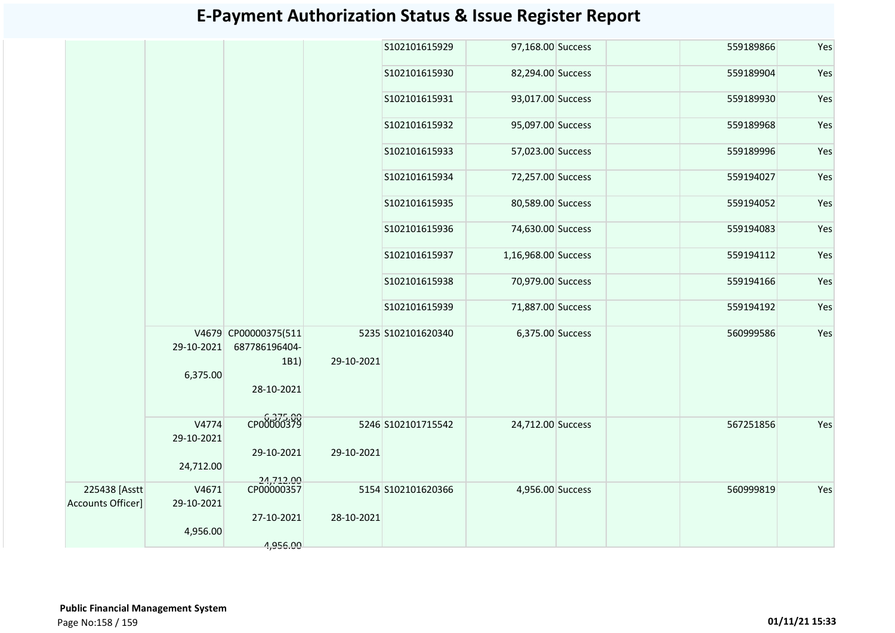# E-Payment Authorization Status & Issue Register Report

| | | | | | | | | | |
|---|---|---|---|---|---|---|---|---|---|
| | | | | S102101615929 | 97,168.00 | Success | | 559189866 | Yes |
| | | | | S102101615930 | 82,294.00 | Success | | 559189904 | Yes |
| | | | | S102101615931 | 93,017.00 | Success | | 559189930 | Yes |
| | | | | S102101615932 | 95,097.00 | Success | | 559189968 | Yes |
| | | | | S102101615933 | 57,023.00 | Success | | 559189996 | Yes |
| | | | | S102101615934 | 72,257.00 | Success | | 559194027 | Yes |
| | | | | S102101615935 | 80,589.00 | Success | | 559194052 | Yes |
| | | | | S102101615936 | 74,630.00 | Success | | 559194083 | Yes |
| | | | | S102101615937 | 1,16,968.00 | Success | | 559194112 | Yes |
| | | | | S102101615938 | 70,979.00 | Success | | 559194166 | Yes |
| | | | | S102101615939 | 71,887.00 | Success | | 559194192 | Yes |
| | V4679 29-10-2021 6,375.00 | CP00000375(511 687786196404-1B1) 28-10-2021 6,375.00 | 5235 29-10-2021 | S102101620340 | 6,375.00 | Success | | 560999586 | Yes |
| | V4774 29-10-2021 24,712.00 | CP00000379 29-10-2021 24,712.00 | 5246 29-10-2021 | S102101715542 | 24,712.00 | Success | | 567251856 | Yes |
| 225438 [Asstt Accounts Officer] | V4671 29-10-2021 4,956.00 | CP00000357 27-10-2021 4,956.00 | 5154 28-10-2021 | S102101620366 | 4,956.00 | Success | | 560999819 | Yes |

**Public Financial Management System**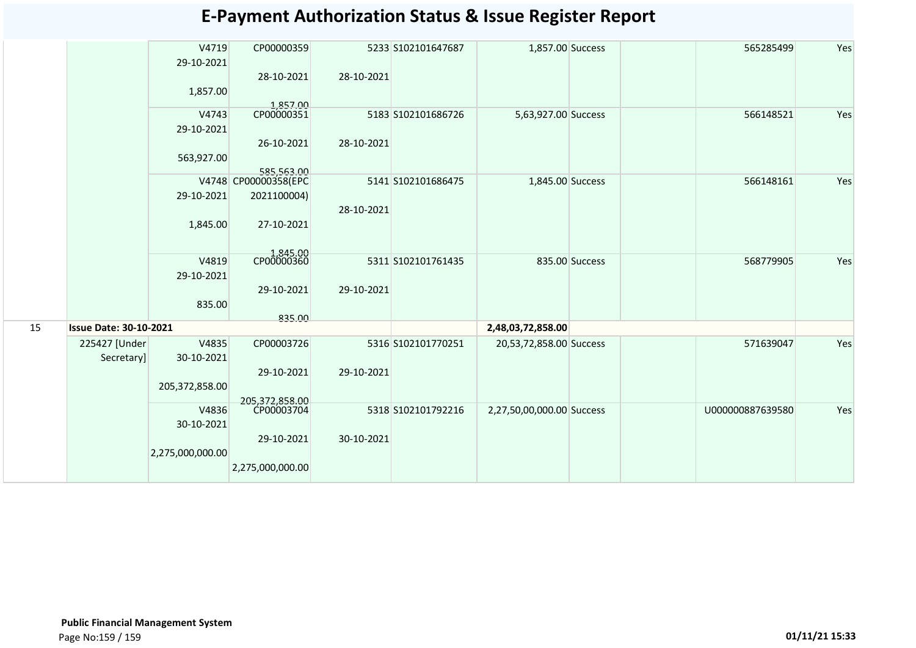# E-Payment Authorization Status & Issue Register Report

| | | | | | | | | | | | |
|---|---|---|---|---|---|---|---|---|---|---|---|
| | | V4719 29-10-2021 1,857.00 | CP00000359 28-10-2021 1,857.00 | 5233 28-10-2021 | S102101647687 | 1,857.00 | Success | | | 565285499 | Yes |
| | | V4743 29-10-2021 563,927.00 | CP00000351 26-10-2021 585,563.00 | 5183 28-10-2021 | S102101686726 | 5,63,927.00 | Success | | | 566148521 | Yes |
| | | V4748 29-10-2021 1,845.00 | CP00000358(EPC 2021100004) 27-10-2021 1,845.00 | 5141 28-10-2021 | S102101686475 | 1,845.00 | Success | | | 566148161 | Yes |
| | | V4819 29-10-2021 835.00 | CP00000360 29-10-2021 835.00 | 5311 29-10-2021 | S102101761435 | 835.00 | Success | | | 568779905 | Yes |
| 15 | **Issue Date: 30-10-2021** | | | | | **2,48,03,72,858.00** | | | | | |
| | 225427 [Under Secretary] | V4835 30-10-2021 205,372,858.00 | CP00003726 29-10-2021 205,372,858.00 | 5316 29-10-2021 | S102101770251 | 20,53,72,858.00 | Success | | | 571639047 | Yes |
| | | V4836 30-10-2021 2,275,000,000.00 | CP00003704 29-10-2021 2,275,000,000.00 | 5318 30-10-2021 | S102101792216 | 2,27,50,00,000.00 | Success | | | U000000887639580 | Yes |

**Public Financial Management System**

**01/11/21 15:33**